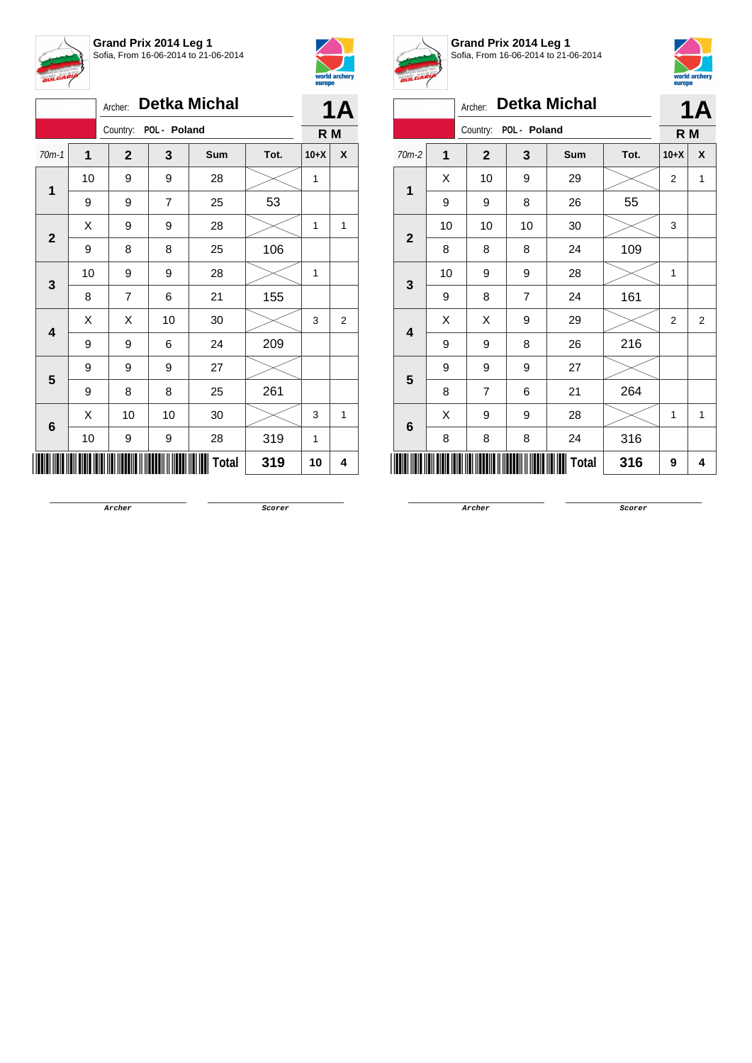## Grand Prix 2014 Leg 1

Sofia, From 16-06-2014 to 21-06-2014

Archer: **Detka Michal** — **1A**

Country: POL - Poland — **R M**

| 70m-1 | 1 | 2 | 3 | Sum | Tot. | 10+X | X |
|---|---|---|---|---|---|---|---|
| 1 | 10 | 9 | 9 | 28 | | 1 | |
| | 9 | 9 | 7 | 25 | 53 | | |
| 2 | X | 9 | 9 | 28 | | 1 | 1 |
| | 9 | 8 | 8 | 25 | 106 | | |
| 3 | 10 | 9 | 9 | 28 | | 1 | |
| | 8 | 7 | 6 | 21 | 155 | | |
| 4 | X | X | 10 | 30 | | 3 | 2 |
| | 9 | 9 | 6 | 24 | 209 | | |
| 5 | 9 | 9 | 9 | 27 | | | |
| | 9 | 8 | 8 | 25 | 261 | | |
| 6 | X | 10 | 10 | 30 | | 3 | 1 |
| | 10 | 9 | 9 | 28 | 319 | 1 | |
| | | | | **Total** | **319** | **10** | **4** |

Archer — Scorer

## Grand Prix 2014 Leg 1

Sofia, From 16-06-2014 to 21-06-2014

Archer: **Detka Michal** — **1A**

Country: POL - Poland — **R M**

| 70m-2 | 1 | 2 | 3 | Sum | Tot. | 10+X | X |
|---|---|---|---|---|---|---|---|
| 1 | X | 10 | 9 | 29 | | 2 | 1 |
| | 9 | 9 | 8 | 26 | 55 | | |
| 2 | 10 | 10 | 10 | 30 | | 3 | |
| | 8 | 8 | 8 | 24 | 109 | | |
| 3 | 10 | 9 | 9 | 28 | | 1 | |
| | 9 | 8 | 7 | 24 | 161 | | |
| 4 | X | X | 9 | 29 | | 2 | 2 |
| | 9 | 9 | 8 | 26 | 216 | | |
| 5 | 9 | 9 | 9 | 27 | | | |
| | 8 | 7 | 6 | 21 | 264 | | |
| 6 | X | 9 | 9 | 28 | | 1 | 1 |
| | 8 | 8 | 8 | 24 | 316 | | |
| | | | | **Total** | **316** | **9** | **4** |

Archer — Scorer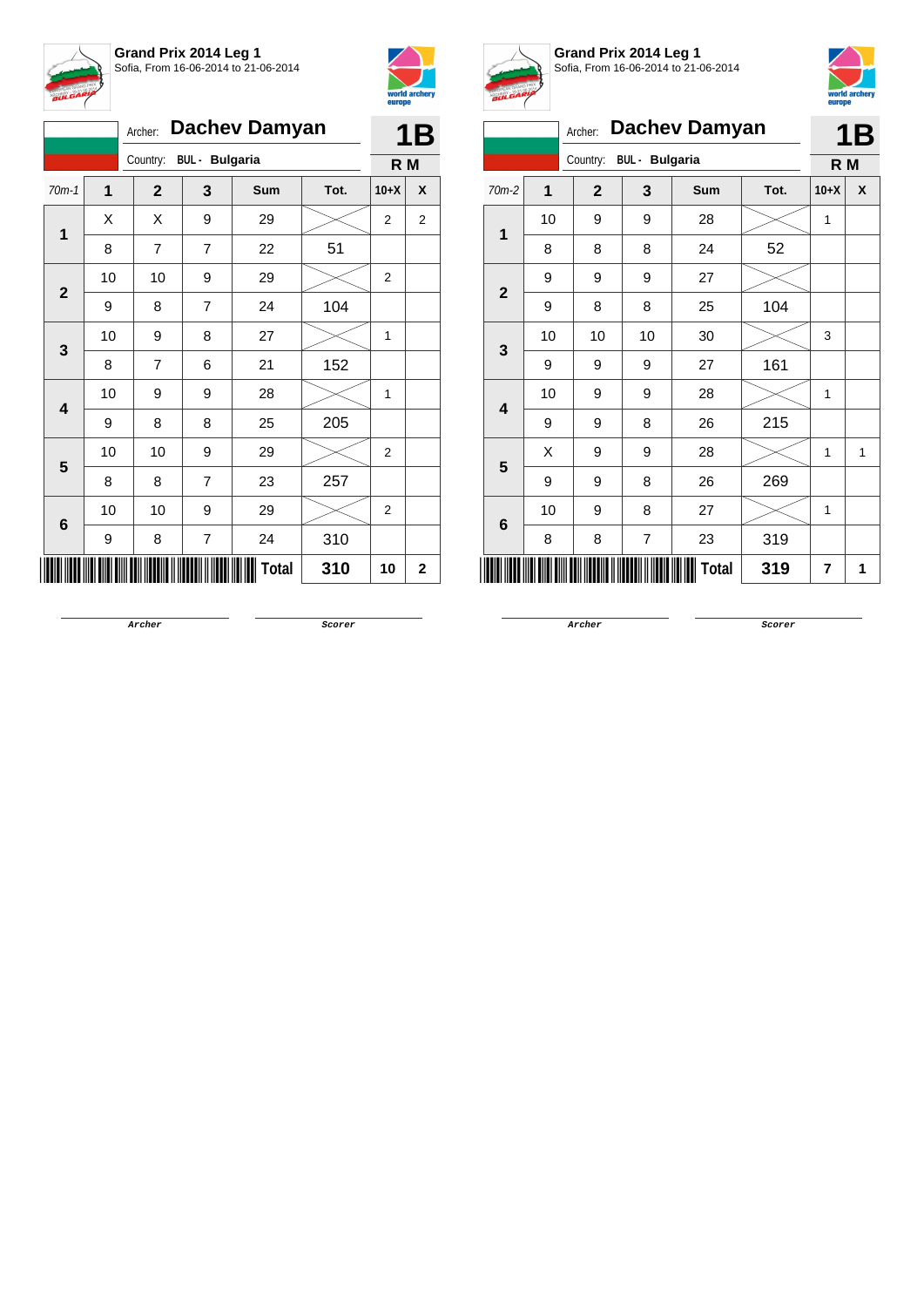## Grand Prix 2014 Leg 1

Sofia, From 16-06-2014 to 21-06-2014

Archer: **Dachev Damyan** — **1B**

Country: **BUL - Bulgaria** — **R M**

| 70m-1 | 1 | 2 | 3 | Sum | Tot. | 10+X | X |
|---|---|---|---|---|---|---|---|
| 1 | X | X | 9 | 29 | | 2 | 2 |
| | 8 | 7 | 7 | 22 | 51 | | |
| 2 | 10 | 10 | 9 | 29 | | 2 | |
| | 9 | 8 | 7 | 24 | 104 | | |
| 3 | 10 | 9 | 8 | 27 | | 1 | |
| | 8 | 7 | 6 | 21 | 152 | | |
| 4 | 10 | 9 | 9 | 28 | | 1 | |
| | 9 | 8 | 8 | 25 | 205 | | |
| 5 | 10 | 10 | 9 | 29 | | 2 | |
| | 8 | 8 | 7 | 23 | 257 | | |
| 6 | 10 | 10 | 9 | 29 | | 2 | |
| | 9 | 8 | 7 | 24 | 310 | | |
| | | | | **Total** | **310** | **10** | **2** |

Archer — Scorer

## Grand Prix 2014 Leg 1

Sofia, From 16-06-2014 to 21-06-2014

Archer: **Dachev Damyan** — **1B**

Country: **BUL - Bulgaria** — **R M**

| 70m-2 | 1 | 2 | 3 | Sum | Tot. | 10+X | X |
|---|---|---|---|---|---|---|---|
| 1 | 10 | 9 | 9 | 28 | | 1 | |
| | 8 | 8 | 8 | 24 | 52 | | |
| 2 | 9 | 9 | 9 | 27 | | | |
| | 9 | 8 | 8 | 25 | 104 | | |
| 3 | 10 | 10 | 10 | 30 | | 3 | |
| | 9 | 9 | 9 | 27 | 161 | | |
| 4 | 10 | 9 | 9 | 28 | | 1 | |
| | 9 | 9 | 8 | 26 | 215 | | |
| 5 | X | 9 | 9 | 28 | | 1 | 1 |
| | 9 | 9 | 8 | 26 | 269 | | |
| 6 | 10 | 9 | 8 | 27 | | 1 | |
| | 8 | 8 | 7 | 23 | 319 | | |
| | | | | **Total** | **319** | **7** | **1** |

Archer — Scorer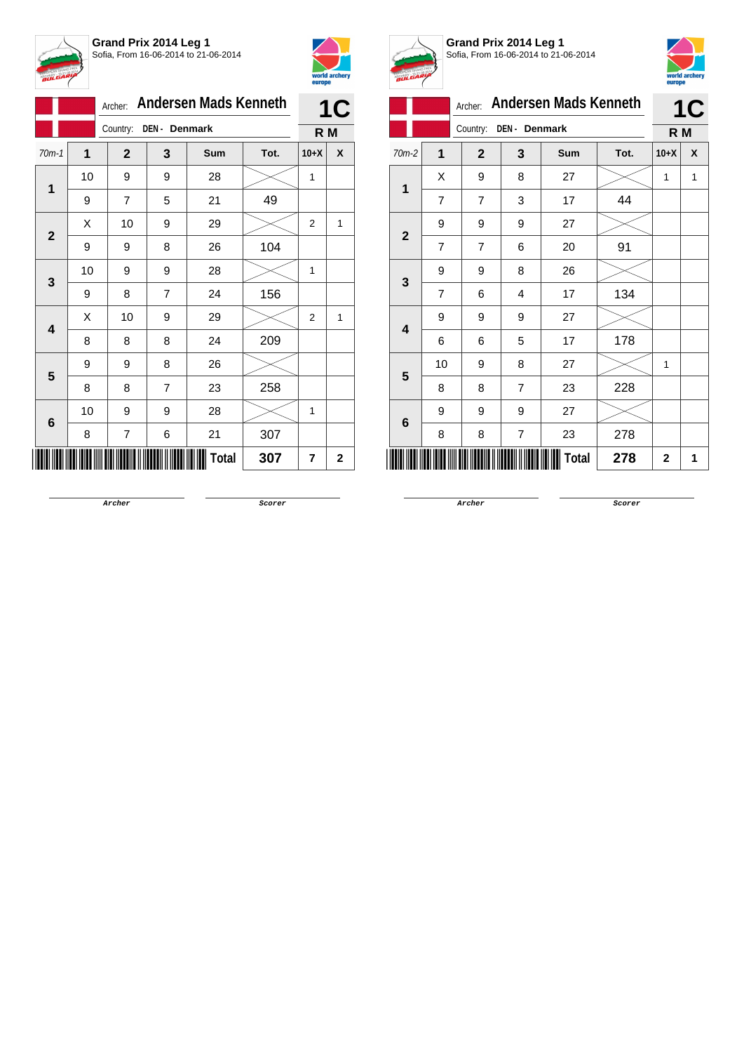**Grand Prix 2014 Leg 1**
Sofia, From 16-06-2014 to 21-06-2014

Archer: **Andersen Mads Kenneth**
Country: **DEN - Denmark**

**1C**
**R M**

| 70m-1 | 1 | 2 | 3 | Sum | Tot. | 10+X | X |
|---|---|---|---|---|---|---|---|
| **1** | 10 | 9 | 9 | 28 | | 1 | |
| | 9 | 7 | 5 | 21 | 49 | | |
| **2** | X | 10 | 9 | 29 | | 2 | 1 |
| | 9 | 9 | 8 | 26 | 104 | | |
| **3** | 10 | 9 | 9 | 28 | | 1 | |
| | 9 | 8 | 7 | 24 | 156 | | |
| **4** | X | 10 | 9 | 29 | | 2 | 1 |
| | 8 | 8 | 8 | 24 | 209 | | |
| **5** | 9 | 9 | 8 | 26 | | | |
| | 8 | 8 | 7 | 23 | 258 | | |
| **6** | 10 | 9 | 9 | 28 | | 1 | |
| | 8 | 7 | 6 | 21 | 307 | | |
| | | | | **Total** | **307** | **7** | **2** |

Archer &emsp; Scorer

**Grand Prix 2014 Leg 1**
Sofia, From 16-06-2014 to 21-06-2014

Archer: **Andersen Mads Kenneth**
Country: **DEN - Denmark**

**1C**
**R M**

| 70m-2 | 1 | 2 | 3 | Sum | Tot. | 10+X | X |
|---|---|---|---|---|---|---|---|
| **1** | X | 9 | 8 | 27 | | 1 | 1 |
| | 7 | 7 | 3 | 17 | 44 | | |
| **2** | 9 | 9 | 9 | 27 | | | |
| | 7 | 7 | 6 | 20 | 91 | | |
| **3** | 9 | 9 | 8 | 26 | | | |
| | 7 | 6 | 4 | 17 | 134 | | |
| **4** | 9 | 9 | 9 | 27 | | | |
| | 6 | 6 | 5 | 17 | 178 | | |
| **5** | 10 | 9 | 8 | 27 | | 1 | |
| | 8 | 8 | 7 | 23 | 228 | | |
| **6** | 9 | 9 | 9 | 27 | | | |
| | 8 | 8 | 7 | 23 | 278 | | |
| | | | | **Total** | **278** | **2** | **1** |

Archer &emsp; Scorer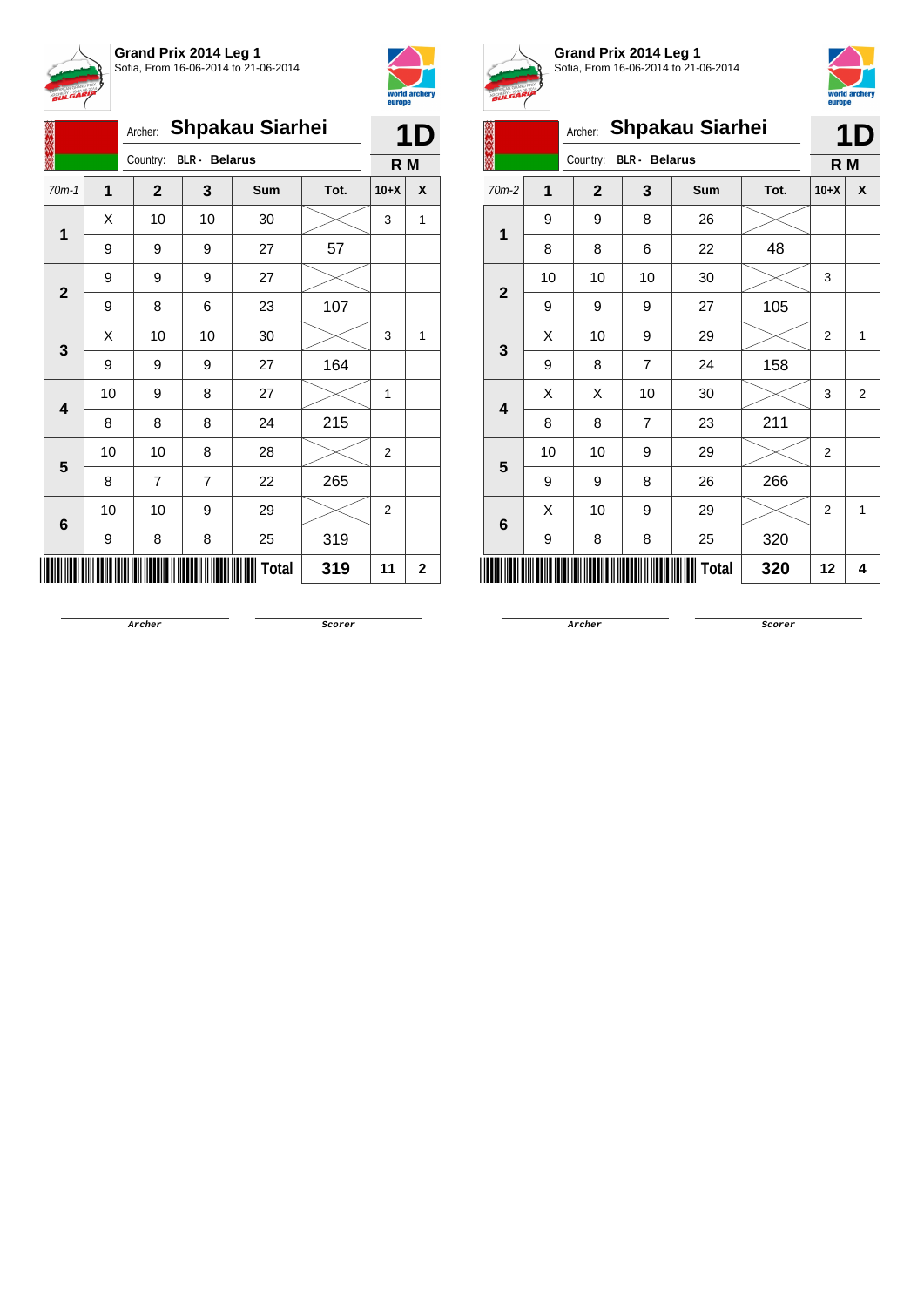**Grand Prix 2014 Leg 1**
Sofia, From 16-06-2014 to 21-06-2014

Archer: **Shpakau Siarhei** — **1D**

Country: **BLR - Belarus** — **R M**

| 70m-1 | 1 | 2 | 3 | Sum | Tot. | 10+X | X |
|---|---|---|---|---|---|---|---|
| 1 | X | 10 | 10 | 30 | | 3 | 1 |
| | 9 | 9 | 9 | 27 | 57 | | |
| 2 | 9 | 9 | 9 | 27 | | | |
| | 9 | 8 | 6 | 23 | 107 | | |
| 3 | X | 10 | 10 | 30 | | 3 | 1 |
| | 9 | 9 | 9 | 27 | 164 | | |
| 4 | 10 | 9 | 8 | 27 | | 1 | |
| | 8 | 8 | 8 | 24 | 215 | | |
| 5 | 10 | 10 | 8 | 28 | | 2 | |
| | 8 | 7 | 7 | 22 | 265 | | |
| 6 | 10 | 10 | 9 | 29 | | 2 | |
| | 9 | 8 | 8 | 25 | 319 | | |
| | | | | **Total** | **319** | **11** | **2** |

Archer — Scorer

**Grand Prix 2014 Leg 1**
Sofia, From 16-06-2014 to 21-06-2014

Archer: **Shpakau Siarhei** — **1D**

Country: **BLR - Belarus** — **R M**

| 70m-2 | 1 | 2 | 3 | Sum | Tot. | 10+X | X |
|---|---|---|---|---|---|---|---|
| 1 | 9 | 9 | 8 | 26 | | | |
| | 8 | 8 | 6 | 22 | 48 | | |
| 2 | 10 | 10 | 10 | 30 | | 3 | |
| | 9 | 9 | 9 | 27 | 105 | | |
| 3 | X | 10 | 9 | 29 | | 2 | 1 |
| | 9 | 8 | 7 | 24 | 158 | | |
| 4 | X | X | 10 | 30 | | 3 | 2 |
| | 8 | 8 | 7 | 23 | 211 | | |
| 5 | 10 | 10 | 9 | 29 | | 2 | |
| | 9 | 9 | 8 | 26 | 266 | | |
| 6 | X | 10 | 9 | 29 | | 2 | 1 |
| | 9 | 8 | 8 | 25 | 320 | | |
| | | | | **Total** | **320** | **12** | **4** |

Archer — Scorer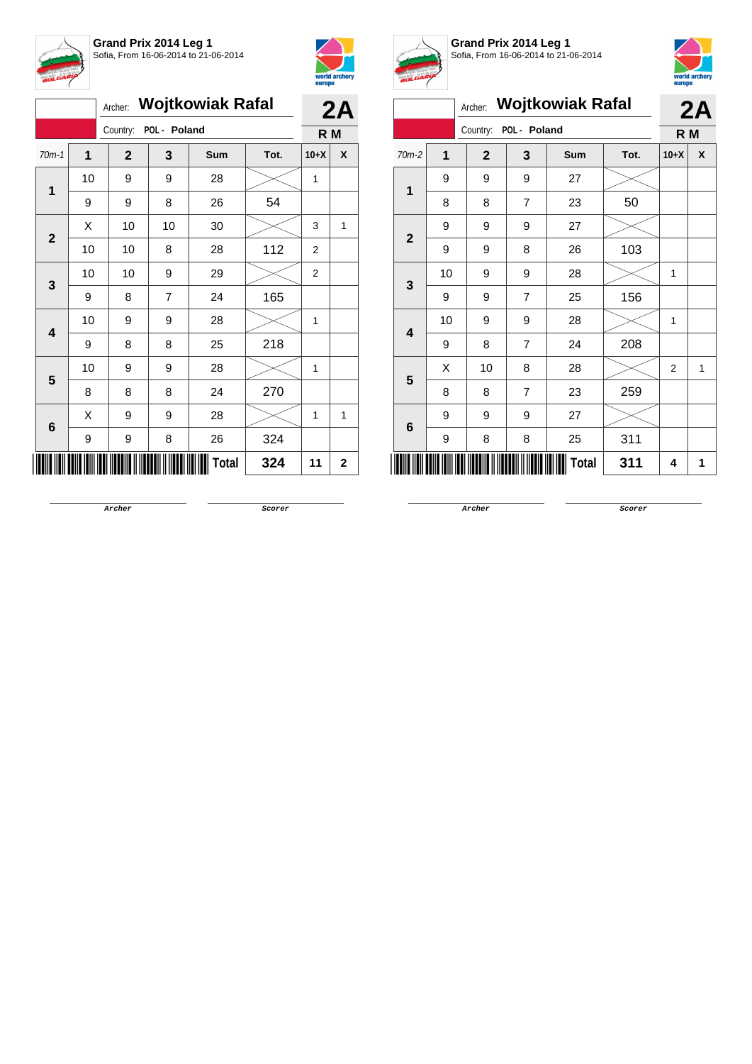**Grand Prix 2014 Leg 1**
Sofia, From 16-06-2014 to 21-06-2014

Archer: **Wojtkowiak Rafal**
Country: POL - Poland

**2A**
**R M**

| 70m-1 | 1 | 2 | 3 | Sum | Tot. | 10+X | X |
|---|---|---|---|---|---|---|---|
| 1 | 10 | 9 | 9 | 28 | | 1 | |
| | 9 | 9 | 8 | 26 | 54 | | |
| 2 | X | 10 | 10 | 30 | | 3 | 1 |
| | 10 | 10 | 8 | 28 | 112 | 2 | |
| 3 | 10 | 10 | 9 | 29 | | 2 | |
| | 9 | 8 | 7 | 24 | 165 | | |
| 4 | 10 | 9 | 9 | 28 | | 1 | |
| | 9 | 8 | 8 | 25 | 218 | | |
| 5 | 10 | 9 | 9 | 28 | | 1 | |
| | 8 | 8 | 8 | 24 | 270 | | |
| 6 | X | 9 | 9 | 28 | | 1 | 1 |
| | 9 | 9 | 8 | 26 | 324 | | |
| | | | | **Total** | **324** | **11** | **2** |

Archer Scorer

**Grand Prix 2014 Leg 1**
Sofia, From 16-06-2014 to 21-06-2014

Archer: **Wojtkowiak Rafal**
Country: POL - Poland

**2A**
**R M**

| 70m-2 | 1 | 2 | 3 | Sum | Tot. | 10+X | X |
|---|---|---|---|---|---|---|---|
| 1 | 9 | 9 | 9 | 27 | | | |
| | 8 | 8 | 7 | 23 | 50 | | |
| 2 | 9 | 9 | 9 | 27 | | | |
| | 9 | 9 | 8 | 26 | 103 | | |
| 3 | 10 | 9 | 9 | 28 | | 1 | |
| | 9 | 9 | 7 | 25 | 156 | | |
| 4 | 10 | 9 | 9 | 28 | | 1 | |
| | 9 | 8 | 7 | 24 | 208 | | |
| 5 | X | 10 | 8 | 28 | | 2 | 1 |
| | 8 | 8 | 7 | 23 | 259 | | |
| 6 | 9 | 9 | 9 | 27 | | | |
| | 9 | 8 | 8 | 25 | 311 | | |
| | | | | **Total** | **311** | **4** | **1** |

Archer Scorer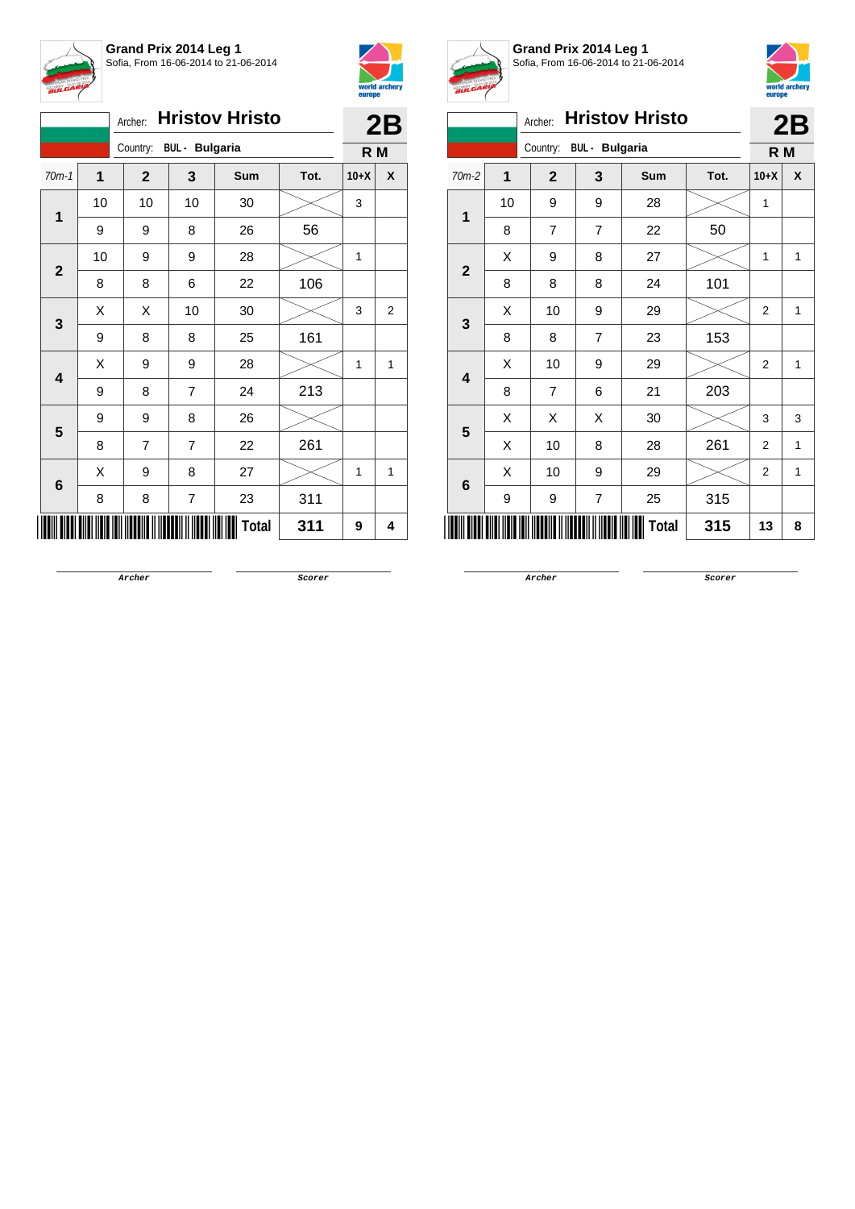**Grand Prix 2014 Leg 1**
Sofia, From 16-06-2014 to 21-06-2014

Archer: **Hristov Hristo**
Country: BUL - Bulgaria
**2B**
**R M**

| 70m-1 | 1 | 2 | 3 | Sum | Tot. | 10+X | X |
|---|---|---|---|---|---|---|---|
| 1 | 10 | 10 | 10 | 30 | | 3 | |
| | 9 | 9 | 8 | 26 | 56 | | |
| 2 | 10 | 9 | 9 | 28 | | 1 | |
| | 8 | 8 | 6 | 22 | 106 | | |
| 3 | X | X | 10 | 30 | | 3 | 2 |
| | 9 | 8 | 8 | 25 | 161 | | |
| 4 | X | 9 | 9 | 28 | | 1 | 1 |
| | 9 | 8 | 7 | 24 | 213 | | |
| 5 | 9 | 9 | 8 | 26 | | | |
| | 8 | 7 | 7 | 22 | 261 | | |
| 6 | X | 9 | 8 | 27 | | 1 | 1 |
| | 8 | 8 | 7 | 23 | 311 | | |
| | | | | **Total** | **311** | **9** | **4** |

Archer — Scorer

**Grand Prix 2014 Leg 1**
Sofia, From 16-06-2014 to 21-06-2014

Archer: **Hristov Hristo**
Country: BUL - Bulgaria
**2B**
**R M**

| 70m-2 | 1 | 2 | 3 | Sum | Tot. | 10+X | X |
|---|---|---|---|---|---|---|---|
| 1 | 10 | 9 | 9 | 28 | | 1 | |
| | 8 | 7 | 7 | 22 | 50 | | |
| 2 | X | 9 | 8 | 27 | | 1 | 1 |
| | 8 | 8 | 8 | 24 | 101 | | |
| 3 | X | 10 | 9 | 29 | | 2 | 1 |
| | 8 | 8 | 7 | 23 | 153 | | |
| 4 | X | 10 | 9 | 29 | | 2 | 1 |
| | 8 | 7 | 6 | 21 | 203 | | |
| 5 | X | X | X | 30 | | 3 | 3 |
| | X | 10 | 8 | 28 | 261 | 2 | 1 |
| 6 | X | 10 | 9 | 29 | | 2 | 1 |
| | 9 | 9 | 7 | 25 | 315 | | |
| | | | | **Total** | **315** | **13** | **8** |

Archer — Scorer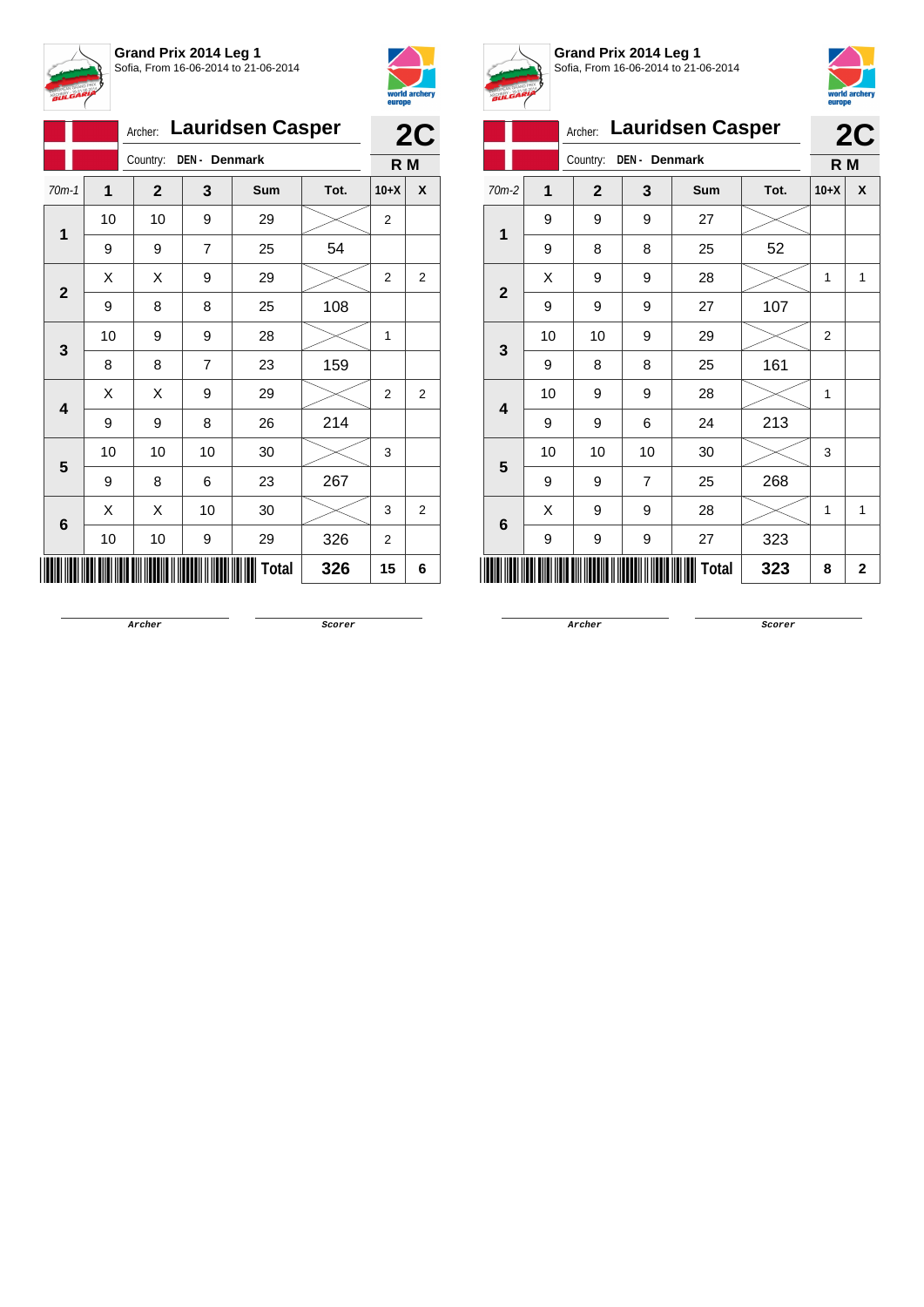**Grand Prix 2014 Leg 1**
Sofia, From 16-06-2014 to 21-06-2014

Archer: **Lauridsen Casper** — **2C**
Country: **DEN - Denmark** — **R M**

| 70m-1 | 1 | 2 | 3 | Sum | Tot. | 10+X | X |
|---|---|---|---|---|---|---|---|
| 1 | 10 | 10 | 9 | 29 | | 2 | |
| | 9 | 9 | 7 | 25 | 54 | | |
| 2 | X | X | 9 | 29 | | 2 | 2 |
| | 9 | 8 | 8 | 25 | 108 | | |
| 3 | 10 | 9 | 9 | 28 | | 1 | |
| | 8 | 8 | 7 | 23 | 159 | | |
| 4 | X | X | 9 | 29 | | 2 | 2 |
| | 9 | 9 | 8 | 26 | 214 | | |
| 5 | 10 | 10 | 10 | 30 | | 3 | |
| | 9 | 8 | 6 | 23 | 267 | | |
| 6 | X | X | 10 | 30 | | 3 | 2 |
| | 10 | 10 | 9 | 29 | 326 | 2 | |
| | | | | **Total** | **326** | **15** | **6** |

Archer &nbsp;&nbsp;&nbsp;&nbsp; Scorer

**Grand Prix 2014 Leg 1**
Sofia, From 16-06-2014 to 21-06-2014

Archer: **Lauridsen Casper** — **2C**
Country: **DEN - Denmark** — **R M**

| 70m-2 | 1 | 2 | 3 | Sum | Tot. | 10+X | X |
|---|---|---|---|---|---|---|---|
| 1 | 9 | 9 | 9 | 27 | | | |
| | 9 | 8 | 8 | 25 | 52 | | |
| 2 | X | 9 | 9 | 28 | | 1 | 1 |
| | 9 | 9 | 9 | 27 | 107 | | |
| 3 | 10 | 10 | 9 | 29 | | 2 | |
| | 9 | 8 | 8 | 25 | 161 | | |
| 4 | 10 | 9 | 9 | 28 | | 1 | |
| | 9 | 9 | 6 | 24 | 213 | | |
| 5 | 10 | 10 | 10 | 30 | | 3 | |
| | 9 | 9 | 7 | 25 | 268 | | |
| 6 | X | 9 | 9 | 28 | | 1 | 1 |
| | 9 | 9 | 9 | 27 | 323 | | |
| | | | | **Total** | **323** | **8** | **2** |

Archer &nbsp;&nbsp;&nbsp;&nbsp; Scorer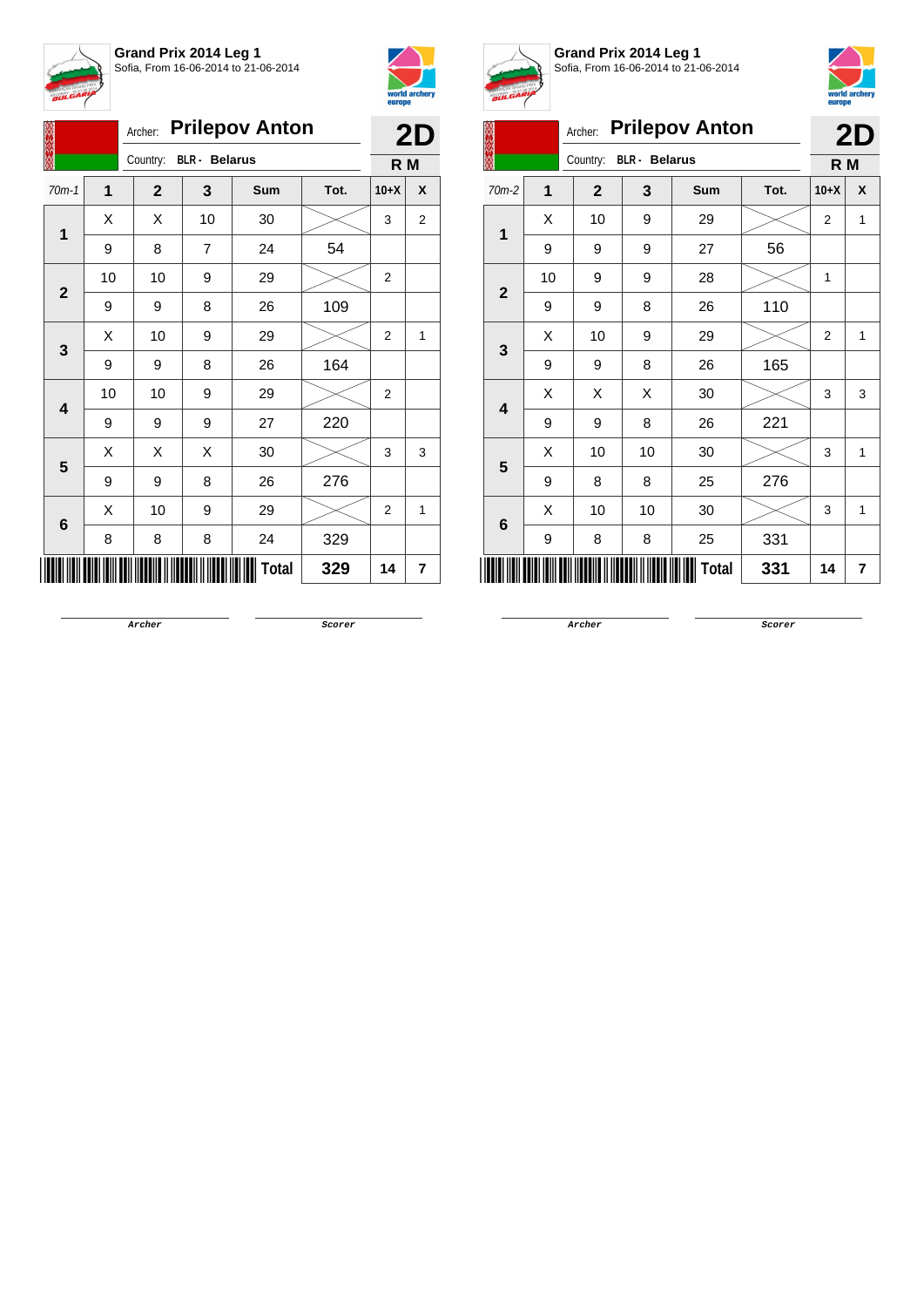**Grand Prix 2014 Leg 1**
Sofia, From 16-06-2014 to 21-06-2014

Archer: **Prilepov Anton**
Country: **BLR - Belarus**

**2D**
**R M**

| 70m-1 | 1 | 2 | 3 | Sum | Tot. | 10+X | X |
|---|---|---|---|---|---|---|---|
| 1 | X | X | 10 | 30 | | 3 | 2 |
| | 9 | 8 | 7 | 24 | 54 | | |
| 2 | 10 | 10 | 9 | 29 | | 2 | |
| | 9 | 9 | 8 | 26 | 109 | | |
| 3 | X | 10 | 9 | 29 | | 2 | 1 |
| | 9 | 9 | 8 | 26 | 164 | | |
| 4 | 10 | 10 | 9 | 29 | | 2 | |
| | 9 | 9 | 9 | 27 | 220 | | |
| 5 | X | X | X | 30 | | 3 | 3 |
| | 9 | 9 | 8 | 26 | 276 | | |
| 6 | X | 10 | 9 | 29 | | 2 | 1 |
| | 8 | 8 | 8 | 24 | 329 | | |
| | | | | **Total** | **329** | **14** | **7** |

Archer

Scorer

**Grand Prix 2014 Leg 1**
Sofia, From 16-06-2014 to 21-06-2014

Archer: **Prilepov Anton**
Country: **BLR - Belarus**

**2D**
**R M**

| 70m-2 | 1 | 2 | 3 | Sum | Tot. | 10+X | X |
|---|---|---|---|---|---|---|---|
| 1 | X | 10 | 9 | 29 | | 2 | 1 |
| | 9 | 9 | 9 | 27 | 56 | | |
| 2 | 10 | 9 | 9 | 28 | | 1 | |
| | 9 | 9 | 8 | 26 | 110 | | |
| 3 | X | 10 | 9 | 29 | | 2 | 1 |
| | 9 | 9 | 8 | 26 | 165 | | |
| 4 | X | X | X | 30 | | 3 | 3 |
| | 9 | 9 | 8 | 26 | 221 | | |
| 5 | X | 10 | 10 | 30 | | 3 | 1 |
| | 9 | 8 | 8 | 25 | 276 | | |
| 6 | X | 10 | 10 | 30 | | 3 | 1 |
| | 9 | 8 | 8 | 25 | 331 | | |
| | | | | **Total** | **331** | **14** | **7** |

Archer

Scorer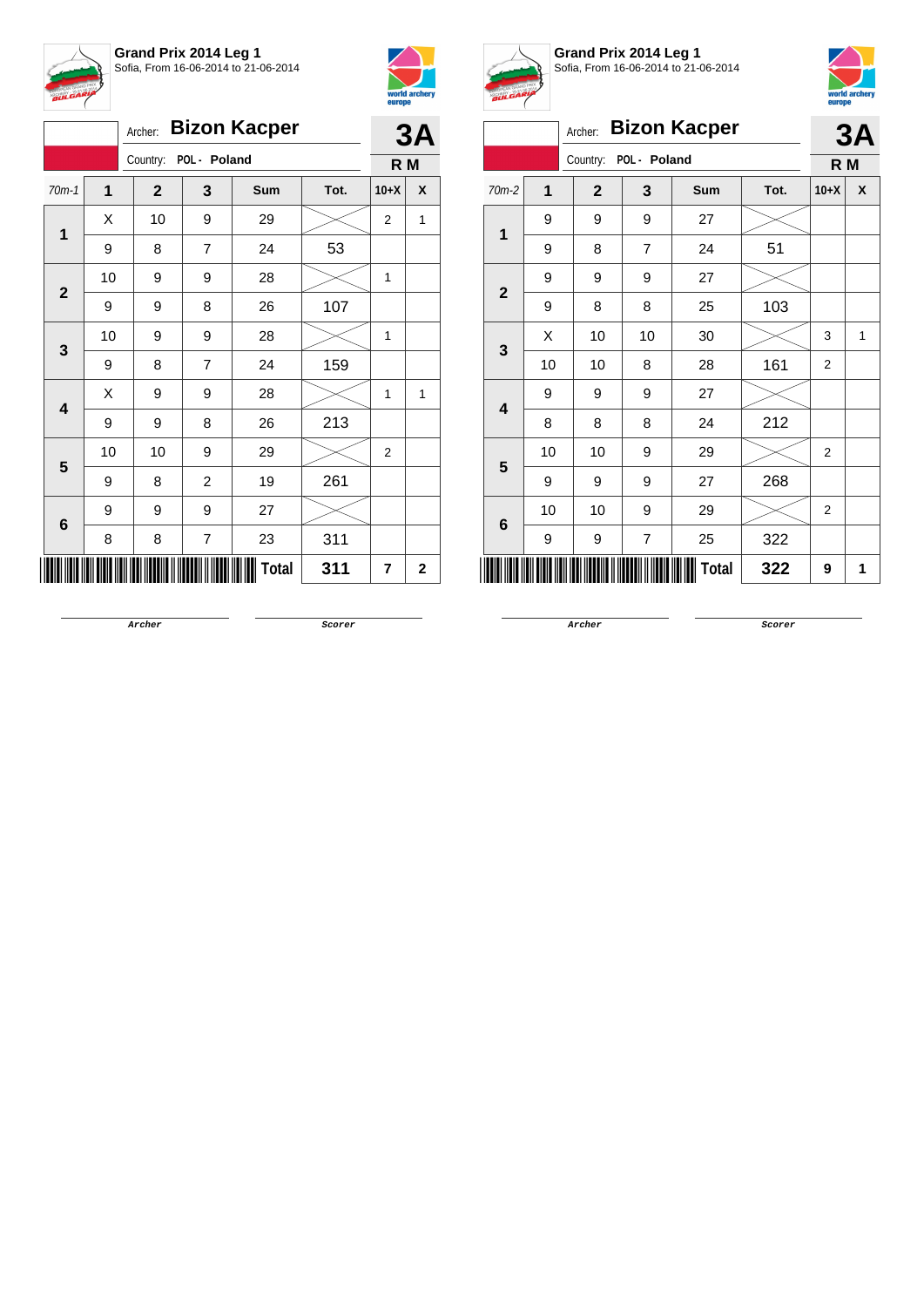**Grand Prix 2014 Leg 1**
Sofia, From 16-06-2014 to 21-06-2014

Archer: **Bizon Kacper**
Country: POL - Poland

**3A**
**R M**

| 70m-1 | 1 | 2 | 3 | Sum | Tot. | 10+X | X |
|---|---|---|---|---|---|---|---|
| 1 | X | 10 | 9 | 29 | | 2 | 1 |
| | 9 | 8 | 7 | 24 | 53 | | |
| 2 | 10 | 9 | 9 | 28 | | 1 | |
| | 9 | 9 | 8 | 26 | 107 | | |
| 3 | 10 | 9 | 9 | 28 | | 1 | |
| | 9 | 8 | 7 | 24 | 159 | | |
| 4 | X | 9 | 9 | 28 | | 1 | 1 |
| | 9 | 9 | 8 | 26 | 213 | | |
| 5 | 10 | 10 | 9 | 29 | | 2 | |
| | 9 | 8 | 2 | 19 | 261 | | |
| 6 | 9 | 9 | 9 | 27 | | | |
| | 8 | 8 | 7 | 23 | 311 | | |
| | | | | **Total** | **311** | **7** | **2** |

Archer　　　　Scorer

**Grand Prix 2014 Leg 1**
Sofia, From 16-06-2014 to 21-06-2014

Archer: **Bizon Kacper**
Country: POL - Poland

**3A**
**R M**

| 70m-2 | 1 | 2 | 3 | Sum | Tot. | 10+X | X |
|---|---|---|---|---|---|---|---|
| 1 | 9 | 9 | 9 | 27 | | | |
| | 9 | 8 | 7 | 24 | 51 | | |
| 2 | 9 | 9 | 9 | 27 | | | |
| | 9 | 8 | 8 | 25 | 103 | | |
| 3 | X | 10 | 10 | 30 | | 3 | 1 |
| | 10 | 10 | 8 | 28 | 161 | 2 | |
| 4 | 9 | 9 | 9 | 27 | | | |
| | 8 | 8 | 8 | 24 | 212 | | |
| 5 | 10 | 10 | 9 | 29 | | 2 | |
| | 9 | 9 | 9 | 27 | 268 | | |
| 6 | 10 | 10 | 9 | 29 | | 2 | |
| | 9 | 9 | 7 | 25 | 322 | | |
| | | | | **Total** | **322** | **9** | **1** |

Archer　　　　Scorer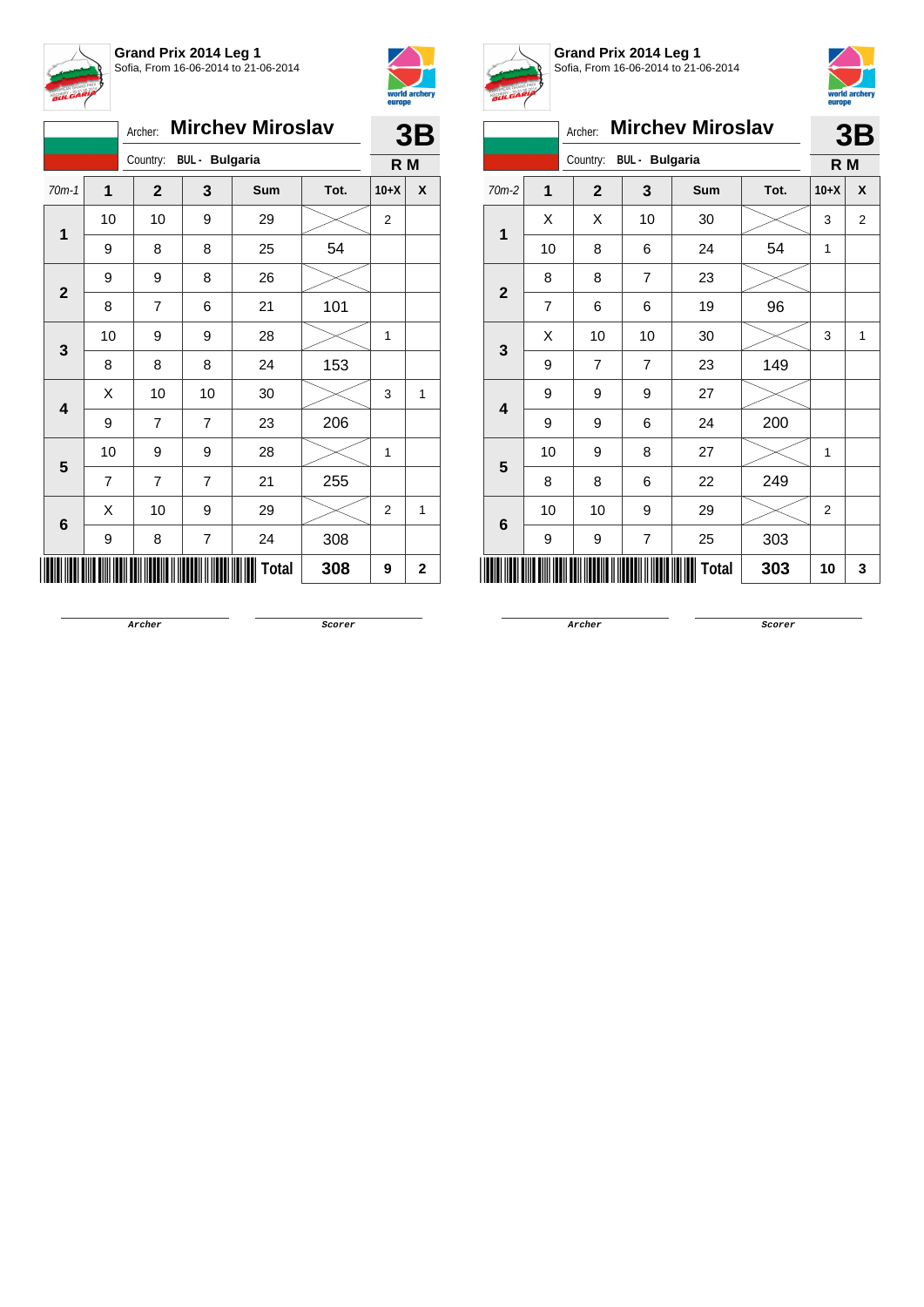**Grand Prix 2014 Leg 1**
Sofia, From 16-06-2014 to 21-06-2014

Archer: **Mirchev Miroslav**
Country: BUL - **Bulgaria**

**3B**
**R M**

| 70m-1 | 1 | 2 | 3 | Sum | Tot. | 10+X | X |
|---|---|---|---|---|---|---|---|
| 1 | 10 | 10 | 9 | 29 | | 2 | |
| | 9 | 8 | 8 | 25 | 54 | | |
| 2 | 9 | 9 | 8 | 26 | | | |
| | 8 | 7 | 6 | 21 | 101 | | |
| 3 | 10 | 9 | 9 | 28 | | 1 | |
| | 8 | 8 | 8 | 24 | 153 | | |
| 4 | X | 10 | 10 | 30 | | 3 | 1 |
| | 9 | 7 | 7 | 23 | 206 | | |
| 5 | 10 | 9 | 9 | 28 | | 1 | |
| | 7 | 7 | 7 | 21 | 255 | | |
| 6 | X | 10 | 9 | 29 | | 2 | 1 |
| | 9 | 8 | 7 | 24 | 308 | | |
| | | | | **Total** | **308** | **9** | **2** |

Archer Scorer

**Grand Prix 2014 Leg 1**
Sofia, From 16-06-2014 to 21-06-2014

Archer: **Mirchev Miroslav**
Country: BUL - **Bulgaria**

**3B**
**R M**

| 70m-2 | 1 | 2 | 3 | Sum | Tot. | 10+X | X |
|---|---|---|---|---|---|---|---|
| 1 | X | X | 10 | 30 | | 3 | 2 |
| | 10 | 8 | 6 | 24 | 54 | 1 | |
| 2 | 8 | 8 | 7 | 23 | | | |
| | 7 | 6 | 6 | 19 | 96 | | |
| 3 | X | 10 | 10 | 30 | | 3 | 1 |
| | 9 | 7 | 7 | 23 | 149 | | |
| 4 | 9 | 9 | 9 | 27 | | | |
| | 9 | 9 | 6 | 24 | 200 | | |
| 5 | 10 | 9 | 8 | 27 | | 1 | |
| | 8 | 8 | 6 | 22 | 249 | | |
| 6 | 10 | 10 | 9 | 29 | | 2 | |
| | 9 | 9 | 7 | 25 | 303 | | |
| | | | | **Total** | **303** | **10** | **3** |

Archer Scorer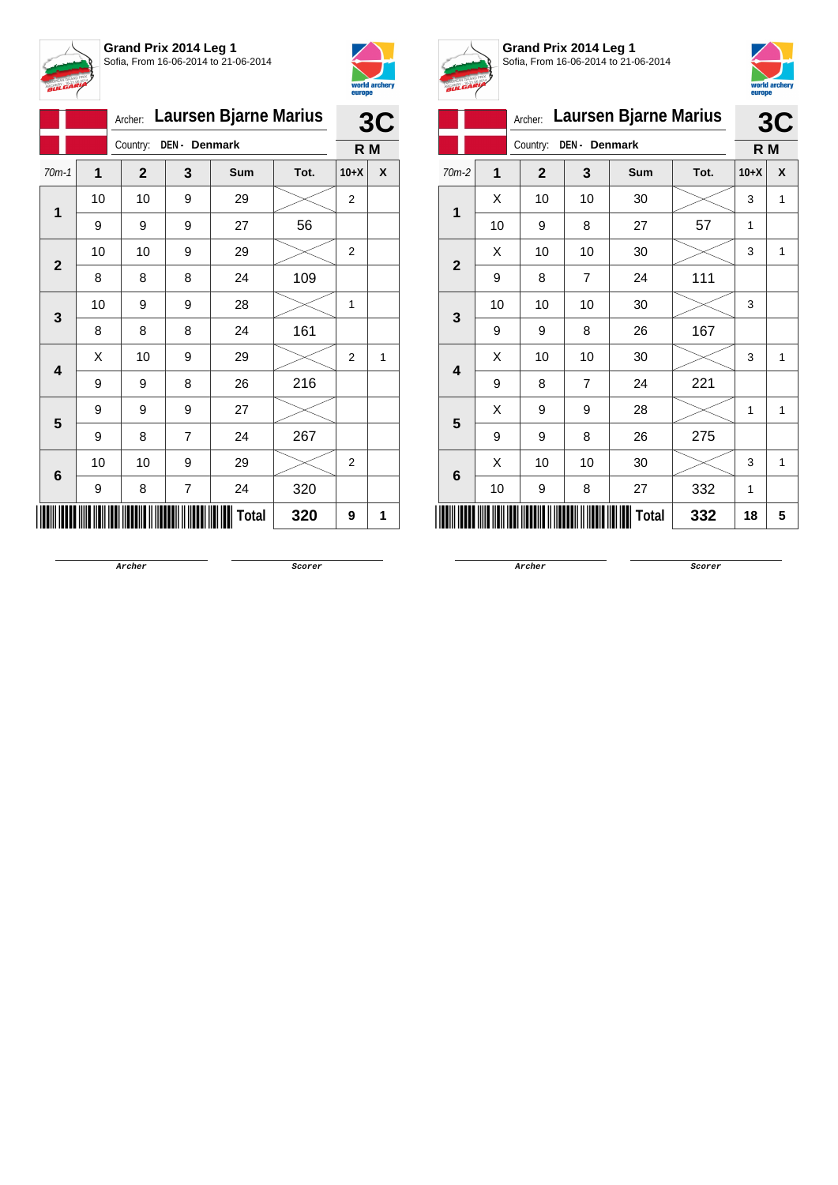## Grand Prix 2014 Leg 1

Sofia, From 16-06-2014 to 21-06-2014

Archer: **Laursen Bjarne Marius**

Country: **DEN - Denmark**

**3C**

**R M**

| 70m-1 | 1 | 2 | 3 | Sum | Tot. | 10+X | X |
|---|---|---|---|---|---|---|---|
| **1** | 10 | 10 | 9 | 29 | | 2 | |
| | 9 | 9 | 9 | 27 | 56 | | |
| **2** | 10 | 10 | 9 | 29 | | 2 | |
| | 8 | 8 | 8 | 24 | 109 | | |
| **3** | 10 | 9 | 9 | 28 | | 1 | |
| | 8 | 8 | 8 | 24 | 161 | | |
| **4** | X | 10 | 9 | 29 | | 2 | 1 |
| | 9 | 9 | 8 | 26 | 216 | | |
| **5** | 9 | 9 | 9 | 27 | | | |
| | 9 | 8 | 7 | 24 | 267 | | |
| **6** | 10 | 10 | 9 | 29 | | 2 | |
| | 9 | 8 | 7 | 24 | 320 | | |
| | | | | **Total** | **320** | **9** | **1** |

Archer　　　　Scorer

## Grand Prix 2014 Leg 1

Sofia, From 16-06-2014 to 21-06-2014

Archer: **Laursen Bjarne Marius**

Country: **DEN - Denmark**

**3C**

**R M**

| 70m-2 | 1 | 2 | 3 | Sum | Tot. | 10+X | X |
|---|---|---|---|---|---|---|---|
| **1** | X | 10 | 10 | 30 | | 3 | 1 |
| | 10 | 9 | 8 | 27 | 57 | 1 | |
| **2** | X | 10 | 10 | 30 | | 3 | 1 |
| | 9 | 8 | 7 | 24 | 111 | | |
| **3** | 10 | 10 | 10 | 30 | | 3 | |
| | 9 | 9 | 8 | 26 | 167 | | |
| **4** | X | 10 | 10 | 30 | | 3 | 1 |
| | 9 | 8 | 7 | 24 | 221 | | |
| **5** | X | 9 | 9 | 28 | | 1 | 1 |
| | 9 | 9 | 8 | 26 | 275 | | |
| **6** | X | 10 | 10 | 30 | | 3 | 1 |
| | 10 | 9 | 8 | 27 | 332 | 1 | |
| | | | | **Total** | **332** | **18** | **5** |

Archer　　　　Scorer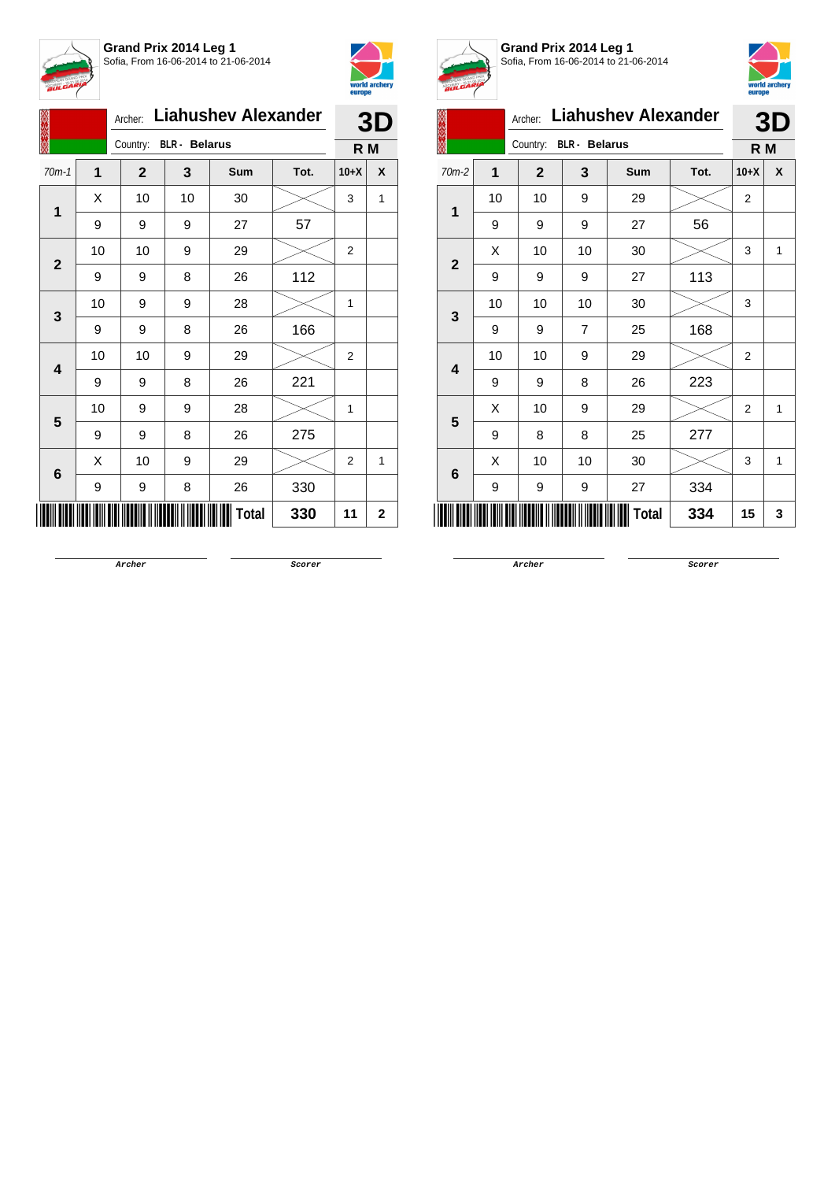**Grand Prix 2014 Leg 1**
Sofia, From 16-06-2014 to 21-06-2014

Archer: **Liahushev Alexander** — **3D**

Country: **BLR - Belarus** — **R M**

| 70m-1 | 1 | 2 | 3 | Sum | Tot. | 10+X | X |
|---|---|---|---|---|---|---|---|
| 1 | X | 10 | 10 | 30 | | 3 | 1 |
| | 9 | 9 | 9 | 27 | 57 | | |
| 2 | 10 | 10 | 9 | 29 | | 2 | |
| | 9 | 9 | 8 | 26 | 112 | | |
| 3 | 10 | 9 | 9 | 28 | | 1 | |
| | 9 | 9 | 8 | 26 | 166 | | |
| 4 | 10 | 10 | 9 | 29 | | 2 | |
| | 9 | 9 | 8 | 26 | 221 | | |
| 5 | 10 | 9 | 9 | 28 | | 1 | |
| | 9 | 9 | 8 | 26 | 275 | | |
| 6 | X | 10 | 9 | 29 | | 2 | 1 |
| | 9 | 9 | 8 | 26 | 330 | | |
| | | | | **Total** | **330** | **11** | **2** |

Archer &nbsp;&nbsp;&nbsp;&nbsp; Scorer

**Grand Prix 2014 Leg 1**
Sofia, From 16-06-2014 to 21-06-2014

Archer: **Liahushev Alexander** — **3D**

Country: **BLR - Belarus** — **R M**

| 70m-2 | 1 | 2 | 3 | Sum | Tot. | 10+X | X |
|---|---|---|---|---|---|---|---|
| 1 | 10 | 10 | 9 | 29 | | 2 | |
| | 9 | 9 | 9 | 27 | 56 | | |
| 2 | X | 10 | 10 | 30 | | 3 | 1 |
| | 9 | 9 | 9 | 27 | 113 | | |
| 3 | 10 | 10 | 10 | 30 | | 3 | |
| | 9 | 9 | 7 | 25 | 168 | | |
| 4 | 10 | 10 | 9 | 29 | | 2 | |
| | 9 | 9 | 8 | 26 | 223 | | |
| 5 | X | 10 | 9 | 29 | | 2 | 1 |
| | 9 | 8 | 8 | 25 | 277 | | |
| 6 | X | 10 | 10 | 30 | | 3 | 1 |
| | 9 | 9 | 9 | 27 | 334 | | |
| | | | | **Total** | **334** | **15** | **3** |

Archer &nbsp;&nbsp;&nbsp;&nbsp; Scorer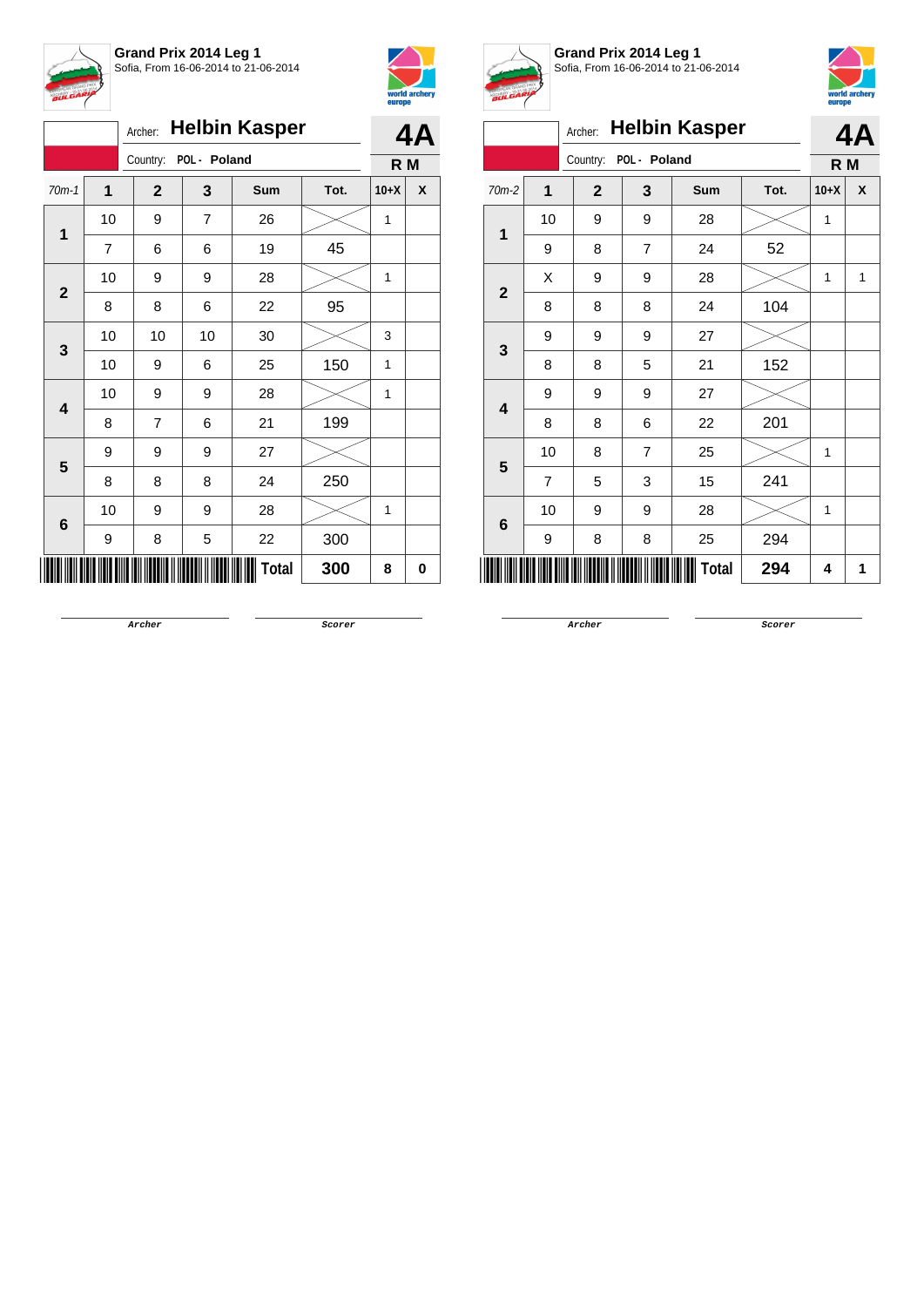**Grand Prix 2014 Leg 1**
Sofia, From 16-06-2014 to 21-06-2014

Archer: **Helbin Kasper**
Country: POL - Poland

**4A**
**R M**

| 70m-1 | 1 | 2 | 3 | Sum | Tot. | 10+X | X |
|---|---|---|---|---|---|---|---|
| 1 | 10 | 9 | 7 | 26 | | 1 | |
| | 7 | 6 | 6 | 19 | 45 | | |
| 2 | 10 | 9 | 9 | 28 | | 1 | |
| | 8 | 8 | 6 | 22 | 95 | | |
| 3 | 10 | 10 | 10 | 30 | | 3 | |
| | 10 | 9 | 6 | 25 | 150 | 1 | |
| 4 | 10 | 9 | 9 | 28 | | 1 | |
| | 8 | 7 | 6 | 21 | 199 | | |
| 5 | 9 | 9 | 9 | 27 | | | |
| | 8 | 8 | 8 | 24 | 250 | | |
| 6 | 10 | 9 | 9 | 28 | | 1 | |
| | 9 | 8 | 5 | 22 | 300 | | |
| | | | | **Total** | **300** | **8** | **0** |

Archer　　　　Scorer

**Grand Prix 2014 Leg 1**
Sofia, From 16-06-2014 to 21-06-2014

Archer: **Helbin Kasper**
Country: POL - Poland

**4A**
**R M**

| 70m-2 | 1 | 2 | 3 | Sum | Tot. | 10+X | X |
|---|---|---|---|---|---|---|---|
| 1 | 10 | 9 | 9 | 28 | | 1 | |
| | 9 | 8 | 7 | 24 | 52 | | |
| 2 | X | 9 | 9 | 28 | | 1 | 1 |
| | 8 | 8 | 8 | 24 | 104 | | |
| 3 | 9 | 9 | 9 | 27 | | | |
| | 8 | 8 | 5 | 21 | 152 | | |
| 4 | 9 | 9 | 9 | 27 | | | |
| | 8 | 8 | 6 | 22 | 201 | | |
| 5 | 10 | 8 | 7 | 25 | | 1 | |
| | 7 | 5 | 3 | 15 | 241 | | |
| 6 | 10 | 9 | 9 | 28 | | 1 | |
| | 9 | 8 | 8 | 25 | 294 | | |
| | | | | **Total** | **294** | **4** | **1** |

Archer　　　　Scorer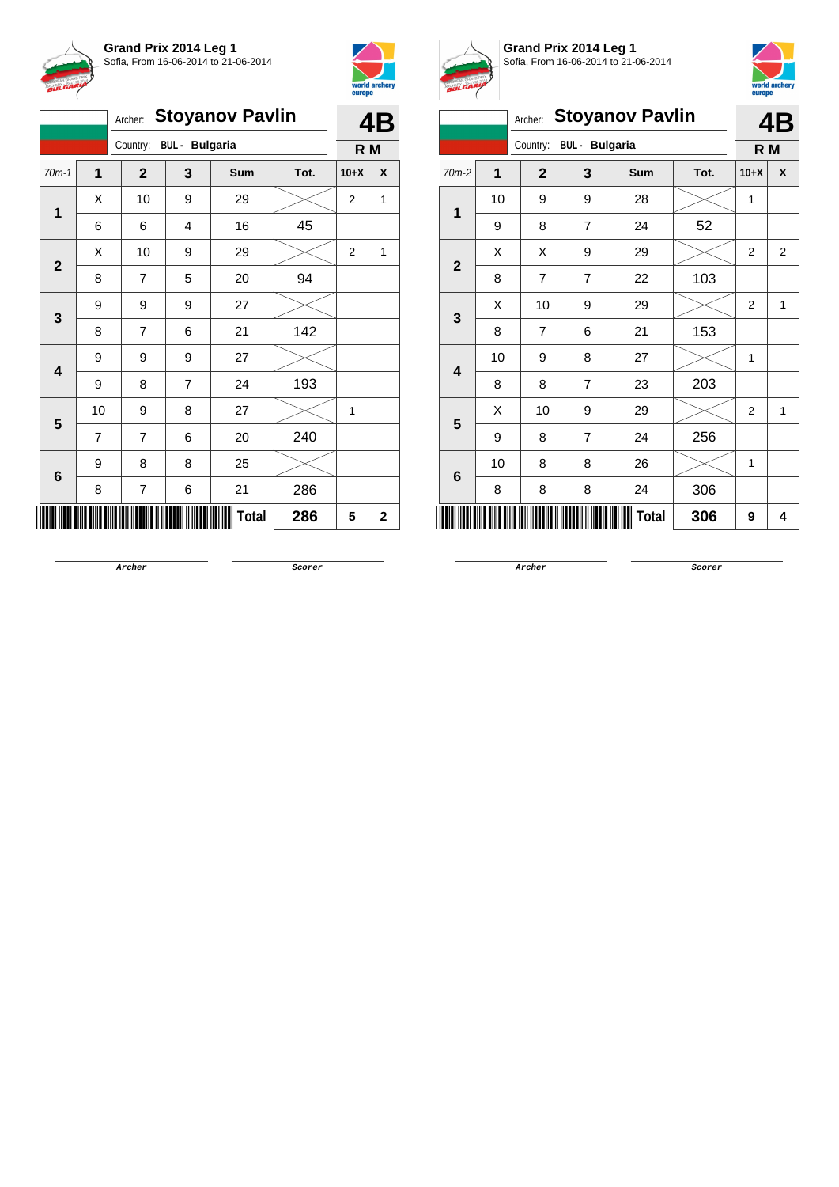**Grand Prix 2014 Leg 1**
Sofia, From 16-06-2014 to 21-06-2014

Archer: **Stoyanov Pavlin**
Country: BUL - Bulgaria

**4B**
**R M**

| 70m-1 | 1 | 2 | 3 | Sum | Tot. | 10+X | X |
|---|---|---|---|---|---|---|---|
| 1 | X | 10 | 9 | 29 | | 2 | 1 |
| | 6 | 6 | 4 | 16 | 45 | | |
| 2 | X | 10 | 9 | 29 | | 2 | 1 |
| | 8 | 7 | 5 | 20 | 94 | | |
| 3 | 9 | 9 | 9 | 27 | | | |
| | 8 | 7 | 6 | 21 | 142 | | |
| 4 | 9 | 9 | 9 | 27 | | | |
| | 9 | 8 | 7 | 24 | 193 | | |
| 5 | 10 | 9 | 8 | 27 | | 1 | |
| | 7 | 7 | 6 | 20 | 240 | | |
| 6 | 9 | 8 | 8 | 25 | | | |
| | 8 | 7 | 6 | 21 | 286 | | |
| | | | | **Total** | **286** | **5** | **2** |

Archer　　　　Scorer

**Grand Prix 2014 Leg 1**
Sofia, From 16-06-2014 to 21-06-2014

Archer: **Stoyanov Pavlin**
Country: BUL - Bulgaria

**4B**
**R M**

| 70m-2 | 1 | 2 | 3 | Sum | Tot. | 10+X | X |
|---|---|---|---|---|---|---|---|
| 1 | 10 | 9 | 9 | 28 | | 1 | |
| | 9 | 8 | 7 | 24 | 52 | | |
| 2 | X | X | 9 | 29 | | 2 | 2 |
| | 8 | 7 | 7 | 22 | 103 | | |
| 3 | X | 10 | 9 | 29 | | 2 | 1 |
| | 8 | 7 | 6 | 21 | 153 | | |
| 4 | 10 | 9 | 8 | 27 | | 1 | |
| | 8 | 8 | 7 | 23 | 203 | | |
| 5 | X | 10 | 9 | 29 | | 2 | 1 |
| | 9 | 8 | 7 | 24 | 256 | | |
| 6 | 10 | 8 | 8 | 26 | | 1 | |
| | 8 | 8 | 8 | 24 | 306 | | |
| | | | | **Total** | **306** | **9** | **4** |

Archer　　　　Scorer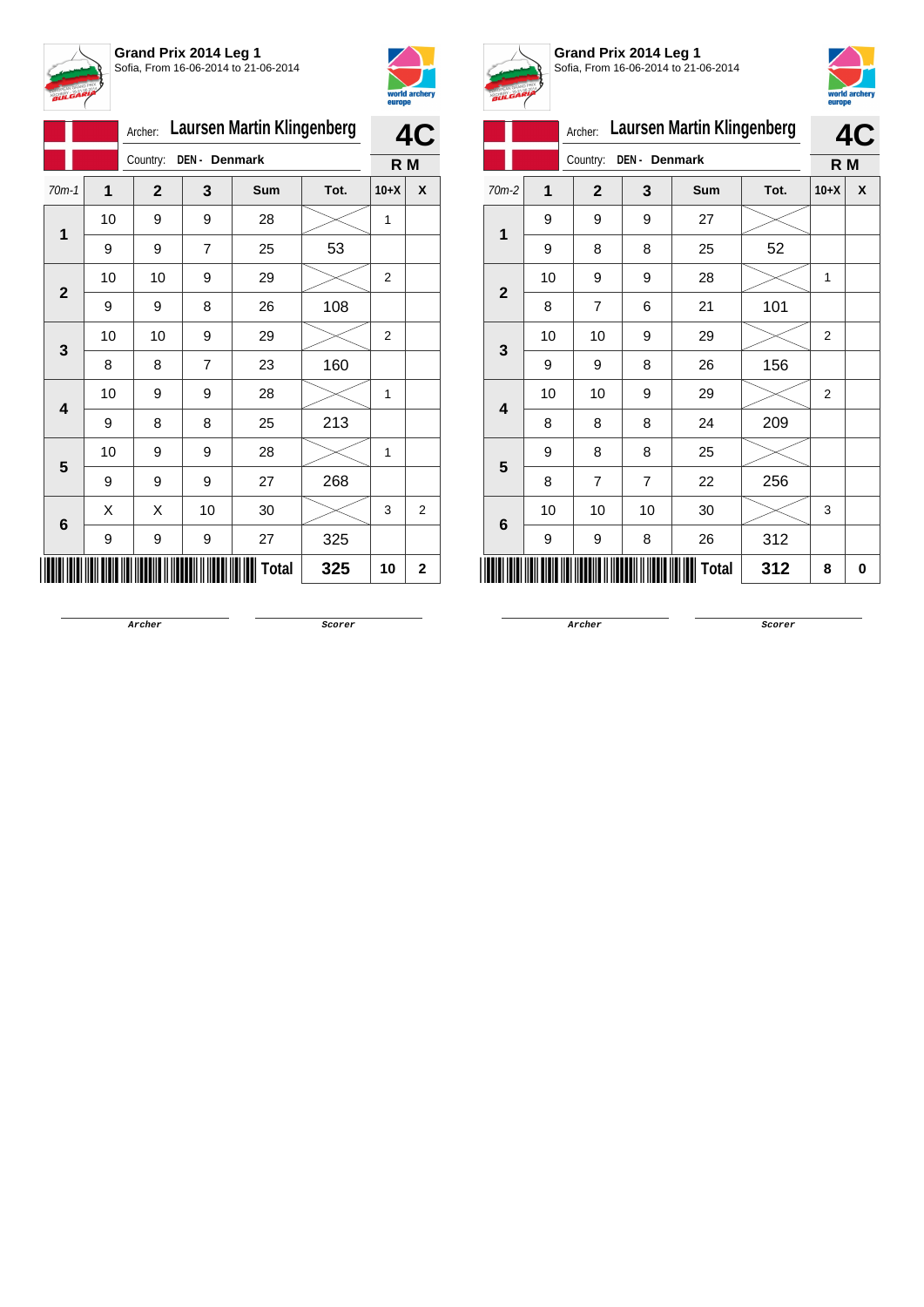## Grand Prix 2014 Leg 1
Sofia, From 16-06-2014 to 21-06-2014

Archer: **Laursen Martin Klingenberg** — **4C**

Country: **DEN - Denmark** — **R M**

| 70m-1 | 1 | 2 | 3 | Sum | Tot. | 10+X | X |
|---|---|---|---|---|---|---|---|
| 1 | 10 | 9 | 9 | 28 | | 1 | |
| | 9 | 9 | 7 | 25 | 53 | | |
| 2 | 10 | 10 | 9 | 29 | | 2 | |
| | 9 | 9 | 8 | 26 | 108 | | |
| 3 | 10 | 10 | 9 | 29 | | 2 | |
| | 8 | 8 | 7 | 23 | 160 | | |
| 4 | 10 | 9 | 9 | 28 | | 1 | |
| | 9 | 8 | 8 | 25 | 213 | | |
| 5 | 10 | 9 | 9 | 28 | | 1 | |
| | 9 | 9 | 9 | 27 | 268 | | |
| 6 | X | X | 10 | 30 | | 3 | 2 |
| | 9 | 9 | 9 | 27 | 325 | | |
| | | | | **Total** | **325** | **10** | **2** |

Archer — Scorer

## Grand Prix 2014 Leg 1
Sofia, From 16-06-2014 to 21-06-2014

Archer: **Laursen Martin Klingenberg** — **4C**

Country: **DEN - Denmark** — **R M**

| 70m-2 | 1 | 2 | 3 | Sum | Tot. | 10+X | X |
|---|---|---|---|---|---|---|---|
| 1 | 9 | 9 | 9 | 27 | | | |
| | 9 | 8 | 8 | 25 | 52 | | |
| 2 | 10 | 9 | 9 | 28 | | 1 | |
| | 8 | 7 | 6 | 21 | 101 | | |
| 3 | 10 | 10 | 9 | 29 | | 2 | |
| | 9 | 9 | 8 | 26 | 156 | | |
| 4 | 10 | 10 | 9 | 29 | | 2 | |
| | 8 | 8 | 8 | 24 | 209 | | |
| 5 | 9 | 8 | 8 | 25 | | | |
| | 8 | 7 | 7 | 22 | 256 | | |
| 6 | 10 | 10 | 10 | 30 | | 3 | |
| | 9 | 9 | 8 | 26 | 312 | | |
| | | | | **Total** | **312** | **8** | **0** |

Archer — Scorer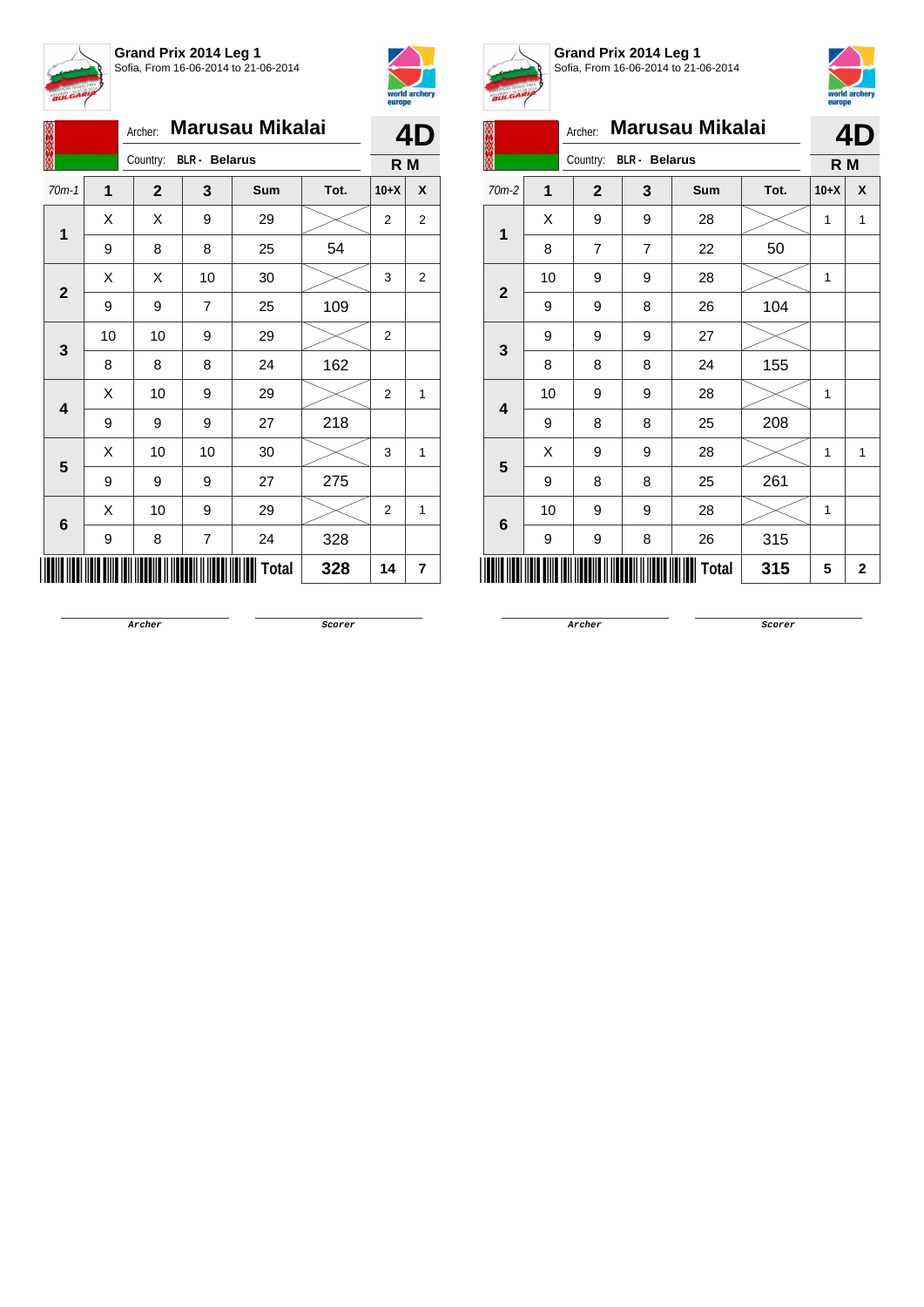## Grand Prix 2014 Leg 1

Sofia, From 16-06-2014 to 21-06-2014

Archer: **Marusau Mikalai** — **4D**

Country: **BLR - Belarus** — **R M**

| 70m-1 | 1 | 2 | 3 | Sum | Tot. | 10+X | X |
|---|---|---|---|---|---|---|---|
| 1 | X | X | 9 | 29 | | 2 | 2 |
| | 9 | 8 | 8 | 25 | 54 | | |
| 2 | X | X | 10 | 30 | | 3 | 2 |
| | 9 | 9 | 7 | 25 | 109 | | |
| 3 | 10 | 10 | 9 | 29 | | 2 | |
| | 8 | 8 | 8 | 24 | 162 | | |
| 4 | X | 10 | 9 | 29 | | 2 | 1 |
| | 9 | 9 | 9 | 27 | 218 | | |
| 5 | X | 10 | 10 | 30 | | 3 | 1 |
| | 9 | 9 | 9 | 27 | 275 | | |
| 6 | X | 10 | 9 | 29 | | 2 | 1 |
| | 9 | 8 | 7 | 24 | 328 | | |
| | | | | **Total** | **328** | **14** | **7** |

Archer — Scorer

## Grand Prix 2014 Leg 1

Sofia, From 16-06-2014 to 21-06-2014

Archer: **Marusau Mikalai** — **4D**

Country: **BLR - Belarus** — **R M**

| 70m-2 | 1 | 2 | 3 | Sum | Tot. | 10+X | X |
|---|---|---|---|---|---|---|---|
| 1 | X | 9 | 9 | 28 | | 1 | 1 |
| | 8 | 7 | 7 | 22 | 50 | | |
| 2 | 10 | 9 | 9 | 28 | | 1 | |
| | 9 | 9 | 8 | 26 | 104 | | |
| 3 | 9 | 9 | 9 | 27 | | | |
| | 8 | 8 | 8 | 24 | 155 | | |
| 4 | 10 | 9 | 9 | 28 | | 1 | |
| | 9 | 8 | 8 | 25 | 208 | | |
| 5 | X | 9 | 9 | 28 | | 1 | 1 |
| | 9 | 8 | 8 | 25 | 261 | | |
| 6 | 10 | 9 | 9 | 28 | | 1 | |
| | 9 | 9 | 8 | 26 | 315 | | |
| | | | | **Total** | **315** | **5** | **2** |

Archer — Scorer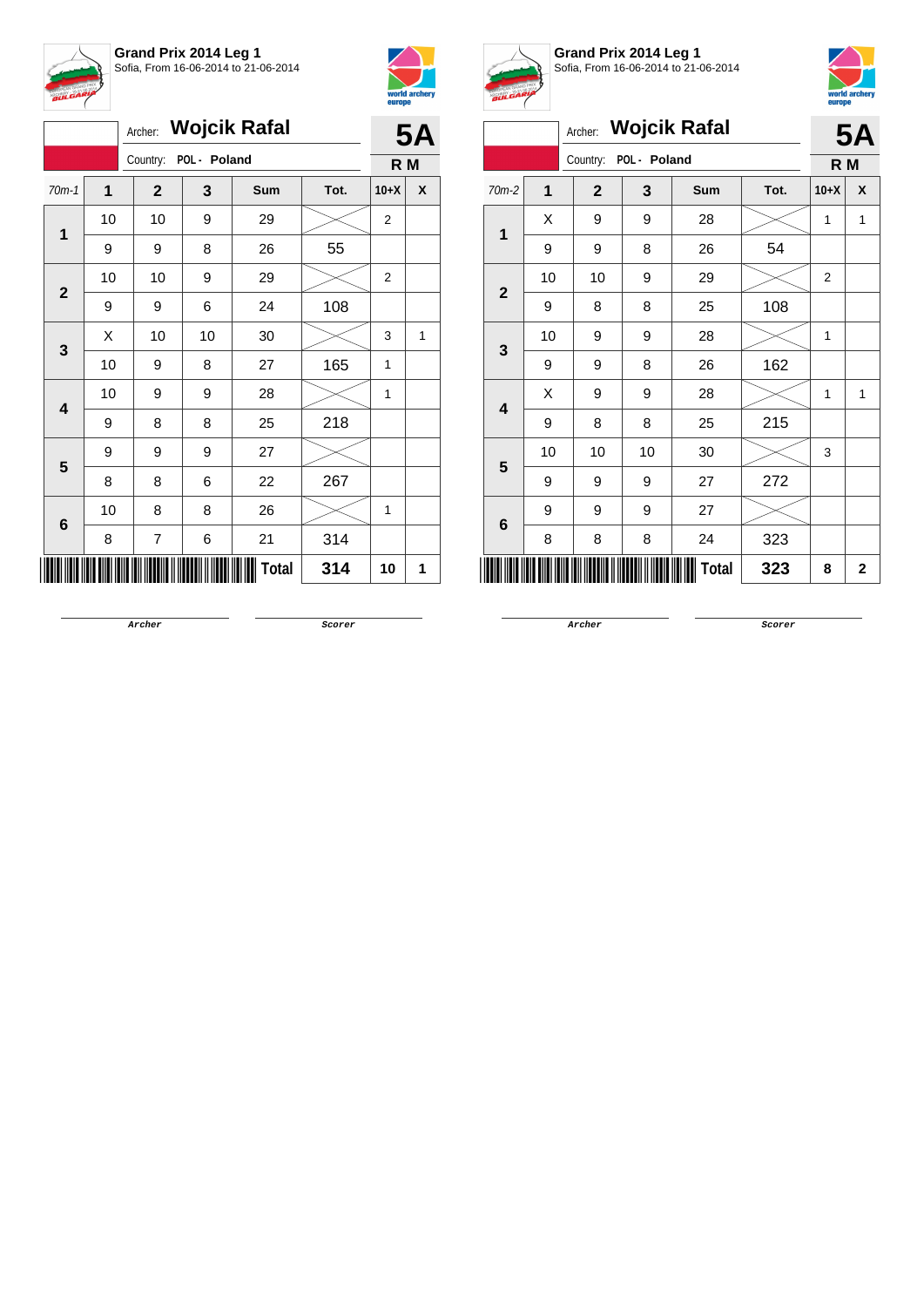**Grand Prix 2014 Leg 1**
Sofia, From 16-06-2014 to 21-06-2014

Archer: **Wojcik Rafal** — **5A**

Country: POL - Poland — R M

| 70m-1 | 1 | 2 | 3 | Sum | Tot. | 10+X | X |
|---|---|---|---|---|---|---|---|
| 1 | 10 | 10 | 9 | 29 | | 2 | |
| | 9 | 9 | 8 | 26 | 55 | | |
| 2 | 10 | 10 | 9 | 29 | | 2 | |
| | 9 | 9 | 6 | 24 | 108 | | |
| 3 | X | 10 | 10 | 30 | | 3 | 1 |
| | 10 | 9 | 8 | 27 | 165 | 1 | |
| 4 | 10 | 9 | 9 | 28 | | 1 | |
| | 9 | 8 | 8 | 25 | 218 | | |
| 5 | 9 | 9 | 9 | 27 | | | |
| | 8 | 8 | 6 | 22 | 267 | | |
| 6 | 10 | 8 | 8 | 26 | | 1 | |
| | 8 | 7 | 6 | 21 | 314 | | |
| | | | | **Total** | **314** | **10** | **1** |

Archer — Scorer

**Grand Prix 2014 Leg 1**
Sofia, From 16-06-2014 to 21-06-2014

Archer: **Wojcik Rafal** — **5A**

Country: POL - Poland — R M

| 70m-2 | 1 | 2 | 3 | Sum | Tot. | 10+X | X |
|---|---|---|---|---|---|---|---|
| 1 | X | 9 | 9 | 28 | | 1 | 1 |
| | 9 | 9 | 8 | 26 | 54 | | |
| 2 | 10 | 10 | 9 | 29 | | 2 | |
| | 9 | 8 | 8 | 25 | 108 | | |
| 3 | 10 | 9 | 9 | 28 | | 1 | |
| | 9 | 9 | 8 | 26 | 162 | | |
| 4 | X | 9 | 9 | 28 | | 1 | 1 |
| | 9 | 8 | 8 | 25 | 215 | | |
| 5 | 10 | 10 | 10 | 30 | | 3 | |
| | 9 | 9 | 9 | 27 | 272 | | |
| 6 | 9 | 9 | 9 | 27 | | | |
| | 8 | 8 | 8 | 24 | 323 | | |
| | | | | **Total** | **323** | **8** | **2** |

Archer — Scorer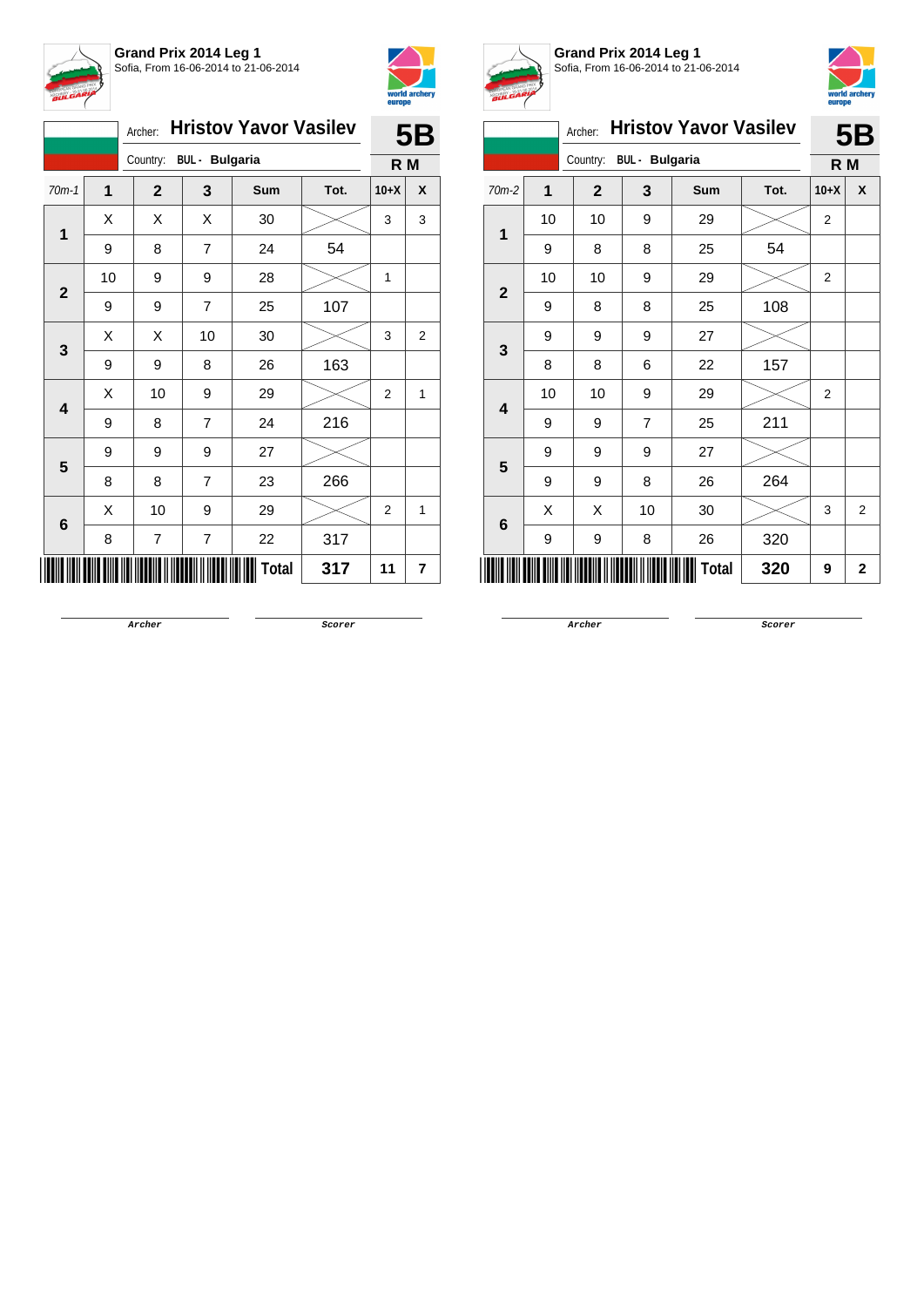## Grand Prix 2014 Leg 1

Sofia, From 16-06-2014 to 21-06-2014

Archer: **Hristov Yavor Vasilev** — **5B**

Country: **BUL - Bulgaria** — **R M**

| 70m-1 | 1 | 2 | 3 | Sum | Tot. | 10+X | X |
|---|---|---|---|---|---|---|---|
| **1** | X | X | X | 30 | | 3 | 3 |
| | 9 | 8 | 7 | 24 | 54 | | |
| **2** | 10 | 9 | 9 | 28 | | 1 | |
| | 9 | 9 | 7 | 25 | 107 | | |
| **3** | X | X | 10 | 30 | | 3 | 2 |
| | 9 | 9 | 8 | 26 | 163 | | |
| **4** | X | 10 | 9 | 29 | | 2 | 1 |
| | 9 | 8 | 7 | 24 | 216 | | |
| **5** | 9 | 9 | 9 | 27 | | | |
| | 8 | 8 | 7 | 23 | 266 | | |
| **6** | X | 10 | 9 | 29 | | 2 | 1 |
| | 8 | 7 | 7 | 22 | 317 | | |
| | | | | **Total** | **317** | **11** | **7** |

Archer &nbsp;&nbsp;&nbsp;&nbsp; Scorer

## Grand Prix 2014 Leg 1

Sofia, From 16-06-2014 to 21-06-2014

Archer: **Hristov Yavor Vasilev** — **5B**

Country: **BUL - Bulgaria** — **R M**

| 70m-2 | 1 | 2 | 3 | Sum | Tot. | 10+X | X |
|---|---|---|---|---|---|---|---|
| **1** | 10 | 10 | 9 | 29 | | 2 | |
| | 9 | 8 | 8 | 25 | 54 | | |
| **2** | 10 | 10 | 9 | 29 | | 2 | |
| | 9 | 8 | 8 | 25 | 108 | | |
| **3** | 9 | 9 | 9 | 27 | | | |
| | 8 | 8 | 6 | 22 | 157 | | |
| **4** | 10 | 10 | 9 | 29 | | 2 | |
| | 9 | 9 | 7 | 25 | 211 | | |
| **5** | 9 | 9 | 9 | 27 | | | |
| | 9 | 9 | 8 | 26 | 264 | | |
| **6** | X | X | 10 | 30 | | 3 | 2 |
| | 9 | 9 | 8 | 26 | 320 | | |
| | | | | **Total** | **320** | **9** | **2** |

Archer &nbsp;&nbsp;&nbsp;&nbsp; Scorer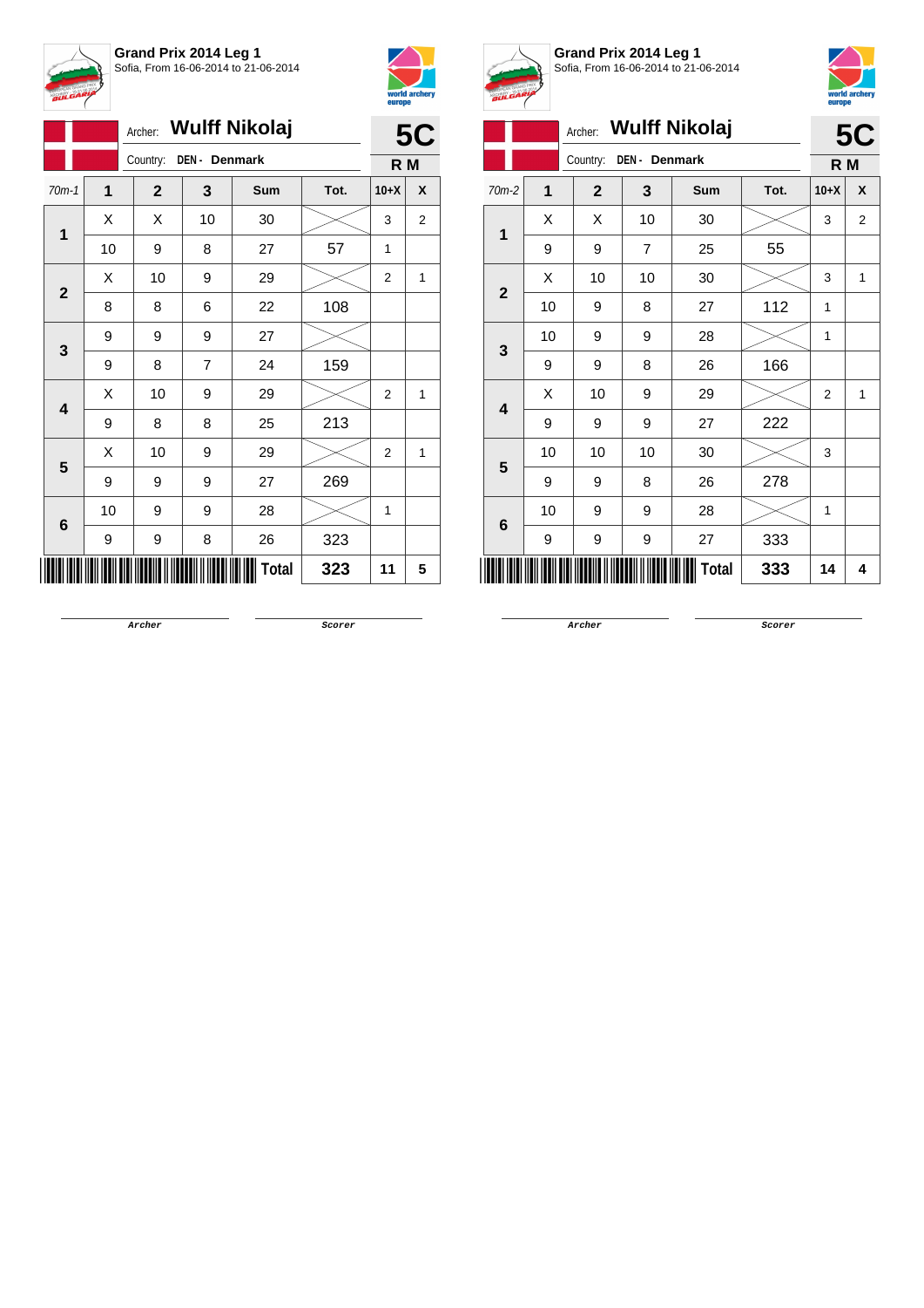**Grand Prix 2014 Leg 1**
Sofia, From 16-06-2014 to 21-06-2014

Archer: **Wulff Nikolaj**
Country: DEN - Denmark
**5C**
R M

| 70m-1 | 1 | 2 | 3 | Sum | Tot. | 10+X | X |
|---|---|---|---|---|---|---|---|
| 1 | X | X | 10 | 30 | | 3 | 2 |
| | 10 | 9 | 8 | 27 | 57 | 1 | |
| 2 | X | 10 | 9 | 29 | | 2 | 1 |
| | 8 | 8 | 6 | 22 | 108 | | |
| 3 | 9 | 9 | 9 | 27 | | | |
| | 9 | 8 | 7 | 24 | 159 | | |
| 4 | X | 10 | 9 | 29 | | 2 | 1 |
| | 9 | 8 | 8 | 25 | 213 | | |
| 5 | X | 10 | 9 | 29 | | 2 | 1 |
| | 9 | 9 | 9 | 27 | 269 | | |
| 6 | 10 | 9 | 9 | 28 | | 1 | |
| | 9 | 9 | 8 | 26 | 323 | | |
| | | | | Total | 323 | 11 | 5 |

Archer / Scorer

**Grand Prix 2014 Leg 1**
Sofia, From 16-06-2014 to 21-06-2014

Archer: **Wulff Nikolaj**
Country: DEN - Denmark
**5C**
R M

| 70m-2 | 1 | 2 | 3 | Sum | Tot. | 10+X | X |
|---|---|---|---|---|---|---|---|
| 1 | X | X | 10 | 30 | | 3 | 2 |
| | 9 | 9 | 7 | 25 | 55 | | |
| 2 | X | 10 | 10 | 30 | | 3 | 1 |
| | 10 | 9 | 8 | 27 | 112 | 1 | |
| 3 | 10 | 9 | 9 | 28 | | 1 | |
| | 9 | 9 | 8 | 26 | 166 | | |
| 4 | X | 10 | 9 | 29 | | 2 | 1 |
| | 9 | 9 | 9 | 27 | 222 | | |
| 5 | 10 | 10 | 10 | 30 | | 3 | |
| | 9 | 9 | 8 | 26 | 278 | | |
| 6 | 10 | 9 | 9 | 28 | | 1 | |
| | 9 | 9 | 9 | 27 | 333 | | |
| | | | | Total | 333 | 14 | 4 |

Archer / Scorer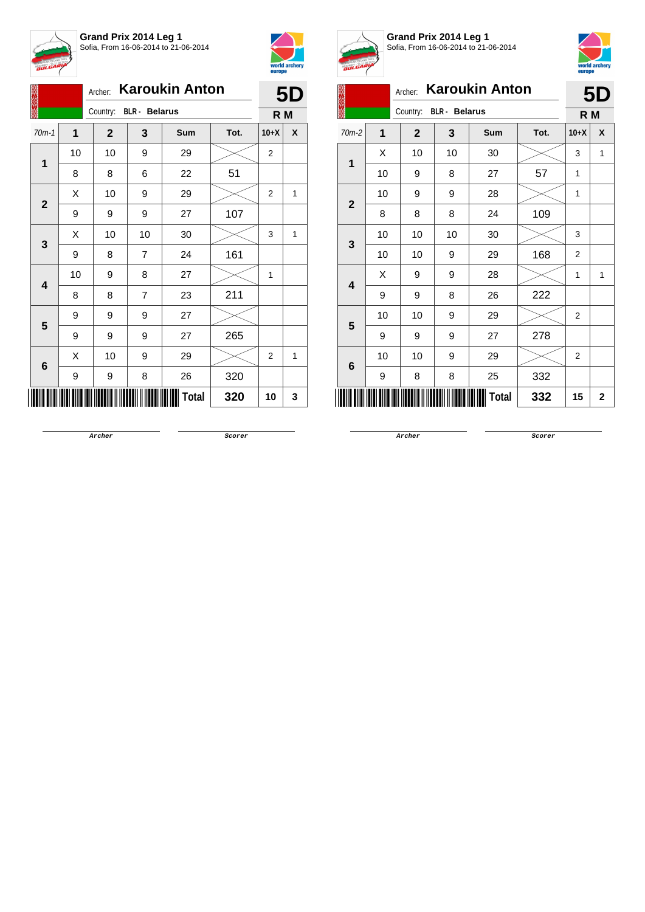**Grand Prix 2014 Leg 1**
Sofia, From 16-06-2014 to 21-06-2014

Archer: **Karoukin Anton**
Country: **BLR - Belarus**

**5D**
**R M**

| 70m-1 | 1 | 2 | 3 | Sum | Tot. | 10+X | X |
|---|---|---|---|---|---|---|---|
| 1 | 10 | 10 | 9 | 29 | | 2 | |
| | 8 | 8 | 6 | 22 | 51 | | |
| 2 | X | 10 | 9 | 29 | | 2 | 1 |
| | 9 | 9 | 9 | 27 | 107 | | |
| 3 | X | 10 | 10 | 30 | | 3 | 1 |
| | 9 | 8 | 7 | 24 | 161 | | |
| 4 | 10 | 9 | 8 | 27 | | 1 | |
| | 8 | 8 | 7 | 23 | 211 | | |
| 5 | 9 | 9 | 9 | 27 | | | |
| | 9 | 9 | 9 | 27 | 265 | | |
| 6 | X | 10 | 9 | 29 | | 2 | 1 |
| | 9 | 9 | 8 | 26 | 320 | | |
| | | | | Total | 320 | 10 | 3 |

Archer — Scorer

**Grand Prix 2014 Leg 1**
Sofia, From 16-06-2014 to 21-06-2014

Archer: **Karoukin Anton**
Country: **BLR - Belarus**

**5D**
**R M**

| 70m-2 | 1 | 2 | 3 | Sum | Tot. | 10+X | X |
|---|---|---|---|---|---|---|---|
| 1 | X | 10 | 10 | 30 | | 3 | 1 |
| | 10 | 9 | 8 | 27 | 57 | 1 | |
| 2 | 10 | 9 | 9 | 28 | | 1 | |
| | 8 | 8 | 8 | 24 | 109 | | |
| 3 | 10 | 10 | 10 | 30 | | 3 | |
| | 10 | 10 | 9 | 29 | 168 | 2 | |
| 4 | X | 9 | 9 | 28 | | 1 | 1 |
| | 9 | 9 | 8 | 26 | 222 | | |
| 5 | 10 | 10 | 9 | 29 | | 2 | |
| | 9 | 9 | 9 | 27 | 278 | | |
| 6 | 10 | 10 | 9 | 29 | | 2 | |
| | 9 | 8 | 8 | 25 | 332 | | |
| | | | | Total | 332 | 15 | 2 |

Archer — Scorer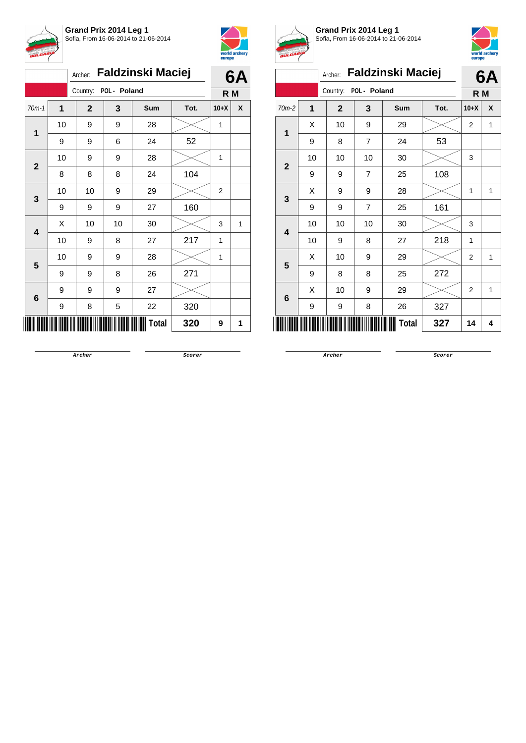**Grand Prix 2014 Leg 1**
Sofia, From 16-06-2014 to 21-06-2014

Archer: **Faldzinski Maciej**
Country: POL - Poland

**6A**
**R M**

| 70m-1 | 1 | 2 | 3 | Sum | Tot. | 10+X | X |
|---|---|---|---|---|---|---|---|
| 1 | 10 | 9 | 9 | 28 | | 1 | |
| | 9 | 9 | 6 | 24 | 52 | | |
| 2 | 10 | 9 | 9 | 28 | | 1 | |
| | 8 | 8 | 8 | 24 | 104 | | |
| 3 | 10 | 10 | 9 | 29 | | 2 | |
| | 9 | 9 | 9 | 27 | 160 | | |
| 4 | X | 10 | 10 | 30 | | 3 | 1 |
| | 10 | 9 | 8 | 27 | 217 | 1 | |
| 5 | 10 | 9 | 9 | 28 | | 1 | |
| | 9 | 9 | 8 | 26 | 271 | | |
| 6 | 9 | 9 | 9 | 27 | | | |
| | 9 | 8 | 5 | 22 | 320 | | |
| | | | | **Total** | **320** | **9** | **1** |

Archer / Scorer

**Grand Prix 2014 Leg 1**
Sofia, From 16-06-2014 to 21-06-2014

Archer: **Faldzinski Maciej**
Country: POL - Poland

**6A**
**R M**

| 70m-2 | 1 | 2 | 3 | Sum | Tot. | 10+X | X |
|---|---|---|---|---|---|---|---|
| 1 | X | 10 | 9 | 29 | | 2 | 1 |
| | 9 | 8 | 7 | 24 | 53 | | |
| 2 | 10 | 10 | 10 | 30 | | 3 | |
| | 9 | 9 | 7 | 25 | 108 | | |
| 3 | X | 9 | 9 | 28 | | 1 | 1 |
| | 9 | 9 | 7 | 25 | 161 | | |
| 4 | 10 | 10 | 10 | 30 | | 3 | |
| | 10 | 9 | 8 | 27 | 218 | 1 | |
| 5 | X | 10 | 9 | 29 | | 2 | 1 |
| | 9 | 8 | 8 | 25 | 272 | | |
| 6 | X | 10 | 9 | 29 | | 2 | 1 |
| | 9 | 9 | 8 | 26 | 327 | | |
| | | | | **Total** | **327** | **14** | **4** |

Archer / Scorer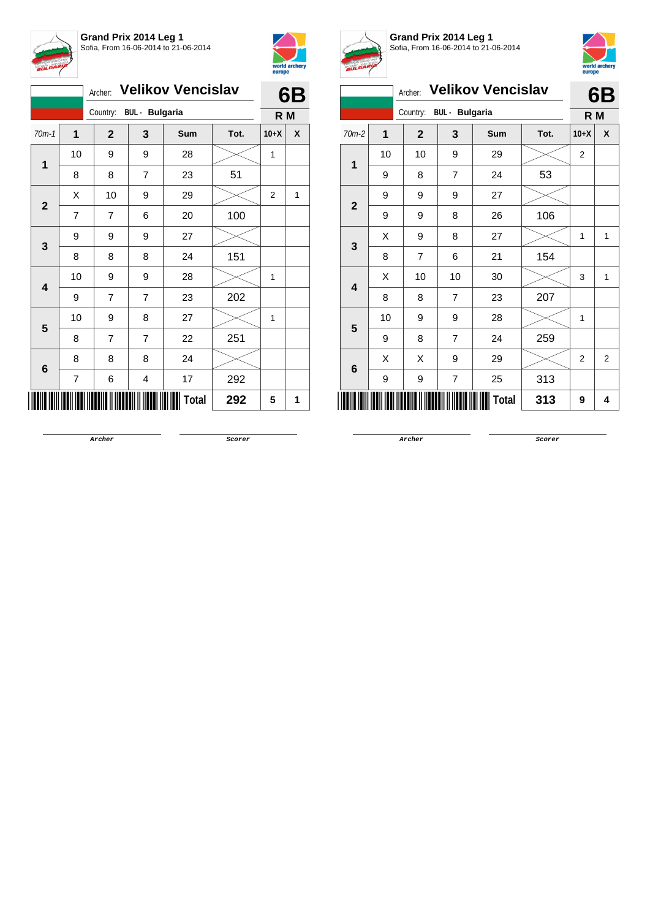**Grand Prix 2014 Leg 1**
Sofia, From 16-06-2014 to 21-06-2014

Archer: **Velikov Vencislav**
Country: BUL - Bulgaria

**6B**
**R M**

| 70m-1 | 1 | 2 | 3 | Sum | Tot. | 10+X | X |
|---|---|---|---|---|---|---|---|
| 1 | 10 | 9 | 9 | 28 | | 1 | |
| | 8 | 8 | 7 | 23 | 51 | | |
| 2 | X | 10 | 9 | 29 | | 2 | 1 |
| | 7 | 7 | 6 | 20 | 100 | | |
| 3 | 9 | 9 | 9 | 27 | | | |
| | 8 | 8 | 8 | 24 | 151 | | |
| 4 | 10 | 9 | 9 | 28 | | 1 | |
| | 9 | 7 | 7 | 23 | 202 | | |
| 5 | 10 | 9 | 8 | 27 | | 1 | |
| | 8 | 7 | 7 | 22 | 251 | | |
| 6 | 8 | 8 | 8 | 24 | | | |
| | 7 | 6 | 4 | 17 | 292 | | |
| | | | | Total | 292 | 5 | 1 |

Archer Scorer

**Grand Prix 2014 Leg 1**
Sofia, From 16-06-2014 to 21-06-2014

Archer: **Velikov Vencislav**
Country: BUL - Bulgaria

**6B**
**R M**

| 70m-2 | 1 | 2 | 3 | Sum | Tot. | 10+X | X |
|---|---|---|---|---|---|---|---|
| 1 | 10 | 10 | 9 | 29 | | 2 | |
| | 9 | 8 | 7 | 24 | 53 | | |
| 2 | 9 | 9 | 9 | 27 | | | |
| | 9 | 9 | 8 | 26 | 106 | | |
| 3 | X | 9 | 8 | 27 | | 1 | 1 |
| | 8 | 7 | 6 | 21 | 154 | | |
| 4 | X | 10 | 10 | 30 | | 3 | 1 |
| | 8 | 8 | 7 | 23 | 207 | | |
| 5 | 10 | 9 | 9 | 28 | | 1 | |
| | 9 | 8 | 7 | 24 | 259 | | |
| 6 | X | X | 9 | 29 | | 2 | 2 |
| | 9 | 9 | 7 | 25 | 313 | | |
| | | | | Total | 313 | 9 | 4 |

Archer Scorer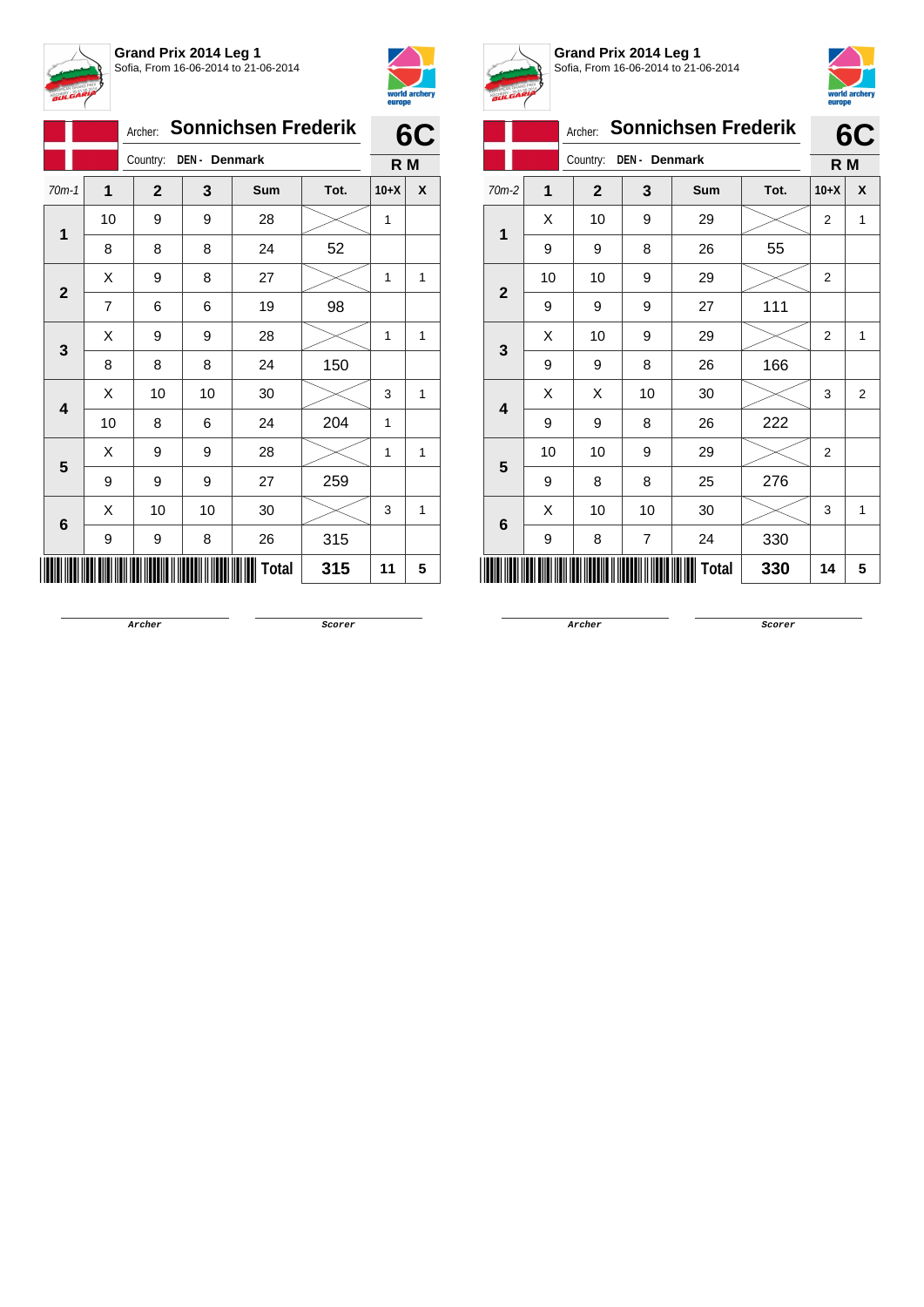## Grand Prix 2014 Leg 1
Sofia, From 16-06-2014 to 21-06-2014

Archer: **Sonnichsen Frederik** — **6C**

Country: **DEN - Denmark** — **R M**

| 70m-1 | 1 | 2 | 3 | Sum | Tot. | 10+X | X |
|---|---|---|---|---|---|---|---|
| 1 | 10 | 9 | 9 | 28 | | 1 | |
| | 8 | 8 | 8 | 24 | 52 | | |
| 2 | X | 9 | 8 | 27 | | 1 | 1 |
| | 7 | 6 | 6 | 19 | 98 | | |
| 3 | X | 9 | 9 | 28 | | 1 | 1 |
| | 8 | 8 | 8 | 24 | 150 | | |
| 4 | X | 10 | 10 | 30 | | 3 | 1 |
| | 10 | 8 | 6 | 24 | 204 | 1 | |
| 5 | X | 9 | 9 | 28 | | 1 | 1 |
| | 9 | 9 | 9 | 27 | 259 | | |
| 6 | X | 10 | 10 | 30 | | 3 | 1 |
| | 9 | 9 | 8 | 26 | 315 | | |
| | | | | **Total** | **315** | **11** | **5** |

Archer | Scorer

## Grand Prix 2014 Leg 1
Sofia, From 16-06-2014 to 21-06-2014

Archer: **Sonnichsen Frederik** — **6C**

Country: **DEN - Denmark** — **R M**

| 70m-2 | 1 | 2 | 3 | Sum | Tot. | 10+X | X |
|---|---|---|---|---|---|---|---|
| 1 | X | 10 | 9 | 29 | | 2 | 1 |
| | 9 | 9 | 8 | 26 | 55 | | |
| 2 | 10 | 10 | 9 | 29 | | 2 | |
| | 9 | 9 | 9 | 27 | 111 | | |
| 3 | X | 10 | 9 | 29 | | 2 | 1 |
| | 9 | 9 | 8 | 26 | 166 | | |
| 4 | X | X | 10 | 30 | | 3 | 2 |
| | 9 | 9 | 8 | 26 | 222 | | |
| 5 | 10 | 10 | 9 | 29 | | 2 | |
| | 9 | 8 | 8 | 25 | 276 | | |
| 6 | X | 10 | 10 | 30 | | 3 | 1 |
| | 9 | 8 | 7 | 24 | 330 | | |
| | | | | **Total** | **330** | **14** | **5** |

Archer | Scorer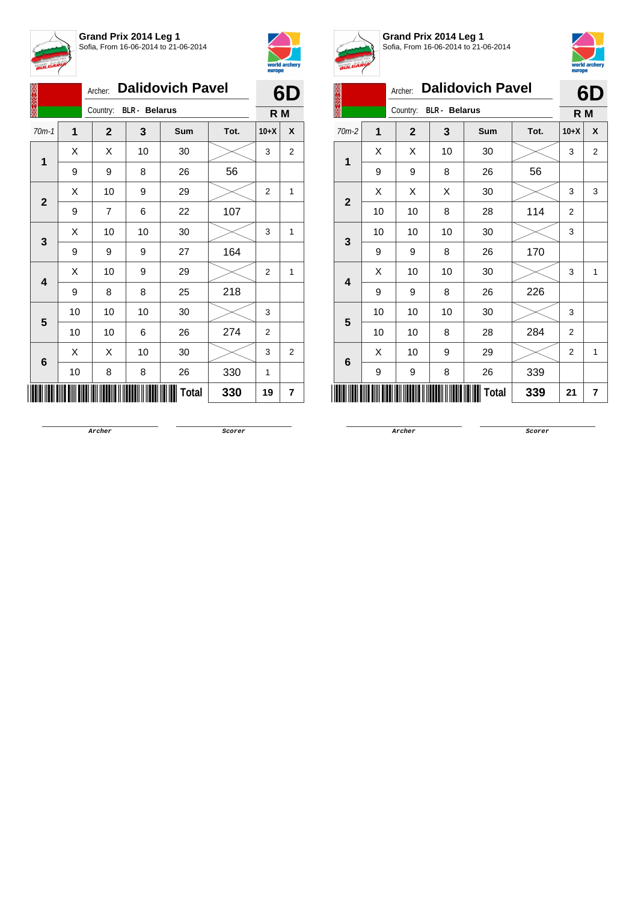**Grand Prix 2014 Leg 1**
Sofia, From 16-06-2014 to 21-06-2014

Archer: **Dalidovich Pavel** — **6D**

Country: **BLR - Belarus** — **R M**

| 70m-1 | 1 | 2 | 3 | Sum | Tot. | 10+X | X |
|---|---|---|---|---|---|---|---|
| 1 | X | X | 10 | 30 | | 3 | 2 |
| | 9 | 9 | 8 | 26 | 56 | | |
| 2 | X | 10 | 9 | 29 | | 2 | 1 |
| | 9 | 7 | 6 | 22 | 107 | | |
| 3 | X | 10 | 10 | 30 | | 3 | 1 |
| | 9 | 9 | 9 | 27 | 164 | | |
| 4 | X | 10 | 9 | 29 | | 2 | 1 |
| | 9 | 8 | 8 | 25 | 218 | | |
| 5 | 10 | 10 | 10 | 30 | | 3 | |
| | 10 | 10 | 6 | 26 | 274 | 2 | |
| 6 | X | X | 10 | 30 | | 3 | 2 |
| | 10 | 8 | 8 | 26 | 330 | 1 | |
| | | | | Total | 330 | 19 | 7 |

Archer — Scorer

**Grand Prix 2014 Leg 1**
Sofia, From 16-06-2014 to 21-06-2014

Archer: **Dalidovich Pavel** — **6D**

Country: **BLR - Belarus** — **R M**

| 70m-2 | 1 | 2 | 3 | Sum | Tot. | 10+X | X |
|---|---|---|---|---|---|---|---|
| 1 | X | X | 10 | 30 | | 3 | 2 |
| | 9 | 9 | 8 | 26 | 56 | | |
| 2 | X | X | X | 30 | | 3 | 3 |
| | 10 | 10 | 8 | 28 | 114 | 2 | |
| 3 | 10 | 10 | 10 | 30 | | 3 | |
| | 9 | 9 | 8 | 26 | 170 | | |
| 4 | X | 10 | 10 | 30 | | 3 | 1 |
| | 9 | 9 | 8 | 26 | 226 | | |
| 5 | 10 | 10 | 10 | 30 | | 3 | |
| | 10 | 10 | 8 | 28 | 284 | 2 | |
| 6 | X | 10 | 9 | 29 | | 2 | 1 |
| | 9 | 9 | 8 | 26 | 339 | | |
| | | | | Total | 339 | 21 | 7 |

Archer — Scorer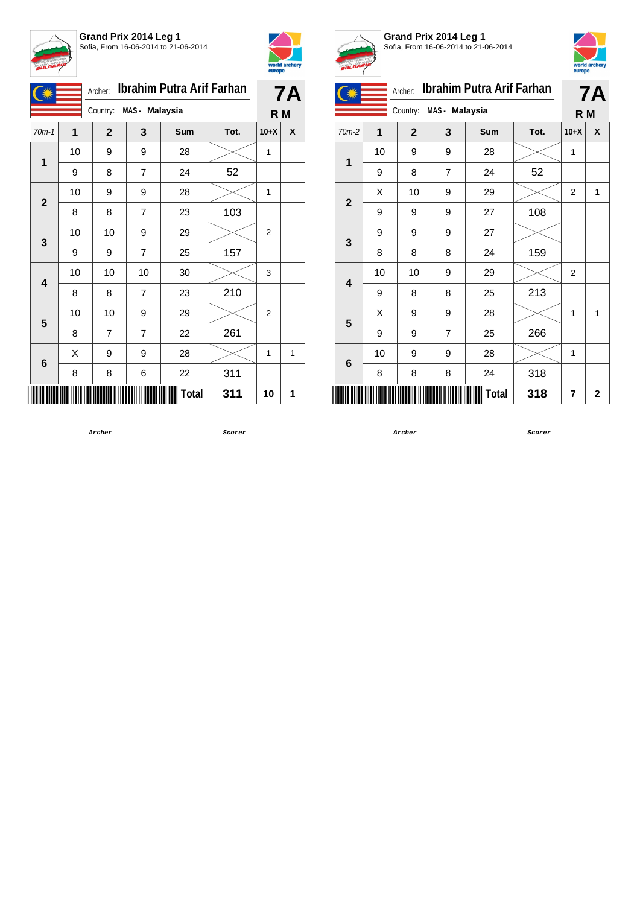## Grand Prix 2014 Leg 1

Sofia, From 16-06-2014 to 21-06-2014

Archer: **Ibrahim Putra Arif Farhan** — **7A**

Country: MAS - Malaysia — **R M**

| 70m-1 | 1 | 2 | 3 | Sum | Tot. | 10+X | X |
|---|---|---|---|---|---|---|---|
| 1 | 10 | 9 | 9 | 28 | | 1 | |
| | 9 | 8 | 7 | 24 | 52 | | |
| 2 | 10 | 9 | 9 | 28 | | 1 | |
| | 8 | 8 | 7 | 23 | 103 | | |
| 3 | 10 | 10 | 9 | 29 | | 2 | |
| | 9 | 9 | 7 | 25 | 157 | | |
| 4 | 10 | 10 | 10 | 30 | | 3 | |
| | 8 | 8 | 7 | 23 | 210 | | |
| 5 | 10 | 10 | 9 | 29 | | 2 | |
| | 8 | 7 | 7 | 22 | 261 | | |
| 6 | X | 9 | 9 | 28 | | 1 | 1 |
| | 8 | 8 | 6 | 22 | 311 | | |
| | | | | **Total** | **311** | **10** | **1** |

Archer — Scorer

## Grand Prix 2014 Leg 1

Sofia, From 16-06-2014 to 21-06-2014

Archer: **Ibrahim Putra Arif Farhan** — **7A**

Country: MAS - Malaysia — **R M**

| 70m-2 | 1 | 2 | 3 | Sum | Tot. | 10+X | X |
|---|---|---|---|---|---|---|---|
| 1 | 10 | 9 | 9 | 28 | | 1 | |
| | 9 | 8 | 7 | 24 | 52 | | |
| 2 | X | 10 | 9 | 29 | | 2 | 1 |
| | 9 | 9 | 9 | 27 | 108 | | |
| 3 | 9 | 9 | 9 | 27 | | | |
| | 8 | 8 | 8 | 24 | 159 | | |
| 4 | 10 | 10 | 9 | 29 | | 2 | |
| | 9 | 8 | 8 | 25 | 213 | | |
| 5 | X | 9 | 9 | 28 | | 1 | 1 |
| | 9 | 9 | 7 | 25 | 266 | | |
| 6 | 10 | 9 | 9 | 28 | | 1 | |
| | 8 | 8 | 8 | 24 | 318 | | |
| | | | | **Total** | **318** | **7** | **2** |

Archer — Scorer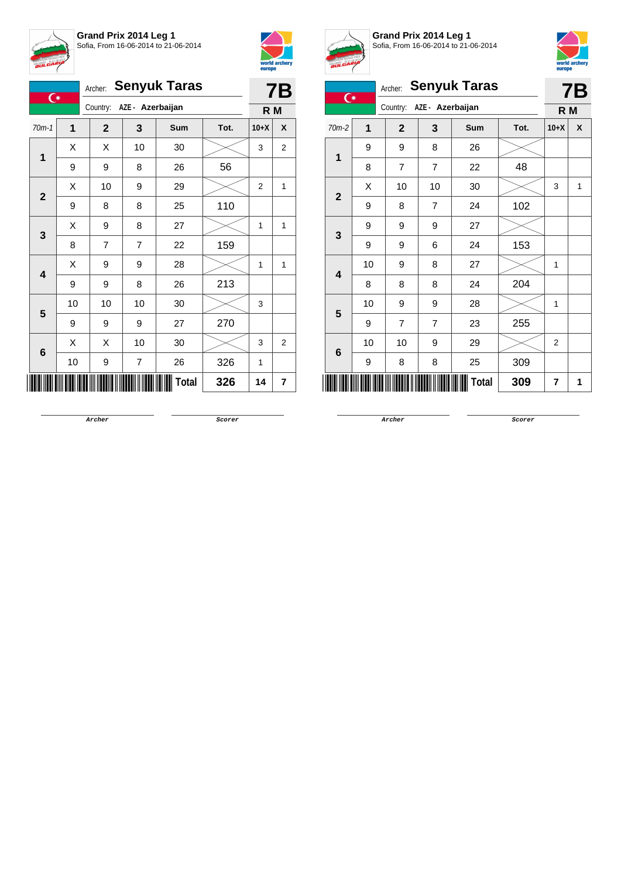## Grand Prix 2014 Leg 1
Sofia, From 16-06-2014 to 21-06-2014

Archer: **Senyuk Taras** — **7B**

Country: **AZE - Azerbaijan** — **R M**

| 70m-1 | 1 | 2 | 3 | Sum | Tot. | 10+X | X |
|---|---|---|---|---|---|---|---|
| 1 | X | X | 10 | 30 | | 3 | 2 |
| | 9 | 9 | 8 | 26 | 56 | | |
| 2 | X | 10 | 9 | 29 | | 2 | 1 |
| | 9 | 8 | 8 | 25 | 110 | | |
| 3 | X | 9 | 8 | 27 | | 1 | 1 |
| | 8 | 7 | 7 | 22 | 159 | | |
| 4 | X | 9 | 9 | 28 | | 1 | 1 |
| | 9 | 9 | 8 | 26 | 213 | | |
| 5 | 10 | 10 | 10 | 30 | | 3 | |
| | 9 | 9 | 9 | 27 | 270 | | |
| 6 | X | X | 10 | 30 | | 3 | 2 |
| | 10 | 9 | 7 | 26 | 326 | 1 | |
| | | | | **Total** | **326** | **14** | **7** |

Archer — Scorer

## Grand Prix 2014 Leg 1
Sofia, From 16-06-2014 to 21-06-2014

Archer: **Senyuk Taras** — **7B**

Country: **AZE - Azerbaijan** — **R M**

| 70m-2 | 1 | 2 | 3 | Sum | Tot. | 10+X | X |
|---|---|---|---|---|---|---|---|
| 1 | 9 | 9 | 8 | 26 | | | |
| | 8 | 7 | 7 | 22 | 48 | | |
| 2 | X | 10 | 10 | 30 | | 3 | 1 |
| | 9 | 8 | 7 | 24 | 102 | | |
| 3 | 9 | 9 | 9 | 27 | | | |
| | 9 | 9 | 6 | 24 | 153 | | |
| 4 | 10 | 9 | 8 | 27 | | 1 | |
| | 8 | 8 | 8 | 24 | 204 | | |
| 5 | 10 | 9 | 9 | 28 | | 1 | |
| | 9 | 7 | 7 | 23 | 255 | | |
| 6 | 10 | 10 | 9 | 29 | | 2 | |
| | 9 | 8 | 8 | 25 | 309 | | |
| | | | | **Total** | **309** | **7** | **1** |

Archer — Scorer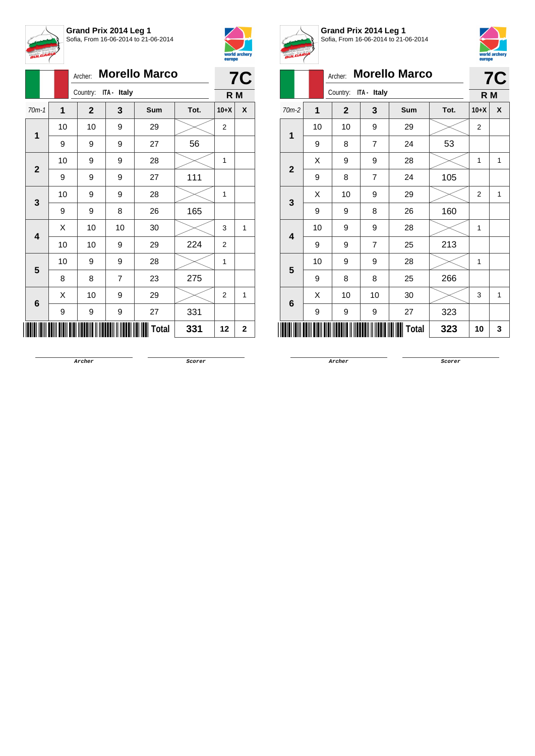**Grand Prix 2014 Leg 1**
Sofia, From 16-06-2014 to 21-06-2014

Archer: **Morello Marco**
Country: ITA - Italy

**7C**
**R M**

| 70m-1 | 1 | 2 | 3 | Sum | Tot. | 10+X | X |
|---|---|---|---|---|---|---|---|
| 1 | 10 | 10 | 9 | 29 | | 2 | |
| | 9 | 9 | 9 | 27 | 56 | | |
| 2 | 10 | 9 | 9 | 28 | | 1 | |
| | 9 | 9 | 9 | 27 | 111 | | |
| 3 | 10 | 9 | 9 | 28 | | 1 | |
| | 9 | 9 | 8 | 26 | 165 | | |
| 4 | X | 10 | 10 | 30 | | 3 | 1 |
| | 10 | 10 | 9 | 29 | 224 | 2 | |
| 5 | 10 | 9 | 9 | 28 | | 1 | |
| | 8 | 8 | 7 | 23 | 275 | | |
| 6 | X | 10 | 9 | 29 | | 2 | 1 |
| | 9 | 9 | 9 | 27 | 331 | | |
| | | | | **Total** | **331** | **12** | **2** |

Archer Scorer

**Grand Prix 2014 Leg 1**
Sofia, From 16-06-2014 to 21-06-2014

Archer: **Morello Marco**
Country: ITA - Italy

**7C**
**R M**

| 70m-2 | 1 | 2 | 3 | Sum | Tot. | 10+X | X |
|---|---|---|---|---|---|---|---|
| 1 | 10 | 10 | 9 | 29 | | 2 | |
| | 9 | 8 | 7 | 24 | 53 | | |
| 2 | X | 9 | 9 | 28 | | 1 | 1 |
| | 9 | 8 | 7 | 24 | 105 | | |
| 3 | X | 10 | 9 | 29 | | 2 | 1 |
| | 9 | 9 | 8 | 26 | 160 | | |
| 4 | 10 | 9 | 9 | 28 | | 1 | |
| | 9 | 9 | 7 | 25 | 213 | | |
| 5 | 10 | 9 | 9 | 28 | | 1 | |
| | 9 | 8 | 8 | 25 | 266 | | |
| 6 | X | 10 | 10 | 30 | | 3 | 1 |
| | 9 | 9 | 9 | 27 | 323 | | |
| | | | | **Total** | **323** | **10** | **3** |

Archer Scorer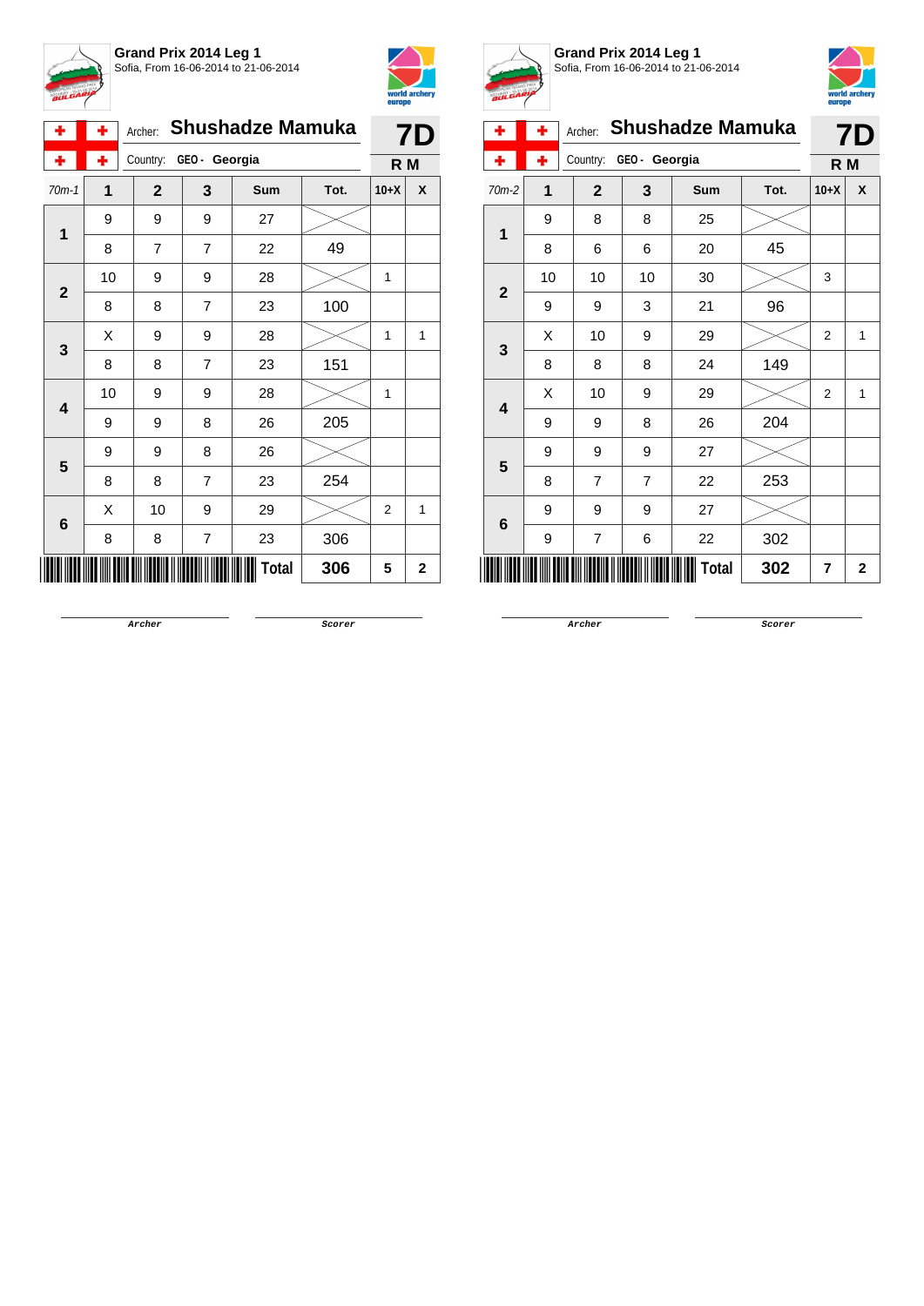**Grand Prix 2014 Leg 1**
Sofia, From 16-06-2014 to 21-06-2014

Archer: **Shushadze Mamuka** — **7D**
Country: **GEO - Georgia** — **R M**

| 70m-1 | 1 | 2 | 3 | Sum | Tot. | 10+X | X |
|---|---|---|---|---|---|---|---|
| 1 | 9 | 9 | 9 | 27 | | | |
| | 8 | 7 | 7 | 22 | 49 | | |
| 2 | 10 | 9 | 9 | 28 | | 1 | |
| | 8 | 8 | 7 | 23 | 100 | | |
| 3 | X | 9 | 9 | 28 | | 1 | 1 |
| | 8 | 8 | 7 | 23 | 151 | | |
| 4 | 10 | 9 | 9 | 28 | | 1 | |
| | 9 | 9 | 8 | 26 | 205 | | |
| 5 | 9 | 9 | 8 | 26 | | | |
| | 8 | 8 | 7 | 23 | 254 | | |
| 6 | X | 10 | 9 | 29 | | 2 | 1 |
| | 8 | 8 | 7 | 23 | 306 | | |
| | | | | **Total** | **306** | **5** | **2** |

Archer &nbsp;&nbsp;&nbsp;&nbsp; Scorer

**Grand Prix 2014 Leg 1**
Sofia, From 16-06-2014 to 21-06-2014

Archer: **Shushadze Mamuka** — **7D**
Country: **GEO - Georgia** — **R M**

| 70m-2 | 1 | 2 | 3 | Sum | Tot. | 10+X | X |
|---|---|---|---|---|---|---|---|
| 1 | 9 | 8 | 8 | 25 | | | |
| | 8 | 6 | 6 | 20 | 45 | | |
| 2 | 10 | 10 | 10 | 30 | | 3 | |
| | 9 | 9 | 3 | 21 | 96 | | |
| 3 | X | 10 | 9 | 29 | | 2 | 1 |
| | 8 | 8 | 8 | 24 | 149 | | |
| 4 | X | 10 | 9 | 29 | | 2 | 1 |
| | 9 | 9 | 8 | 26 | 204 | | |
| 5 | 9 | 9 | 9 | 27 | | | |
| | 8 | 7 | 7 | 22 | 253 | | |
| 6 | 9 | 9 | 9 | 27 | | | |
| | 9 | 7 | 6 | 22 | 302 | | |
| | | | | **Total** | **302** | **7** | **2** |

Archer &nbsp;&nbsp;&nbsp;&nbsp; Scorer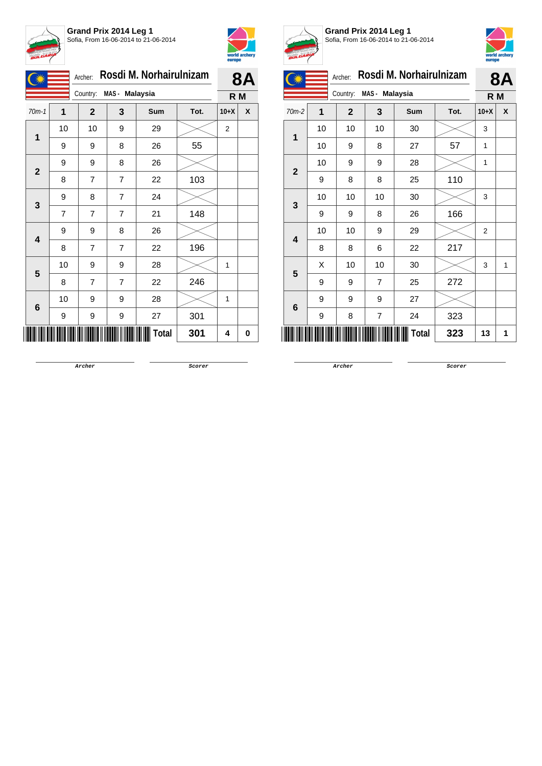## Grand Prix 2014 Leg 1
Sofia, From 16-06-2014 to 21-06-2014

Archer: **Rosdi M. Norhairulnizam** — **8A**

Country: **MAS - Malaysia** — **R M**

| 70m-1 | 1 | 2 | 3 | Sum | Tot. | 10+X | X |
|---|---|---|---|---|---|---|---|
| 1 | 10 | 10 | 9 | 29 | | 2 | |
| | 9 | 9 | 8 | 26 | 55 | | |
| 2 | 9 | 9 | 8 | 26 | | | |
| | 8 | 7 | 7 | 22 | 103 | | |
| 3 | 9 | 8 | 7 | 24 | | | |
| | 7 | 7 | 7 | 21 | 148 | | |
| 4 | 9 | 9 | 8 | 26 | | | |
| | 8 | 7 | 7 | 22 | 196 | | |
| 5 | 10 | 9 | 9 | 28 | | 1 | |
| | 8 | 7 | 7 | 22 | 246 | | |
| 6 | 10 | 9 | 9 | 28 | | 1 | |
| | 9 | 9 | 9 | 27 | 301 | | |
| | | | | **Total** | **301** | **4** | **0** |

Archer — Scorer

## Grand Prix 2014 Leg 1
Sofia, From 16-06-2014 to 21-06-2014

Archer: **Rosdi M. Norhairulnizam** — **8A**

Country: **MAS - Malaysia** — **R M**

| 70m-2 | 1 | 2 | 3 | Sum | Tot. | 10+X | X |
|---|---|---|---|---|---|---|---|
| 1 | 10 | 10 | 10 | 30 | | 3 | |
| | 10 | 9 | 8 | 27 | 57 | 1 | |
| 2 | 10 | 9 | 9 | 28 | | 1 | |
| | 9 | 8 | 8 | 25 | 110 | | |
| 3 | 10 | 10 | 10 | 30 | | 3 | |
| | 9 | 9 | 8 | 26 | 166 | | |
| 4 | 10 | 10 | 9 | 29 | | 2 | |
| | 8 | 8 | 6 | 22 | 217 | | |
| 5 | X | 10 | 10 | 30 | | 3 | 1 |
| | 9 | 9 | 7 | 25 | 272 | | |
| 6 | 9 | 9 | 9 | 27 | | | |
| | 9 | 8 | 7 | 24 | 323 | | |
| | | | | **Total** | **323** | **13** | **1** |

Archer — Scorer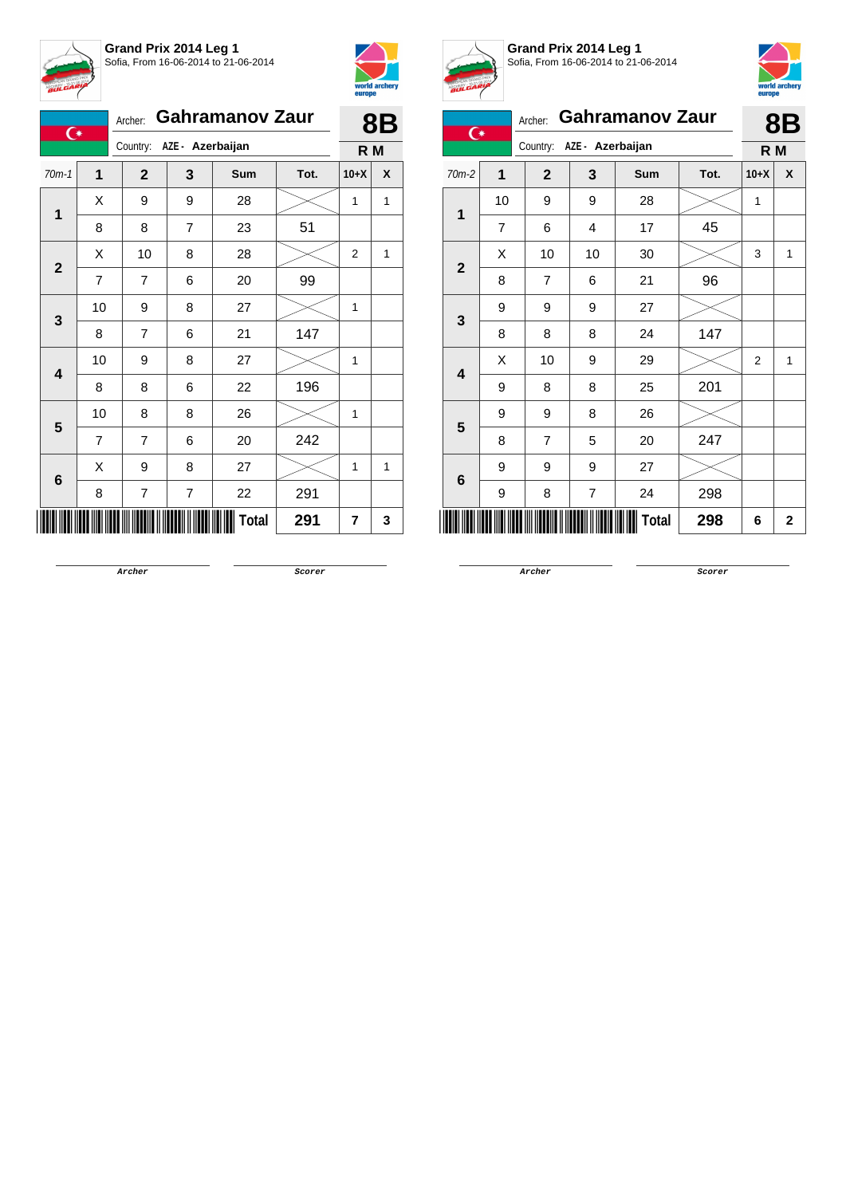## Grand Prix 2014 Leg 1
Sofia, From 16-06-2014 to 21-06-2014

Archer: **Gahramanov Zaur** — **8B**

Country: AZE - Azerbaijan — **R M**

| 70m-1 | 1 | 2 | 3 | Sum | Tot. | 10+X | X |
|---|---|---|---|---|---|---|---|
| 1 | X | 9 | 9 | 28 | | 1 | 1 |
| | 8 | 8 | 7 | 23 | 51 | | |
| 2 | X | 10 | 8 | 28 | | 2 | 1 |
| | 7 | 7 | 6 | 20 | 99 | | |
| 3 | 10 | 9 | 8 | 27 | | 1 | |
| | 8 | 7 | 6 | 21 | 147 | | |
| 4 | 10 | 9 | 8 | 27 | | 1 | |
| | 8 | 8 | 6 | 22 | 196 | | |
| 5 | 10 | 8 | 8 | 26 | | 1 | |
| | 7 | 7 | 6 | 20 | 242 | | |
| 6 | X | 9 | 8 | 27 | | 1 | 1 |
| | 8 | 7 | 7 | 22 | 291 | | |
| | | | | **Total** | **291** | **7** | **3** |

Archer &nbsp;&nbsp;&nbsp;&nbsp; Scorer

## Grand Prix 2014 Leg 1
Sofia, From 16-06-2014 to 21-06-2014

Archer: **Gahramanov Zaur** — **8B**

Country: AZE - Azerbaijan — **R M**

| 70m-2 | 1 | 2 | 3 | Sum | Tot. | 10+X | X |
|---|---|---|---|---|---|---|---|
| 1 | 10 | 9 | 9 | 28 | | 1 | |
| | 7 | 6 | 4 | 17 | 45 | | |
| 2 | X | 10 | 10 | 30 | | 3 | 1 |
| | 8 | 7 | 6 | 21 | 96 | | |
| 3 | 9 | 9 | 9 | 27 | | | |
| | 8 | 8 | 8 | 24 | 147 | | |
| 4 | X | 10 | 9 | 29 | | 2 | 1 |
| | 9 | 8 | 8 | 25 | 201 | | |
| 5 | 9 | 9 | 8 | 26 | | | |
| | 8 | 7 | 5 | 20 | 247 | | |
| 6 | 9 | 9 | 9 | 27 | | | |
| | 9 | 8 | 7 | 24 | 298 | | |
| | | | | **Total** | **298** | **6** | **2** |

Archer &nbsp;&nbsp;&nbsp;&nbsp; Scorer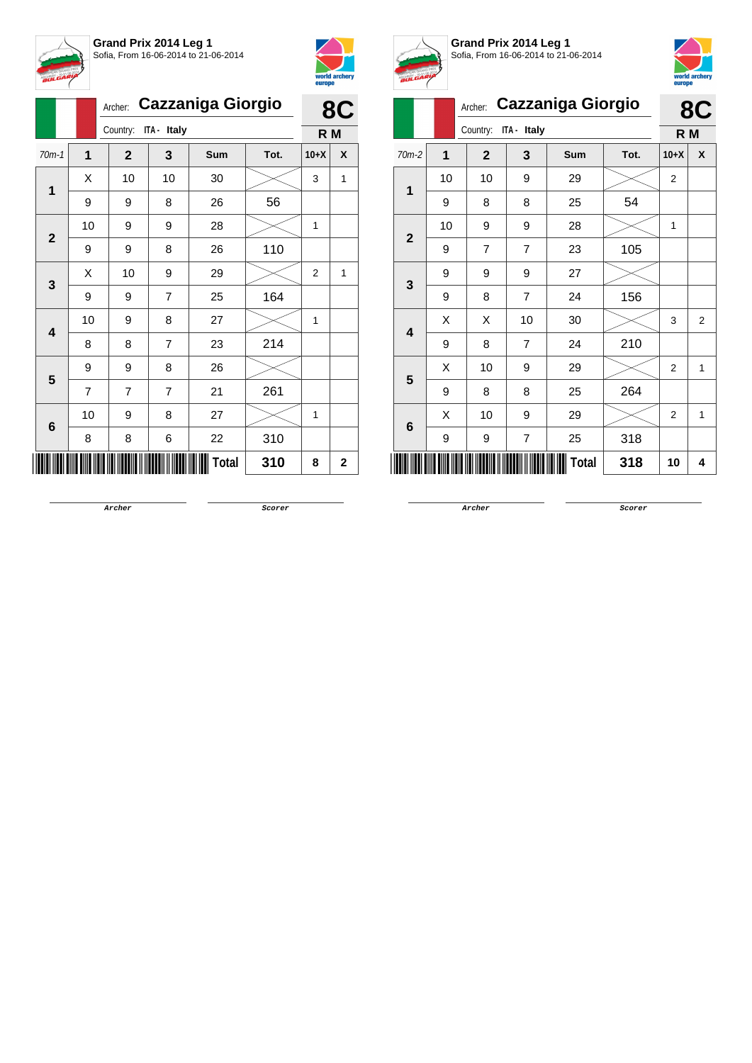**Grand Prix 2014 Leg 1**
Sofia, From 16-06-2014 to 21-06-2014

Archer: **Cazzaniga Giorgio**
Country: ITA - Italy

**8C**
**R M**

| 70m-1 | 1 | 2 | 3 | Sum | Tot. | 10+X | X |
|---|---|---|---|---|---|---|---|
| 1 | X | 10 | 10 | 30 | | 3 | 1 |
| | 9 | 9 | 8 | 26 | 56 | | |
| 2 | 10 | 9 | 9 | 28 | | 1 | |
| | 9 | 9 | 8 | 26 | 110 | | |
| 3 | X | 10 | 9 | 29 | | 2 | 1 |
| | 9 | 9 | 7 | 25 | 164 | | |
| 4 | 10 | 9 | 8 | 27 | | 1 | |
| | 8 | 8 | 7 | 23 | 214 | | |
| 5 | 9 | 9 | 8 | 26 | | | |
| | 7 | 7 | 7 | 21 | 261 | | |
| 6 | 10 | 9 | 8 | 27 | | 1 | |
| | 8 | 8 | 6 | 22 | 310 | | |
| | | | | **Total** | **310** | **8** | **2** |

Archer — Scorer

**Grand Prix 2014 Leg 1**
Sofia, From 16-06-2014 to 21-06-2014

Archer: **Cazzaniga Giorgio**
Country: ITA - Italy

**8C**
**R M**

| 70m-2 | 1 | 2 | 3 | Sum | Tot. | 10+X | X |
|---|---|---|---|---|---|---|---|
| 1 | 10 | 10 | 9 | 29 | | 2 | |
| | 9 | 8 | 8 | 25 | 54 | | |
| 2 | 10 | 9 | 9 | 28 | | 1 | |
| | 9 | 7 | 7 | 23 | 105 | | |
| 3 | 9 | 9 | 9 | 27 | | | |
| | 9 | 8 | 7 | 24 | 156 | | |
| 4 | X | X | 10 | 30 | | 3 | 2 |
| | 9 | 8 | 7 | 24 | 210 | | |
| 5 | X | 10 | 9 | 29 | | 2 | 1 |
| | 9 | 8 | 8 | 25 | 264 | | |
| 6 | X | 10 | 9 | 29 | | 2 | 1 |
| | 9 | 9 | 7 | 25 | 318 | | |
| | | | | **Total** | **318** | **10** | **4** |

Archer — Scorer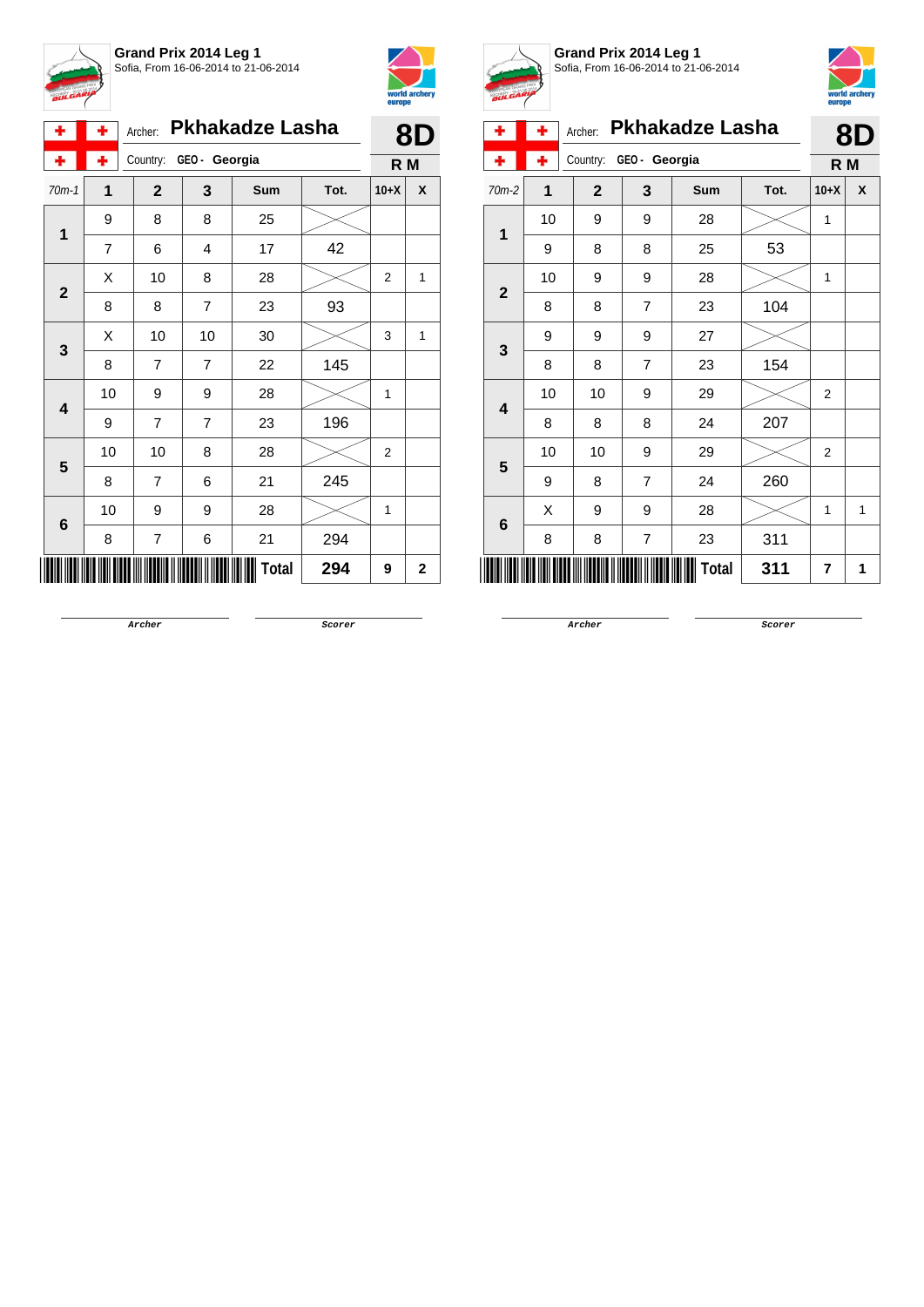## Grand Prix 2014 Leg 1

Sofia, From 16-06-2014 to 21-06-2014

Archer: **Pkhakadze Lasha**
Country: GEO - Georgia

**8D**
**R M**

| 70m-1 | 1 | 2 | 3 | Sum | Tot. | 10+X | X |
|---|---|---|---|---|---|---|---|
| 1 | 9 | 8 | 8 | 25 | | | |
| | 7 | 6 | 4 | 17 | 42 | | |
| 2 | X | 10 | 8 | 28 | | 2 | 1 |
| | 8 | 8 | 7 | 23 | 93 | | |
| 3 | X | 10 | 10 | 30 | | 3 | 1 |
| | 8 | 7 | 7 | 22 | 145 | | |
| 4 | 10 | 9 | 9 | 28 | | 1 | |
| | 9 | 7 | 7 | 23 | 196 | | |
| 5 | 10 | 10 | 8 | 28 | | 2 | |
| | 8 | 7 | 6 | 21 | 245 | | |
| 6 | 10 | 9 | 9 | 28 | | 1 | |
| | 8 | 7 | 6 | 21 | 294 | | |
| | | | | **Total** | **294** | **9** | **2** |

Archer — Scorer

## Grand Prix 2014 Leg 1

Sofia, From 16-06-2014 to 21-06-2014

Archer: **Pkhakadze Lasha**
Country: GEO - Georgia

**8D**
**R M**

| 70m-2 | 1 | 2 | 3 | Sum | Tot. | 10+X | X |
|---|---|---|---|---|---|---|---|
| 1 | 10 | 9 | 9 | 28 | | 1 | |
| | 9 | 8 | 8 | 25 | 53 | | |
| 2 | 10 | 9 | 9 | 28 | | 1 | |
| | 8 | 8 | 7 | 23 | 104 | | |
| 3 | 9 | 9 | 9 | 27 | | | |
| | 8 | 8 | 7 | 23 | 154 | | |
| 4 | 10 | 10 | 9 | 29 | | 2 | |
| | 8 | 8 | 8 | 24 | 207 | | |
| 5 | 10 | 10 | 9 | 29 | | 2 | |
| | 9 | 8 | 7 | 24 | 260 | | |
| 6 | X | 9 | 9 | 28 | | 1 | 1 |
| | 8 | 8 | 7 | 23 | 311 | | |
| | | | | **Total** | **311** | **7** | **1** |

Archer — Scorer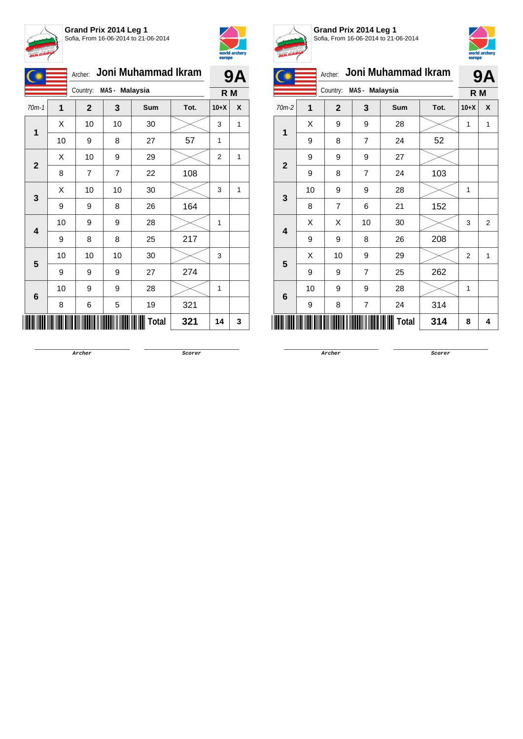**Grand Prix 2014 Leg 1**
Sofia, From 16-06-2014 to 21-06-2014

Archer: **Joni Muhammad Ikram** — **9A**
Country: **MAS - Malaysia** — **R M**

| 70m-1 | 1 | 2 | 3 | Sum | Tot. | 10+X | X |
|---|---|---|---|---|---|---|---|
| **1** | X | 10 | 10 | 30 | | 3 | 1 |
| | 10 | 9 | 8 | 27 | 57 | 1 | |
| **2** | X | 10 | 9 | 29 | | 2 | 1 |
| | 8 | 7 | 7 | 22 | 108 | | |
| **3** | X | 10 | 10 | 30 | | 3 | 1 |
| | 9 | 9 | 8 | 26 | 164 | | |
| **4** | 10 | 9 | 9 | 28 | | 1 | |
| | 9 | 8 | 8 | 25 | 217 | | |
| **5** | 10 | 10 | 10 | 30 | | 3 | |
| | 9 | 9 | 9 | 27 | 274 | | |
| **6** | 10 | 9 | 9 | 28 | | 1 | |
| | 8 | 6 | 5 | 19 | 321 | | |
| | | | | **Total** | **321** | **14** | **3** |

Archer — Scorer

**Grand Prix 2014 Leg 1**
Sofia, From 16-06-2014 to 21-06-2014

Archer: **Joni Muhammad Ikram** — **9A**
Country: **MAS - Malaysia** — **R M**

| 70m-2 | 1 | 2 | 3 | Sum | Tot. | 10+X | X |
|---|---|---|---|---|---|---|---|
| **1** | X | 9 | 9 | 28 | | 1 | 1 |
| | 9 | 8 | 7 | 24 | 52 | | |
| **2** | 9 | 9 | 9 | 27 | | | |
| | 9 | 8 | 7 | 24 | 103 | | |
| **3** | 10 | 9 | 9 | 28 | | 1 | |
| | 8 | 7 | 6 | 21 | 152 | | |
| **4** | X | X | 10 | 30 | | 3 | 2 |
| | 9 | 9 | 8 | 26 | 208 | | |
| **5** | X | 10 | 9 | 29 | | 2 | 1 |
| | 9 | 9 | 7 | 25 | 262 | | |
| **6** | 10 | 9 | 9 | 28 | | 1 | |
| | 9 | 8 | 7 | 24 | 314 | | |
| | | | | **Total** | **314** | **8** | **4** |

Archer — Scorer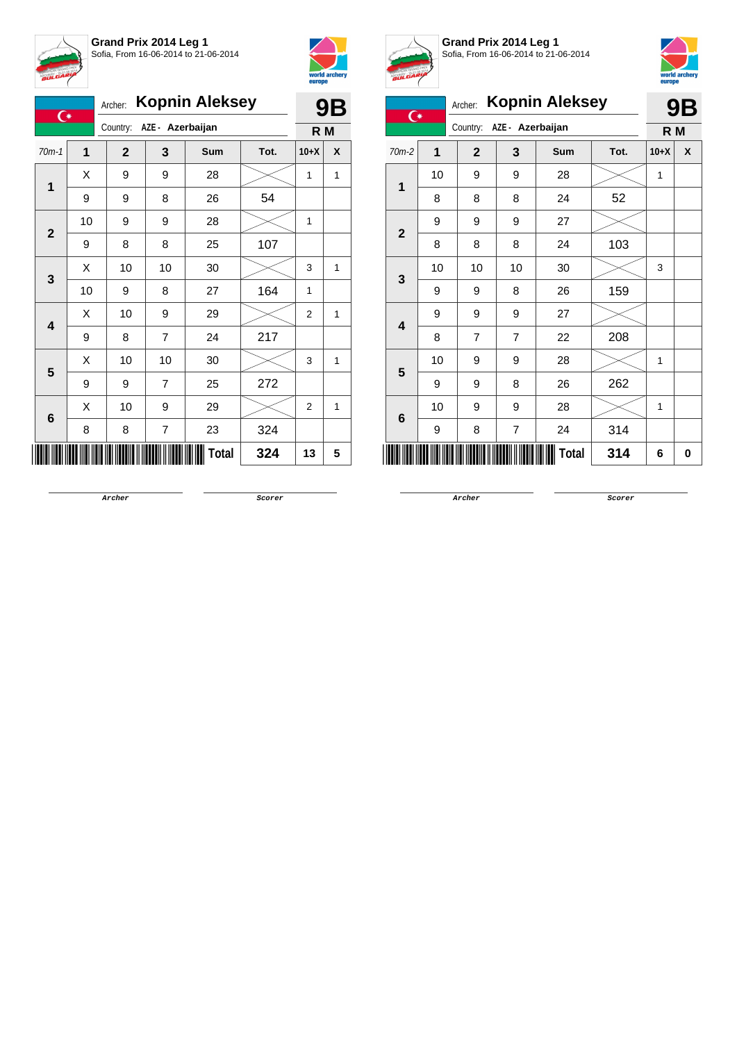**Grand Prix 2014 Leg 1**
Sofia, From 16-06-2014 to 21-06-2014

Archer: **Kopnin Aleksey** — **9B**

Country: **AZE - Azerbaijan** — **R M**

| 70m-1 | 1 | 2 | 3 | Sum | Tot. | 10+X | X |
|---|---|---|---|---|---|---|---|
| 1 | X | 9 | 9 | 28 | | 1 | 1 |
| | 9 | 9 | 8 | 26 | 54 | | |
| 2 | 10 | 9 | 9 | 28 | | 1 | |
| | 9 | 8 | 8 | 25 | 107 | | |
| 3 | X | 10 | 10 | 30 | | 3 | 1 |
| | 10 | 9 | 8 | 27 | 164 | 1 | |
| 4 | X | 10 | 9 | 29 | | 2 | 1 |
| | 9 | 8 | 7 | 24 | 217 | | |
| 5 | X | 10 | 10 | 30 | | 3 | 1 |
| | 9 | 9 | 7 | 25 | 272 | | |
| 6 | X | 10 | 9 | 29 | | 2 | 1 |
| | 8 | 8 | 7 | 23 | 324 | | |
| | | | | **Total** | **324** | **13** | **5** |

Archer — Scorer

**Grand Prix 2014 Leg 1**
Sofia, From 16-06-2014 to 21-06-2014

Archer: **Kopnin Aleksey** — **9B**

Country: **AZE - Azerbaijan** — **R M**

| 70m-2 | 1 | 2 | 3 | Sum | Tot. | 10+X | X |
|---|---|---|---|---|---|---|---|
| 1 | 10 | 9 | 9 | 28 | | 1 | |
| | 8 | 8 | 8 | 24 | 52 | | |
| 2 | 9 | 9 | 9 | 27 | | | |
| | 8 | 8 | 8 | 24 | 103 | | |
| 3 | 10 | 10 | 10 | 30 | | 3 | |
| | 9 | 9 | 8 | 26 | 159 | | |
| 4 | 9 | 9 | 9 | 27 | | | |
| | 8 | 7 | 7 | 22 | 208 | | |
| 5 | 10 | 9 | 9 | 28 | | 1 | |
| | 9 | 9 | 8 | 26 | 262 | | |
| 6 | 10 | 9 | 9 | 28 | | 1 | |
| | 9 | 8 | 7 | 24 | 314 | | |
| | | | | **Total** | **314** | **6** | **0** |

Archer — Scorer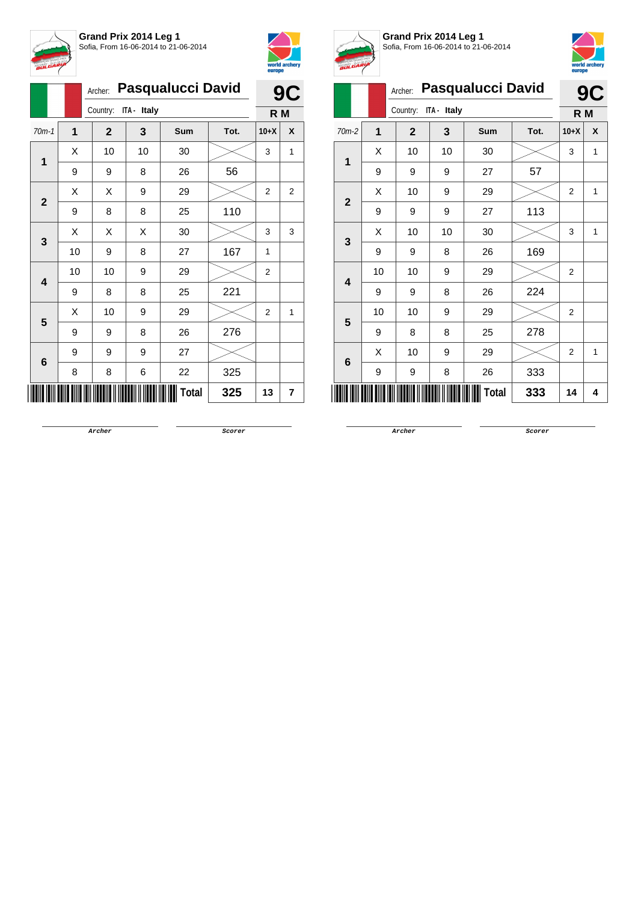**Grand Prix 2014 Leg 1**
Sofia, From 16-06-2014 to 21-06-2014

Archer: **Pasqualucci David** — **9C**
Country: ITA - Italy — **R M**

| 70m-1 | 1 | 2 | 3 | Sum | Tot. | 10+X | X |
|---|---|---|---|---|---|---|---|
| 1 | X | 10 | 10 | 30 | | 3 | 1 |
| | 9 | 9 | 8 | 26 | 56 | | |
| 2 | X | X | 9 | 29 | | 2 | 2 |
| | 9 | 8 | 8 | 25 | 110 | | |
| 3 | X | X | X | 30 | | 3 | 3 |
| | 10 | 9 | 8 | 27 | 167 | 1 | |
| 4 | 10 | 10 | 9 | 29 | | 2 | |
| | 9 | 8 | 8 | 25 | 221 | | |
| 5 | X | 10 | 9 | 29 | | 2 | 1 |
| | 9 | 9 | 8 | 26 | 276 | | |
| 6 | 9 | 9 | 9 | 27 | | | |
| | 8 | 8 | 6 | 22 | 325 | | |
| | | | | **Total** | **325** | **13** | **7** |

Archer — Scorer

**Grand Prix 2014 Leg 1**
Sofia, From 16-06-2014 to 21-06-2014

Archer: **Pasqualucci David** — **9C**
Country: ITA - Italy — **R M**

| 70m-2 | 1 | 2 | 3 | Sum | Tot. | 10+X | X |
|---|---|---|---|---|---|---|---|
| 1 | X | 10 | 10 | 30 | | 3 | 1 |
| | 9 | 9 | 9 | 27 | 57 | | |
| 2 | X | 10 | 9 | 29 | | 2 | 1 |
| | 9 | 9 | 9 | 27 | 113 | | |
| 3 | X | 10 | 10 | 30 | | 3 | 1 |
| | 9 | 9 | 8 | 26 | 169 | | |
| 4 | 10 | 10 | 9 | 29 | | 2 | |
| | 9 | 9 | 8 | 26 | 224 | | |
| 5 | 10 | 10 | 9 | 29 | | 2 | |
| | 9 | 8 | 8 | 25 | 278 | | |
| 6 | X | 10 | 9 | 29 | | 2 | 1 |
| | 9 | 9 | 8 | 26 | 333 | | |
| | | | | **Total** | **333** | **14** | **4** |

Archer — Scorer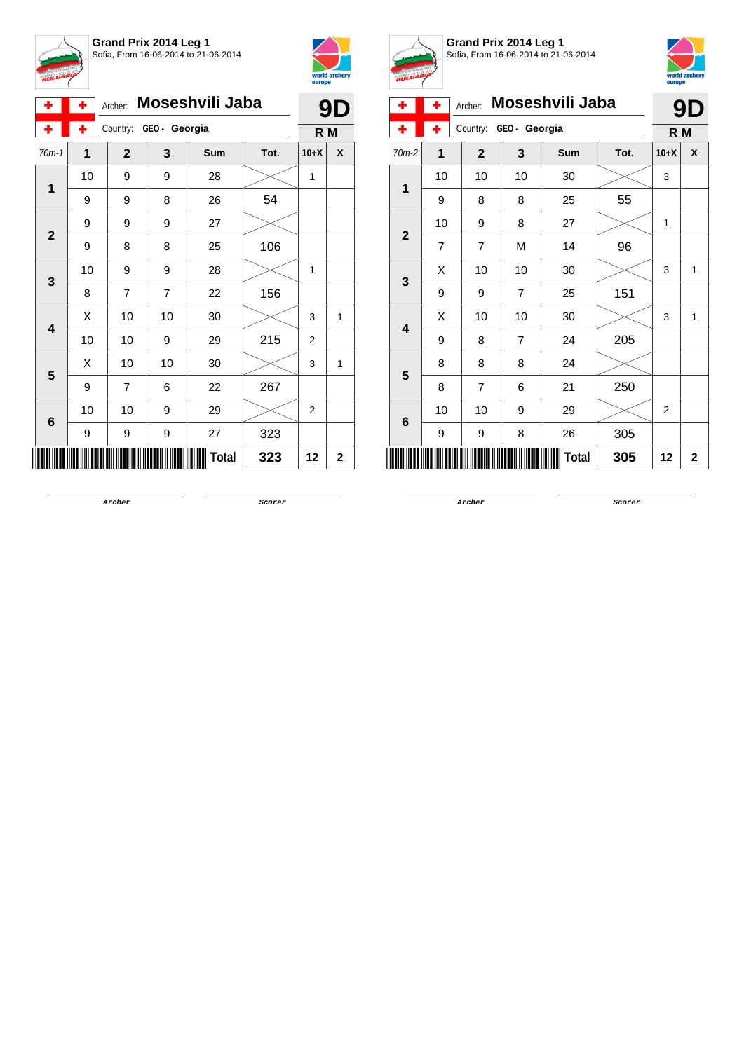**Grand Prix 2014 Leg 1**
Sofia, From 16-06-2014 to 21-06-2014

Archer: **Moseshvili Jaba** — **9D**

Country: GEO - Georgia — **R M**

| 70m-1 | 1 | 2 | 3 | Sum | Tot. | 10+X | X |
|---|---|---|---|---|---|---|---|
| 1 | 10 | 9 | 9 | 28 | | 1 | |
| | 9 | 9 | 8 | 26 | 54 | | |
| 2 | 9 | 9 | 9 | 27 | | | |
| | 9 | 8 | 8 | 25 | 106 | | |
| 3 | 10 | 9 | 9 | 28 | | 1 | |
| | 8 | 7 | 7 | 22 | 156 | | |
| 4 | X | 10 | 10 | 30 | | 3 | 1 |
| | 10 | 10 | 9 | 29 | 215 | 2 | |
| 5 | X | 10 | 10 | 30 | | 3 | 1 |
| | 9 | 7 | 6 | 22 | 267 | | |
| 6 | 10 | 10 | 9 | 29 | | 2 | |
| | 9 | 9 | 9 | 27 | 323 | | |
| | | | | Total | 323 | 12 | 2 |

Archer &nbsp;&nbsp;&nbsp;&nbsp; Scorer

**Grand Prix 2014 Leg 1**
Sofia, From 16-06-2014 to 21-06-2014

Archer: **Moseshvili Jaba** — **9D**

Country: GEO - Georgia — **R M**

| 70m-2 | 1 | 2 | 3 | Sum | Tot. | 10+X | X |
|---|---|---|---|---|---|---|---|
| 1 | 10 | 10 | 10 | 30 | | 3 | |
| | 9 | 8 | 8 | 25 | 55 | | |
| 2 | 10 | 9 | 8 | 27 | | 1 | |
| | 7 | 7 | M | 14 | 96 | | |
| 3 | X | 10 | 10 | 30 | | 3 | 1 |
| | 9 | 9 | 7 | 25 | 151 | | |
| 4 | X | 10 | 10 | 30 | | 3 | 1 |
| | 9 | 8 | 7 | 24 | 205 | | |
| 5 | 8 | 8 | 8 | 24 | | | |
| | 8 | 7 | 6 | 21 | 250 | | |
| 6 | 10 | 10 | 9 | 29 | | 2 | |
| | 9 | 9 | 8 | 26 | 305 | | |
| | | | | Total | 305 | 12 | 2 |

Archer &nbsp;&nbsp;&nbsp;&nbsp; Scorer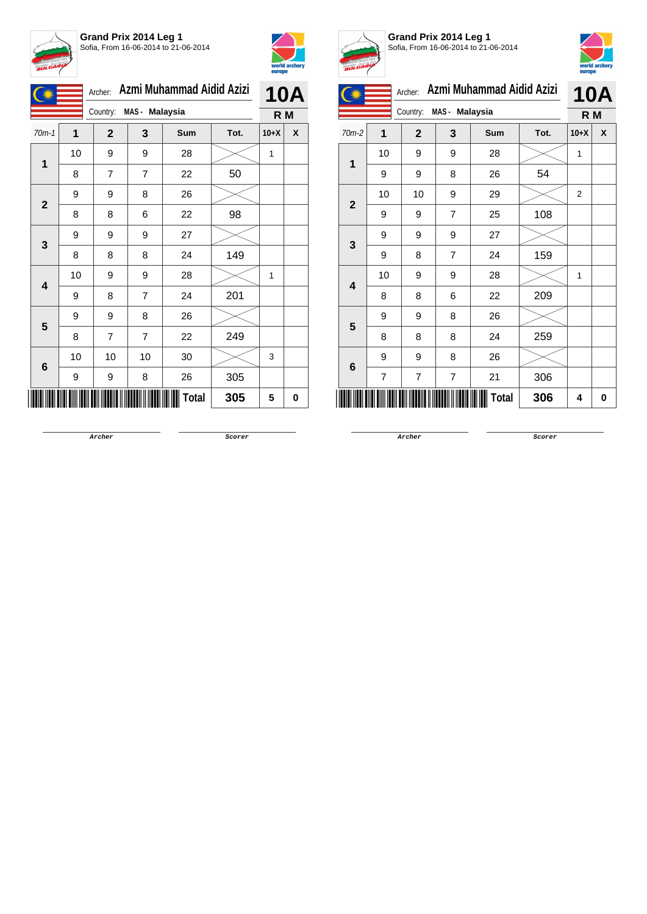**Grand Prix 2014 Leg 1**
Sofia, From 16-06-2014 to 21-06-2014

Archer: **Azmi Muhammad Aidid Azizi**
Country: **MAS - Malaysia**

**10A**
**R M**

| 70m-1 | 1 | 2 | 3 | Sum | Tot. | 10+X | X |
|---|---|---|---|---|---|---|---|
| 1 | 10 | 9 | 9 | 28 | | 1 | |
| | 8 | 7 | 7 | 22 | 50 | | |
| 2 | 9 | 9 | 8 | 26 | | | |
| | 8 | 8 | 6 | 22 | 98 | | |
| 3 | 9 | 9 | 9 | 27 | | | |
| | 8 | 8 | 8 | 24 | 149 | | |
| 4 | 10 | 9 | 9 | 28 | | 1 | |
| | 9 | 8 | 7 | 24 | 201 | | |
| 5 | 9 | 9 | 8 | 26 | | | |
| | 8 | 7 | 7 | 22 | 249 | | |
| 6 | 10 | 10 | 10 | 30 | | 3 | |
| | 9 | 9 | 8 | 26 | 305 | | |
| | | | | **Total** | **305** | **5** | **0** |

Archer &nbsp;&nbsp;&nbsp;&nbsp; Scorer

**Grand Prix 2014 Leg 1**
Sofia, From 16-06-2014 to 21-06-2014

Archer: **Azmi Muhammad Aidid Azizi**
Country: **MAS - Malaysia**

**10A**
**R M**

| 70m-2 | 1 | 2 | 3 | Sum | Tot. | 10+X | X |
|---|---|---|---|---|---|---|---|
| 1 | 10 | 9 | 9 | 28 | | 1 | |
| | 9 | 9 | 8 | 26 | 54 | | |
| 2 | 10 | 10 | 9 | 29 | | 2 | |
| | 9 | 9 | 7 | 25 | 108 | | |
| 3 | 9 | 9 | 9 | 27 | | | |
| | 9 | 8 | 7 | 24 | 159 | | |
| 4 | 10 | 9 | 9 | 28 | | 1 | |
| | 8 | 8 | 6 | 22 | 209 | | |
| 5 | 9 | 9 | 8 | 26 | | | |
| | 8 | 8 | 8 | 24 | 259 | | |
| 6 | 9 | 9 | 8 | 26 | | | |
| | 7 | 7 | 7 | 21 | 306 | | |
| | | | | **Total** | **306** | **4** | **0** |

Archer &nbsp;&nbsp;&nbsp;&nbsp; Scorer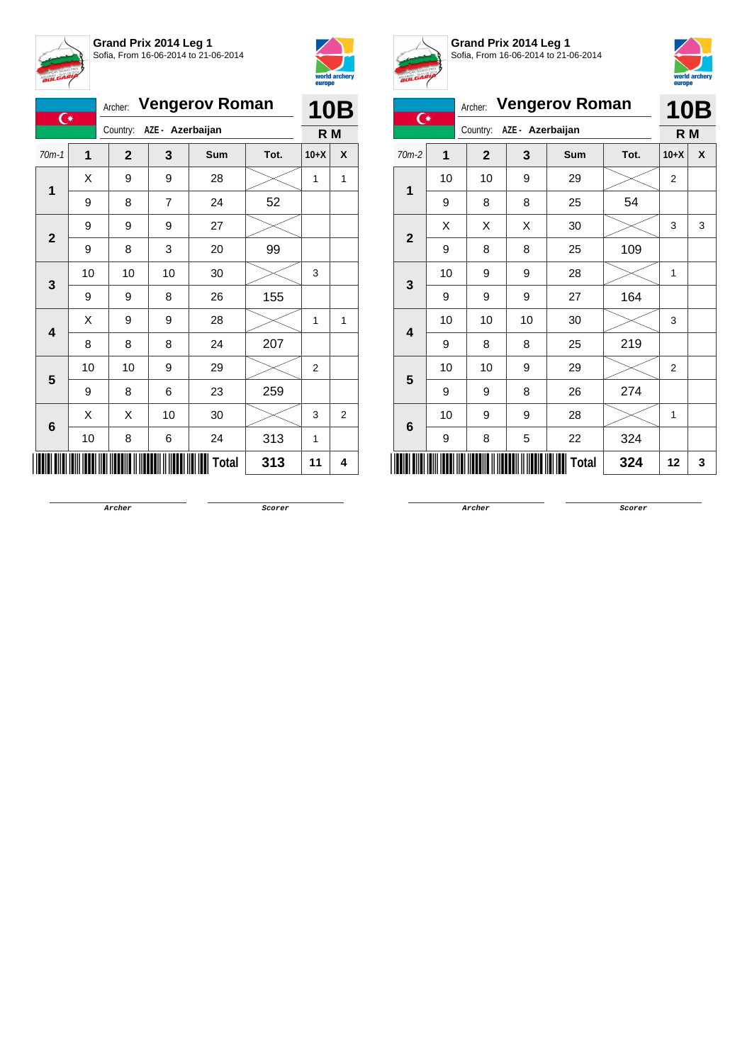**Grand Prix 2014 Leg 1**
Sofia, From 16-06-2014 to 21-06-2014

Archer: **Vengerov Roman**
Country: **AZE - Azerbaijan**

**10B**
**R M**

| 70m-1 | 1 | 2 | 3 | Sum | Tot. | 10+X | X |
|---|---|---|---|---|---|---|---|
| 1 | X | 9 | 9 | 28 | | 1 | 1 |
| | 9 | 8 | 7 | 24 | 52 | | |
| 2 | 9 | 9 | 9 | 27 | | | |
| | 9 | 8 | 3 | 20 | 99 | | |
| 3 | 10 | 10 | 10 | 30 | | 3 | |
| | 9 | 9 | 8 | 26 | 155 | | |
| 4 | X | 9 | 9 | 28 | | 1 | 1 |
| | 8 | 8 | 8 | 24 | 207 | | |
| 5 | 10 | 10 | 9 | 29 | | 2 | |
| | 9 | 8 | 6 | 23 | 259 | | |
| 6 | X | X | 10 | 30 | | 3 | 2 |
| | 10 | 8 | 6 | 24 | 313 | 1 | |
| | | | | **Total** | **313** | **11** | **4** |

Archer &nbsp;&nbsp;&nbsp;&nbsp; Scorer

**Grand Prix 2014 Leg 1**
Sofia, From 16-06-2014 to 21-06-2014

Archer: **Vengerov Roman**
Country: **AZE - Azerbaijan**

**10B**
**R M**

| 70m-2 | 1 | 2 | 3 | Sum | Tot. | 10+X | X |
|---|---|---|---|---|---|---|---|
| 1 | 10 | 10 | 9 | 29 | | 2 | |
| | 9 | 8 | 8 | 25 | 54 | | |
| 2 | X | X | X | 30 | | 3 | 3 |
| | 9 | 8 | 8 | 25 | 109 | | |
| 3 | 10 | 9 | 9 | 28 | | 1 | |
| | 9 | 9 | 9 | 27 | 164 | | |
| 4 | 10 | 10 | 10 | 30 | | 3 | |
| | 9 | 8 | 8 | 25 | 219 | | |
| 5 | 10 | 10 | 9 | 29 | | 2 | |
| | 9 | 9 | 8 | 26 | 274 | | |
| 6 | 10 | 9 | 9 | 28 | | 1 | |
| | 9 | 8 | 5 | 22 | 324 | | |
| | | | | **Total** | **324** | **12** | **3** |

Archer &nbsp;&nbsp;&nbsp;&nbsp; Scorer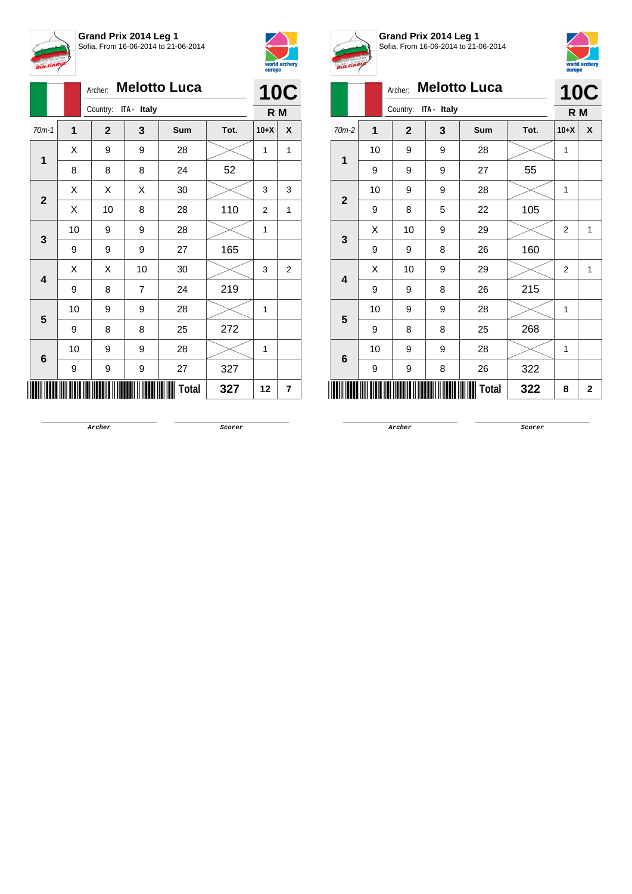**Grand Prix 2014 Leg 1**
Sofia, From 16-06-2014 to 21-06-2014

Archer: **Melotto Luca**
Country: ITA - Italy

**10C**
**R M**

| 70m-1 | 1 | 2 | 3 | Sum | Tot. | 10+X | X |
|---|---|---|---|---|---|---|---|
| 1 | X | 9 | 9 | 28 | | 1 | 1 |
| | 8 | 8 | 8 | 24 | 52 | | |
| 2 | X | X | X | 30 | | 3 | 3 |
| | X | 10 | 8 | 28 | 110 | 2 | 1 |
| 3 | 10 | 9 | 9 | 28 | | 1 | |
| | 9 | 9 | 9 | 27 | 165 | | |
| 4 | X | X | 10 | 30 | | 3 | 2 |
| | 9 | 8 | 7 | 24 | 219 | | |
| 5 | 10 | 9 | 9 | 28 | | 1 | |
| | 9 | 8 | 8 | 25 | 272 | | |
| 6 | 10 | 9 | 9 | 28 | | 1 | |
| | 9 | 9 | 9 | 27 | 327 | | |
| | | | | **Total** | **327** | **12** | **7** |

Archer

Scorer

**Grand Prix 2014 Leg 1**
Sofia, From 16-06-2014 to 21-06-2014

Archer: **Melotto Luca**
Country: ITA - Italy

**10C**
**R M**

| 70m-2 | 1 | 2 | 3 | Sum | Tot. | 10+X | X |
|---|---|---|---|---|---|---|---|
| 1 | 10 | 9 | 9 | 28 | | 1 | |
| | 9 | 9 | 9 | 27 | 55 | | |
| 2 | 10 | 9 | 9 | 28 | | 1 | |
| | 9 | 8 | 5 | 22 | 105 | | |
| 3 | X | 10 | 9 | 29 | | 2 | 1 |
| | 9 | 9 | 8 | 26 | 160 | | |
| 4 | X | 10 | 9 | 29 | | 2 | 1 |
| | 9 | 9 | 8 | 26 | 215 | | |
| 5 | 10 | 9 | 9 | 28 | | 1 | |
| | 9 | 8 | 8 | 25 | 268 | | |
| 6 | 10 | 9 | 9 | 28 | | 1 | |
| | 9 | 9 | 8 | 26 | 322 | | |
| | | | | **Total** | **322** | **8** | **2** |

Archer

Scorer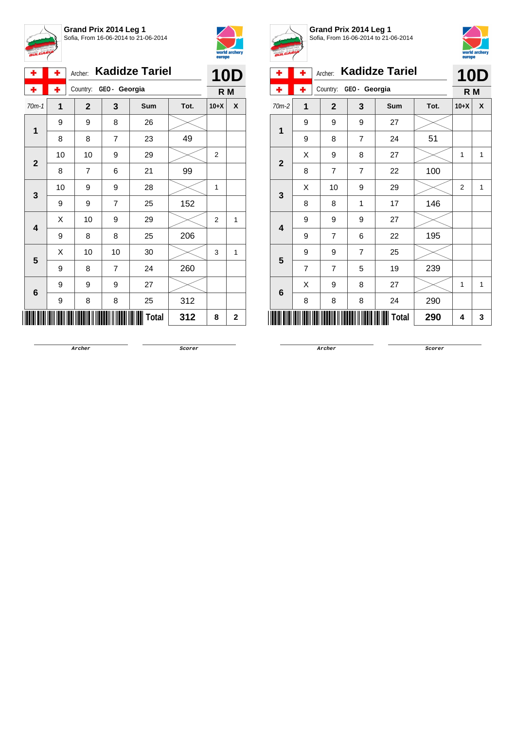## Grand Prix 2014 Leg 1

Sofia, From 16-06-2014 to 21-06-2014

Archer: **Kadidze Tariel** — **10D**

Country: **GEO - Georgia** — **R M**

| 70m-1 | 1 | 2 | 3 | Sum | Tot. | 10+X | X |
|---|---|---|---|---|---|---|---|
| 1 | 9 | 9 | 8 | 26 | | | |
| | 8 | 8 | 7 | 23 | 49 | | |
| 2 | 10 | 10 | 9 | 29 | | 2 | |
| | 8 | 7 | 6 | 21 | 99 | | |
| 3 | 10 | 9 | 9 | 28 | | 1 | |
| | 9 | 9 | 7 | 25 | 152 | | |
| 4 | X | 10 | 9 | 29 | | 2 | 1 |
| | 9 | 8 | 8 | 25 | 206 | | |
| 5 | X | 10 | 10 | 30 | | 3 | 1 |
| | 9 | 8 | 7 | 24 | 260 | | |
| 6 | 9 | 9 | 9 | 27 | | | |
| | 9 | 8 | 8 | 25 | 312 | | |
| | | | | **Total** | **312** | **8** | **2** |

Archer — Scorer

## Grand Prix 2014 Leg 1

Sofia, From 16-06-2014 to 21-06-2014

Archer: **Kadidze Tariel** — **10D**

Country: **GEO - Georgia** — **R M**

| 70m-2 | 1 | 2 | 3 | Sum | Tot. | 10+X | X |
|---|---|---|---|---|---|---|---|
| 1 | 9 | 9 | 9 | 27 | | | |
| | 9 | 8 | 7 | 24 | 51 | | |
| 2 | X | 9 | 8 | 27 | | 1 | 1 |
| | 8 | 7 | 7 | 22 | 100 | | |
| 3 | X | 10 | 9 | 29 | | 2 | 1 |
| | 8 | 8 | 1 | 17 | 146 | | |
| 4 | 9 | 9 | 9 | 27 | | | |
| | 9 | 7 | 6 | 22 | 195 | | |
| 5 | 9 | 9 | 7 | 25 | | | |
| | 7 | 7 | 5 | 19 | 239 | | |
| 6 | X | 9 | 8 | 27 | | 1 | 1 |
| | 8 | 8 | 8 | 24 | 290 | | |
| | | | | **Total** | **290** | **4** | **3** |

Archer — Scorer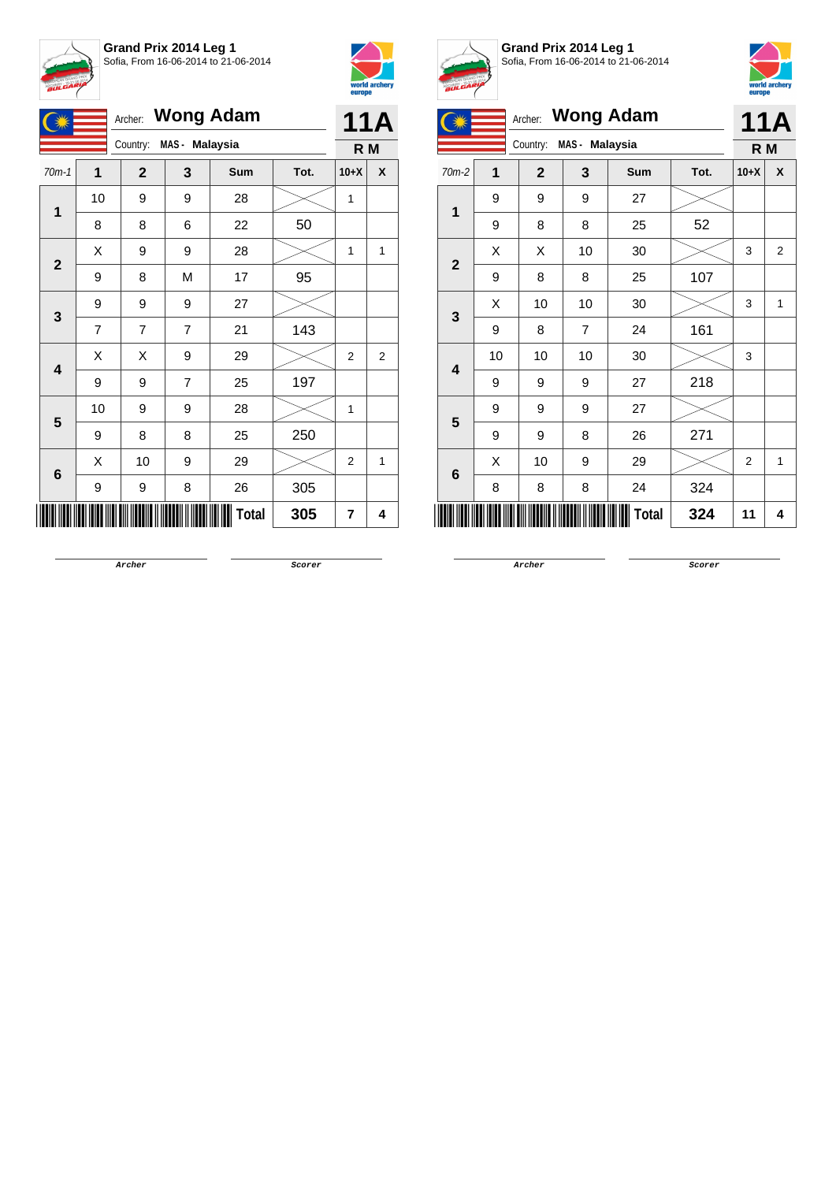**Grand Prix 2014 Leg 1**
Sofia, From 16-06-2014 to 21-06-2014

Archer: **Wong Adam**
Country: MAS - Malaysia

**11A**
**R M**

| 70m-1 | 1 | 2 | 3 | Sum | Tot. | 10+X | X |
|---|---|---|---|---|---|---|---|
| 1 | 10 | 9 | 9 | 28 | | 1 | |
| | 8 | 8 | 6 | 22 | 50 | | |
| 2 | X | 9 | 9 | 28 | | 1 | 1 |
| | 9 | 8 | M | 17 | 95 | | |
| 3 | 9 | 9 | 9 | 27 | | | |
| | 7 | 7 | 7 | 21 | 143 | | |
| 4 | X | X | 9 | 29 | | 2 | 2 |
| | 9 | 9 | 7 | 25 | 197 | | |
| 5 | 10 | 9 | 9 | 28 | | 1 | |
| | 9 | 8 | 8 | 25 | 250 | | |
| 6 | X | 10 | 9 | 29 | | 2 | 1 |
| | 9 | 9 | 8 | 26 | 305 | | |
| | | | | Total | 305 | 7 | 4 |

Archer Scorer

**Grand Prix 2014 Leg 1**
Sofia, From 16-06-2014 to 21-06-2014

Archer: **Wong Adam**
Country: MAS - Malaysia

**11A**
**R M**

| 70m-2 | 1 | 2 | 3 | Sum | Tot. | 10+X | X |
|---|---|---|---|---|---|---|---|
| 1 | 9 | 9 | 9 | 27 | | | |
| | 9 | 8 | 8 | 25 | 52 | | |
| 2 | X | X | 10 | 30 | | 3 | 2 |
| | 9 | 8 | 8 | 25 | 107 | | |
| 3 | X | 10 | 10 | 30 | | 3 | 1 |
| | 9 | 8 | 7 | 24 | 161 | | |
| 4 | 10 | 10 | 10 | 30 | | 3 | |
| | 9 | 9 | 9 | 27 | 218 | | |
| 5 | 9 | 9 | 9 | 27 | | | |
| | 9 | 9 | 8 | 26 | 271 | | |
| 6 | X | 10 | 9 | 29 | | 2 | 1 |
| | 8 | 8 | 8 | 24 | 324 | | |
| | | | | Total | 324 | 11 | 4 |

Archer Scorer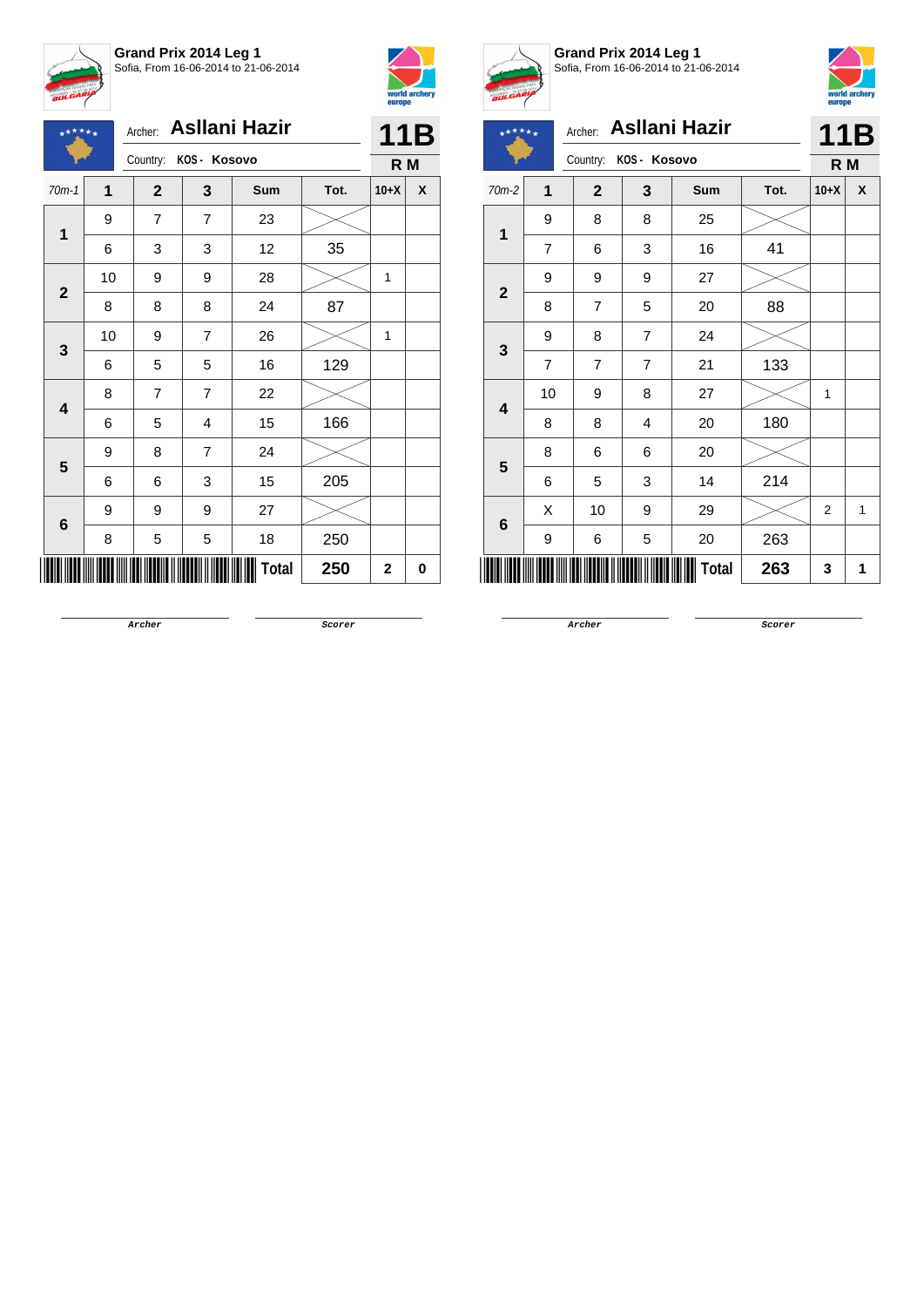## Grand Prix 2014 Leg 1

Sofia, From 16-06-2014 to 21-06-2014

Archer: **Asllani Hazir**

Country: KOS - Kosovo

**11B** R M

| 70m-1 | 1 | 2 | 3 | Sum | Tot. | 10+X | X |
|---|---|---|---|---|---|---|---|
| 1 | 9 | 7 | 7 | 23 | | | |
| | 6 | 3 | 3 | 12 | 35 | | |
| 2 | 10 | 9 | 9 | 28 | | 1 | |
| | 8 | 8 | 8 | 24 | 87 | | |
| 3 | 10 | 9 | 7 | 26 | | 1 | |
| | 6 | 5 | 5 | 16 | 129 | | |
| 4 | 8 | 7 | 7 | 22 | | | |
| | 6 | 5 | 4 | 15 | 166 | | |
| 5 | 9 | 8 | 7 | 24 | | | |
| | 6 | 6 | 3 | 15 | 205 | | |
| 6 | 9 | 9 | 9 | 27 | | | |
| | 8 | 5 | 5 | 18 | 250 | | |
| | | | | **Total** | **250** | **2** | **0** |

Archer Scorer

## Grand Prix 2014 Leg 1

Sofia, From 16-06-2014 to 21-06-2014

Archer: **Asllani Hazir**

Country: KOS - Kosovo

**11B** R M

| 70m-2 | 1 | 2 | 3 | Sum | Tot. | 10+X | X |
|---|---|---|---|---|---|---|---|
| 1 | 9 | 8 | 8 | 25 | | | |
| | 7 | 6 | 3 | 16 | 41 | | |
| 2 | 9 | 9 | 9 | 27 | | | |
| | 8 | 7 | 5 | 20 | 88 | | |
| 3 | 9 | 8 | 7 | 24 | | | |
| | 7 | 7 | 7 | 21 | 133 | | |
| 4 | 10 | 9 | 8 | 27 | | 1 | |
| | 8 | 8 | 4 | 20 | 180 | | |
| 5 | 8 | 6 | 6 | 20 | | | |
| | 6 | 5 | 3 | 14 | 214 | | |
| 6 | X | 10 | 9 | 29 | | 2 | 1 |
| | 9 | 6 | 5 | 20 | 263 | | |
| | | | | **Total** | **263** | **3** | **1** |

Archer Scorer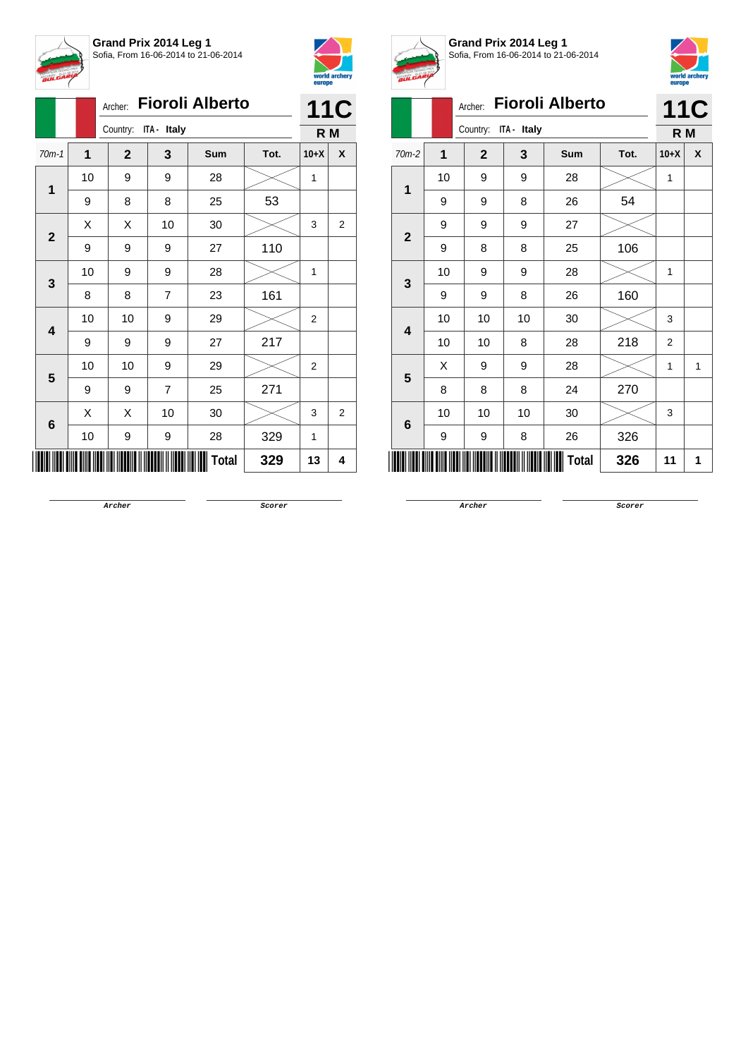**Grand Prix 2014 Leg 1**
Sofia, From 16-06-2014 to 21-06-2014

Archer: **Fioroli Alberto**
Country: ITA - Italy

**11C**
**R M**

| 70m-1 | 1 | 2 | 3 | Sum | Tot. | 10+X | X |
|---|---|---|---|---|---|---|---|
| 1 | 10 | 9 | 9 | 28 | | 1 | |
| | 9 | 8 | 8 | 25 | 53 | | |
| 2 | X | X | 10 | 30 | | 3 | 2 |
| | 9 | 9 | 9 | 27 | 110 | | |
| 3 | 10 | 9 | 9 | 28 | | 1 | |
| | 8 | 8 | 7 | 23 | 161 | | |
| 4 | 10 | 10 | 9 | 29 | | 2 | |
| | 9 | 9 | 9 | 27 | 217 | | |
| 5 | 10 | 10 | 9 | 29 | | 2 | |
| | 9 | 9 | 7 | 25 | 271 | | |
| 6 | X | X | 10 | 30 | | 3 | 2 |
| | 10 | 9 | 9 | 28 | 329 | 1 | |
| | | | | **Total** | **329** | **13** | **4** |

Archer Scorer

**Grand Prix 2014 Leg 1**
Sofia, From 16-06-2014 to 21-06-2014

Archer: **Fioroli Alberto**
Country: ITA - Italy

**11C**
**R M**

| 70m-2 | 1 | 2 | 3 | Sum | Tot. | 10+X | X |
|---|---|---|---|---|---|---|---|
| 1 | 10 | 9 | 9 | 28 | | 1 | |
| | 9 | 9 | 8 | 26 | 54 | | |
| 2 | 9 | 9 | 9 | 27 | | | |
| | 9 | 8 | 8 | 25 | 106 | | |
| 3 | 10 | 9 | 9 | 28 | | 1 | |
| | 9 | 9 | 8 | 26 | 160 | | |
| 4 | 10 | 10 | 10 | 30 | | 3 | |
| | 10 | 10 | 8 | 28 | 218 | 2 | |
| 5 | X | 9 | 9 | 28 | | 1 | 1 |
| | 8 | 8 | 8 | 24 | 270 | | |
| 6 | 10 | 10 | 10 | 30 | | 3 | |
| | 9 | 9 | 8 | 26 | 326 | | |
| | | | | **Total** | **326** | **11** | **1** |

Archer Scorer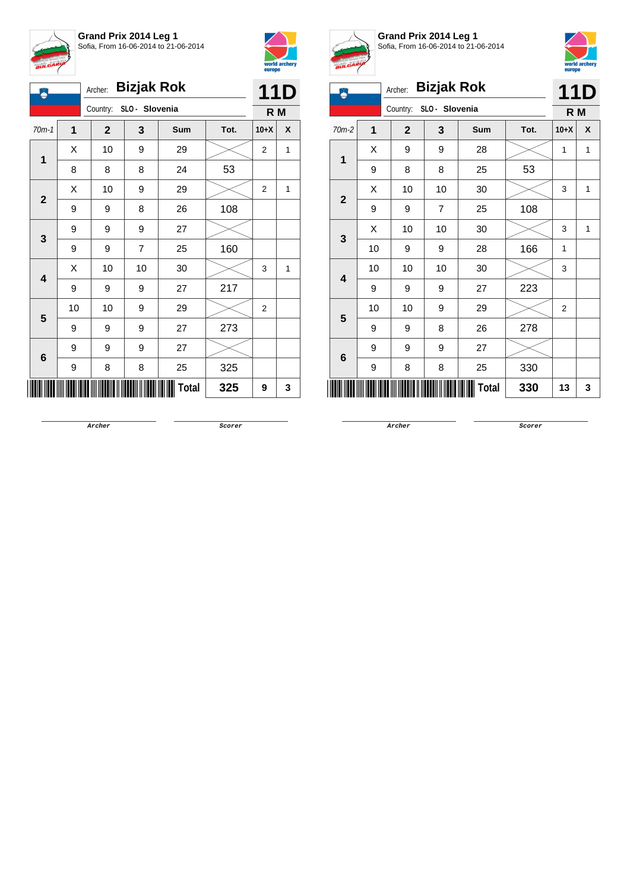**Grand Prix 2014 Leg 1**
Sofia, From 16-06-2014 to 21-06-2014

Archer: **Bizjak Rok**
Country: SLO - Slovenia

**11D**
**R M**

| 70m-1 | 1 | 2 | 3 | Sum | Tot. | 10+X | X |
|---|---|---|---|---|---|---|---|
| 1 | X | 10 | 9 | 29 | | 2 | 1 |
| | 8 | 8 | 8 | 24 | 53 | | |
| 2 | X | 10 | 9 | 29 | | 2 | 1 |
| | 9 | 9 | 8 | 26 | 108 | | |
| 3 | 9 | 9 | 9 | 27 | | | |
| | 9 | 9 | 7 | 25 | 160 | | |
| 4 | X | 10 | 10 | 30 | | 3 | 1 |
| | 9 | 9 | 9 | 27 | 217 | | |
| 5 | 10 | 10 | 9 | 29 | | 2 | |
| | 9 | 9 | 9 | 27 | 273 | | |
| 6 | 9 | 9 | 9 | 27 | | | |
| | 9 | 8 | 8 | 25 | 325 | | |
| | | | | **Total** | **325** | **9** | **3** |

Archer                Scorer

**Grand Prix 2014 Leg 1**
Sofia, From 16-06-2014 to 21-06-2014

Archer: **Bizjak Rok**
Country: SLO - Slovenia

**11D**
**R M**

| 70m-2 | 1 | 2 | 3 | Sum | Tot. | 10+X | X |
|---|---|---|---|---|---|---|---|
| 1 | X | 9 | 9 | 28 | | 1 | 1 |
| | 9 | 8 | 8 | 25 | 53 | | |
| 2 | X | 10 | 10 | 30 | | 3 | 1 |
| | 9 | 9 | 7 | 25 | 108 | | |
| 3 | X | 10 | 10 | 30 | | 3 | 1 |
| | 10 | 9 | 9 | 28 | 166 | 1 | |
| 4 | 10 | 10 | 10 | 30 | | 3 | |
| | 9 | 9 | 9 | 27 | 223 | | |
| 5 | 10 | 10 | 9 | 29 | | 2 | |
| | 9 | 9 | 8 | 26 | 278 | | |
| 6 | 9 | 9 | 9 | 27 | | | |
| | 9 | 8 | 8 | 25 | 330 | | |
| | | | | **Total** | **330** | **13** | **3** |

Archer                Scorer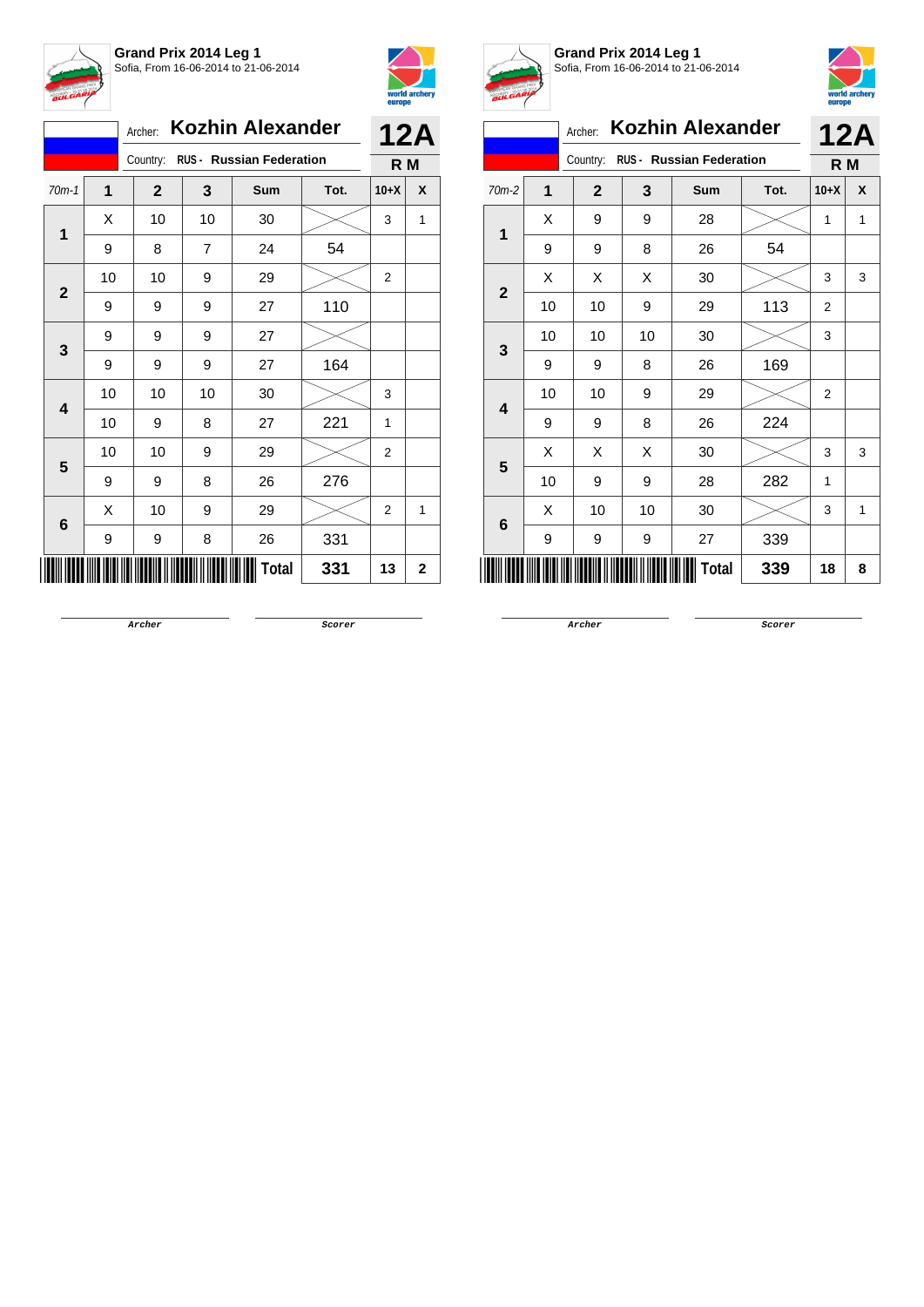## Grand Prix 2014 Leg 1

Sofia, From 16-06-2014 to 21-06-2014

Archer: **Kozhin Alexander**

Country: **RUS - Russian Federation**

**12A**

**R M**

| 70m-1 | 1 | 2 | 3 | Sum | Tot. | 10+X | X |
|---|---|---|---|---|---|---|---|
| 1 | X | 10 | 10 | 30 | | 3 | 1 |
| | 9 | 8 | 7 | 24 | 54 | | |
| 2 | 10 | 10 | 9 | 29 | | 2 | |
| | 9 | 9 | 9 | 27 | 110 | | |
| 3 | 9 | 9 | 9 | 27 | | | |
| | 9 | 9 | 9 | 27 | 164 | | |
| 4 | 10 | 10 | 10 | 30 | | 3 | |
| | 10 | 9 | 8 | 27 | 221 | 1 | |
| 5 | 10 | 10 | 9 | 29 | | 2 | |
| | 9 | 9 | 8 | 26 | 276 | | |
| 6 | X | 10 | 9 | 29 | | 2 | 1 |
| | 9 | 9 | 8 | 26 | 331 | | |
| | | | | **Total** | **331** | **13** | **2** |

Archer Scorer

## Grand Prix 2014 Leg 1

Sofia, From 16-06-2014 to 21-06-2014

Archer: **Kozhin Alexander**

Country: **RUS - Russian Federation**

**12A**

**R M**

| 70m-2 | 1 | 2 | 3 | Sum | Tot. | 10+X | X |
|---|---|---|---|---|---|---|---|
| 1 | X | 9 | 9 | 28 | | 1 | 1 |
| | 9 | 9 | 8 | 26 | 54 | | |
| 2 | X | X | X | 30 | | 3 | 3 |
| | 10 | 10 | 9 | 29 | 113 | 2 | |
| 3 | 10 | 10 | 10 | 30 | | 3 | |
| | 9 | 9 | 8 | 26 | 169 | | |
| 4 | 10 | 10 | 9 | 29 | | 2 | |
| | 9 | 9 | 8 | 26 | 224 | | |
| 5 | X | X | X | 30 | | 3 | 3 |
| | 10 | 9 | 9 | 28 | 282 | 1 | |
| 6 | X | 10 | 10 | 30 | | 3 | 1 |
| | 9 | 9 | 9 | 27 | 339 | | |
| | | | | **Total** | **339** | **18** | **8** |

Archer Scorer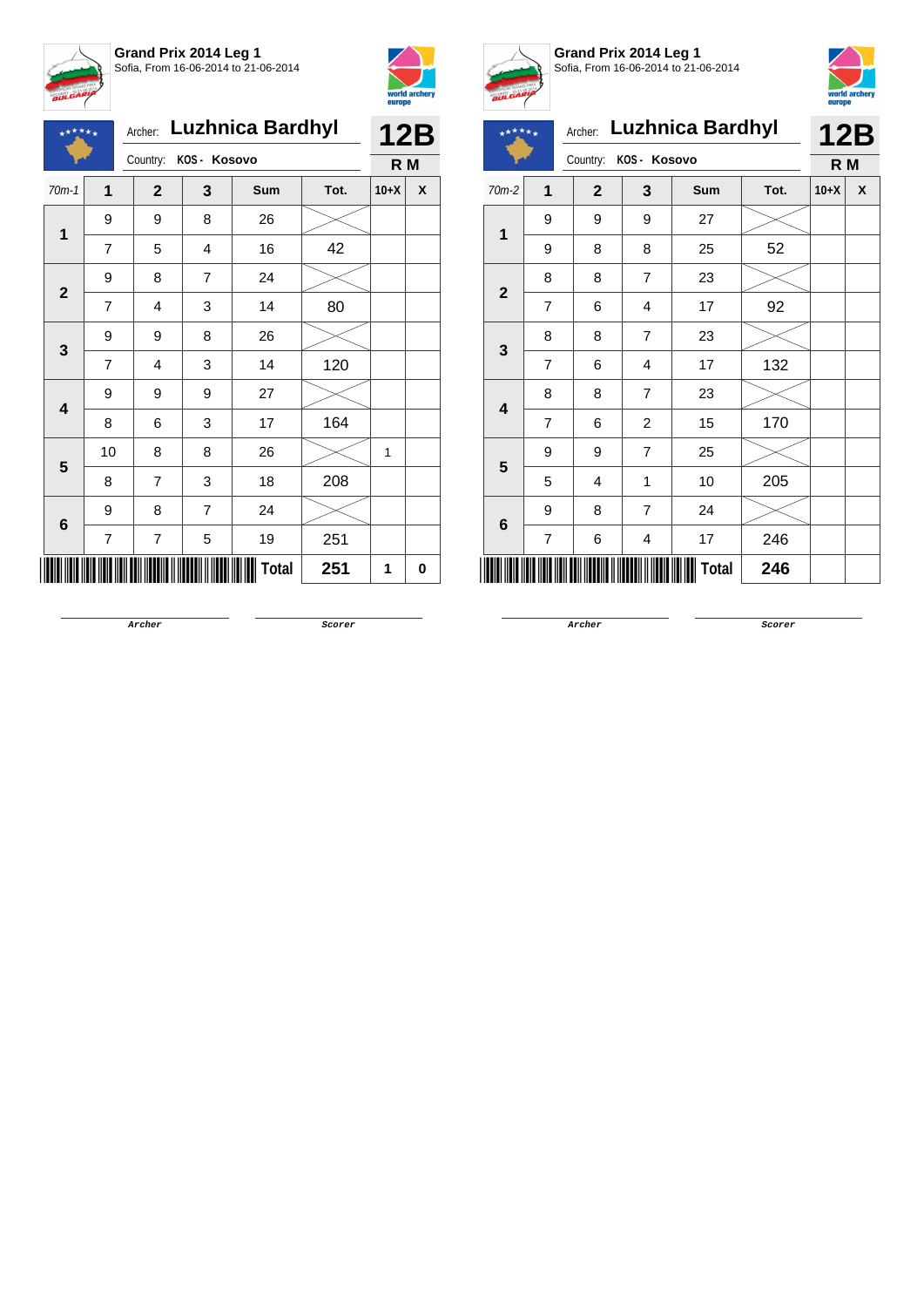**Grand Prix 2014 Leg 1**
Sofia, From 16-06-2014 to 21-06-2014

Archer: **Luzhnica Bardhyl**
Country: **KOS - Kosovo**

**12B**
**R M**

| 70m-1 | 1 | 2 | 3 | Sum | Tot. | 10+X | X |
|---|---|---|---|---|---|---|---|
| 1 | 9 | 9 | 8 | 26 | | | |
| | 7 | 5 | 4 | 16 | 42 | | |
| 2 | 9 | 8 | 7 | 24 | | | |
| | 7 | 4 | 3 | 14 | 80 | | |
| 3 | 9 | 9 | 8 | 26 | | | |
| | 7 | 4 | 3 | 14 | 120 | | |
| 4 | 9 | 9 | 9 | 27 | | | |
| | 8 | 6 | 3 | 17 | 164 | | |
| 5 | 10 | 8 | 8 | 26 | | 1 | |
| | 8 | 7 | 3 | 18 | 208 | | |
| 6 | 9 | 8 | 7 | 24 | | | |
| | 7 | 7 | 5 | 19 | 251 | | |
| | | | | **Total** | **251** | **1** | **0** |

Archer — Scorer

**Grand Prix 2014 Leg 1**
Sofia, From 16-06-2014 to 21-06-2014

Archer: **Luzhnica Bardhyl**
Country: **KOS - Kosovo**

**12B**
**R M**

| 70m-2 | 1 | 2 | 3 | Sum | Tot. | 10+X | X |
|---|---|---|---|---|---|---|---|
| 1 | 9 | 9 | 9 | 27 | | | |
| | 9 | 8 | 8 | 25 | 52 | | |
| 2 | 8 | 8 | 7 | 23 | | | |
| | 7 | 6 | 4 | 17 | 92 | | |
| 3 | 8 | 8 | 7 | 23 | | | |
| | 7 | 6 | 4 | 17 | 132 | | |
| 4 | 8 | 8 | 7 | 23 | | | |
| | 7 | 6 | 2 | 15 | 170 | | |
| 5 | 9 | 9 | 7 | 25 | | | |
| | 5 | 4 | 1 | 10 | 205 | | |
| 6 | 9 | 8 | 7 | 24 | | | |
| | 7 | 6 | 4 | 17 | 246 | | |
| | | | | **Total** | **246** | | |

Archer — Scorer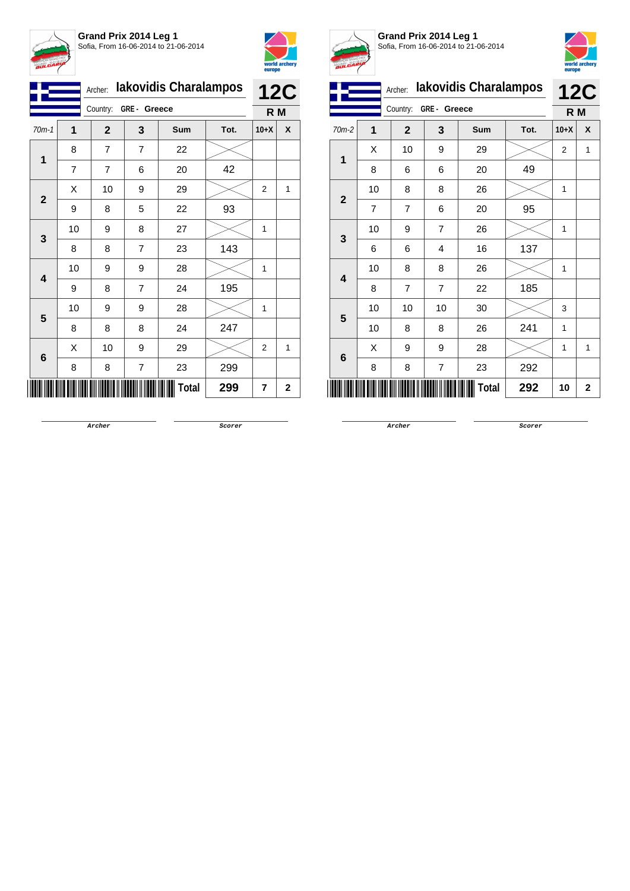**Grand Prix 2014 Leg 1**
Sofia, From 16-06-2014 to 21-06-2014

Archer: **Iakovidis Charalampos**
Country: **GRE - Greece**

**12C**
**R M**

| 70m-1 | 1 | 2 | 3 | Sum | Tot. | 10+X | X |
|---|---|---|---|---|---|---|---|
| **1** | 8 | 7 | 7 | 22 | | | |
| | 7 | 7 | 6 | 20 | 42 | | |
| **2** | X | 10 | 9 | 29 | | 2 | 1 |
| | 9 | 8 | 5 | 22 | 93 | | |
| **3** | 10 | 9 | 8 | 27 | | 1 | |
| | 8 | 8 | 7 | 23 | 143 | | |
| **4** | 10 | 9 | 9 | 28 | | 1 | |
| | 9 | 8 | 7 | 24 | 195 | | |
| **5** | 10 | 9 | 9 | 28 | | 1 | |
| | 8 | 8 | 8 | 24 | 247 | | |
| **6** | X | 10 | 9 | 29 | | 2 | 1 |
| | 8 | 8 | 7 | 23 | 299 | | |
| | | | | **Total** | **299** | **7** | **2** |

Archer    Scorer

**Grand Prix 2014 Leg 1**
Sofia, From 16-06-2014 to 21-06-2014

Archer: **Iakovidis Charalampos**
Country: **GRE - Greece**

**12C**
**R M**

| 70m-2 | 1 | 2 | 3 | Sum | Tot. | 10+X | X |
|---|---|---|---|---|---|---|---|
| **1** | X | 10 | 9 | 29 | | 2 | 1 |
| | 8 | 6 | 6 | 20 | 49 | | |
| **2** | 10 | 8 | 8 | 26 | | 1 | |
| | 7 | 7 | 6 | 20 | 95 | | |
| **3** | 10 | 9 | 7 | 26 | | 1 | |
| | 6 | 6 | 4 | 16 | 137 | | |
| **4** | 10 | 8 | 8 | 26 | | 1 | |
| | 8 | 7 | 7 | 22 | 185 | | |
| **5** | 10 | 10 | 10 | 30 | | 3 | |
| | 10 | 8 | 8 | 26 | 241 | 1 | |
| **6** | X | 9 | 9 | 28 | | 1 | 1 |
| | 8 | 8 | 7 | 23 | 292 | | |
| | | | | **Total** | **292** | **10** | **2** |

Archer    Scorer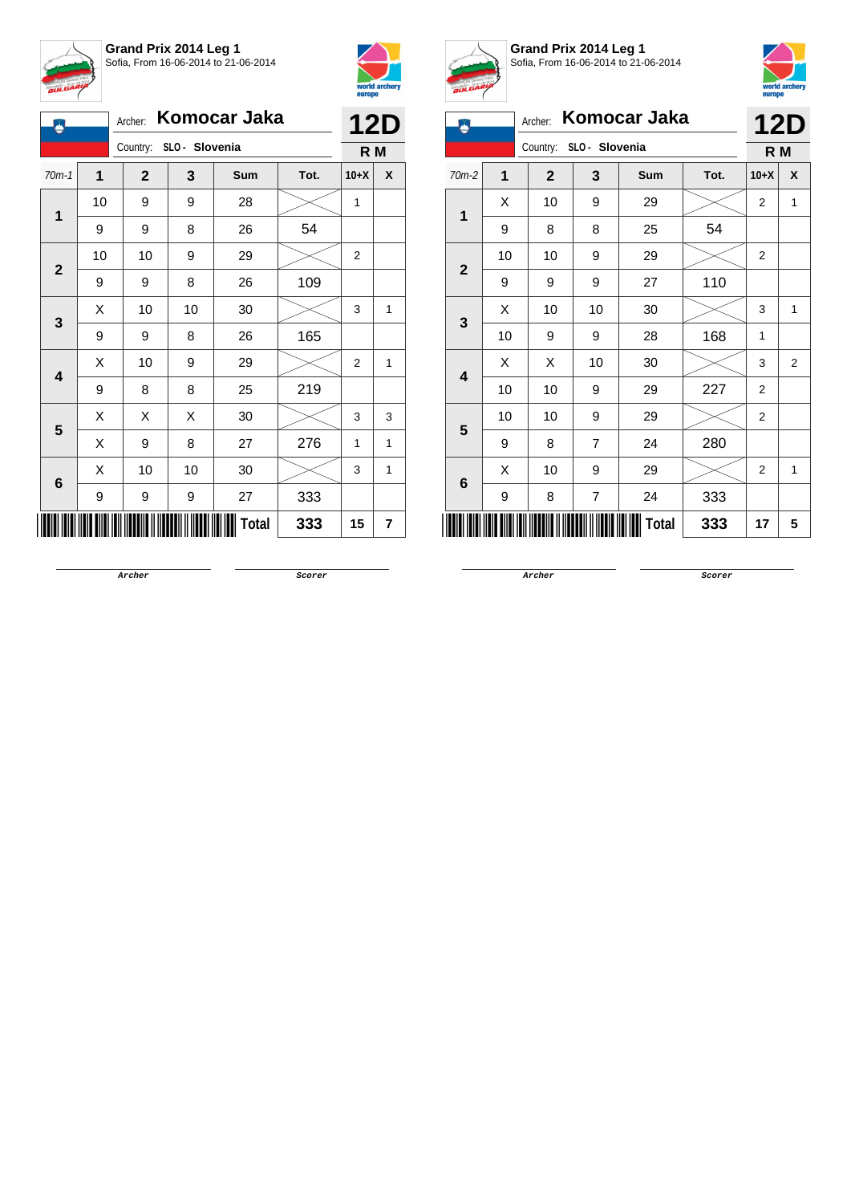**Grand Prix 2014 Leg 1**
Sofia, From 16-06-2014 to 21-06-2014

Archer: **Komocar Jaka**
Country: SLO - Slovenia
**12D** R M

| 70m-1 | 1 | 2 | 3 | Sum | Tot. | 10+X | X |
|---|---|---|---|---|---|---|---|
| 1 | 10 | 9 | 9 | 28 | | 1 | |
| | 9 | 9 | 8 | 26 | 54 | | |
| 2 | 10 | 10 | 9 | 29 | | 2 | |
| | 9 | 9 | 8 | 26 | 109 | | |
| 3 | X | 10 | 10 | 30 | | 3 | 1 |
| | 9 | 9 | 8 | 26 | 165 | | |
| 4 | X | 10 | 9 | 29 | | 2 | 1 |
| | 9 | 8 | 8 | 25 | 219 | | |
| 5 | X | X | X | 30 | | 3 | 3 |
| | X | 9 | 8 | 27 | 276 | 1 | 1 |
| 6 | X | 10 | 10 | 30 | | 3 | 1 |
| | 9 | 9 | 9 | 27 | 333 | | |
| | | | | Total | 333 | 15 | 7 |

Archer | Scorer

**Grand Prix 2014 Leg 1**
Sofia, From 16-06-2014 to 21-06-2014

Archer: **Komocar Jaka**
Country: SLO - Slovenia
**12D** R M

| 70m-2 | 1 | 2 | 3 | Sum | Tot. | 10+X | X |
|---|---|---|---|---|---|---|---|
| 1 | X | 10 | 9 | 29 | | 2 | 1 |
| | 9 | 8 | 8 | 25 | 54 | | |
| 2 | 10 | 10 | 9 | 29 | | 2 | |
| | 9 | 9 | 9 | 27 | 110 | | |
| 3 | X | 10 | 10 | 30 | | 3 | 1 |
| | 10 | 9 | 9 | 28 | 168 | 1 | |
| 4 | X | X | 10 | 30 | | 3 | 2 |
| | 10 | 10 | 9 | 29 | 227 | 2 | |
| 5 | 10 | 10 | 9 | 29 | | 2 | |
| | 9 | 8 | 7 | 24 | 280 | | |
| 6 | X | 10 | 9 | 29 | | 2 | 1 |
| | 9 | 8 | 7 | 24 | 333 | | |
| | | | | Total | 333 | 17 | 5 |

Archer | Scorer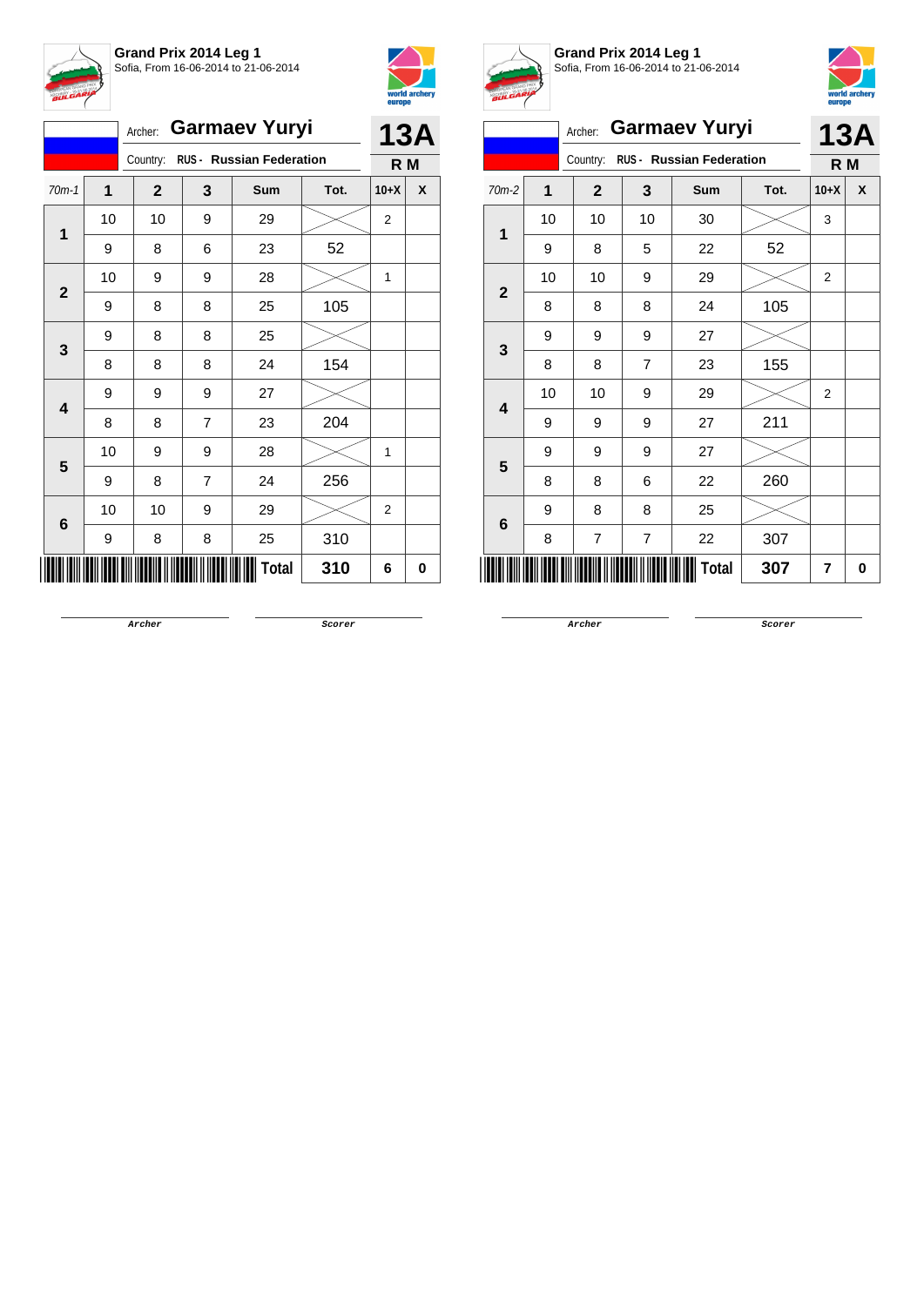**Grand Prix 2014 Leg 1**
Sofia, From 16-06-2014 to 21-06-2014

Archer: **Garmaev Yuryi**
Country: **RUS - Russian Federation**

**13A**
**R M**

| 70m-1 | 1 | 2 | 3 | Sum | Tot. | 10+X | X |
|---|---|---|---|---|---|---|---|
| 1 | 10 | 10 | 9 | 29 | | 2 | |
| | 9 | 8 | 6 | 23 | 52 | | |
| 2 | 10 | 9 | 9 | 28 | | 1 | |
| | 9 | 8 | 8 | 25 | 105 | | |
| 3 | 9 | 8 | 8 | 25 | | | |
| | 8 | 8 | 8 | 24 | 154 | | |
| 4 | 9 | 9 | 9 | 27 | | | |
| | 8 | 8 | 7 | 23 | 204 | | |
| 5 | 10 | 9 | 9 | 28 | | 1 | |
| | 9 | 8 | 7 | 24 | 256 | | |
| 6 | 10 | 10 | 9 | 29 | | 2 | |
| | 9 | 8 | 8 | 25 | 310 | | |
| | | | | **Total** | **310** | **6** | **0** |

Archer　　　　Scorer

**Grand Prix 2014 Leg 1**
Sofia, From 16-06-2014 to 21-06-2014

Archer: **Garmaev Yuryi**
Country: **RUS - Russian Federation**

**13A**
**R M**

| 70m-2 | 1 | 2 | 3 | Sum | Tot. | 10+X | X |
|---|---|---|---|---|---|---|---|
| 1 | 10 | 10 | 10 | 30 | | 3 | |
| | 9 | 8 | 5 | 22 | 52 | | |
| 2 | 10 | 10 | 9 | 29 | | 2 | |
| | 8 | 8 | 8 | 24 | 105 | | |
| 3 | 9 | 9 | 9 | 27 | | | |
| | 8 | 8 | 7 | 23 | 155 | | |
| 4 | 10 | 10 | 9 | 29 | | 2 | |
| | 9 | 9 | 9 | 27 | 211 | | |
| 5 | 9 | 9 | 9 | 27 | | | |
| | 8 | 8 | 6 | 22 | 260 | | |
| 6 | 9 | 8 | 8 | 25 | | | |
| | 8 | 7 | 7 | 22 | 307 | | |
| | | | | **Total** | **307** | **7** | **0** |

Archer　　　　Scorer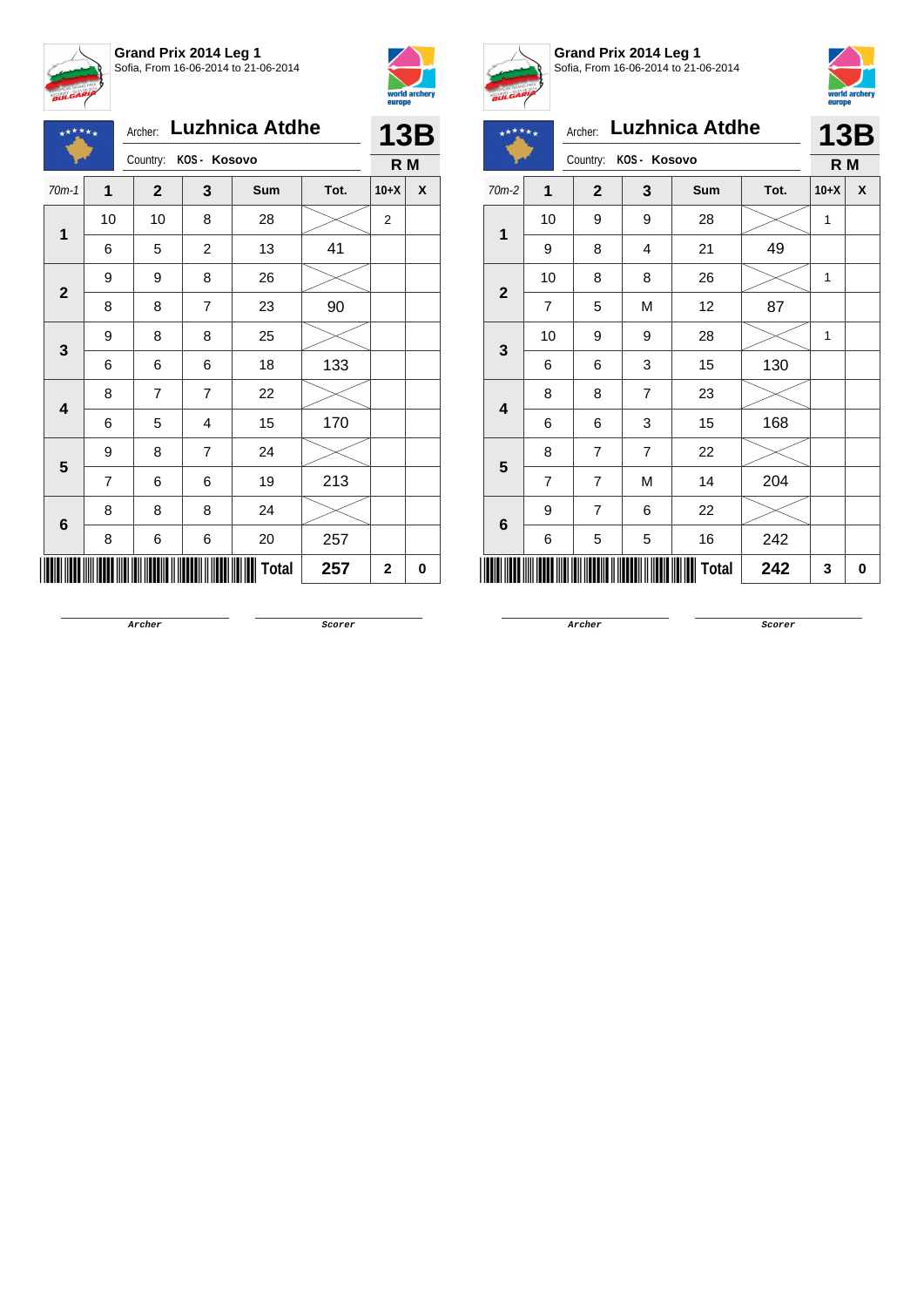**Grand Prix 2014 Leg 1**
Sofia, From 16-06-2014 to 21-06-2014

Archer: **Luzhnica Atdhe**
Country: **KOS - Kosovo**

**13B**
**R M**

| 70m-1 | 1 | 2 | 3 | Sum | Tot. | 10+X | X |
|---|---|---|---|---|---|---|---|
| 1 | 10 | 10 | 8 | 28 | | 2 | |
| | 6 | 5 | 2 | 13 | 41 | | |
| 2 | 9 | 9 | 8 | 26 | | | |
| | 8 | 8 | 7 | 23 | 90 | | |
| 3 | 9 | 8 | 8 | 25 | | | |
| | 6 | 6 | 6 | 18 | 133 | | |
| 4 | 8 | 7 | 7 | 22 | | | |
| | 6 | 5 | 4 | 15 | 170 | | |
| 5 | 9 | 8 | 7 | 24 | | | |
| | 7 | 6 | 6 | 19 | 213 | | |
| 6 | 8 | 8 | 8 | 24 | | | |
| | 8 | 6 | 6 | 20 | 257 | | |
| | | | | **Total** | **257** | **2** | **0** |

Archer　　　　Scorer

**Grand Prix 2014 Leg 1**
Sofia, From 16-06-2014 to 21-06-2014

Archer: **Luzhnica Atdhe**
Country: **KOS - Kosovo**

**13B**
**R M**

| 70m-2 | 1 | 2 | 3 | Sum | Tot. | 10+X | X |
|---|---|---|---|---|---|---|---|
| 1 | 10 | 9 | 9 | 28 | | 1 | |
| | 9 | 8 | 4 | 21 | 49 | | |
| 2 | 10 | 8 | 8 | 26 | | 1 | |
| | 7 | 5 | M | 12 | 87 | | |
| 3 | 10 | 9 | 9 | 28 | | 1 | |
| | 6 | 6 | 3 | 15 | 130 | | |
| 4 | 8 | 8 | 7 | 23 | | | |
| | 6 | 6 | 3 | 15 | 168 | | |
| 5 | 8 | 7 | 7 | 22 | | | |
| | 7 | 7 | M | 14 | 204 | | |
| 6 | 9 | 7 | 6 | 22 | | | |
| | 6 | 5 | 5 | 16 | 242 | | |
| | | | | **Total** | **242** | **3** | **0** |

Archer　　　　Scorer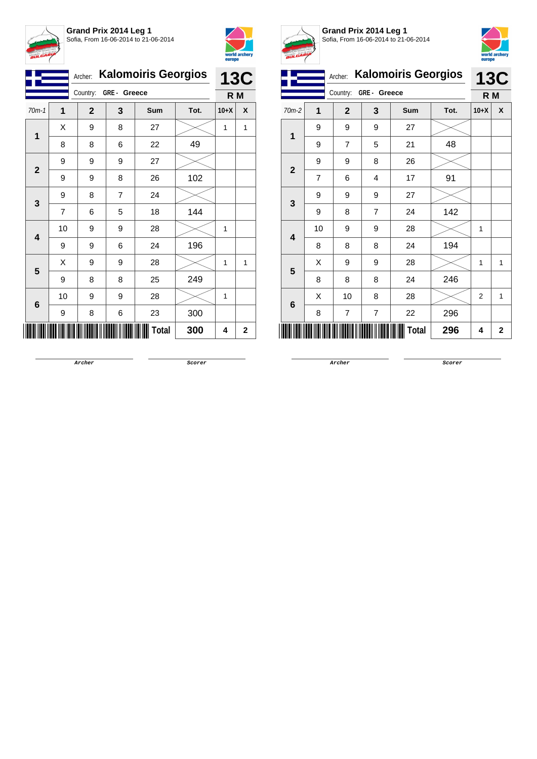**Grand Prix 2014 Leg 1**
Sofia, From 16-06-2014 to 21-06-2014

Archer: **Kalomoiris Georgios**
Country: **GRE - Greece**

**13C**
**R M**

| 70m-1 | 1 | 2 | 3 | Sum | Tot. | 10+X | X |
|---|---|---|---|---|---|---|---|
| 1 | X | 9 | 8 | 27 | | 1 | 1 |
| | 8 | 8 | 6 | 22 | 49 | | |
| 2 | 9 | 9 | 9 | 27 | | | |
| | 9 | 9 | 8 | 26 | 102 | | |
| 3 | 9 | 8 | 7 | 24 | | | |
| | 7 | 6 | 5 | 18 | 144 | | |
| 4 | 10 | 9 | 9 | 28 | | 1 | |
| | 9 | 9 | 6 | 24 | 196 | | |
| 5 | X | 9 | 9 | 28 | | 1 | 1 |
| | 9 | 8 | 8 | 25 | 249 | | |
| 6 | 10 | 9 | 9 | 28 | | 1 | |
| | 9 | 8 | 6 | 23 | 300 | | |
| | | | | **Total** | **300** | **4** | **2** |

Archer　　　　Scorer

**Grand Prix 2014 Leg 1**
Sofia, From 16-06-2014 to 21-06-2014

Archer: **Kalomoiris Georgios**
Country: **GRE - Greece**

**13C**
**R M**

| 70m-2 | 1 | 2 | 3 | Sum | Tot. | 10+X | X |
|---|---|---|---|---|---|---|---|
| 1 | 9 | 9 | 9 | 27 | | | |
| | 9 | 7 | 5 | 21 | 48 | | |
| 2 | 9 | 9 | 8 | 26 | | | |
| | 7 | 6 | 4 | 17 | 91 | | |
| 3 | 9 | 9 | 9 | 27 | | | |
| | 9 | 8 | 7 | 24 | 142 | | |
| 4 | 10 | 9 | 9 | 28 | | 1 | |
| | 8 | 8 | 8 | 24 | 194 | | |
| 5 | X | 9 | 9 | 28 | | 1 | 1 |
| | 8 | 8 | 8 | 24 | 246 | | |
| 6 | X | 10 | 8 | 28 | | 2 | 1 |
| | 8 | 7 | 7 | 22 | 296 | | |
| | | | | **Total** | **296** | **4** | **2** |

Archer　　　　Scorer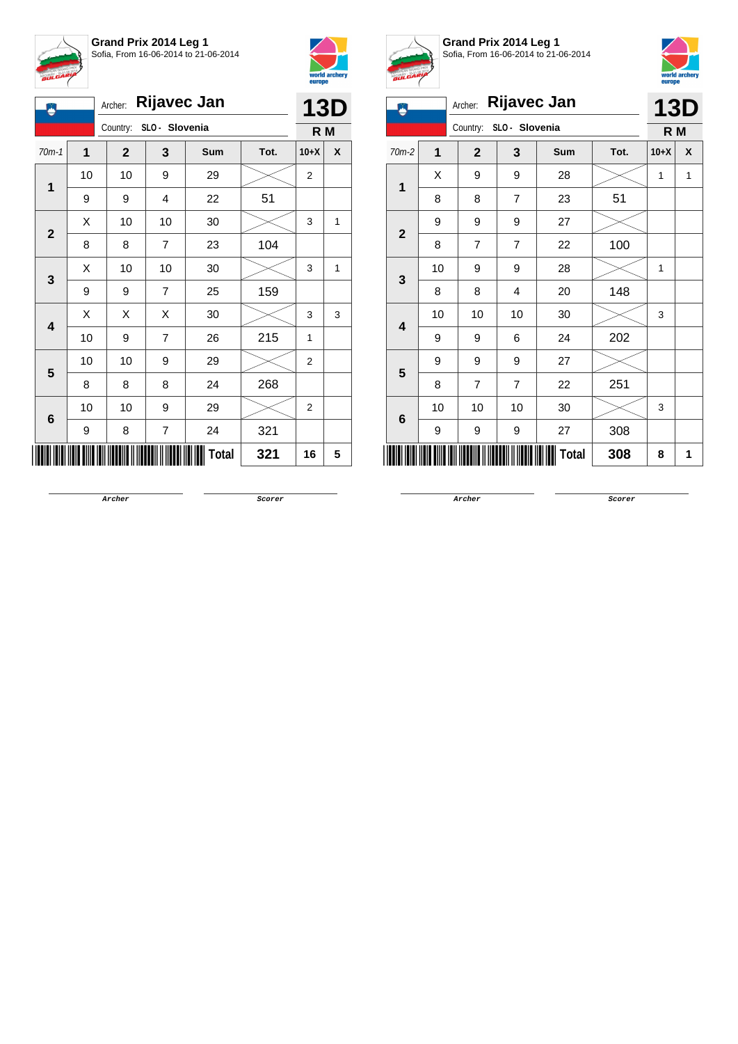**Grand Prix 2014 Leg 1**
Sofia, From 16-06-2014 to 21-06-2014

Archer: **Rijavec Jan**
Country: SLO - Slovenia

**13D**
**R M**

| 70m-1 | 1 | 2 | 3 | Sum | Tot. | 10+X | X |
|---|---|---|---|---|---|---|---|
| 1 | 10 | 10 | 9 | 29 | | 2 | |
| | 9 | 9 | 4 | 22 | 51 | | |
| 2 | X | 10 | 10 | 30 | | 3 | 1 |
| | 8 | 8 | 7 | 23 | 104 | | |
| 3 | X | 10 | 10 | 30 | | 3 | 1 |
| | 9 | 9 | 7 | 25 | 159 | | |
| 4 | X | X | X | 30 | | 3 | 3 |
| | 10 | 9 | 7 | 26 | 215 | 1 | |
| 5 | 10 | 10 | 9 | 29 | | 2 | |
| | 8 | 8 | 8 | 24 | 268 | | |
| 6 | 10 | 10 | 9 | 29 | | 2 | |
| | 9 | 8 | 7 | 24 | 321 | | |
| | | | | **Total** | **321** | **16** | **5** |

Archer &nbsp;&nbsp;&nbsp;&nbsp; Scorer

**Grand Prix 2014 Leg 1**
Sofia, From 16-06-2014 to 21-06-2014

Archer: **Rijavec Jan**
Country: SLO - Slovenia

**13D**
**R M**

| 70m-2 | 1 | 2 | 3 | Sum | Tot. | 10+X | X |
|---|---|---|---|---|---|---|---|
| 1 | X | 9 | 9 | 28 | | 1 | 1 |
| | 8 | 8 | 7 | 23 | 51 | | |
| 2 | 9 | 9 | 9 | 27 | | | |
| | 8 | 7 | 7 | 22 | 100 | | |
| 3 | 10 | 9 | 9 | 28 | | 1 | |
| | 8 | 8 | 4 | 20 | 148 | | |
| 4 | 10 | 10 | 10 | 30 | | 3 | |
| | 9 | 9 | 6 | 24 | 202 | | |
| 5 | 9 | 9 | 9 | 27 | | | |
| | 8 | 7 | 7 | 22 | 251 | | |
| 6 | 10 | 10 | 10 | 30 | | 3 | |
| | 9 | 9 | 9 | 27 | 308 | | |
| | | | | **Total** | **308** | **8** | **1** |

Archer &nbsp;&nbsp;&nbsp;&nbsp; Scorer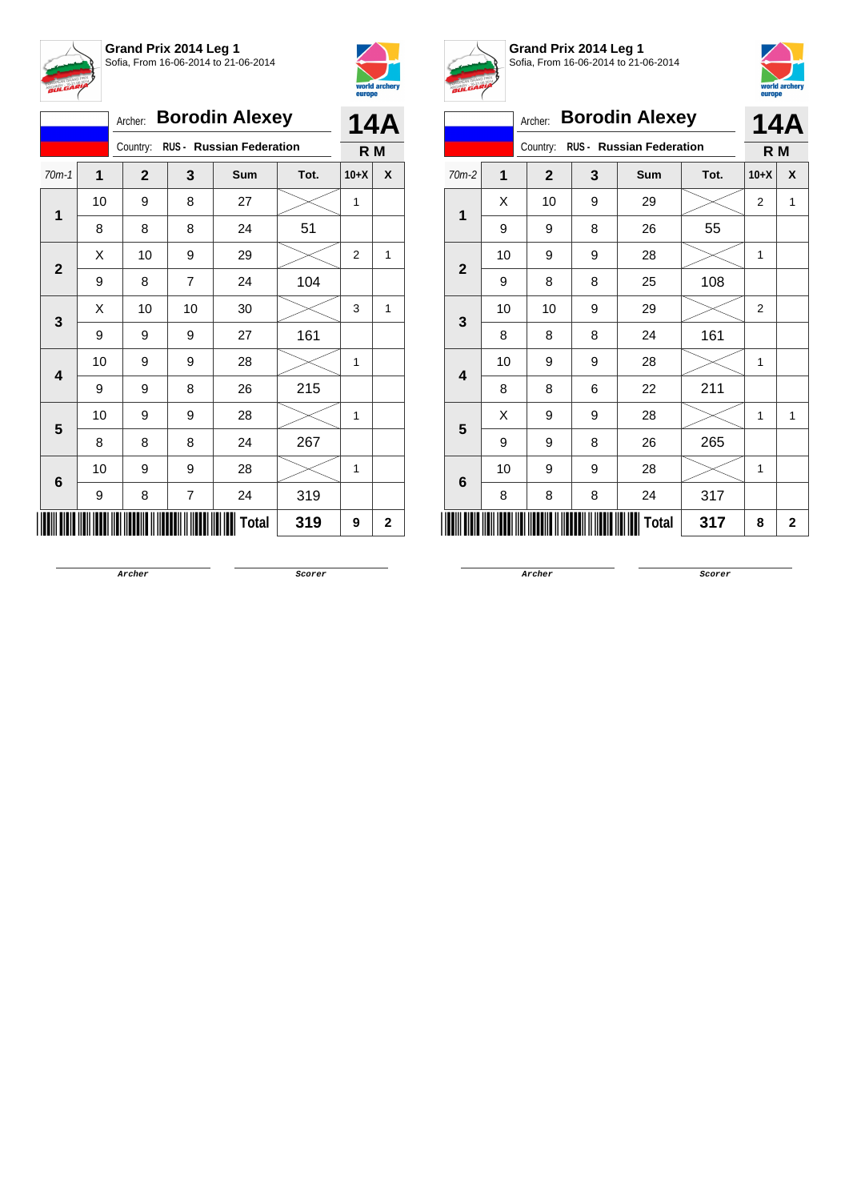**Grand Prix 2014 Leg 1**
Sofia, From 16-06-2014 to 21-06-2014

Archer: **Borodin Alexey**

Country: **RUS - Russian Federation**

**14A**
**R M**

| 70m-1 | 1 | 2 | 3 | Sum | Tot. | 10+X | X |
|---|---|---|---|---|---|---|---|
| 1 | 10 | 9 | 8 | 27 | | 1 | |
| | 8 | 8 | 8 | 24 | 51 | | |
| 2 | X | 10 | 9 | 29 | | 2 | 1 |
| | 9 | 8 | 7 | 24 | 104 | | |
| 3 | X | 10 | 10 | 30 | | 3 | 1 |
| | 9 | 9 | 9 | 27 | 161 | | |
| 4 | 10 | 9 | 9 | 28 | | 1 | |
| | 9 | 9 | 8 | 26 | 215 | | |
| 5 | 10 | 9 | 9 | 28 | | 1 | |
| | 8 | 8 | 8 | 24 | 267 | | |
| 6 | 10 | 9 | 9 | 28 | | 1 | |
| | 9 | 8 | 7 | 24 | 319 | | |
| | | | | **Total** | **319** | **9** | **2** |

Archer &nbsp;&nbsp;&nbsp;&nbsp; Scorer

**Grand Prix 2014 Leg 1**
Sofia, From 16-06-2014 to 21-06-2014

Archer: **Borodin Alexey**

Country: **RUS - Russian Federation**

**14A**
**R M**

| 70m-2 | 1 | 2 | 3 | Sum | Tot. | 10+X | X |
|---|---|---|---|---|---|---|---|
| 1 | X | 10 | 9 | 29 | | 2 | 1 |
| | 9 | 9 | 8 | 26 | 55 | | |
| 2 | 10 | 9 | 9 | 28 | | 1 | |
| | 9 | 8 | 8 | 25 | 108 | | |
| 3 | 10 | 10 | 9 | 29 | | 2 | |
| | 8 | 8 | 8 | 24 | 161 | | |
| 4 | 10 | 9 | 9 | 28 | | 1 | |
| | 8 | 8 | 6 | 22 | 211 | | |
| 5 | X | 9 | 9 | 28 | | 1 | 1 |
| | 9 | 9 | 8 | 26 | 265 | | |
| 6 | 10 | 9 | 9 | 28 | | 1 | |
| | 8 | 8 | 8 | 24 | 317 | | |
| | | | | **Total** | **317** | **8** | **2** |

Archer &nbsp;&nbsp;&nbsp;&nbsp; Scorer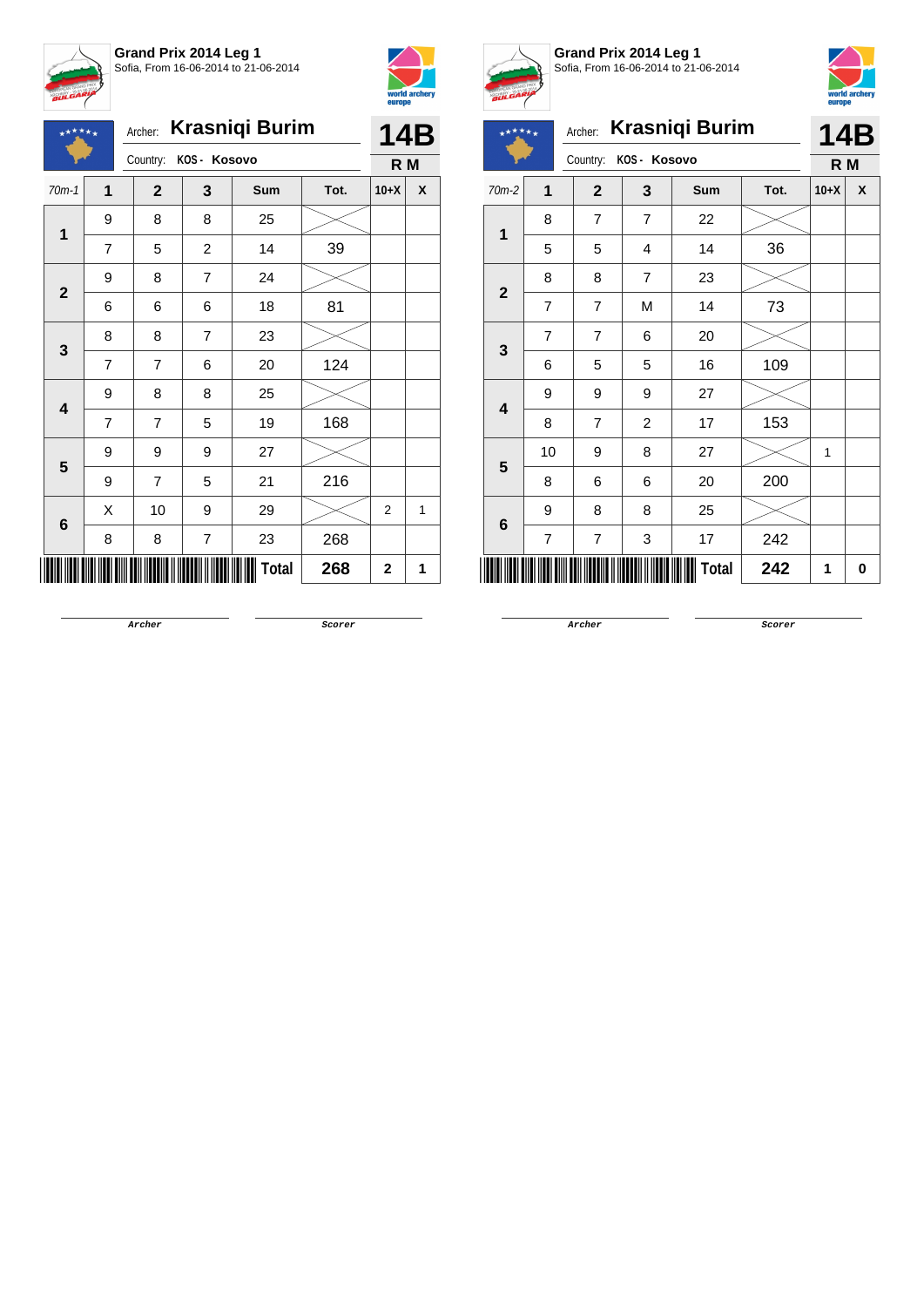**Grand Prix 2014 Leg 1**
Sofia, From 16-06-2014 to 21-06-2014

Archer: **Krasniqi Burim**
Country: **KOS - Kosovo**

**14B**
**R M**

| 70m-1 | 1 | 2 | 3 | Sum | Tot. | 10+X | X |
|---|---|---|---|---|---|---|---|
| 1 | 9 | 8 | 8 | 25 | | | |
| | 7 | 5 | 2 | 14 | 39 | | |
| 2 | 9 | 8 | 7 | 24 | | | |
| | 6 | 6 | 6 | 18 | 81 | | |
| 3 | 8 | 8 | 7 | 23 | | | |
| | 7 | 7 | 6 | 20 | 124 | | |
| 4 | 9 | 8 | 8 | 25 | | | |
| | 7 | 7 | 5 | 19 | 168 | | |
| 5 | 9 | 9 | 9 | 27 | | | |
| | 9 | 7 | 5 | 21 | 216 | | |
| 6 | X | 10 | 9 | 29 | | 2 | 1 |
| | 8 | 8 | 7 | 23 | 268 | | |
| | | | | **Total** | **268** | **2** | **1** |

Archer &nbsp;&nbsp;&nbsp;&nbsp; Scorer

**Grand Prix 2014 Leg 1**
Sofia, From 16-06-2014 to 21-06-2014

Archer: **Krasniqi Burim**
Country: **KOS - Kosovo**

**14B**
**R M**

| 70m-2 | 1 | 2 | 3 | Sum | Tot. | 10+X | X |
|---|---|---|---|---|---|---|---|
| 1 | 8 | 7 | 7 | 22 | | | |
| | 5 | 5 | 4 | 14 | 36 | | |
| 2 | 8 | 8 | 7 | 23 | | | |
| | 7 | 7 | M | 14 | 73 | | |
| 3 | 7 | 7 | 6 | 20 | | | |
| | 6 | 5 | 5 | 16 | 109 | | |
| 4 | 9 | 9 | 9 | 27 | | | |
| | 8 | 7 | 2 | 17 | 153 | | |
| 5 | 10 | 9 | 8 | 27 | | 1 | |
| | 8 | 6 | 6 | 20 | 200 | | |
| 6 | 9 | 8 | 8 | 25 | | | |
| | 7 | 7 | 3 | 17 | 242 | | |
| | | | | **Total** | **242** | **1** | **0** |

Archer &nbsp;&nbsp;&nbsp;&nbsp; Scorer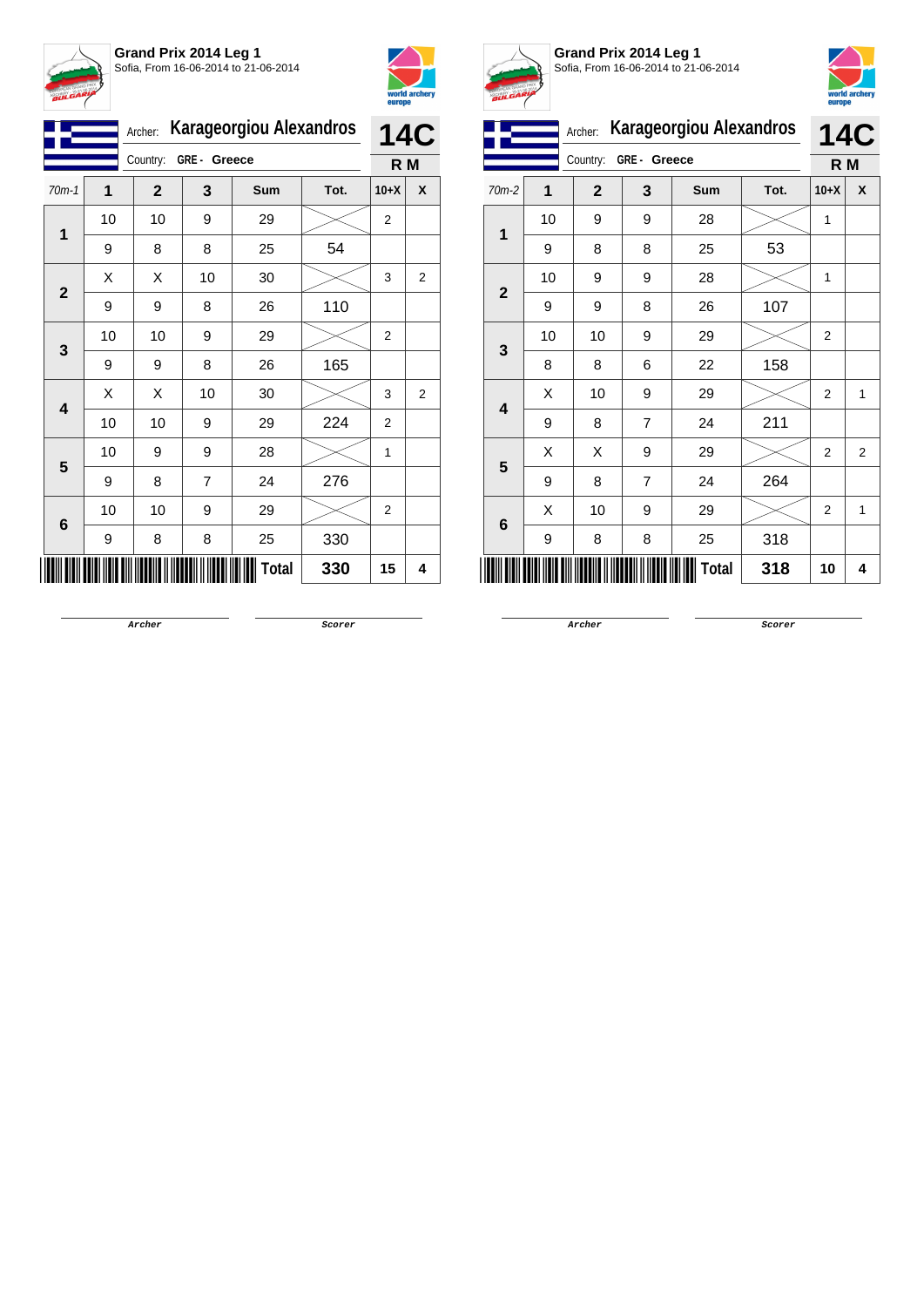**Grand Prix 2014 Leg 1**
Sofia, From 16-06-2014 to 21-06-2014

Archer: **Karageorgiou Alexandros**
Country: **GRE - Greece**

**14C**
**R M**

| 70m-1 | 1 | 2 | 3 | Sum | Tot. | 10+X | X |
|---|---|---|---|---|---|---|---|
| 1 | 10 | 10 | 9 | 29 | | 2 | |
| | 9 | 8 | 8 | 25 | 54 | | |
| 2 | X | X | 10 | 30 | | 3 | 2 |
| | 9 | 9 | 8 | 26 | 110 | | |
| 3 | 10 | 10 | 9 | 29 | | 2 | |
| | 9 | 9 | 8 | 26 | 165 | | |
| 4 | X | X | 10 | 30 | | 3 | 2 |
| | 10 | 10 | 9 | 29 | 224 | 2 | |
| 5 | 10 | 9 | 9 | 28 | | 1 | |
| | 9 | 8 | 7 | 24 | 276 | | |
| 6 | 10 | 10 | 9 | 29 | | 2 | |
| | 9 | 8 | 8 | 25 | 330 | | |
| | | | | Total | 330 | 15 | 4 |

Archer &nbsp;&nbsp;&nbsp;&nbsp; Scorer

**Grand Prix 2014 Leg 1**
Sofia, From 16-06-2014 to 21-06-2014

Archer: **Karageorgiou Alexandros**
Country: **GRE - Greece**

**14C**
**R M**

| 70m-2 | 1 | 2 | 3 | Sum | Tot. | 10+X | X |
|---|---|---|---|---|---|---|---|
| 1 | 10 | 9 | 9 | 28 | | 1 | |
| | 9 | 8 | 8 | 25 | 53 | | |
| 2 | 10 | 9 | 9 | 28 | | 1 | |
| | 9 | 9 | 8 | 26 | 107 | | |
| 3 | 10 | 10 | 9 | 29 | | 2 | |
| | 8 | 8 | 6 | 22 | 158 | | |
| 4 | X | 10 | 9 | 29 | | 2 | 1 |
| | 9 | 8 | 7 | 24 | 211 | | |
| 5 | X | X | 9 | 29 | | 2 | 2 |
| | 9 | 8 | 7 | 24 | 264 | | |
| 6 | X | 10 | 9 | 29 | | 2 | 1 |
| | 9 | 8 | 8 | 25 | 318 | | |
| | | | | Total | 318 | 10 | 4 |

Archer &nbsp;&nbsp;&nbsp;&nbsp; Scorer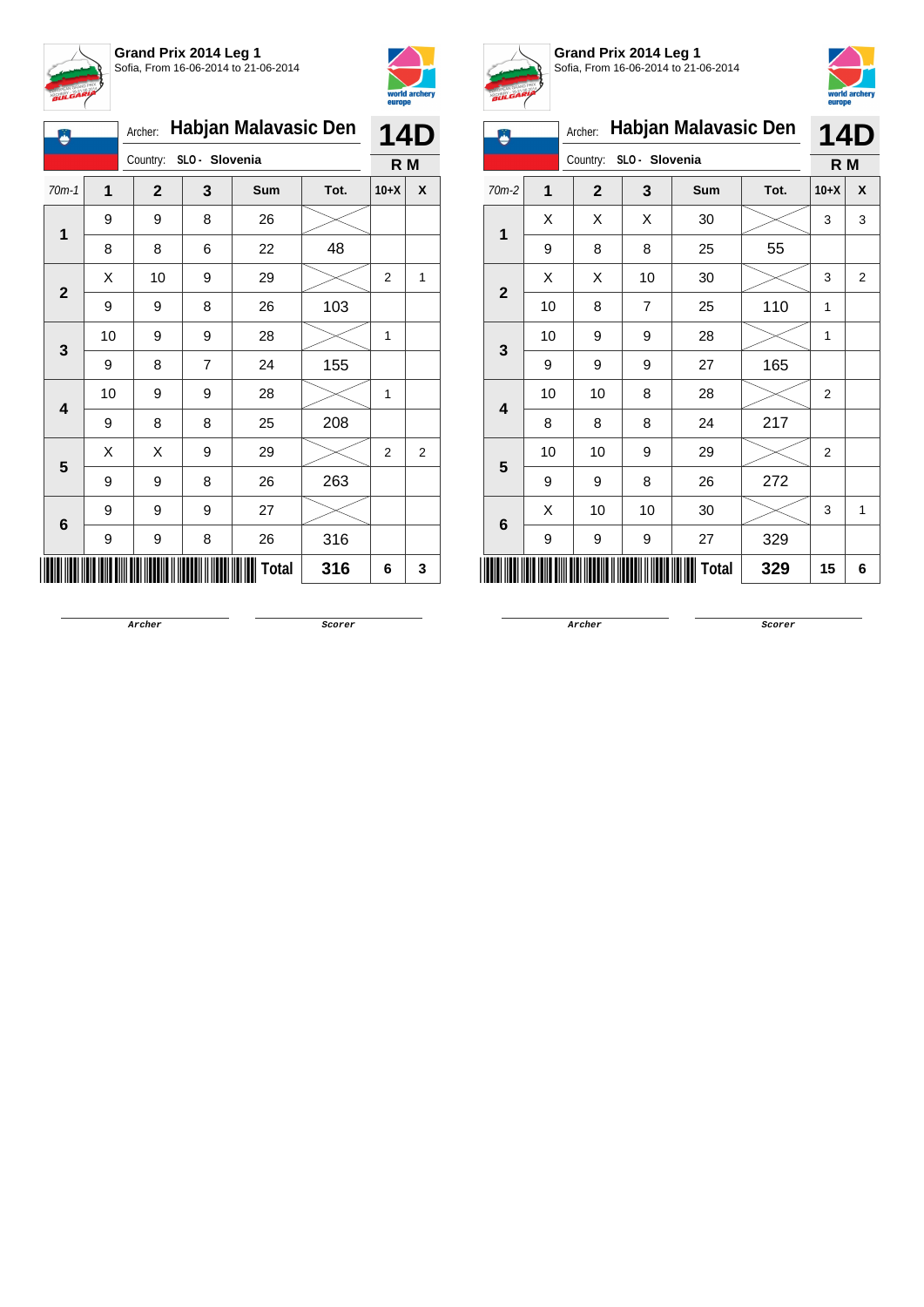**Grand Prix 2014 Leg 1**
Sofia, From 16-06-2014 to 21-06-2014

Archer: **Habjan Malavasic Den** — **14D**
Country: SLO - Slovenia — **R M**

| 70m-1 | 1 | 2 | 3 | Sum | Tot. | 10+X | X |
|---|---|---|---|---|---|---|---|
| 1 | 9 | 9 | 8 | 26 | | | |
| | 8 | 8 | 6 | 22 | 48 | | |
| 2 | X | 10 | 9 | 29 | | 2 | 1 |
| | 9 | 9 | 8 | 26 | 103 | | |
| 3 | 10 | 9 | 9 | 28 | | 1 | |
| | 9 | 8 | 7 | 24 | 155 | | |
| 4 | 10 | 9 | 9 | 28 | | 1 | |
| | 9 | 8 | 8 | 25 | 208 | | |
| 5 | X | X | 9 | 29 | | 2 | 2 |
| | 9 | 9 | 8 | 26 | 263 | | |
| 6 | 9 | 9 | 9 | 27 | | | |
| | 9 | 9 | 8 | 26 | 316 | | |
| | | | | Total | 316 | 6 | 3 |

Archer — Scorer

**Grand Prix 2014 Leg 1**
Sofia, From 16-06-2014 to 21-06-2014

Archer: **Habjan Malavasic Den** — **14D**
Country: SLO - Slovenia — **R M**

| 70m-2 | 1 | 2 | 3 | Sum | Tot. | 10+X | X |
|---|---|---|---|---|---|---|---|
| 1 | X | X | X | 30 | | 3 | 3 |
| | 9 | 8 | 8 | 25 | 55 | | |
| 2 | X | X | 10 | 30 | | 3 | 2 |
| | 10 | 8 | 7 | 25 | 110 | 1 | |
| 3 | 10 | 9 | 9 | 28 | | 1 | |
| | 9 | 9 | 9 | 27 | 165 | | |
| 4 | 10 | 10 | 8 | 28 | | 2 | |
| | 8 | 8 | 8 | 24 | 217 | | |
| 5 | 10 | 10 | 9 | 29 | | 2 | |
| | 9 | 9 | 8 | 26 | 272 | | |
| 6 | X | 10 | 10 | 30 | | 3 | 1 |
| | 9 | 9 | 9 | 27 | 329 | | |
| | | | | Total | 329 | 15 | 6 |

Archer — Scorer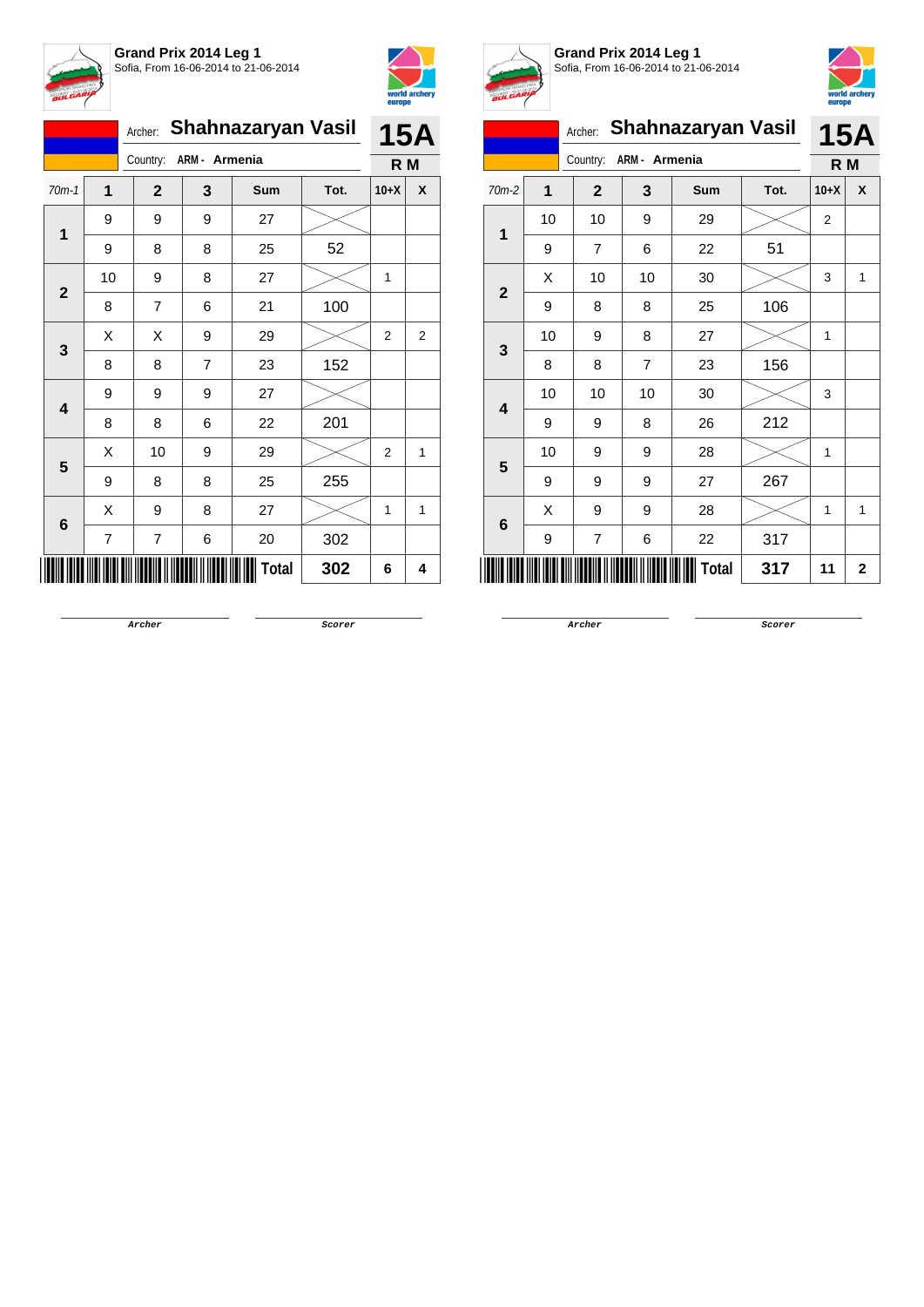## Grand Prix 2014 Leg 1

Sofia, From 16-06-2014 to 21-06-2014

Archer: **Shahnazaryan Vasil** — **15A**

Country: ARM - Armenia — **R M**

| 70m-1 | 1 | 2 | 3 | Sum | Tot. | 10+X | X |
|---|---|---|---|---|---|---|---|
| 1 | 9 | 9 | 9 | 27 | | | |
| | 9 | 8 | 8 | 25 | 52 | | |
| 2 | 10 | 9 | 8 | 27 | | 1 | |
| | 8 | 7 | 6 | 21 | 100 | | |
| 3 | X | X | 9 | 29 | | 2 | 2 |
| | 8 | 8 | 7 | 23 | 152 | | |
| 4 | 9 | 9 | 9 | 27 | | | |
| | 8 | 8 | 6 | 22 | 201 | | |
| 5 | X | 10 | 9 | 29 | | 2 | 1 |
| | 9 | 8 | 8 | 25 | 255 | | |
| 6 | X | 9 | 8 | 27 | | 1 | 1 |
| | 7 | 7 | 6 | 20 | 302 | | |
| | | | | **Total** | **302** | **6** | **4** |

Archer — Scorer

## Grand Prix 2014 Leg 1

Sofia, From 16-06-2014 to 21-06-2014

Archer: **Shahnazaryan Vasil** — **15A**

Country: ARM - Armenia — **R M**

| 70m-2 | 1 | 2 | 3 | Sum | Tot. | 10+X | X |
|---|---|---|---|---|---|---|---|
| 1 | 10 | 10 | 9 | 29 | | 2 | |
| | 9 | 7 | 6 | 22 | 51 | | |
| 2 | X | 10 | 10 | 30 | | 3 | 1 |
| | 9 | 8 | 8 | 25 | 106 | | |
| 3 | 10 | 9 | 8 | 27 | | 1 | |
| | 8 | 8 | 7 | 23 | 156 | | |
| 4 | 10 | 10 | 10 | 30 | | 3 | |
| | 9 | 9 | 8 | 26 | 212 | | |
| 5 | 10 | 9 | 9 | 28 | | 1 | |
| | 9 | 9 | 9 | 27 | 267 | | |
| 6 | X | 9 | 9 | 28 | | 1 | 1 |
| | 9 | 7 | 6 | 22 | 317 | | |
| | | | | **Total** | **317** | **11** | **2** |

Archer — Scorer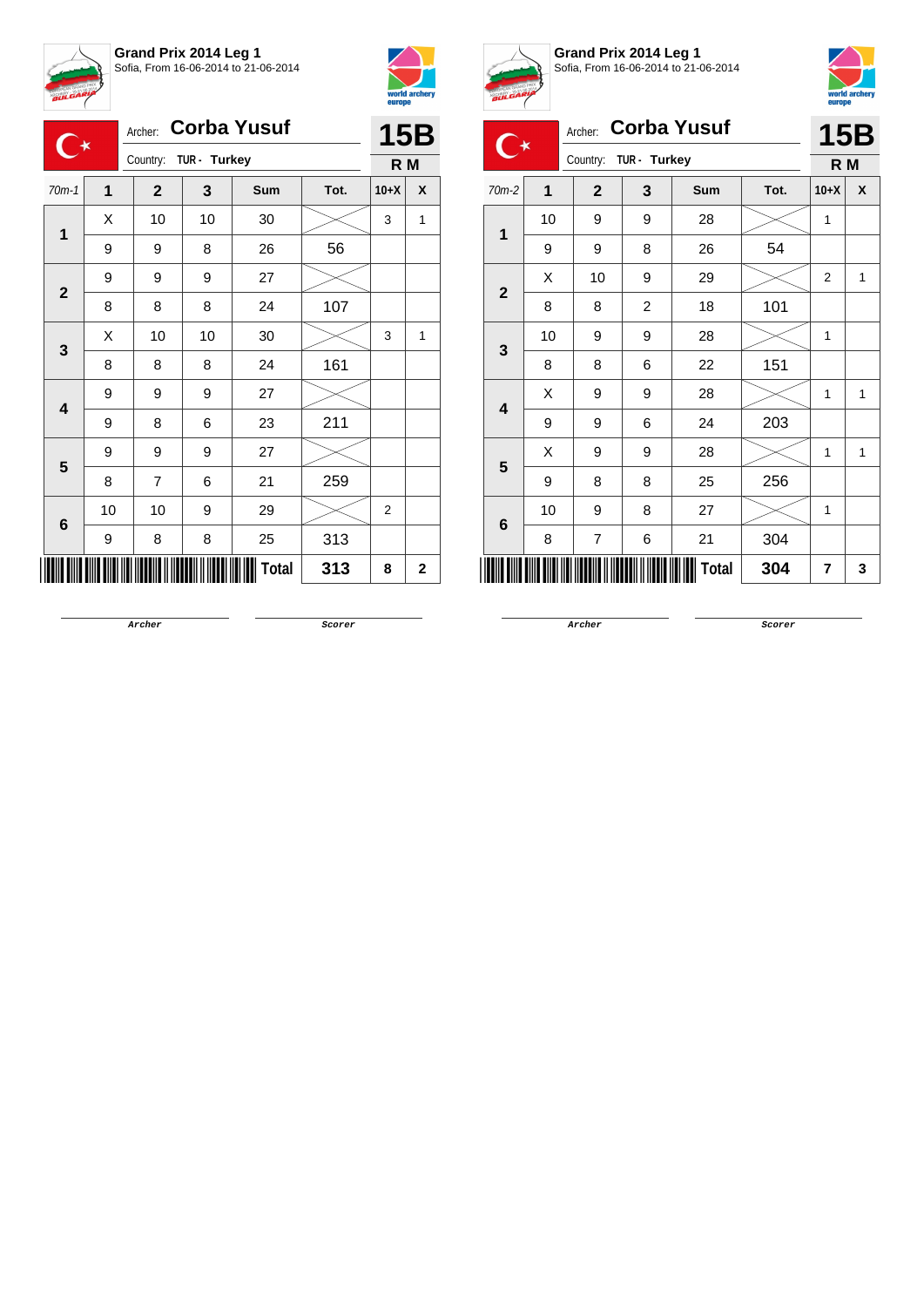**Grand Prix 2014 Leg 1**
Sofia, From 16-06-2014 to 21-06-2014

Archer: **Corba Yusuf**
Country: TUR - Turkey

**15B**
**R M**

| 70m-1 | 1 | 2 | 3 | Sum | Tot. | 10+X | X |
|---|---|---|---|---|---|---|---|
| 1 | X | 10 | 10 | 30 | | 3 | 1 |
| | 9 | 9 | 8 | 26 | 56 | | |
| 2 | 9 | 9 | 9 | 27 | | | |
| | 8 | 8 | 8 | 24 | 107 | | |
| 3 | X | 10 | 10 | 30 | | 3 | 1 |
| | 8 | 8 | 8 | 24 | 161 | | |
| 4 | 9 | 9 | 9 | 27 | | | |
| | 9 | 8 | 6 | 23 | 211 | | |
| 5 | 9 | 9 | 9 | 27 | | | |
| | 8 | 7 | 6 | 21 | 259 | | |
| 6 | 10 | 10 | 9 | 29 | | 2 | |
| | 9 | 8 | 8 | 25 | 313 | | |
| | | | | **Total** | **313** | **8** | **2** |

Archer &nbsp;&nbsp;&nbsp;&nbsp; Scorer

**Grand Prix 2014 Leg 1**
Sofia, From 16-06-2014 to 21-06-2014

Archer: **Corba Yusuf**
Country: TUR - Turkey

**15B**
**R M**

| 70m-2 | 1 | 2 | 3 | Sum | Tot. | 10+X | X |
|---|---|---|---|---|---|---|---|
| 1 | 10 | 9 | 9 | 28 | | 1 | |
| | 9 | 9 | 8 | 26 | 54 | | |
| 2 | X | 10 | 9 | 29 | | 2 | 1 |
| | 8 | 8 | 2 | 18 | 101 | | |
| 3 | 10 | 9 | 9 | 28 | | 1 | |
| | 8 | 8 | 6 | 22 | 151 | | |
| 4 | X | 9 | 9 | 28 | | 1 | 1 |
| | 9 | 9 | 6 | 24 | 203 | | |
| 5 | X | 9 | 9 | 28 | | 1 | 1 |
| | 9 | 8 | 8 | 25 | 256 | | |
| 6 | 10 | 9 | 8 | 27 | | 1 | |
| | 8 | 7 | 6 | 21 | 304 | | |
| | | | | **Total** | **304** | **7** | **3** |

Archer &nbsp;&nbsp;&nbsp;&nbsp; Scorer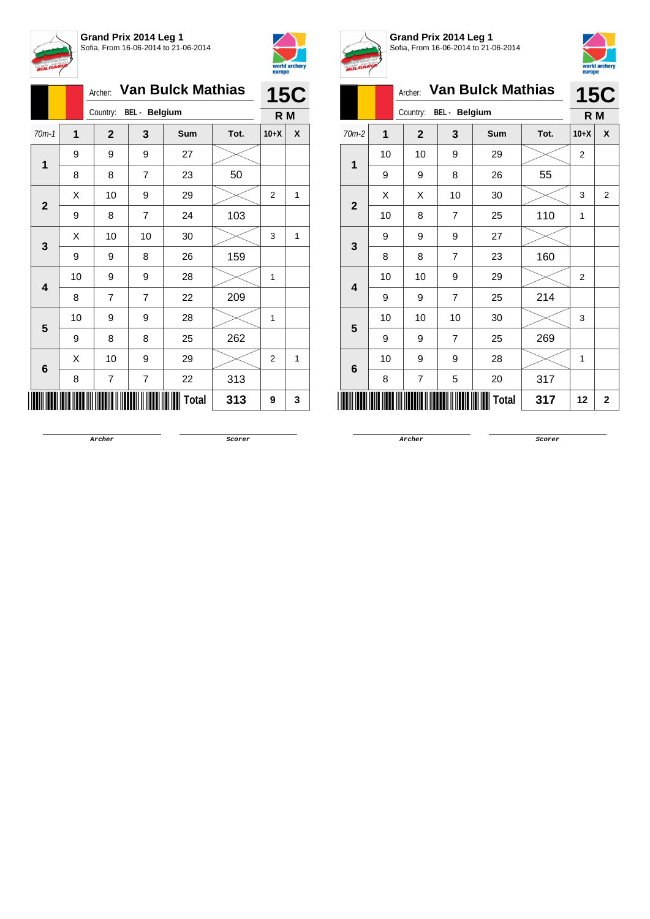**Grand Prix 2014 Leg 1**
Sofia, From 16-06-2014 to 21-06-2014

Archer: **Van Bulck Mathias**
Country: BEL - Belgium
**15C**
**R M**

| 70m-1 | 1 | 2 | 3 | Sum | Tot. | 10+X | X |
|---|---|---|---|---|---|---|---|
| 1 | 9 | 9 | 9 | 27 | | | |
| | 8 | 8 | 7 | 23 | 50 | | |
| 2 | X | 10 | 9 | 29 | | 2 | 1 |
| | 9 | 8 | 7 | 24 | 103 | | |
| 3 | X | 10 | 10 | 30 | | 3 | 1 |
| | 9 | 9 | 8 | 26 | 159 | | |
| 4 | 10 | 9 | 9 | 28 | | 1 | |
| | 8 | 7 | 7 | 22 | 209 | | |
| 5 | 10 | 9 | 9 | 28 | | 1 | |
| | 9 | 8 | 8 | 25 | 262 | | |
| 6 | X | 10 | 9 | 29 | | 2 | 1 |
| | 8 | 7 | 7 | 22 | 313 | | |
| | | | | **Total** | **313** | **9** | **3** |

Archer Scorer

**Grand Prix 2014 Leg 1**
Sofia, From 16-06-2014 to 21-06-2014

Archer: **Van Bulck Mathias**
Country: BEL - Belgium
**15C**
**R M**

| 70m-2 | 1 | 2 | 3 | Sum | Tot. | 10+X | X |
|---|---|---|---|---|---|---|---|
| 1 | 10 | 10 | 9 | 29 | | 2 | |
| | 9 | 9 | 8 | 26 | 55 | | |
| 2 | X | X | 10 | 30 | | 3 | 2 |
| | 10 | 8 | 7 | 25 | 110 | 1 | |
| 3 | 9 | 9 | 9 | 27 | | | |
| | 8 | 8 | 7 | 23 | 160 | | |
| 4 | 10 | 10 | 9 | 29 | | 2 | |
| | 9 | 9 | 7 | 25 | 214 | | |
| 5 | 10 | 10 | 10 | 30 | | 3 | |
| | 9 | 9 | 7 | 25 | 269 | | |
| 6 | 10 | 9 | 9 | 28 | | 1 | |
| | 8 | 7 | 5 | 20 | 317 | | |
| | | | | **Total** | **317** | **12** | **2** |

Archer Scorer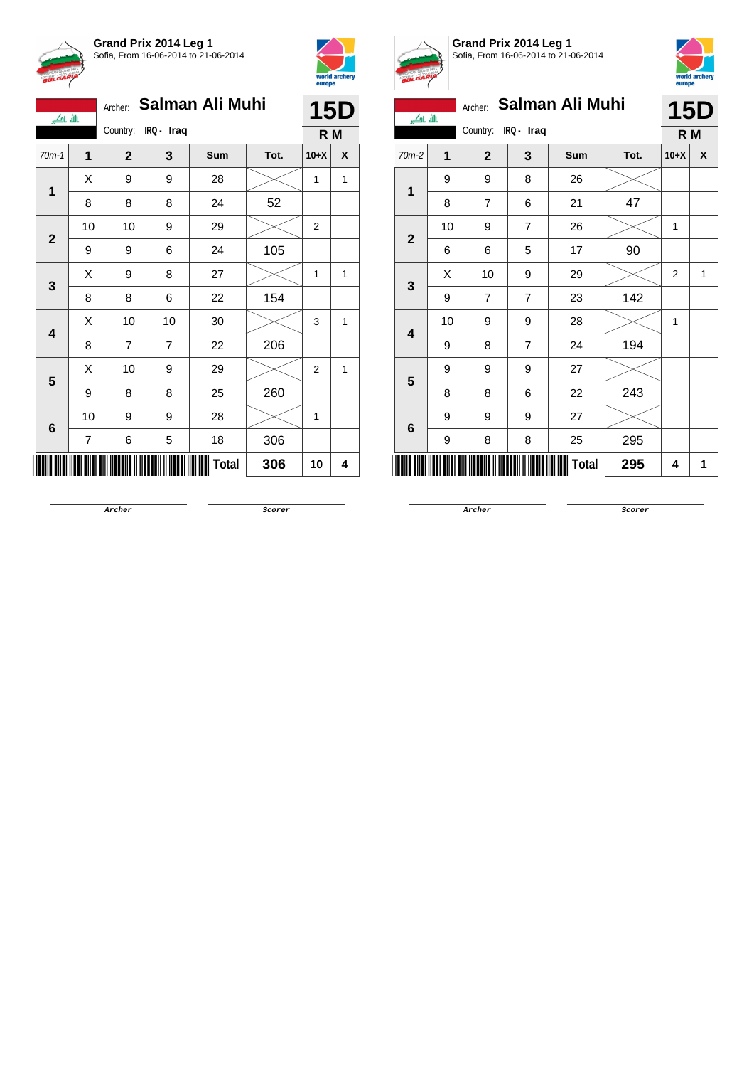**Grand Prix 2014 Leg 1**
Sofia, From 16-06-2014 to 21-06-2014

Archer: **Salman Ali Muhi** — **15D**
Country: IRQ - Iraq — **R M**

| 70m-1 | 1 | 2 | 3 | Sum | Tot. | 10+X | X |
|---|---|---|---|---|---|---|---|
| **1** | X | 9 | 9 | 28 | | 1 | 1 |
| | 8 | 8 | 8 | 24 | 52 | | |
| **2** | 10 | 10 | 9 | 29 | | 2 | |
| | 9 | 9 | 6 | 24 | 105 | | |
| **3** | X | 9 | 8 | 27 | | 1 | 1 |
| | 8 | 8 | 6 | 22 | 154 | | |
| **4** | X | 10 | 10 | 30 | | 3 | 1 |
| | 8 | 7 | 7 | 22 | 206 | | |
| **5** | X | 10 | 9 | 29 | | 2 | 1 |
| | 9 | 8 | 8 | 25 | 260 | | |
| **6** | 10 | 9 | 9 | 28 | | 1 | |
| | 7 | 6 | 5 | 18 | 306 | | |
| | | | | **Total** | **306** | **10** | **4** |

Archer &nbsp;&nbsp;&nbsp;&nbsp; Scorer

**Grand Prix 2014 Leg 1**
Sofia, From 16-06-2014 to 21-06-2014

Archer: **Salman Ali Muhi** — **15D**
Country: IRQ - Iraq — **R M**

| 70m-2 | 1 | 2 | 3 | Sum | Tot. | 10+X | X |
|---|---|---|---|---|---|---|---|
| **1** | 9 | 9 | 8 | 26 | | | |
| | 8 | 7 | 6 | 21 | 47 | | |
| **2** | 10 | 9 | 7 | 26 | | 1 | |
| | 6 | 6 | 5 | 17 | 90 | | |
| **3** | X | 10 | 9 | 29 | | 2 | 1 |
| | 9 | 7 | 7 | 23 | 142 | | |
| **4** | 10 | 9 | 9 | 28 | | 1 | |
| | 9 | 8 | 7 | 24 | 194 | | |
| **5** | 9 | 9 | 9 | 27 | | | |
| | 8 | 8 | 6 | 22 | 243 | | |
| **6** | 9 | 9 | 9 | 27 | | | |
| | 9 | 8 | 8 | 25 | 295 | | |
| | | | | **Total** | **295** | **4** | **1** |

Archer &nbsp;&nbsp;&nbsp;&nbsp; Scorer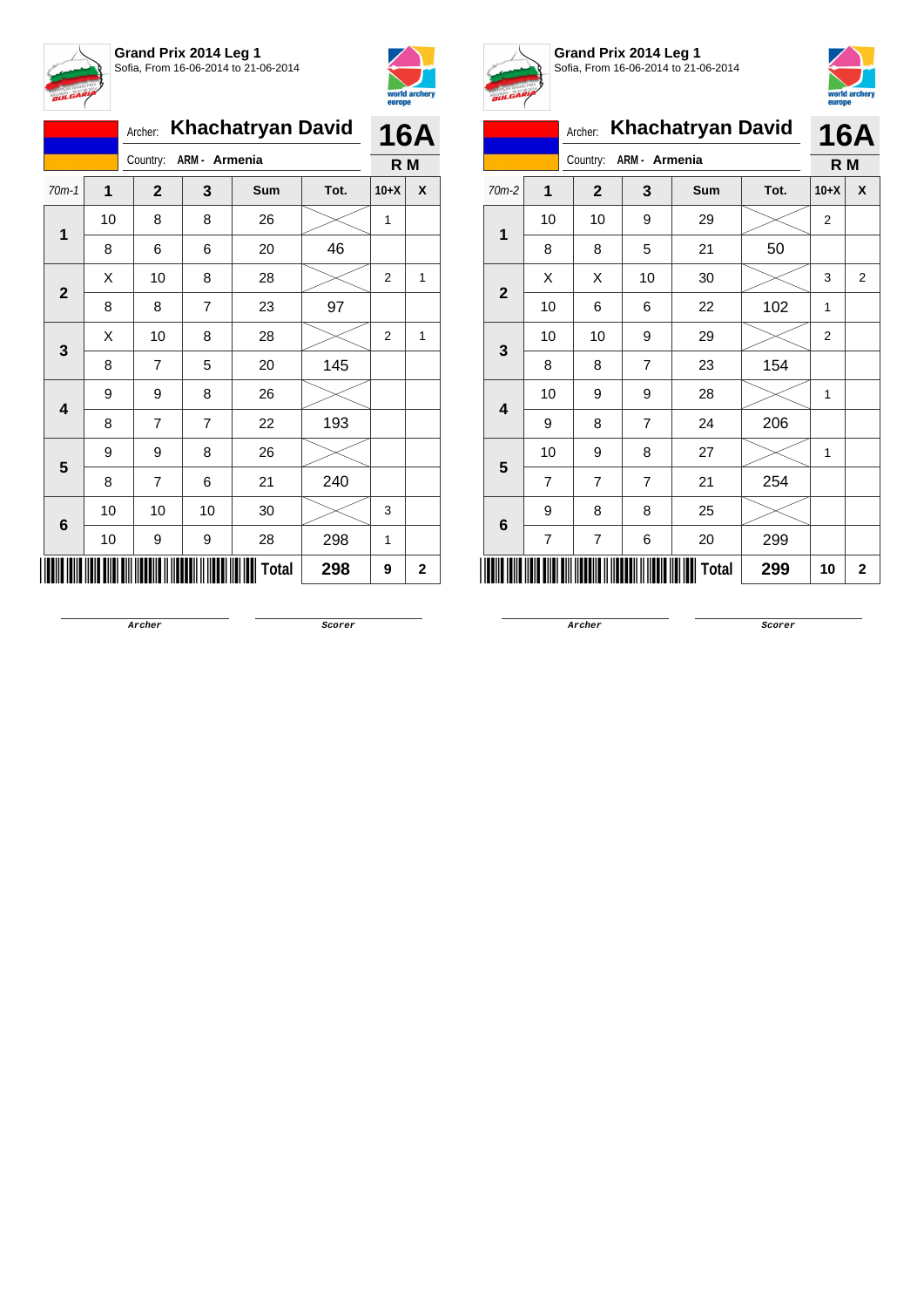**Grand Prix 2014 Leg 1**
Sofia, From 16-06-2014 to 21-06-2014

Archer: **Khachatryan David**
Country: ARM - Armenia

**16A**
**R M**

| 70m-1 | 1 | 2 | 3 | Sum | Tot. | 10+X | X |
|---|---|---|---|---|---|---|---|
| 1 | 10 | 8 | 8 | 26 | | 1 | |
| | 8 | 6 | 6 | 20 | 46 | | |
| 2 | X | 10 | 8 | 28 | | 2 | 1 |
| | 8 | 8 | 7 | 23 | 97 | | |
| 3 | X | 10 | 8 | 28 | | 2 | 1 |
| | 8 | 7 | 5 | 20 | 145 | | |
| 4 | 9 | 9 | 8 | 26 | | | |
| | 8 | 7 | 7 | 22 | 193 | | |
| 5 | 9 | 9 | 8 | 26 | | | |
| | 8 | 7 | 6 | 21 | 240 | | |
| 6 | 10 | 10 | 10 | 30 | | 3 | |
| | 10 | 9 | 9 | 28 | 298 | 1 | |
| | | | | **Total** | **298** | **9** | **2** |

Archer &nbsp;&nbsp;&nbsp;&nbsp; Scorer

**Grand Prix 2014 Leg 1**
Sofia, From 16-06-2014 to 21-06-2014

Archer: **Khachatryan David**
Country: ARM - Armenia

**16A**
**R M**

| 70m-2 | 1 | 2 | 3 | Sum | Tot. | 10+X | X |
|---|---|---|---|---|---|---|---|
| 1 | 10 | 10 | 9 | 29 | | 2 | |
| | 8 | 8 | 5 | 21 | 50 | | |
| 2 | X | X | 10 | 30 | | 3 | 2 |
| | 10 | 6 | 6 | 22 | 102 | 1 | |
| 3 | 10 | 10 | 9 | 29 | | 2 | |
| | 8 | 8 | 7 | 23 | 154 | | |
| 4 | 10 | 9 | 9 | 28 | | 1 | |
| | 9 | 8 | 7 | 24 | 206 | | |
| 5 | 10 | 9 | 8 | 27 | | 1 | |
| | 7 | 7 | 7 | 21 | 254 | | |
| 6 | 9 | 8 | 8 | 25 | | | |
| | 7 | 7 | 6 | 20 | 299 | | |
| | | | | **Total** | **299** | **10** | **2** |

Archer &nbsp;&nbsp;&nbsp;&nbsp; Scorer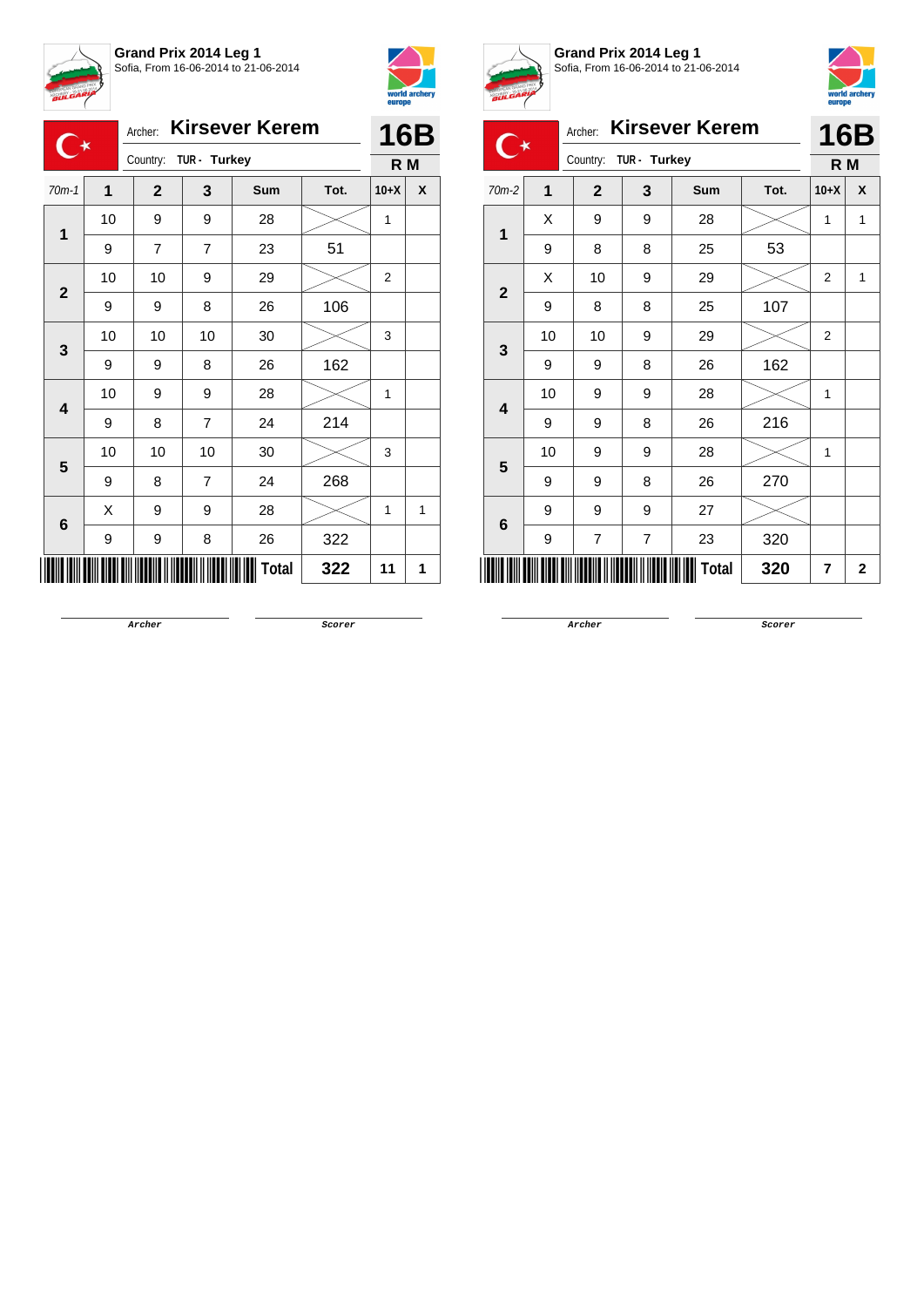## Grand Prix 2014 Leg 1

Sofia, From 16-06-2014 to 21-06-2014

Archer: **Kirsever Kerem**

Country: TUR - Turkey

**16B**

**R M**

| 70m-1 | 1 | 2 | 3 | Sum | Tot. | 10+X | X |
|---|---|---|---|---|---|---|---|
| 1 | 10 | 9 | 9 | 28 | | 1 | |
| | 9 | 7 | 7 | 23 | 51 | | |
| 2 | 10 | 10 | 9 | 29 | | 2 | |
| | 9 | 9 | 8 | 26 | 106 | | |
| 3 | 10 | 10 | 10 | 30 | | 3 | |
| | 9 | 9 | 8 | 26 | 162 | | |
| 4 | 10 | 9 | 9 | 28 | | 1 | |
| | 9 | 8 | 7 | 24 | 214 | | |
| 5 | 10 | 10 | 10 | 30 | | 3 | |
| | 9 | 8 | 7 | 24 | 268 | | |
| 6 | X | 9 | 9 | 28 | | 1 | 1 |
| | 9 | 9 | 8 | 26 | 322 | | |
| | | | | Total | 322 | 11 | 1 |

Archer &nbsp;&nbsp;&nbsp;&nbsp; Scorer

## Grand Prix 2014 Leg 1

Sofia, From 16-06-2014 to 21-06-2014

Archer: **Kirsever Kerem**

Country: TUR - Turkey

**16B**

**R M**

| 70m-2 | 1 | 2 | 3 | Sum | Tot. | 10+X | X |
|---|---|---|---|---|---|---|---|
| 1 | X | 9 | 9 | 28 | | 1 | 1 |
| | 9 | 8 | 8 | 25 | 53 | | |
| 2 | X | 10 | 9 | 29 | | 2 | 1 |
| | 9 | 8 | 8 | 25 | 107 | | |
| 3 | 10 | 10 | 9 | 29 | | 2 | |
| | 9 | 9 | 8 | 26 | 162 | | |
| 4 | 10 | 9 | 9 | 28 | | 1 | |
| | 9 | 9 | 8 | 26 | 216 | | |
| 5 | 10 | 9 | 9 | 28 | | 1 | |
| | 9 | 9 | 8 | 26 | 270 | | |
| 6 | 9 | 9 | 9 | 27 | | | |
| | 9 | 7 | 7 | 23 | 320 | | |
| | | | | Total | 320 | 7 | 2 |

Archer &nbsp;&nbsp;&nbsp;&nbsp; Scorer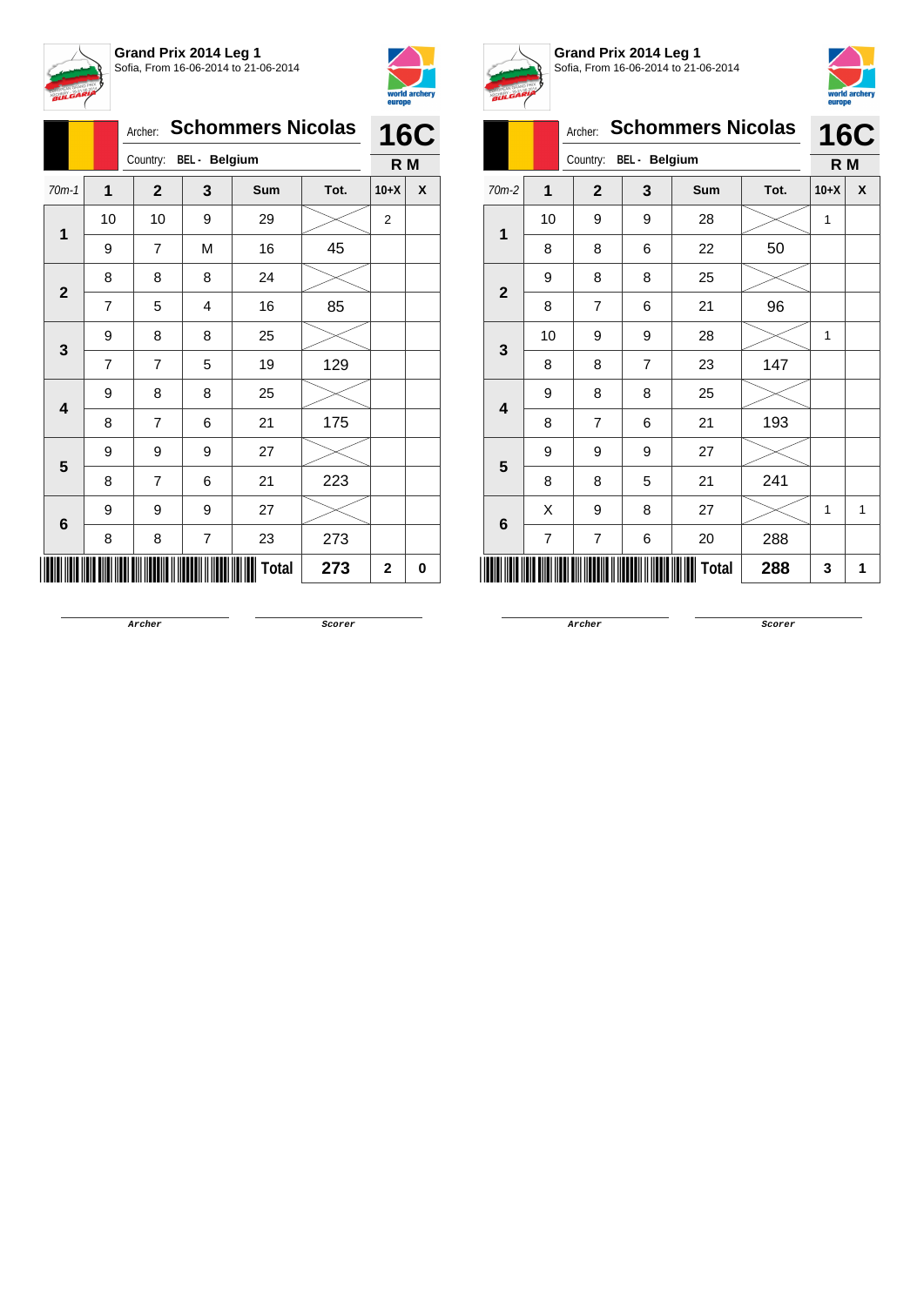**Grand Prix 2014 Leg 1**
Sofia, From 16-06-2014 to 21-06-2014

Archer: **Schommers Nicolas**
Country: BEL - Belgium

**16C**
**R M**

| 70m-1 | 1 | 2 | 3 | Sum | Tot. | 10+X | X |
|---|---|---|---|---|---|---|---|
| 1 | 10 | 10 | 9 | 29 | | 2 | |
| | 9 | 7 | M | 16 | 45 | | |
| 2 | 8 | 8 | 8 | 24 | | | |
| | 7 | 5 | 4 | 16 | 85 | | |
| 3 | 9 | 8 | 8 | 25 | | | |
| | 7 | 7 | 5 | 19 | 129 | | |
| 4 | 9 | 8 | 8 | 25 | | | |
| | 8 | 7 | 6 | 21 | 175 | | |
| 5 | 9 | 9 | 9 | 27 | | | |
| | 8 | 7 | 6 | 21 | 223 | | |
| 6 | 9 | 9 | 9 | 27 | | | |
| | 8 | 8 | 7 | 23 | 273 | | |
| | | | | Total | 273 | 2 | 0 |

Archer Scorer

**Grand Prix 2014 Leg 1**
Sofia, From 16-06-2014 to 21-06-2014

Archer: **Schommers Nicolas**
Country: BEL - Belgium

**16C**
**R M**

| 70m-2 | 1 | 2 | 3 | Sum | Tot. | 10+X | X |
|---|---|---|---|---|---|---|---|
| 1 | 10 | 9 | 9 | 28 | | 1 | |
| | 8 | 8 | 6 | 22 | 50 | | |
| 2 | 9 | 8 | 8 | 25 | | | |
| | 8 | 7 | 6 | 21 | 96 | | |
| 3 | 10 | 9 | 9 | 28 | | 1 | |
| | 8 | 8 | 7 | 23 | 147 | | |
| 4 | 9 | 8 | 8 | 25 | | | |
| | 8 | 7 | 6 | 21 | 193 | | |
| 5 | 9 | 9 | 9 | 27 | | | |
| | 8 | 8 | 5 | 21 | 241 | | |
| 6 | X | 9 | 8 | 27 | | 1 | 1 |
| | 7 | 7 | 6 | 20 | 288 | | |
| | | | | Total | 288 | 3 | 1 |

Archer Scorer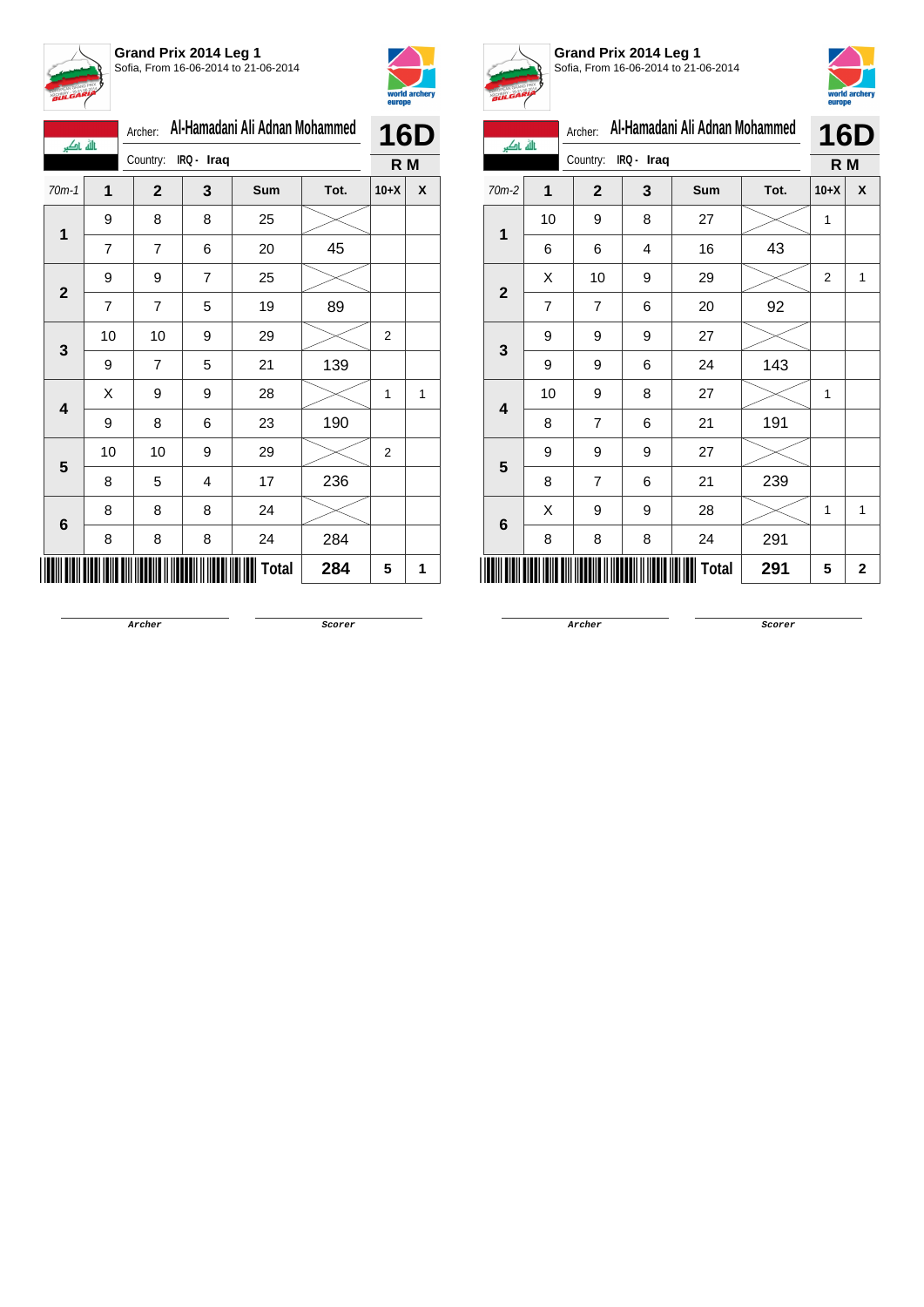**Grand Prix 2014 Leg 1**
Sofia, From 16-06-2014 to 21-06-2014

Archer: **Al-Hamadani Ali Adnan Mohammed**
Country: **IRQ - Iraq**

**16D**
**R M**

| 70m-1 | 1 | 2 | 3 | Sum | Tot. | 10+X | X |
|---|---|---|---|---|---|---|---|
| **1** | 9 | 8 | 8 | 25 | | | |
| | 7 | 7 | 6 | 20 | 45 | | |
| **2** | 9 | 9 | 7 | 25 | | | |
| | 7 | 7 | 5 | 19 | 89 | | |
| **3** | 10 | 10 | 9 | 29 | | 2 | |
| | 9 | 7 | 5 | 21 | 139 | | |
| **4** | X | 9 | 9 | 28 | | 1 | 1 |
| | 9 | 8 | 6 | 23 | 190 | | |
| **5** | 10 | 10 | 9 | 29 | | 2 | |
| | 8 | 5 | 4 | 17 | 236 | | |
| **6** | 8 | 8 | 8 | 24 | | | |
| | 8 | 8 | 8 | 24 | 284 | | |
| | | | | **Total** | **284** | **5** | **1** |

Archer | Scorer

**Grand Prix 2014 Leg 1**
Sofia, From 16-06-2014 to 21-06-2014

Archer: **Al-Hamadani Ali Adnan Mohammed**
Country: **IRQ - Iraq**

**16D**
**R M**

| 70m-2 | 1 | 2 | 3 | Sum | Tot. | 10+X | X |
|---|---|---|---|---|---|---|---|
| **1** | 10 | 9 | 8 | 27 | | 1 | |
| | 6 | 6 | 4 | 16 | 43 | | |
| **2** | X | 10 | 9 | 29 | | 2 | 1 |
| | 7 | 7 | 6 | 20 | 92 | | |
| **3** | 9 | 9 | 9 | 27 | | | |
| | 9 | 9 | 6 | 24 | 143 | | |
| **4** | 10 | 9 | 8 | 27 | | 1 | |
| | 8 | 7 | 6 | 21 | 191 | | |
| **5** | 9 | 9 | 9 | 27 | | | |
| | 8 | 7 | 6 | 21 | 239 | | |
| **6** | X | 9 | 9 | 28 | | 1 | 1 |
| | 8 | 8 | 8 | 24 | 291 | | |
| | | | | **Total** | **291** | **5** | **2** |

Archer | Scorer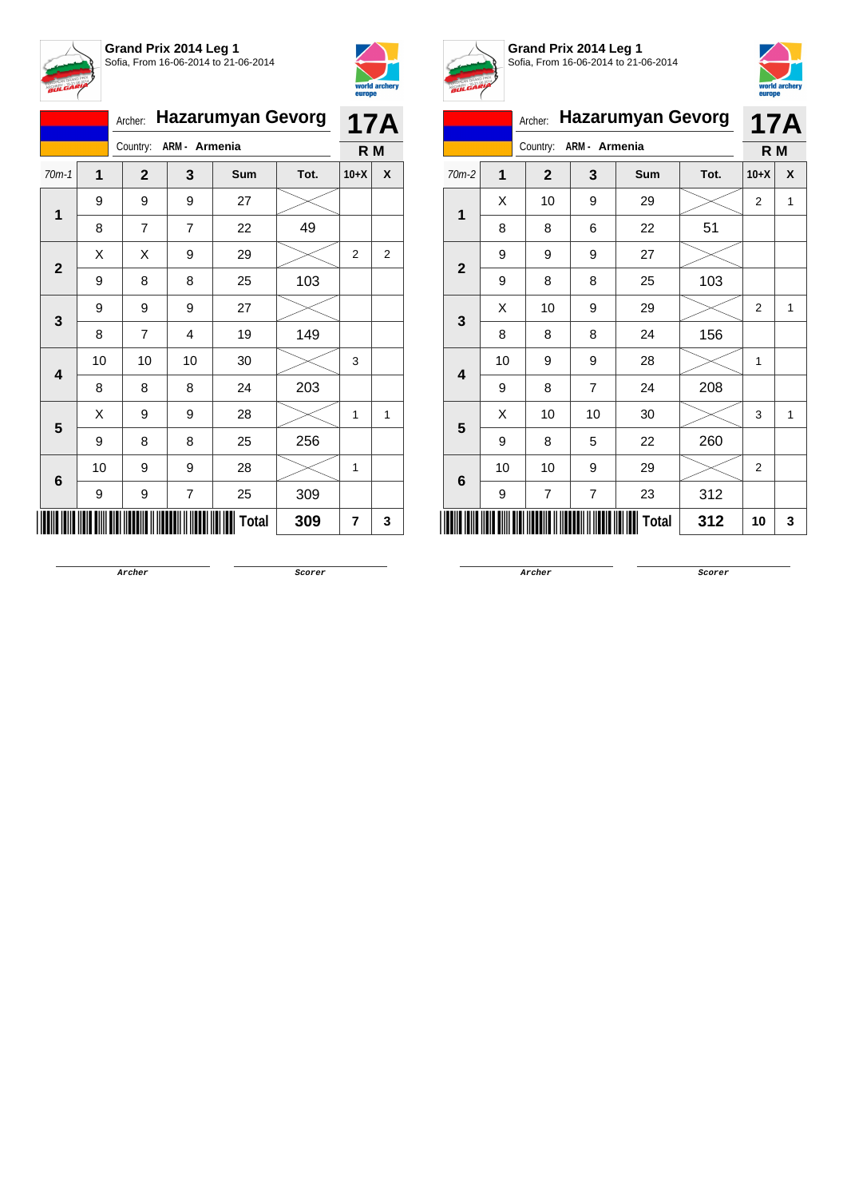**Grand Prix 2014 Leg 1**
Sofia, From 16-06-2014 to 21-06-2014

Archer: **Hazarumyan Gevorg**
Country: **ARM - Armenia**

**17A**
**R M**

| 70m-1 | 1 | 2 | 3 | Sum | Tot. | 10+X | X |
|---|---|---|---|---|---|---|---|
| 1 | 9 | 9 | 9 | 27 | | | |
| | 8 | 7 | 7 | 22 | 49 | | |
| 2 | X | X | 9 | 29 | | 2 | 2 |
| | 9 | 8 | 8 | 25 | 103 | | |
| 3 | 9 | 9 | 9 | 27 | | | |
| | 8 | 7 | 4 | 19 | 149 | | |
| 4 | 10 | 10 | 10 | 30 | | 3 | |
| | 8 | 8 | 8 | 24 | 203 | | |
| 5 | X | 9 | 9 | 28 | | 1 | 1 |
| | 9 | 8 | 8 | 25 | 256 | | |
| 6 | 10 | 9 | 9 | 28 | | 1 | |
| | 9 | 9 | 7 | 25 | 309 | | |
| | | | | **Total** | **309** | **7** | **3** |

Archer &nbsp;&nbsp;&nbsp;&nbsp; Scorer

**Grand Prix 2014 Leg 1**
Sofia, From 16-06-2014 to 21-06-2014

Archer: **Hazarumyan Gevorg**
Country: **ARM - Armenia**

**17A**
**R M**

| 70m-2 | 1 | 2 | 3 | Sum | Tot. | 10+X | X |
|---|---|---|---|---|---|---|---|
| 1 | X | 10 | 9 | 29 | | 2 | 1 |
| | 8 | 8 | 6 | 22 | 51 | | |
| 2 | 9 | 9 | 9 | 27 | | | |
| | 9 | 8 | 8 | 25 | 103 | | |
| 3 | X | 10 | 9 | 29 | | 2 | 1 |
| | 8 | 8 | 8 | 24 | 156 | | |
| 4 | 10 | 9 | 9 | 28 | | 1 | |
| | 9 | 8 | 7 | 24 | 208 | | |
| 5 | X | 10 | 10 | 30 | | 3 | 1 |
| | 9 | 8 | 5 | 22 | 260 | | |
| 6 | 10 | 10 | 9 | 29 | | 2 | |
| | 9 | 7 | 7 | 23 | 312 | | |
| | | | | **Total** | **312** | **10** | **3** |

Archer &nbsp;&nbsp;&nbsp;&nbsp; Scorer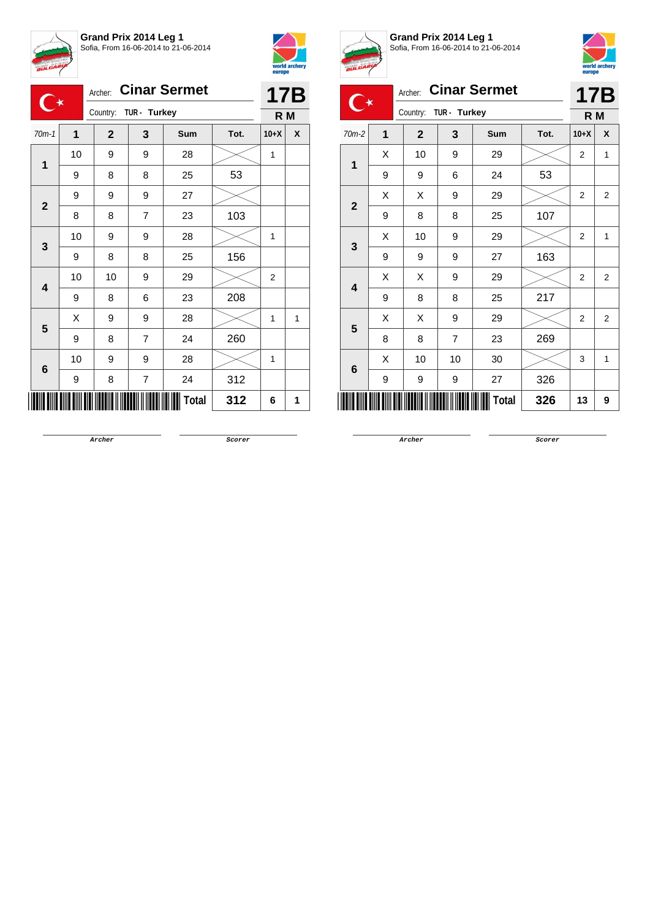**Grand Prix 2014 Leg 1**
Sofia, From 16-06-2014 to 21-06-2014

Archer: **Cinar Sermet**
Country: TUR - Turkey

**17B**
**R M**

| 70m-1 | 1 | 2 | 3 | Sum | Tot. | 10+X | X |
|---|---|---|---|---|---|---|---|
| 1 | 10 | 9 | 9 | 28 | | 1 | |
| | 9 | 8 | 8 | 25 | 53 | | |
| 2 | 9 | 9 | 9 | 27 | | | |
| | 8 | 8 | 7 | 23 | 103 | | |
| 3 | 10 | 9 | 9 | 28 | | 1 | |
| | 9 | 8 | 8 | 25 | 156 | | |
| 4 | 10 | 10 | 9 | 29 | | 2 | |
| | 9 | 8 | 6 | 23 | 208 | | |
| 5 | X | 9 | 9 | 28 | | 1 | 1 |
| | 9 | 8 | 7 | 24 | 260 | | |
| 6 | 10 | 9 | 9 | 28 | | 1 | |
| | 9 | 8 | 7 | 24 | 312 | | |
| | | | | Total | 312 | 6 | 1 |

Archer

Scorer

**Grand Prix 2014 Leg 1**
Sofia, From 16-06-2014 to 21-06-2014

Archer: **Cinar Sermet**
Country: TUR - Turkey

**17B**
**R M**

| 70m-2 | 1 | 2 | 3 | Sum | Tot. | 10+X | X |
|---|---|---|---|---|---|---|---|
| 1 | X | 10 | 9 | 29 | | 2 | 1 |
| | 9 | 9 | 6 | 24 | 53 | | |
| 2 | X | X | 9 | 29 | | 2 | 2 |
| | 9 | 8 | 8 | 25 | 107 | | |
| 3 | X | 10 | 9 | 29 | | 2 | 1 |
| | 9 | 9 | 9 | 27 | 163 | | |
| 4 | X | X | 9 | 29 | | 2 | 2 |
| | 9 | 8 | 8 | 25 | 217 | | |
| 5 | X | X | 9 | 29 | | 2 | 2 |
| | 8 | 8 | 7 | 23 | 269 | | |
| 6 | X | 10 | 10 | 30 | | 3 | 1 |
| | 9 | 9 | 9 | 27 | 326 | | |
| | | | | Total | 326 | 13 | 9 |

Archer

Scorer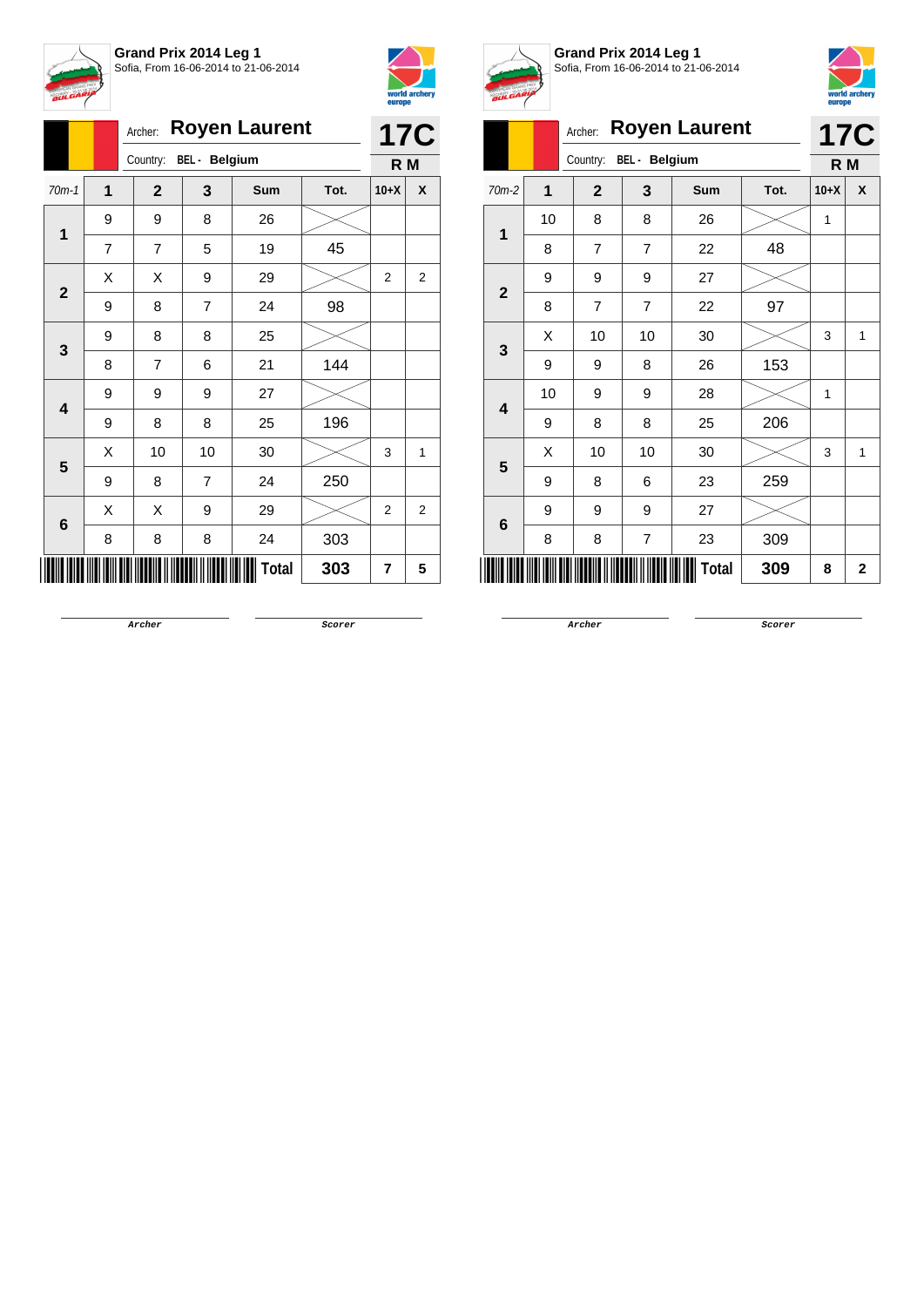**Grand Prix 2014 Leg 1**
Sofia, From 16-06-2014 to 21-06-2014

Archer: **Royen Laurent**
Country: BEL - Belgium

**17C**
**R M**

| 70m-1 | 1 | 2 | 3 | Sum | Tot. | 10+X | X |
|---|---|---|---|---|---|---|---|
| 1 | 9 | 9 | 8 | 26 | | | |
| | 7 | 7 | 5 | 19 | 45 | | |
| 2 | X | X | 9 | 29 | | 2 | 2 |
| | 9 | 8 | 7 | 24 | 98 | | |
| 3 | 9 | 8 | 8 | 25 | | | |
| | 8 | 7 | 6 | 21 | 144 | | |
| 4 | 9 | 9 | 9 | 27 | | | |
| | 9 | 8 | 8 | 25 | 196 | | |
| 5 | X | 10 | 10 | 30 | | 3 | 1 |
| | 9 | 8 | 7 | 24 | 250 | | |
| 6 | X | X | 9 | 29 | | 2 | 2 |
| | 8 | 8 | 8 | 24 | 303 | | |
| | | | | **Total** | **303** | **7** | **5** |

Archer | Scorer

**Grand Prix 2014 Leg 1**
Sofia, From 16-06-2014 to 21-06-2014

Archer: **Royen Laurent**
Country: BEL - Belgium

**17C**
**R M**

| 70m-2 | 1 | 2 | 3 | Sum | Tot. | 10+X | X |
|---|---|---|---|---|---|---|---|
| 1 | 10 | 8 | 8 | 26 | | 1 | |
| | 8 | 7 | 7 | 22 | 48 | | |
| 2 | 9 | 9 | 9 | 27 | | | |
| | 8 | 7 | 7 | 22 | 97 | | |
| 3 | X | 10 | 10 | 30 | | 3 | 1 |
| | 9 | 9 | 8 | 26 | 153 | | |
| 4 | 10 | 9 | 9 | 28 | | 1 | |
| | 9 | 8 | 8 | 25 | 206 | | |
| 5 | X | 10 | 10 | 30 | | 3 | 1 |
| | 9 | 8 | 6 | 23 | 259 | | |
| 6 | 9 | 9 | 9 | 27 | | | |
| | 8 | 8 | 7 | 23 | 309 | | |
| | | | | **Total** | **309** | **8** | **2** |

Archer | Scorer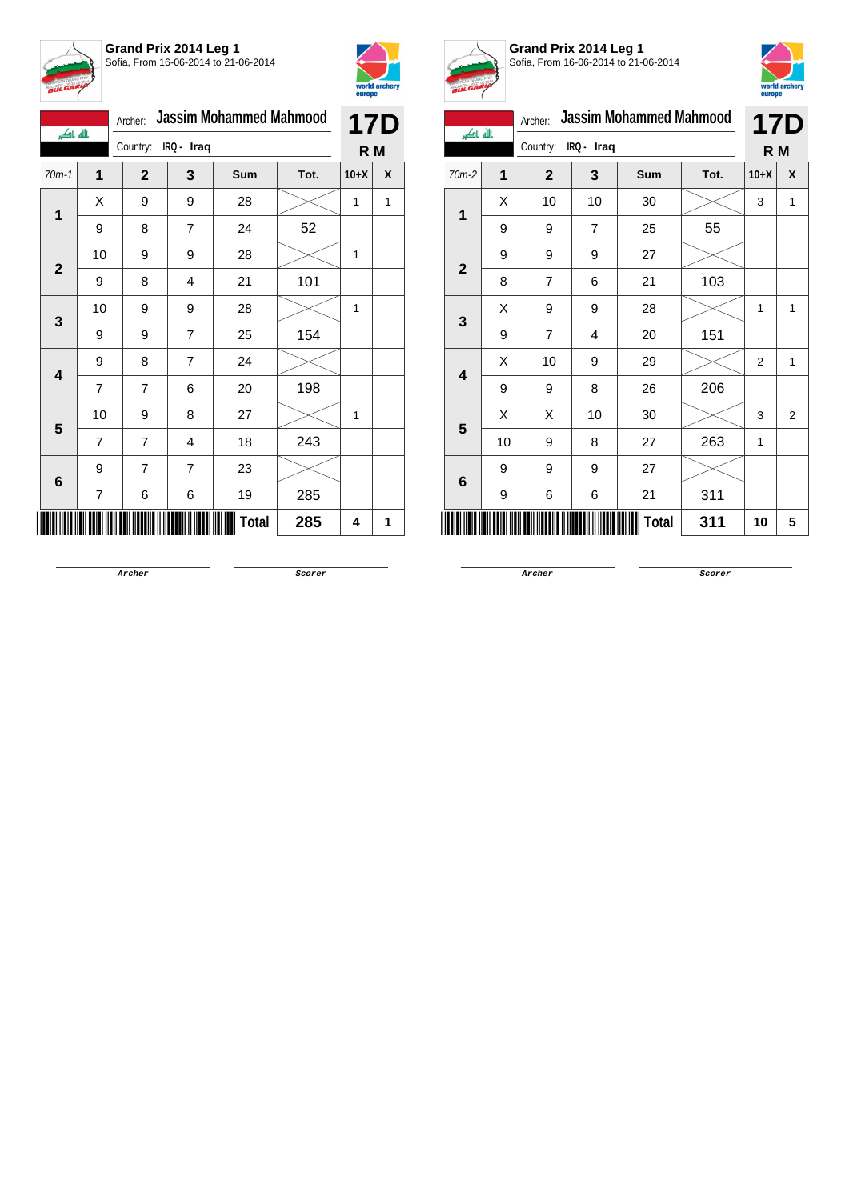**Grand Prix 2014 Leg 1**
Sofia, From 16-06-2014 to 21-06-2014

Archer: **Jassim Mohammed Mahmood**
Country: IRQ - Iraq

**17D**
**R M**

| 70m-1 | 1 | 2 | 3 | Sum | Tot. | 10+X | X |
|---|---|---|---|---|---|---|---|
| 1 | X | 9 | 9 | 28 | | 1 | 1 |
| | 9 | 8 | 7 | 24 | 52 | | |
| 2 | 10 | 9 | 9 | 28 | | 1 | |
| | 9 | 8 | 4 | 21 | 101 | | |
| 3 | 10 | 9 | 9 | 28 | | 1 | |
| | 9 | 9 | 7 | 25 | 154 | | |
| 4 | 9 | 8 | 7 | 24 | | | |
| | 7 | 7 | 6 | 20 | 198 | | |
| 5 | 10 | 9 | 8 | 27 | | 1 | |
| | 7 | 7 | 4 | 18 | 243 | | |
| 6 | 9 | 7 | 7 | 23 | | | |
| | 7 | 6 | 6 | 19 | 285 | | |
| | | | | Total | 285 | 4 | 1 |

Archer &nbsp;&nbsp;&nbsp;&nbsp; Scorer

**Grand Prix 2014 Leg 1**
Sofia, From 16-06-2014 to 21-06-2014

Archer: **Jassim Mohammed Mahmood**
Country: IRQ - Iraq

**17D**
**R M**

| 70m-2 | 1 | 2 | 3 | Sum | Tot. | 10+X | X |
|---|---|---|---|---|---|---|---|
| 1 | X | 10 | 10 | 30 | | 3 | 1 |
| | 9 | 9 | 7 | 25 | 55 | | |
| 2 | 9 | 9 | 9 | 27 | | | |
| | 8 | 7 | 6 | 21 | 103 | | |
| 3 | X | 9 | 9 | 28 | | 1 | 1 |
| | 9 | 7 | 4 | 20 | 151 | | |
| 4 | X | 10 | 9 | 29 | | 2 | 1 |
| | 9 | 9 | 8 | 26 | 206 | | |
| 5 | X | X | 10 | 30 | | 3 | 2 |
| | 10 | 9 | 8 | 27 | 263 | 1 | |
| 6 | 9 | 9 | 9 | 27 | | | |
| | 9 | 6 | 6 | 21 | 311 | | |
| | | | | Total | 311 | 10 | 5 |

Archer &nbsp;&nbsp;&nbsp;&nbsp; Scorer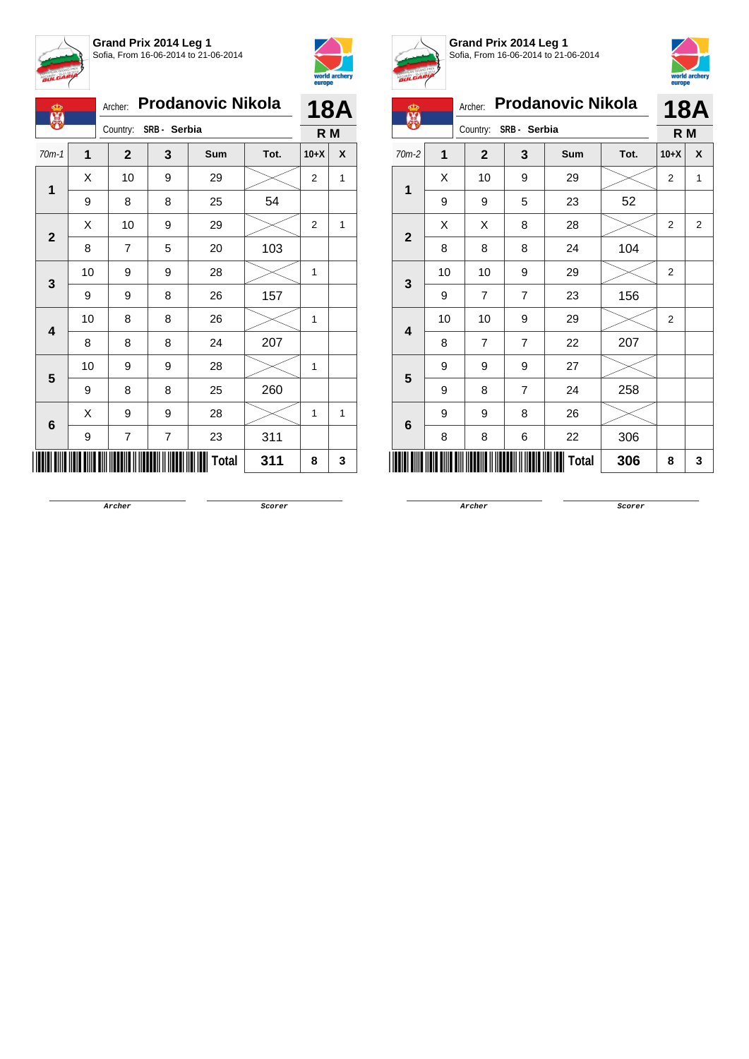**Grand Prix 2014 Leg 1**
Sofia, From 16-06-2014 to 21-06-2014

Archer: **Prodanovic Nikola** — **18A**
Country: **SRB - Serbia** — **R M**

| 70m-1 | 1 | 2 | 3 | Sum | Tot. | 10+X | X |
|---|---|---|---|---|---|---|---|
| 1 | X | 10 | 9 | 29 | | 2 | 1 |
| | 9 | 8 | 8 | 25 | 54 | | |
| 2 | X | 10 | 9 | 29 | | 2 | 1 |
| | 8 | 7 | 5 | 20 | 103 | | |
| 3 | 10 | 9 | 9 | 28 | | 1 | |
| | 9 | 9 | 8 | 26 | 157 | | |
| 4 | 10 | 8 | 8 | 26 | | 1 | |
| | 8 | 8 | 8 | 24 | 207 | | |
| 5 | 10 | 9 | 9 | 28 | | 1 | |
| | 9 | 8 | 8 | 25 | 260 | | |
| 6 | X | 9 | 9 | 28 | | 1 | 1 |
| | 9 | 7 | 7 | 23 | 311 | | |
| | | | | **Total** | **311** | **8** | **3** |

Archer　　Scorer

**Grand Prix 2014 Leg 1**
Sofia, From 16-06-2014 to 21-06-2014

Archer: **Prodanovic Nikola** — **18A**
Country: **SRB - Serbia** — **R M**

| 70m-2 | 1 | 2 | 3 | Sum | Tot. | 10+X | X |
|---|---|---|---|---|---|---|---|
| 1 | X | 10 | 9 | 29 | | 2 | 1 |
| | 9 | 9 | 5 | 23 | 52 | | |
| 2 | X | X | 8 | 28 | | 2 | 2 |
| | 8 | 8 | 8 | 24 | 104 | | |
| 3 | 10 | 10 | 9 | 29 | | 2 | |
| | 9 | 7 | 7 | 23 | 156 | | |
| 4 | 10 | 10 | 9 | 29 | | 2 | |
| | 8 | 7 | 7 | 22 | 207 | | |
| 5 | 9 | 9 | 9 | 27 | | | |
| | 9 | 8 | 7 | 24 | 258 | | |
| 6 | 9 | 9 | 8 | 26 | | | |
| | 8 | 8 | 6 | 22 | 306 | | |
| | | | | **Total** | **306** | **8** | **3** |

Archer　　Scorer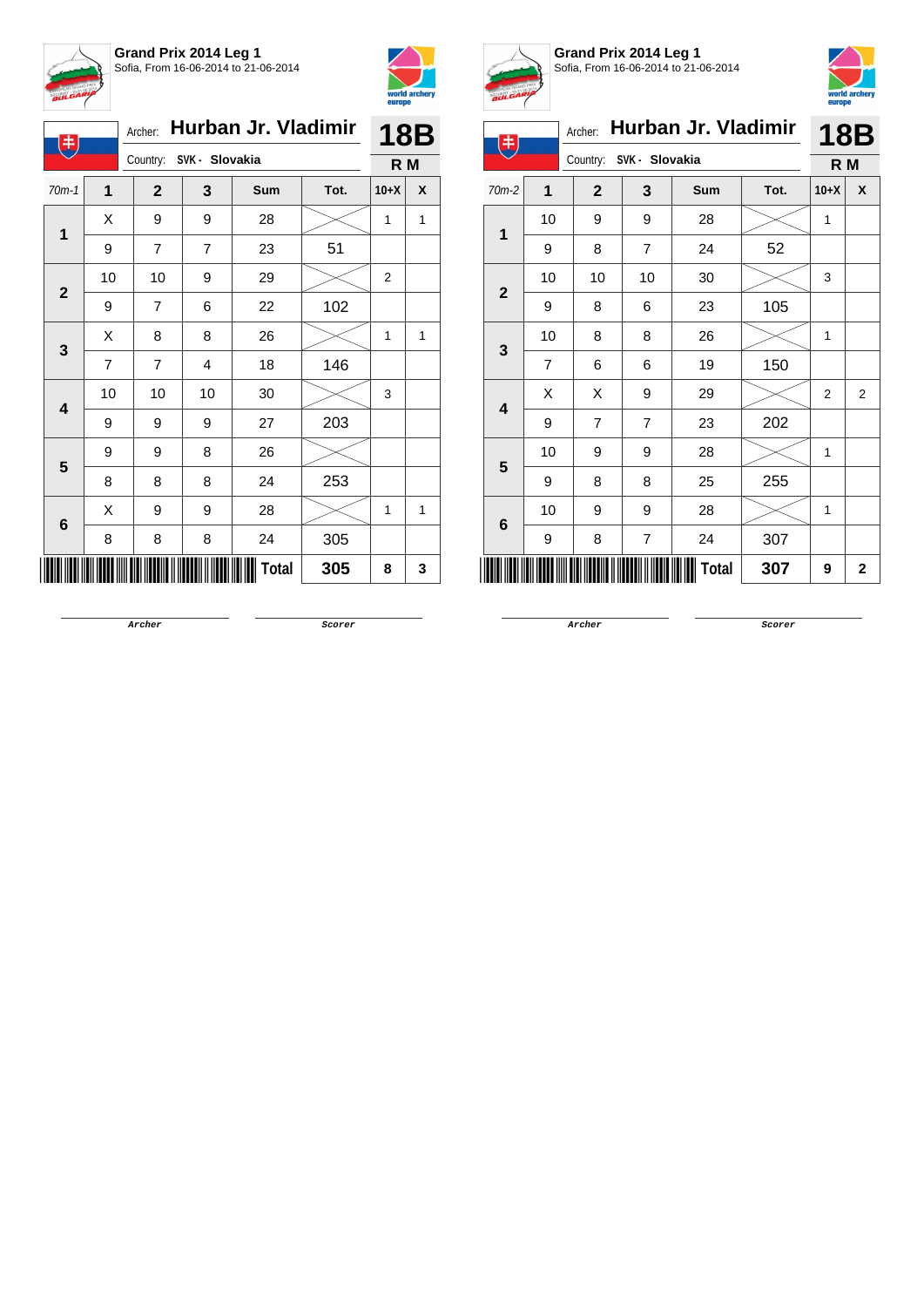## Grand Prix 2014 Leg 1

Sofia, From 16-06-2014 to 21-06-2014

Archer: **Hurban Jr. Vladimir** — **18B**

Country: SVK - Slovakia — **R M**

| 70m-1 | 1 | 2 | 3 | Sum | Tot. | 10+X | X |
|---|---|---|---|---|---|---|---|
| 1 | X | 9 | 9 | 28 | | 1 | 1 |
| | 9 | 7 | 7 | 23 | 51 | | |
| 2 | 10 | 10 | 9 | 29 | | 2 | |
| | 9 | 7 | 6 | 22 | 102 | | |
| 3 | X | 8 | 8 | 26 | | 1 | 1 |
| | 7 | 7 | 4 | 18 | 146 | | |
| 4 | 10 | 10 | 10 | 30 | | 3 | |
| | 9 | 9 | 9 | 27 | 203 | | |
| 5 | 9 | 9 | 8 | 26 | | | |
| | 8 | 8 | 8 | 24 | 253 | | |
| 6 | X | 9 | 9 | 28 | | 1 | 1 |
| | 8 | 8 | 8 | 24 | 305 | | |
| | | | | **Total** | **305** | **8** | **3** |

Archer — Scorer

## Grand Prix 2014 Leg 1

Sofia, From 16-06-2014 to 21-06-2014

Archer: **Hurban Jr. Vladimir** — **18B**

Country: SVK - Slovakia — **R M**

| 70m-2 | 1 | 2 | 3 | Sum | Tot. | 10+X | X |
|---|---|---|---|---|---|---|---|
| 1 | 10 | 9 | 9 | 28 | | 1 | |
| | 9 | 8 | 7 | 24 | 52 | | |
| 2 | 10 | 10 | 10 | 30 | | 3 | |
| | 9 | 8 | 6 | 23 | 105 | | |
| 3 | 10 | 8 | 8 | 26 | | 1 | |
| | 7 | 6 | 6 | 19 | 150 | | |
| 4 | X | X | 9 | 29 | | 2 | 2 |
| | 9 | 7 | 7 | 23 | 202 | | |
| 5 | 10 | 9 | 9 | 28 | | 1 | |
| | 9 | 8 | 8 | 25 | 255 | | |
| 6 | 10 | 9 | 9 | 28 | | 1 | |
| | 9 | 8 | 7 | 24 | 307 | | |
| | | | | **Total** | **307** | **9** | **2** |

Archer — Scorer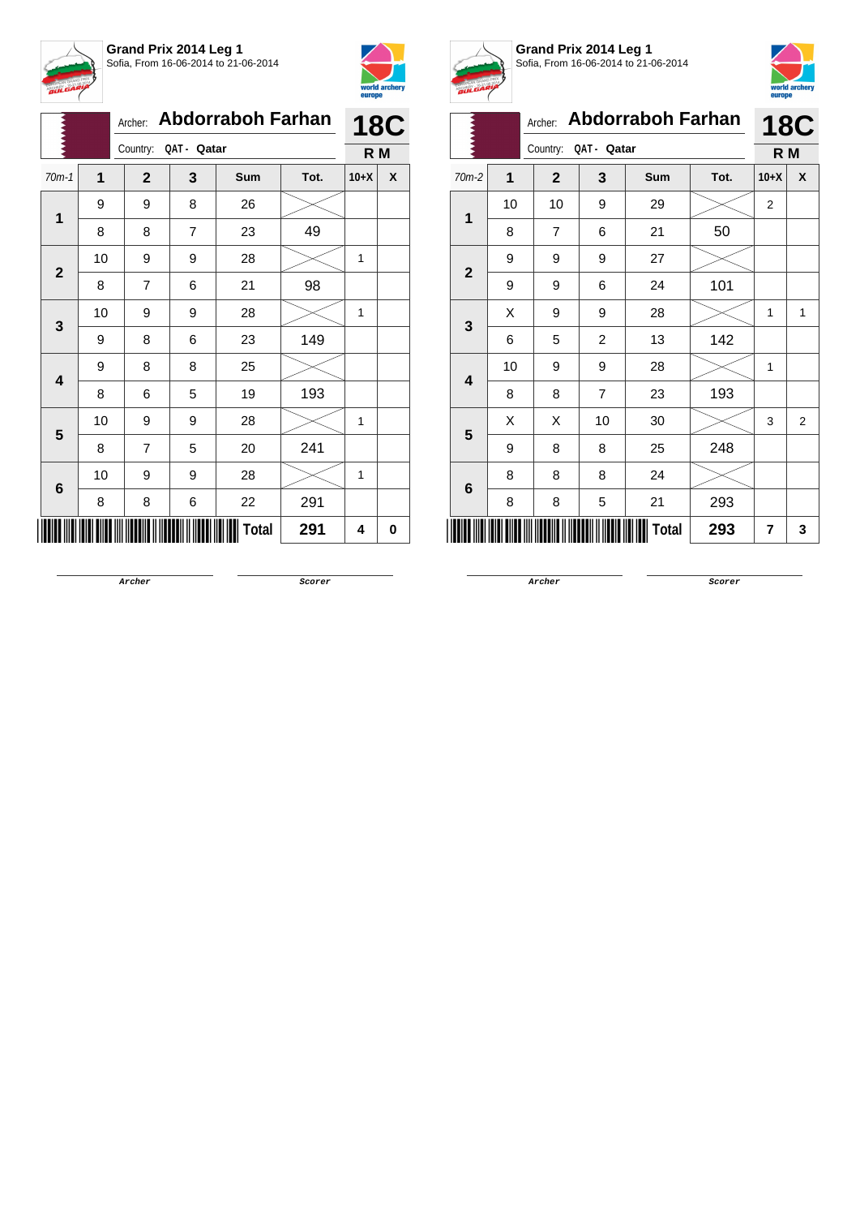**Grand Prix 2014 Leg 1**
Sofia, From 16-06-2014 to 21-06-2014

Archer: **Abdorraboh Farhan**
Country: QAT - Qatar
**18C**
**R M**

| 70m-1 | 1 | 2 | 3 | Sum | Tot. | 10+X | X |
|---|---|---|---|---|---|---|---|
| 1 | 9 | 9 | 8 | 26 | | | |
| | 8 | 8 | 7 | 23 | 49 | | |
| 2 | 10 | 9 | 9 | 28 | | 1 | |
| | 8 | 7 | 6 | 21 | 98 | | |
| 3 | 10 | 9 | 9 | 28 | | 1 | |
| | 9 | 8 | 6 | 23 | 149 | | |
| 4 | 9 | 8 | 8 | 25 | | | |
| | 8 | 6 | 5 | 19 | 193 | | |
| 5 | 10 | 9 | 9 | 28 | | 1 | |
| | 8 | 7 | 5 | 20 | 241 | | |
| 6 | 10 | 9 | 9 | 28 | | 1 | |
| | 8 | 8 | 6 | 22 | 291 | | |
| | | | | **Total** | **291** | **4** | **0** |

Archer　　　　Scorer

**Grand Prix 2014 Leg 1**
Sofia, From 16-06-2014 to 21-06-2014

Archer: **Abdorraboh Farhan**
Country: QAT - Qatar
**18C**
**R M**

| 70m-2 | 1 | 2 | 3 | Sum | Tot. | 10+X | X |
|---|---|---|---|---|---|---|---|
| 1 | 10 | 10 | 9 | 29 | | 2 | |
| | 8 | 7 | 6 | 21 | 50 | | |
| 2 | 9 | 9 | 9 | 27 | | | |
| | 9 | 9 | 6 | 24 | 101 | | |
| 3 | X | 9 | 9 | 28 | | 1 | 1 |
| | 6 | 5 | 2 | 13 | 142 | | |
| 4 | 10 | 9 | 9 | 28 | | 1 | |
| | 8 | 8 | 7 | 23 | 193 | | |
| 5 | X | X | 10 | 30 | | 3 | 2 |
| | 9 | 8 | 8 | 25 | 248 | | |
| 6 | 8 | 8 | 8 | 24 | | | |
| | 8 | 8 | 5 | 21 | 293 | | |
| | | | | **Total** | **293** | **7** | **3** |

Archer　　　　Scorer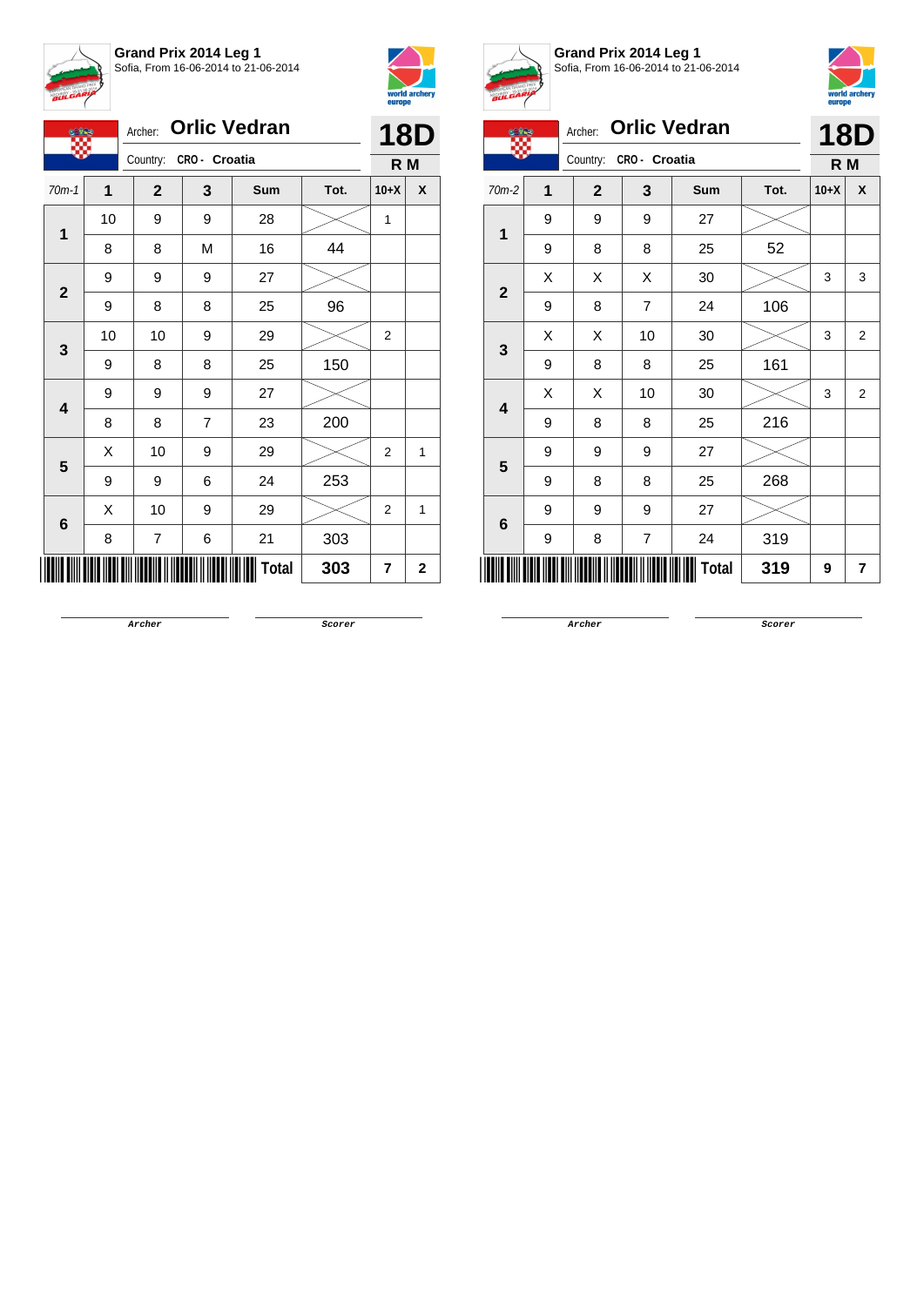**Grand Prix 2014 Leg 1**
Sofia, From 16-06-2014 to 21-06-2014

Archer: **Orlic Vedran**
Country: CRO - Croatia

**18D**
**R M**

| 70m-1 | 1 | 2 | 3 | Sum | Tot. | 10+X | X |
|---|---|---|---|---|---|---|---|
| 1 | 10 | 9 | 9 | 28 | | 1 | |
| | 8 | 8 | M | 16 | 44 | | |
| 2 | 9 | 9 | 9 | 27 | | | |
| | 9 | 8 | 8 | 25 | 96 | | |
| 3 | 10 | 10 | 9 | 29 | | 2 | |
| | 9 | 8 | 8 | 25 | 150 | | |
| 4 | 9 | 9 | 9 | 27 | | | |
| | 8 | 8 | 7 | 23 | 200 | | |
| 5 | X | 10 | 9 | 29 | | 2 | 1 |
| | 9 | 9 | 6 | 24 | 253 | | |
| 6 | X | 10 | 9 | 29 | | 2 | 1 |
| | 8 | 7 | 6 | 21 | 303 | | |
| | | | | **Total** | **303** | **7** | **2** |

Archer — Scorer

**Grand Prix 2014 Leg 1**
Sofia, From 16-06-2014 to 21-06-2014

Archer: **Orlic Vedran**
Country: CRO - Croatia

**18D**
**R M**

| 70m-2 | 1 | 2 | 3 | Sum | Tot. | 10+X | X |
|---|---|---|---|---|---|---|---|
| 1 | 9 | 9 | 9 | 27 | | | |
| | 9 | 8 | 8 | 25 | 52 | | |
| 2 | X | X | X | 30 | | 3 | 3 |
| | 9 | 8 | 7 | 24 | 106 | | |
| 3 | X | X | 10 | 30 | | 3 | 2 |
| | 9 | 8 | 8 | 25 | 161 | | |
| 4 | X | X | 10 | 30 | | 3 | 2 |
| | 9 | 8 | 8 | 25 | 216 | | |
| 5 | 9 | 9 | 9 | 27 | | | |
| | 9 | 8 | 8 | 25 | 268 | | |
| 6 | 9 | 9 | 9 | 27 | | | |
| | 9 | 8 | 7 | 24 | 319 | | |
| | | | | **Total** | **319** | **9** | **7** |

Archer — Scorer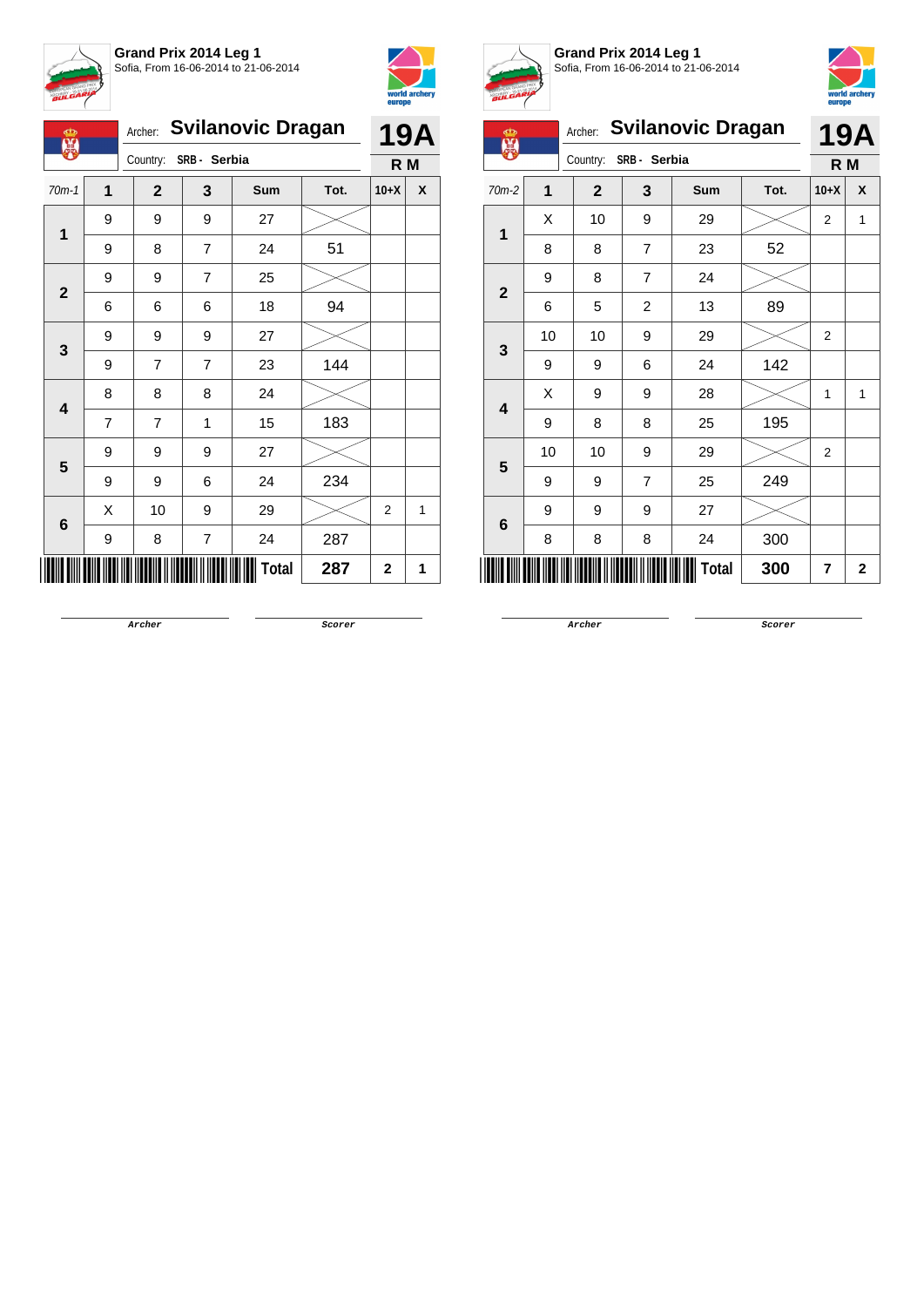**Grand Prix 2014 Leg 1**
Sofia, From 16-06-2014 to 21-06-2014

Archer: **Svilanovic Dragan** — **19A**
Country: **SRB - Serbia** — **R M**

| 70m-1 | 1 | 2 | 3 | Sum | Tot. | 10+X | X |
|---|---|---|---|---|---|---|---|
| 1 | 9 | 9 | 9 | 27 | | | |
| | 9 | 8 | 7 | 24 | 51 | | |
| 2 | 9 | 9 | 7 | 25 | | | |
| | 6 | 6 | 6 | 18 | 94 | | |
| 3 | 9 | 9 | 9 | 27 | | | |
| | 9 | 7 | 7 | 23 | 144 | | |
| 4 | 8 | 8 | 8 | 24 | | | |
| | 7 | 7 | 1 | 15 | 183 | | |
| 5 | 9 | 9 | 9 | 27 | | | |
| | 9 | 9 | 6 | 24 | 234 | | |
| 6 | X | 10 | 9 | 29 | | 2 | 1 |
| | 9 | 8 | 7 | 24 | 287 | | |
| | | | | **Total** | **287** | **2** | **1** |

Archer &nbsp;&nbsp;&nbsp;&nbsp; Scorer

**Grand Prix 2014 Leg 1**
Sofia, From 16-06-2014 to 21-06-2014

Archer: **Svilanovic Dragan** — **19A**
Country: **SRB - Serbia** — **R M**

| 70m-2 | 1 | 2 | 3 | Sum | Tot. | 10+X | X |
|---|---|---|---|---|---|---|---|
| 1 | X | 10 | 9 | 29 | | 2 | 1 |
| | 8 | 8 | 7 | 23 | 52 | | |
| 2 | 9 | 8 | 7 | 24 | | | |
| | 6 | 5 | 2 | 13 | 89 | | |
| 3 | 10 | 10 | 9 | 29 | | 2 | |
| | 9 | 9 | 6 | 24 | 142 | | |
| 4 | X | 9 | 9 | 28 | | 1 | 1 |
| | 9 | 8 | 8 | 25 | 195 | | |
| 5 | 10 | 10 | 9 | 29 | | 2 | |
| | 9 | 9 | 7 | 25 | 249 | | |
| 6 | 9 | 9 | 9 | 27 | | | |
| | 8 | 8 | 8 | 24 | 300 | | |
| | | | | **Total** | **300** | **7** | **2** |

Archer &nbsp;&nbsp;&nbsp;&nbsp; Scorer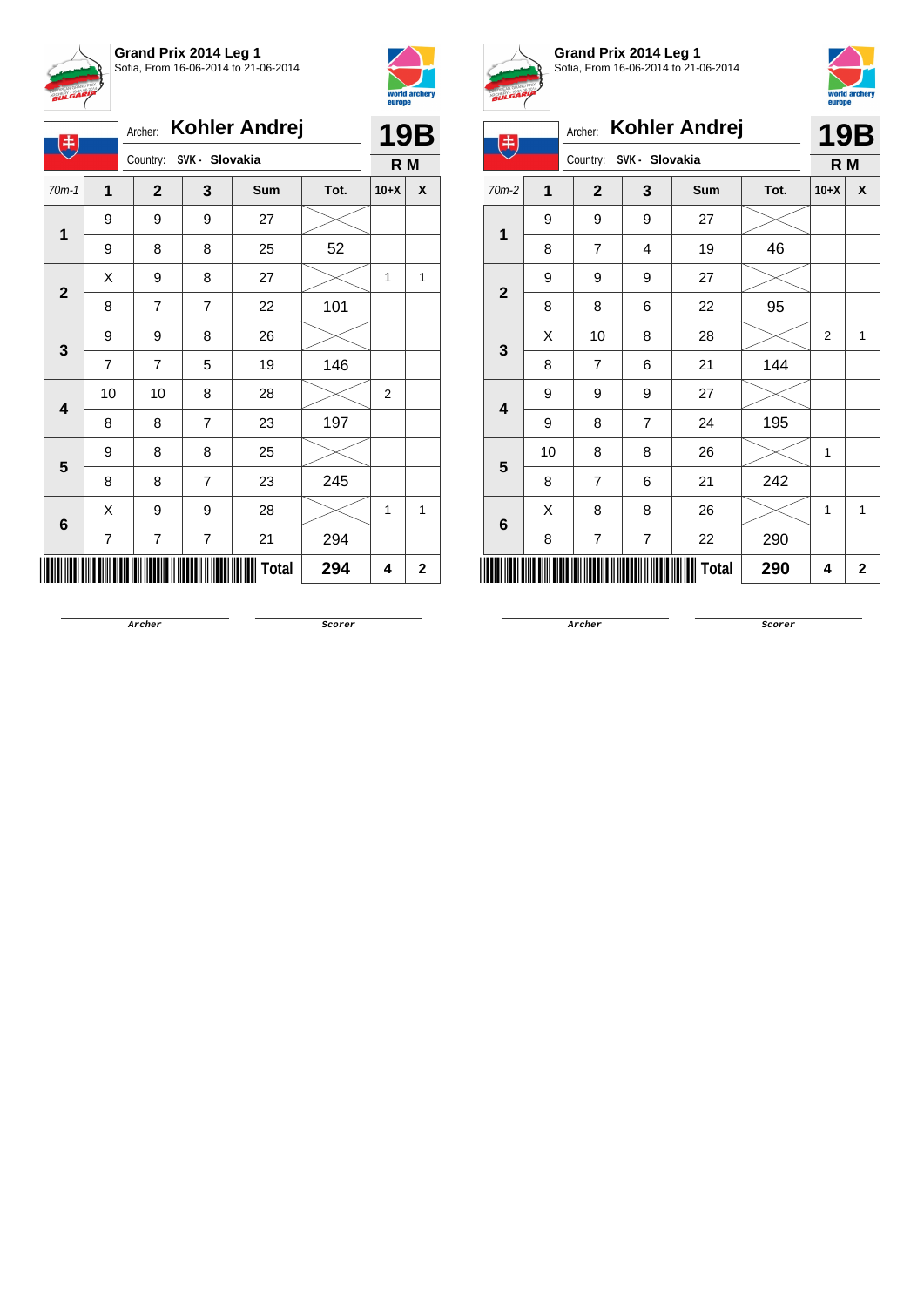**Grand Prix 2014 Leg 1**
Sofia, From 16-06-2014 to 21-06-2014

Archer: **Kohler Andrej**
Country: SVK - Slovakia

**19B**
**R M**

| 70m-1 | 1 | 2 | 3 | Sum | Tot. | 10+X | X |
|---|---|---|---|---|---|---|---|
| 1 | 9 | 9 | 9 | 27 | | | |
| | 9 | 8 | 8 | 25 | 52 | | |
| 2 | X | 9 | 8 | 27 | | 1 | 1 |
| | 8 | 7 | 7 | 22 | 101 | | |
| 3 | 9 | 9 | 8 | 26 | | | |
| | 7 | 7 | 5 | 19 | 146 | | |
| 4 | 10 | 10 | 8 | 28 | | 2 | |
| | 8 | 8 | 7 | 23 | 197 | | |
| 5 | 9 | 8 | 8 | 25 | | | |
| | 8 | 8 | 7 | 23 | 245 | | |
| 6 | X | 9 | 9 | 28 | | 1 | 1 |
| | 7 | 7 | 7 | 21 | 294 | | |
| | | | | **Total** | **294** | **4** | **2** |

Archer　　　　Scorer

**Grand Prix 2014 Leg 1**
Sofia, From 16-06-2014 to 21-06-2014

Archer: **Kohler Andrej**
Country: SVK - Slovakia

**19B**
**R M**

| 70m-2 | 1 | 2 | 3 | Sum | Tot. | 10+X | X |
|---|---|---|---|---|---|---|---|
| 1 | 9 | 9 | 9 | 27 | | | |
| | 8 | 7 | 4 | 19 | 46 | | |
| 2 | 9 | 9 | 9 | 27 | | | |
| | 8 | 8 | 6 | 22 | 95 | | |
| 3 | X | 10 | 8 | 28 | | 2 | 1 |
| | 8 | 7 | 6 | 21 | 144 | | |
| 4 | 9 | 9 | 9 | 27 | | | |
| | 9 | 8 | 7 | 24 | 195 | | |
| 5 | 10 | 8 | 8 | 26 | | 1 | |
| | 8 | 7 | 6 | 21 | 242 | | |
| 6 | X | 8 | 8 | 26 | | 1 | 1 |
| | 8 | 7 | 7 | 22 | 290 | | |
| | | | | **Total** | **290** | **4** | **2** |

Archer　　　　Scorer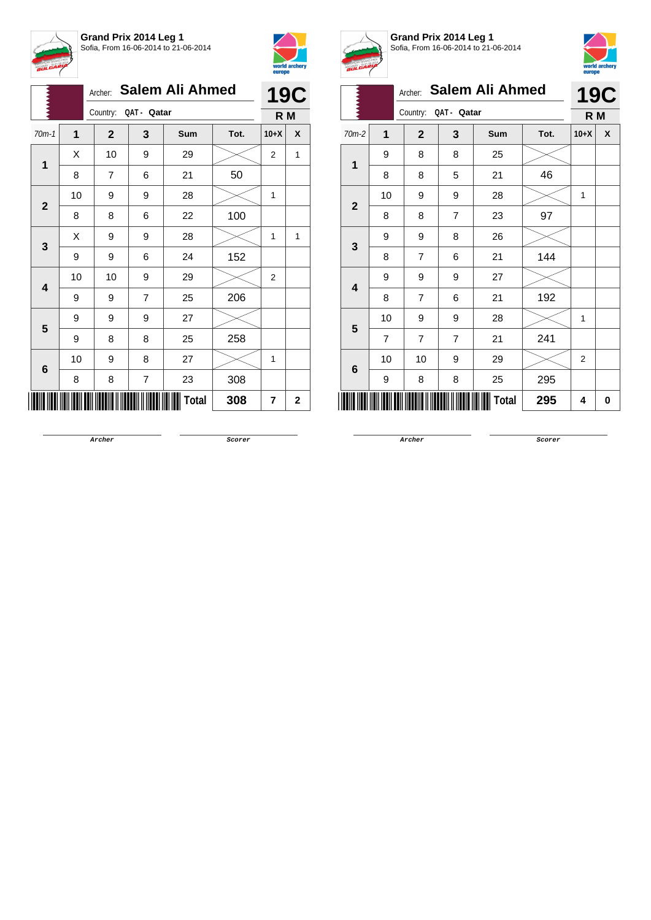**Grand Prix 2014 Leg 1**
Sofia, From 16-06-2014 to 21-06-2014

Archer: **Salem Ali Ahmed**
Country: QAT - Qatar

**19C**
**R M**

| 70m-1 | 1 | 2 | 3 | Sum | Tot. | 10+X | X |
|---|---|---|---|---|---|---|---|
| 1 | X | 10 | 9 | 29 | | 2 | 1 |
| | 8 | 7 | 6 | 21 | 50 | | |
| 2 | 10 | 9 | 9 | 28 | | 1 | |
| | 8 | 8 | 6 | 22 | 100 | | |
| 3 | X | 9 | 9 | 28 | | 1 | 1 |
| | 9 | 9 | 6 | 24 | 152 | | |
| 4 | 10 | 10 | 9 | 29 | | 2 | |
| | 9 | 9 | 7 | 25 | 206 | | |
| 5 | 9 | 9 | 9 | 27 | | | |
| | 9 | 8 | 8 | 25 | 258 | | |
| 6 | 10 | 9 | 8 | 27 | | 1 | |
| | 8 | 8 | 7 | 23 | 308 | | |
| | | | | **Total** | **308** | **7** | **2** |

Archer &nbsp;&nbsp;&nbsp;&nbsp; Scorer

**Grand Prix 2014 Leg 1**
Sofia, From 16-06-2014 to 21-06-2014

Archer: **Salem Ali Ahmed**
Country: QAT - Qatar

**19C**
**R M**

| 70m-2 | 1 | 2 | 3 | Sum | Tot. | 10+X | X |
|---|---|---|---|---|---|---|---|
| 1 | 9 | 8 | 8 | 25 | | | |
| | 8 | 8 | 5 | 21 | 46 | | |
| 2 | 10 | 9 | 9 | 28 | | 1 | |
| | 8 | 8 | 7 | 23 | 97 | | |
| 3 | 9 | 9 | 8 | 26 | | | |
| | 8 | 7 | 6 | 21 | 144 | | |
| 4 | 9 | 9 | 9 | 27 | | | |
| | 8 | 7 | 6 | 21 | 192 | | |
| 5 | 10 | 9 | 9 | 28 | | 1 | |
| | 7 | 7 | 7 | 21 | 241 | | |
| 6 | 10 | 10 | 9 | 29 | | 2 | |
| | 9 | 8 | 8 | 25 | 295 | | |
| | | | | **Total** | **295** | **4** | **0** |

Archer &nbsp;&nbsp;&nbsp;&nbsp; Scorer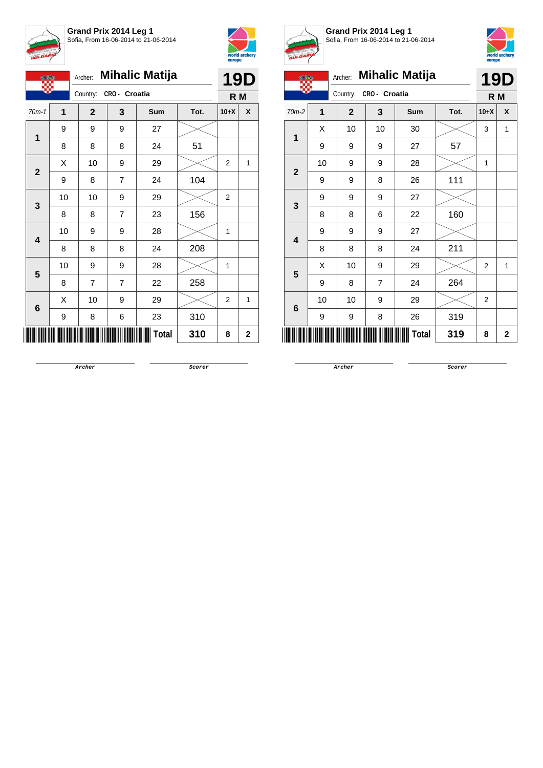**Grand Prix 2014 Leg 1**
Sofia, From 16-06-2014 to 21-06-2014

Archer: **Mihalic Matija**
Country: **CRO - Croatia**

**19D**
**R M**

| 70m-1 | 1 | 2 | 3 | Sum | Tot. | 10+X | X |
|---|---|---|---|---|---|---|---|
| 1 | 9 | 9 | 9 | 27 | | | |
| | 8 | 8 | 8 | 24 | 51 | | |
| 2 | X | 10 | 9 | 29 | | 2 | 1 |
| | 9 | 8 | 7 | 24 | 104 | | |
| 3 | 10 | 10 | 9 | 29 | | 2 | |
| | 8 | 8 | 7 | 23 | 156 | | |
| 4 | 10 | 9 | 9 | 28 | | 1 | |
| | 8 | 8 | 8 | 24 | 208 | | |
| 5 | 10 | 9 | 9 | 28 | | 1 | |
| | 8 | 7 | 7 | 22 | 258 | | |
| 6 | X | 10 | 9 | 29 | | 2 | 1 |
| | 9 | 8 | 6 | 23 | 310 | | |
| | | | | **Total** | **310** | **8** | **2** |

Archer — Scorer

**Grand Prix 2014 Leg 1**
Sofia, From 16-06-2014 to 21-06-2014

Archer: **Mihalic Matija**
Country: **CRO - Croatia**

**19D**
**R M**

| 70m-2 | 1 | 2 | 3 | Sum | Tot. | 10+X | X |
|---|---|---|---|---|---|---|---|
| 1 | X | 10 | 10 | 30 | | 3 | 1 |
| | 9 | 9 | 9 | 27 | 57 | | |
| 2 | 10 | 9 | 9 | 28 | | 1 | |
| | 9 | 9 | 8 | 26 | 111 | | |
| 3 | 9 | 9 | 9 | 27 | | | |
| | 8 | 8 | 6 | 22 | 160 | | |
| 4 | 9 | 9 | 9 | 27 | | | |
| | 8 | 8 | 8 | 24 | 211 | | |
| 5 | X | 10 | 9 | 29 | | 2 | 1 |
| | 9 | 8 | 7 | 24 | 264 | | |
| 6 | 10 | 10 | 9 | 29 | | 2 | |
| | 9 | 9 | 8 | 26 | 319 | | |
| | | | | **Total** | **319** | **8** | **2** |

Archer — Scorer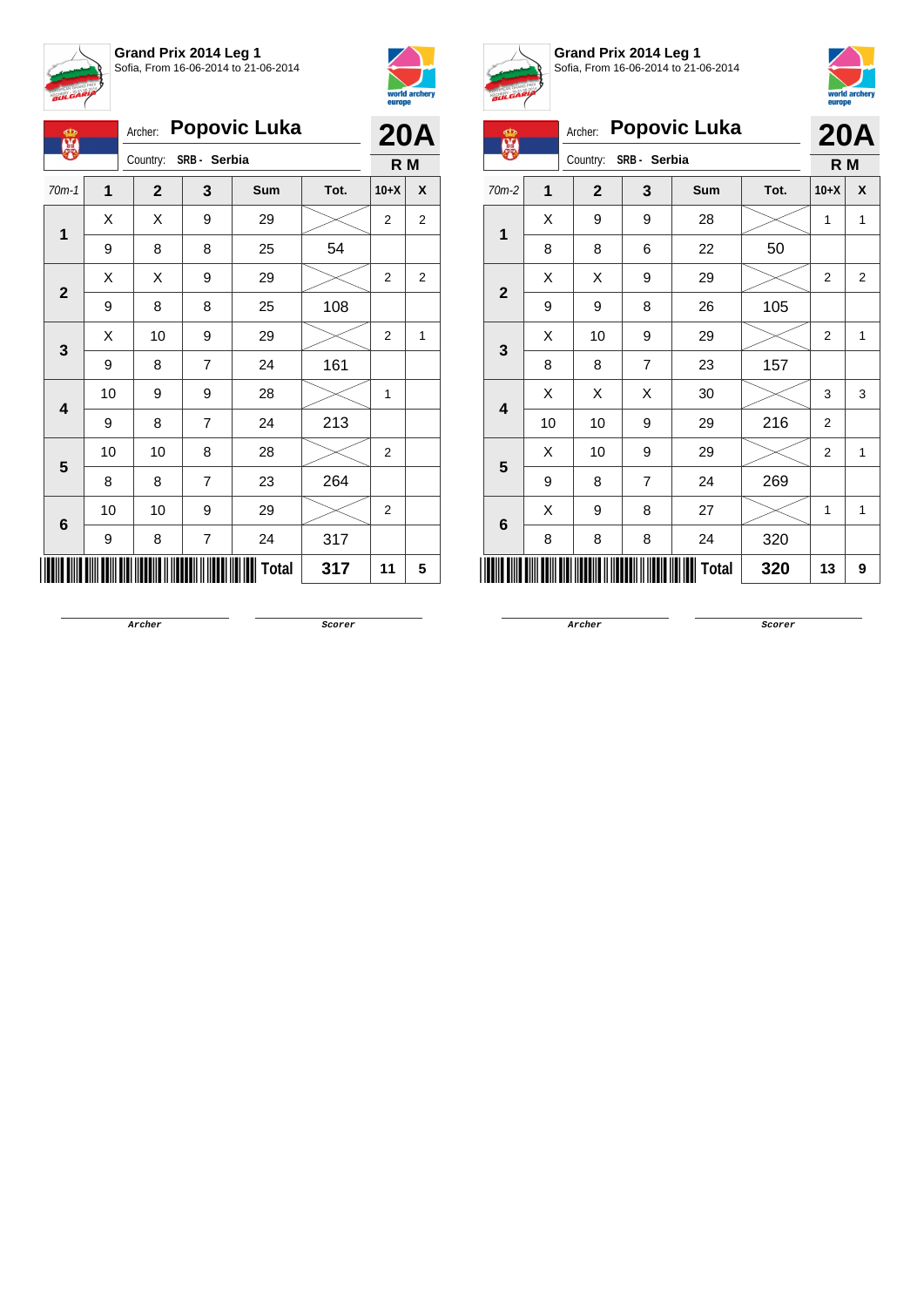## Grand Prix 2014 Leg 1

Sofia, From 16-06-2014 to 21-06-2014

Archer: **Popovic Luka**

Country: **SRB - Serbia**

**20A**

**R M**

| 70m-1 | 1 | 2 | 3 | Sum | Tot. | 10+X | X |
|---|---|---|---|---|---|---|---|
| 1 | X | X | 9 | 29 | | 2 | 2 |
| | 9 | 8 | 8 | 25 | 54 | | |
| 2 | X | X | 9 | 29 | | 2 | 2 |
| | 9 | 8 | 8 | 25 | 108 | | |
| 3 | X | 10 | 9 | 29 | | 2 | 1 |
| | 9 | 8 | 7 | 24 | 161 | | |
| 4 | 10 | 9 | 9 | 28 | | 1 | |
| | 9 | 8 | 7 | 24 | 213 | | |
| 5 | 10 | 10 | 8 | 28 | | 2 | |
| | 8 | 8 | 7 | 23 | 264 | | |
| 6 | 10 | 10 | 9 | 29 | | 2 | |
| | 9 | 8 | 7 | 24 | 317 | | |
| | | | | **Total** | **317** | **11** | **5** |

Archer — Scorer

## Grand Prix 2014 Leg 1

Sofia, From 16-06-2014 to 21-06-2014

Archer: **Popovic Luka**

Country: **SRB - Serbia**

**20A**

**R M**

| 70m-2 | 1 | 2 | 3 | Sum | Tot. | 10+X | X |
|---|---|---|---|---|---|---|---|
| 1 | X | 9 | 9 | 28 | | 1 | 1 |
| | 8 | 8 | 6 | 22 | 50 | | |
| 2 | X | X | 9 | 29 | | 2 | 2 |
| | 9 | 9 | 8 | 26 | 105 | | |
| 3 | X | 10 | 9 | 29 | | 2 | 1 |
| | 8 | 8 | 7 | 23 | 157 | | |
| 4 | X | X | X | 30 | | 3 | 3 |
| | 10 | 10 | 9 | 29 | 216 | 2 | |
| 5 | X | 10 | 9 | 29 | | 2 | 1 |
| | 9 | 8 | 7 | 24 | 269 | | |
| 6 | X | 9 | 8 | 27 | | 1 | 1 |
| | 8 | 8 | 8 | 24 | 320 | | |
| | | | | **Total** | **320** | **13** | **9** |

Archer — Scorer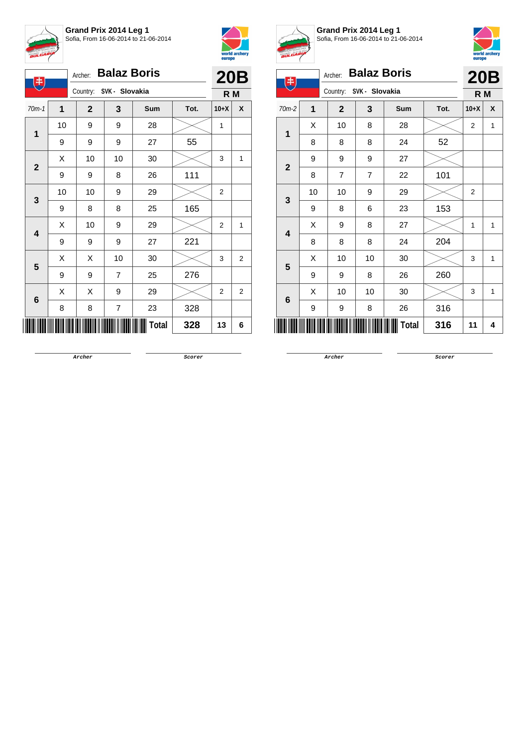**Grand Prix 2014 Leg 1**
Sofia, From 16-06-2014 to 21-06-2014

Archer: **Balaz Boris**
Country: SVK - Slovakia

**20B**
**R M**

| 70m-1 | 1 | 2 | 3 | Sum | Tot. | 10+X | X |
|---|---|---|---|---|---|---|---|
| 1 | 10 | 9 | 9 | 28 | | 1 | |
| | 9 | 9 | 9 | 27 | 55 | | |
| 2 | X | 10 | 10 | 30 | | 3 | 1 |
| | 9 | 9 | 8 | 26 | 111 | | |
| 3 | 10 | 10 | 9 | 29 | | 2 | |
| | 9 | 8 | 8 | 25 | 165 | | |
| 4 | X | 10 | 9 | 29 | | 2 | 1 |
| | 9 | 9 | 9 | 27 | 221 | | |
| 5 | X | X | 10 | 30 | | 3 | 2 |
| | 9 | 9 | 7 | 25 | 276 | | |
| 6 | X | X | 9 | 29 | | 2 | 2 |
| | 8 | 8 | 7 | 23 | 328 | | |
| | | | | **Total** | **328** | **13** | **6** |

Archer Scorer

**Grand Prix 2014 Leg 1**
Sofia, From 16-06-2014 to 21-06-2014

Archer: **Balaz Boris**
Country: SVK - Slovakia

**20B**
**R M**

| 70m-2 | 1 | 2 | 3 | Sum | Tot. | 10+X | X |
|---|---|---|---|---|---|---|---|
| 1 | X | 10 | 8 | 28 | | 2 | 1 |
| | 8 | 8 | 8 | 24 | 52 | | |
| 2 | 9 | 9 | 9 | 27 | | | |
| | 8 | 7 | 7 | 22 | 101 | | |
| 3 | 10 | 10 | 9 | 29 | | 2 | |
| | 9 | 8 | 6 | 23 | 153 | | |
| 4 | X | 9 | 8 | 27 | | 1 | 1 |
| | 8 | 8 | 8 | 24 | 204 | | |
| 5 | X | 10 | 10 | 30 | | 3 | 1 |
| | 9 | 9 | 8 | 26 | 260 | | |
| 6 | X | 10 | 10 | 30 | | 3 | 1 |
| | 9 | 9 | 8 | 26 | 316 | | |
| | | | | **Total** | **316** | **11** | **4** |

Archer Scorer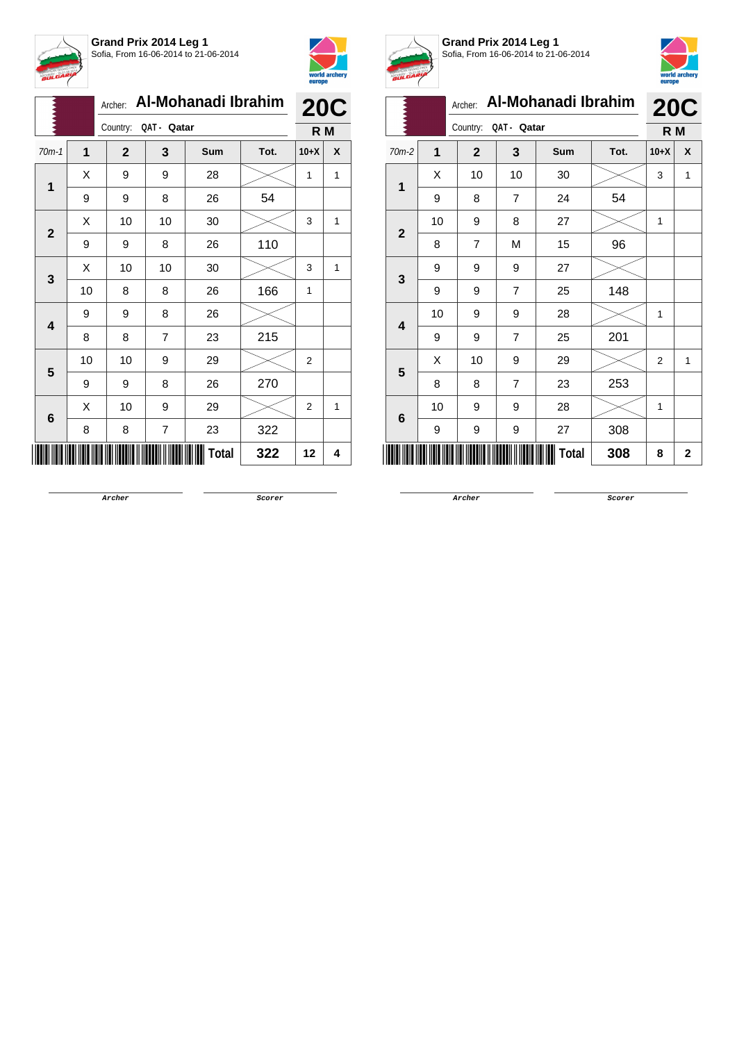## Grand Prix 2014 Leg 1

Sofia, From 16-06-2014 to 21-06-2014

Archer: **Al-Mohanadi Ibrahim**

Country: QAT - Qatar

**20C**

**R M**

| 70m-1 | 1 | 2 | 3 | Sum | Tot. | 10+X | X |
|---|---|---|---|---|---|---|---|
| 1 | X | 9 | 9 | 28 | | 1 | 1 |
| | 9 | 9 | 8 | 26 | 54 | | |
| 2 | X | 10 | 10 | 30 | | 3 | 1 |
| | 9 | 9 | 8 | 26 | 110 | | |
| 3 | X | 10 | 10 | 30 | | 3 | 1 |
| | 10 | 8 | 8 | 26 | 166 | 1 | |
| 4 | 9 | 9 | 8 | 26 | | | |
| | 8 | 8 | 7 | 23 | 215 | | |
| 5 | 10 | 10 | 9 | 29 | | 2 | |
| | 9 | 9 | 8 | 26 | 270 | | |
| 6 | X | 10 | 9 | 29 | | 2 | 1 |
| | 8 | 8 | 7 | 23 | 322 | | |
| | | | | **Total** | **322** | **12** | **4** |

Archer

Scorer

## Grand Prix 2014 Leg 1

Sofia, From 16-06-2014 to 21-06-2014

Archer: **Al-Mohanadi Ibrahim**

Country: QAT - Qatar

**20C**

**R M**

| 70m-2 | 1 | 2 | 3 | Sum | Tot. | 10+X | X |
|---|---|---|---|---|---|---|---|
| 1 | X | 10 | 10 | 30 | | 3 | 1 |
| | 9 | 8 | 7 | 24 | 54 | | |
| 2 | 10 | 9 | 8 | 27 | | 1 | |
| | 8 | 7 | M | 15 | 96 | | |
| 3 | 9 | 9 | 9 | 27 | | | |
| | 9 | 9 | 7 | 25 | 148 | | |
| 4 | 10 | 9 | 9 | 28 | | 1 | |
| | 9 | 9 | 7 | 25 | 201 | | |
| 5 | X | 10 | 9 | 29 | | 2 | 1 |
| | 8 | 8 | 7 | 23 | 253 | | |
| 6 | 10 | 9 | 9 | 28 | | 1 | |
| | 9 | 9 | 9 | 27 | 308 | | |
| | | | | **Total** | **308** | **8** | **2** |

Archer

Scorer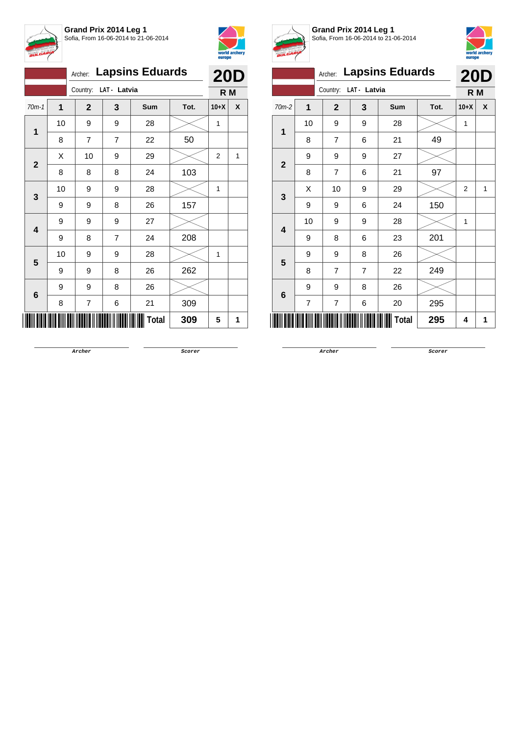**Grand Prix 2014 Leg 1**
Sofia, From 16-06-2014 to 21-06-2014

Archer: **Lapsins Eduards** — **20D**

Country: **LAT - Latvia** — **R M**

| 70m-1 | 1 | 2 | 3 | Sum | Tot. | 10+X | X |
|---|---|---|---|---|---|---|---|
| 1 | 10 | 9 | 9 | 28 | | 1 | |
| | 8 | 7 | 7 | 22 | 50 | | |
| 2 | X | 10 | 9 | 29 | | 2 | 1 |
| | 8 | 8 | 8 | 24 | 103 | | |
| 3 | 10 | 9 | 9 | 28 | | 1 | |
| | 9 | 9 | 8 | 26 | 157 | | |
| 4 | 9 | 9 | 9 | 27 | | | |
| | 9 | 8 | 7 | 24 | 208 | | |
| 5 | 10 | 9 | 9 | 28 | | 1 | |
| | 9 | 9 | 8 | 26 | 262 | | |
| 6 | 9 | 9 | 8 | 26 | | | |
| | 8 | 7 | 6 | 21 | 309 | | |
| | | | | **Total** | **309** | **5** | **1** |

Archer — Scorer

**Grand Prix 2014 Leg 1**
Sofia, From 16-06-2014 to 21-06-2014

Archer: **Lapsins Eduards** — **20D**

Country: **LAT - Latvia** — **R M**

| 70m-2 | 1 | 2 | 3 | Sum | Tot. | 10+X | X |
|---|---|---|---|---|---|---|---|
| 1 | 10 | 9 | 9 | 28 | | 1 | |
| | 8 | 7 | 6 | 21 | 49 | | |
| 2 | 9 | 9 | 9 | 27 | | | |
| | 8 | 7 | 6 | 21 | 97 | | |
| 3 | X | 10 | 9 | 29 | | 2 | 1 |
| | 9 | 9 | 6 | 24 | 150 | | |
| 4 | 10 | 9 | 9 | 28 | | 1 | |
| | 9 | 8 | 6 | 23 | 201 | | |
| 5 | 9 | 9 | 8 | 26 | | | |
| | 8 | 7 | 7 | 22 | 249 | | |
| 6 | 9 | 9 | 8 | 26 | | | |
| | 7 | 7 | 6 | 20 | 295 | | |
| | | | | **Total** | **295** | **4** | **1** |

Archer — Scorer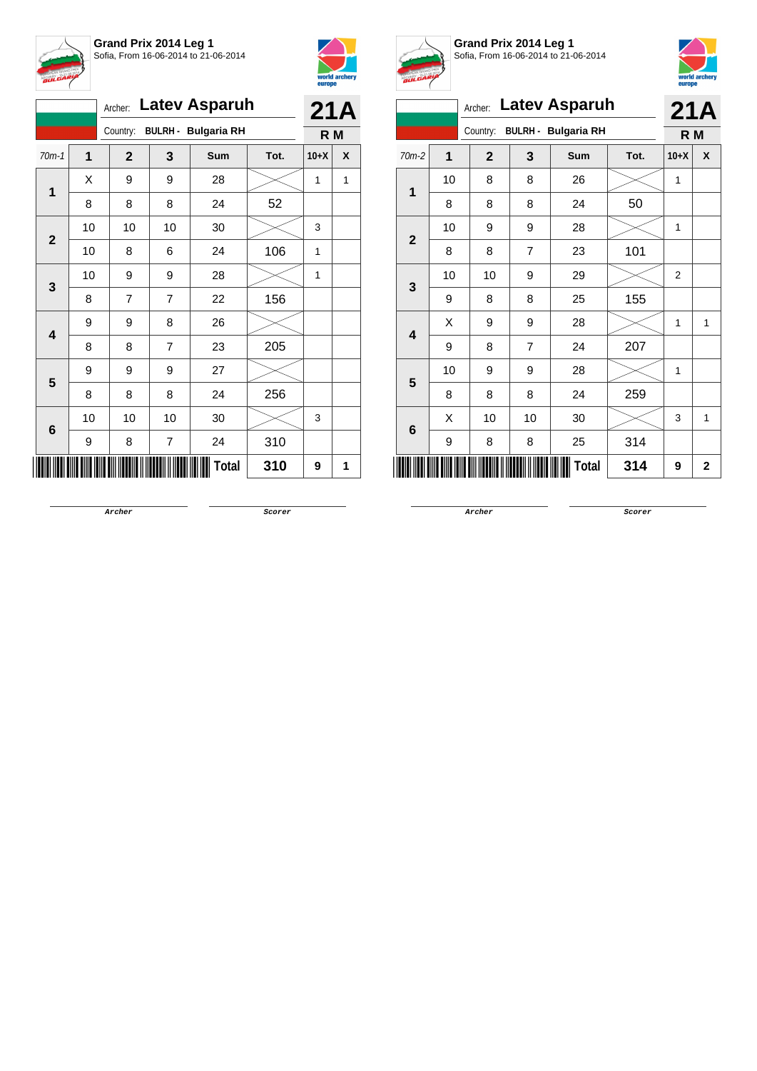**Grand Prix 2014 Leg 1**
Sofia, From 16-06-2014 to 21-06-2014

Archer: **Latev Asparuh** — **21A**

Country: **BULRH - Bulgaria RH** — **R M**

| 70m-1 | 1 | 2 | 3 | Sum | Tot. | 10+X | X |
|---|---|---|---|---|---|---|---|
| 1 | X | 9 | 9 | 28 | | 1 | 1 |
| | 8 | 8 | 8 | 24 | 52 | | |
| 2 | 10 | 10 | 10 | 30 | | 3 | |
| | 10 | 8 | 6 | 24 | 106 | 1 | |
| 3 | 10 | 9 | 9 | 28 | | 1 | |
| | 8 | 7 | 7 | 22 | 156 | | |
| 4 | 9 | 9 | 8 | 26 | | | |
| | 8 | 8 | 7 | 23 | 205 | | |
| 5 | 9 | 9 | 9 | 27 | | | |
| | 8 | 8 | 8 | 24 | 256 | | |
| 6 | 10 | 10 | 10 | 30 | | 3 | |
| | 9 | 8 | 7 | 24 | 310 | | |
| | | | | **Total** | **310** | **9** | **1** |

Archer — Scorer

**Grand Prix 2014 Leg 1**
Sofia, From 16-06-2014 to 21-06-2014

Archer: **Latev Asparuh** — **21A**

Country: **BULRH - Bulgaria RH** — **R M**

| 70m-2 | 1 | 2 | 3 | Sum | Tot. | 10+X | X |
|---|---|---|---|---|---|---|---|
| 1 | 10 | 8 | 8 | 26 | | 1 | |
| | 8 | 8 | 8 | 24 | 50 | | |
| 2 | 10 | 9 | 9 | 28 | | 1 | |
| | 8 | 8 | 7 | 23 | 101 | | |
| 3 | 10 | 10 | 9 | 29 | | 2 | |
| | 9 | 8 | 8 | 25 | 155 | | |
| 4 | X | 9 | 9 | 28 | | 1 | 1 |
| | 9 | 8 | 7 | 24 | 207 | | |
| 5 | 10 | 9 | 9 | 28 | | 1 | |
| | 8 | 8 | 8 | 24 | 259 | | |
| 6 | X | 10 | 10 | 30 | | 3 | 1 |
| | 9 | 8 | 8 | 25 | 314 | | |
| | | | | **Total** | **314** | **9** | **2** |

Archer — Scorer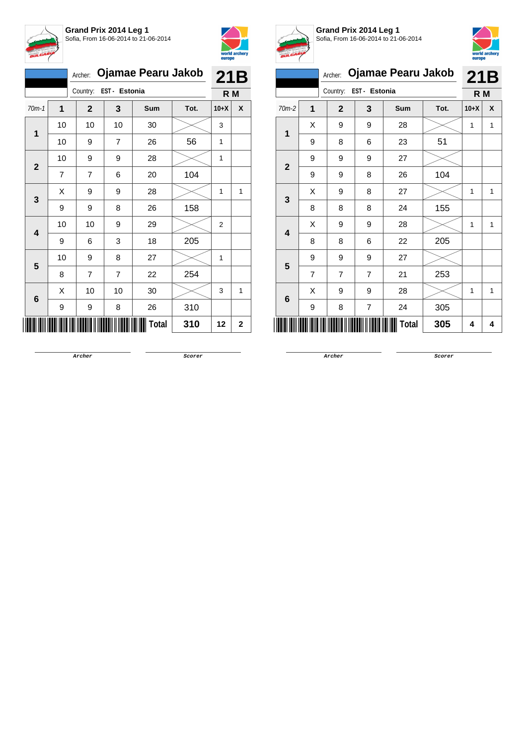## Grand Prix 2014 Leg 1

Sofia, From 16-06-2014 to 21-06-2014

Archer: **Ojamae Pearu Jakob**

Country: **EST - Estonia**

**21B**

**R M**

| 70m-1 | 1 | 2 | 3 | Sum | Tot. | 10+X | X |
|---|---|---|---|---|---|---|---|
| 1 | 10 | 10 | 10 | 30 | | 3 | |
| | 10 | 9 | 7 | 26 | 56 | 1 | |
| 2 | 10 | 9 | 9 | 28 | | 1 | |
| | 7 | 7 | 6 | 20 | 104 | | |
| 3 | X | 9 | 9 | 28 | | 1 | 1 |
| | 9 | 9 | 8 | 26 | 158 | | |
| 4 | 10 | 10 | 9 | 29 | | 2 | |
| | 9 | 6 | 3 | 18 | 205 | | |
| 5 | 10 | 9 | 8 | 27 | | 1 | |
| | 8 | 7 | 7 | 22 | 254 | | |
| 6 | X | 10 | 10 | 30 | | 3 | 1 |
| | 9 | 9 | 8 | 26 | 310 | | |
| | | | | **Total** | **310** | **12** | **2** |

Archer Scorer

## Grand Prix 2014 Leg 1

Sofia, From 16-06-2014 to 21-06-2014

Archer: **Ojamae Pearu Jakob**

Country: **EST - Estonia**

**21B**

**R M**

| 70m-2 | 1 | 2 | 3 | Sum | Tot. | 10+X | X |
|---|---|---|---|---|---|---|---|
| 1 | X | 9 | 9 | 28 | | 1 | 1 |
| | 9 | 8 | 6 | 23 | 51 | | |
| 2 | 9 | 9 | 9 | 27 | | | |
| | 9 | 9 | 8 | 26 | 104 | | |
| 3 | X | 9 | 8 | 27 | | 1 | 1 |
| | 8 | 8 | 8 | 24 | 155 | | |
| 4 | X | 9 | 9 | 28 | | 1 | 1 |
| | 8 | 8 | 6 | 22 | 205 | | |
| 5 | 9 | 9 | 9 | 27 | | | |
| | 7 | 7 | 7 | 21 | 253 | | |
| 6 | X | 9 | 9 | 28 | | 1 | 1 |
| | 9 | 8 | 7 | 24 | 305 | | |
| | | | | **Total** | **305** | **4** | **4** |

Archer Scorer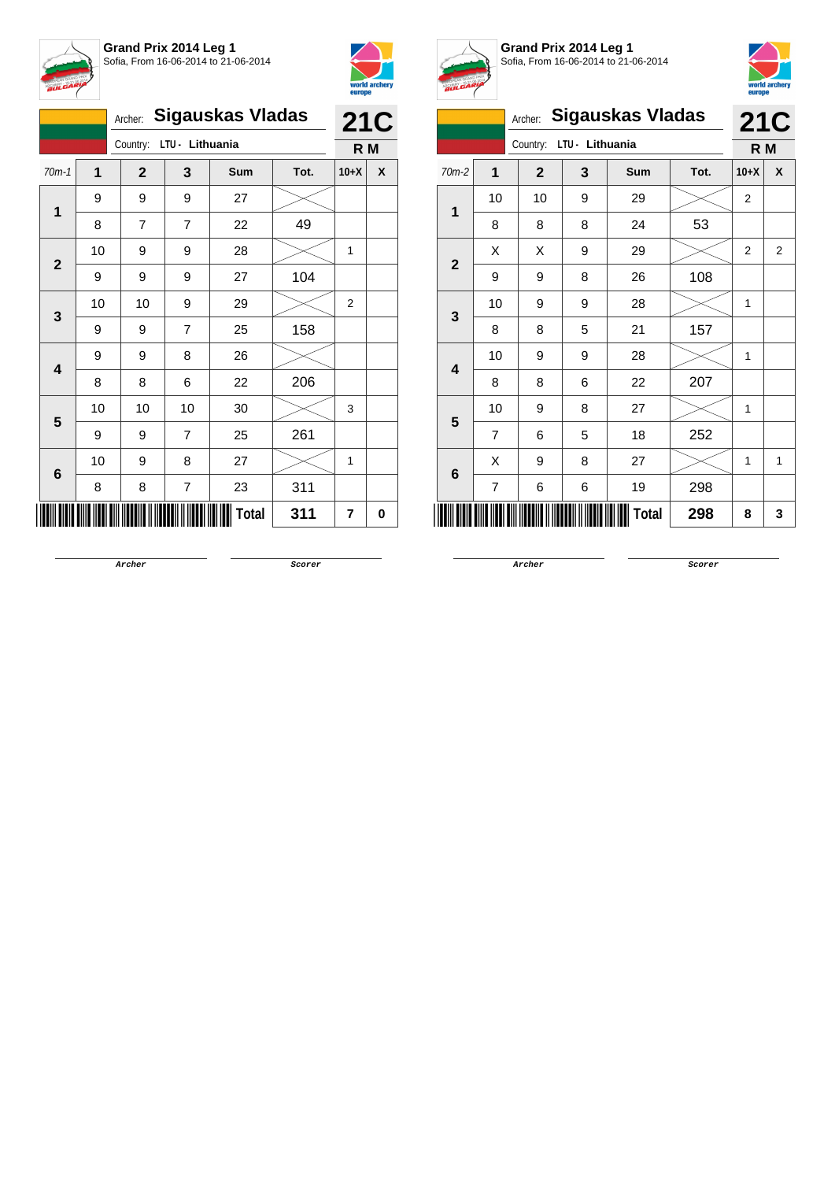**Grand Prix 2014 Leg 1**
Sofia, From 16-06-2014 to 21-06-2014

Archer: **Sigauskas Vladas**
Country: LTU - Lithuania

**21C**
**R M**

| 70m-1 | 1 | 2 | 3 | Sum | Tot. | 10+X | X |
|---|---|---|---|---|---|---|---|
| 1 | 9 | 9 | 9 | 27 | | | |
| | 8 | 7 | 7 | 22 | 49 | | |
| 2 | 10 | 9 | 9 | 28 | | 1 | |
| | 9 | 9 | 9 | 27 | 104 | | |
| 3 | 10 | 10 | 9 | 29 | | 2 | |
| | 9 | 9 | 7 | 25 | 158 | | |
| 4 | 9 | 9 | 8 | 26 | | | |
| | 8 | 8 | 6 | 22 | 206 | | |
| 5 | 10 | 10 | 10 | 30 | | 3 | |
| | 9 | 9 | 7 | 25 | 261 | | |
| 6 | 10 | 9 | 8 | 27 | | 1 | |
| | 8 | 8 | 7 | 23 | 311 | | |
| | | | | **Total** | **311** | **7** | **0** |

Archer &nbsp;&nbsp;&nbsp;&nbsp; Scorer

**Grand Prix 2014 Leg 1**
Sofia, From 16-06-2014 to 21-06-2014

Archer: **Sigauskas Vladas**
Country: LTU - Lithuania

**21C**
**R M**

| 70m-2 | 1 | 2 | 3 | Sum | Tot. | 10+X | X |
|---|---|---|---|---|---|---|---|
| 1 | 10 | 10 | 9 | 29 | | 2 | |
| | 8 | 8 | 8 | 24 | 53 | | |
| 2 | X | X | 9 | 29 | | 2 | 2 |
| | 9 | 9 | 8 | 26 | 108 | | |
| 3 | 10 | 9 | 9 | 28 | | 1 | |
| | 8 | 8 | 5 | 21 | 157 | | |
| 4 | 10 | 9 | 9 | 28 | | 1 | |
| | 8 | 8 | 6 | 22 | 207 | | |
| 5 | 10 | 9 | 8 | 27 | | 1 | |
| | 7 | 6 | 5 | 18 | 252 | | |
| 6 | X | 9 | 8 | 27 | | 1 | 1 |
| | 7 | 6 | 6 | 19 | 298 | | |
| | | | | **Total** | **298** | **8** | **3** |

Archer &nbsp;&nbsp;&nbsp;&nbsp; Scorer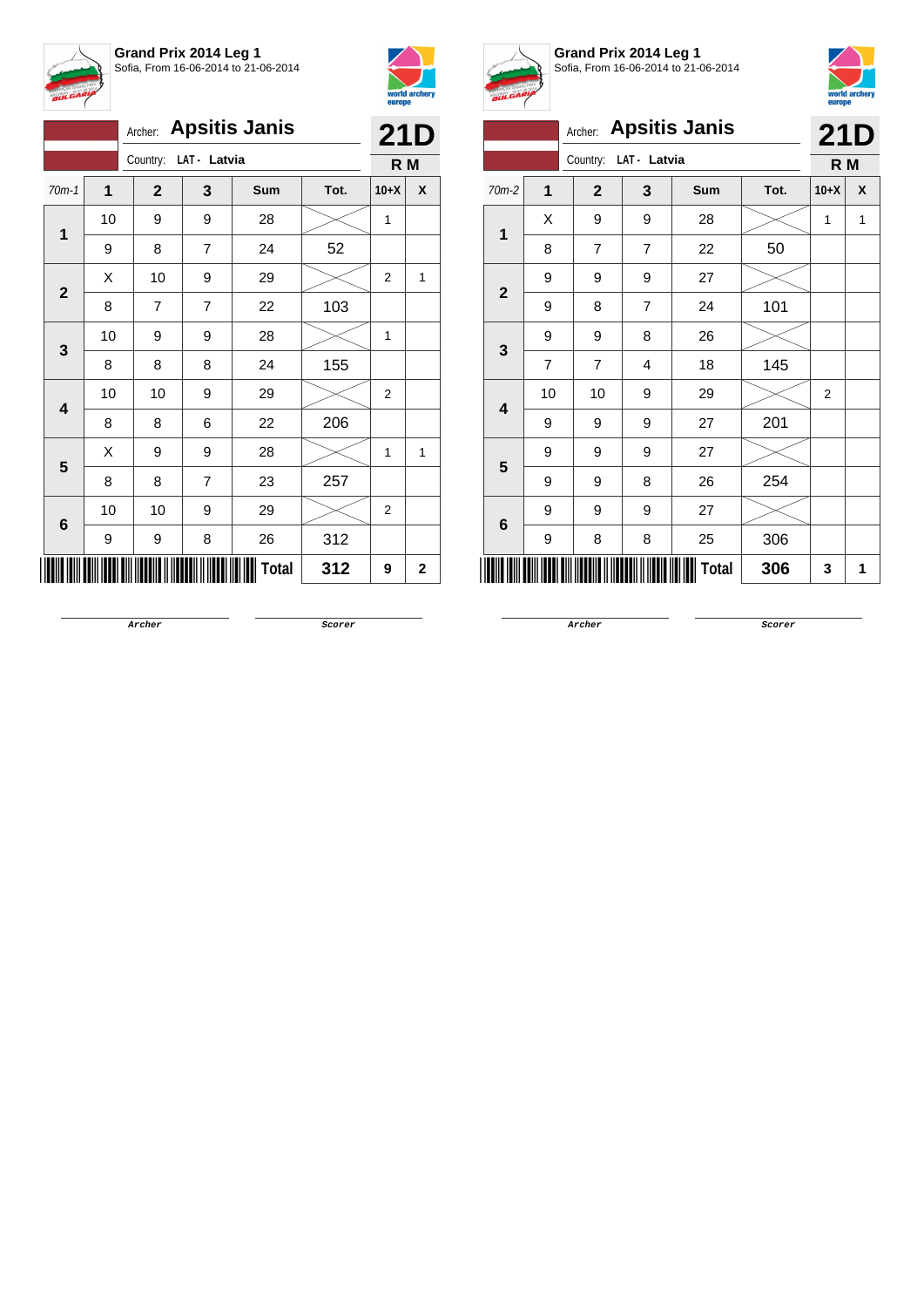**Grand Prix 2014 Leg 1**
Sofia, From 16-06-2014 to 21-06-2014

Archer: **Apsitis Janis**
Country: **LAT - Latvia**

**21D**
**R M**

| 70m-1 | 1 | 2 | 3 | Sum | Tot. | 10+X | X |
|---|---|---|---|---|---|---|---|
| 1 | 10 | 9 | 9 | 28 | | 1 | |
| | 9 | 8 | 7 | 24 | 52 | | |
| 2 | X | 10 | 9 | 29 | | 2 | 1 |
| | 8 | 7 | 7 | 22 | 103 | | |
| 3 | 10 | 9 | 9 | 28 | | 1 | |
| | 8 | 8 | 8 | 24 | 155 | | |
| 4 | 10 | 10 | 9 | 29 | | 2 | |
| | 8 | 8 | 6 | 22 | 206 | | |
| 5 | X | 9 | 9 | 28 | | 1 | 1 |
| | 8 | 8 | 7 | 23 | 257 | | |
| 6 | 10 | 10 | 9 | 29 | | 2 | |
| | 9 | 9 | 8 | 26 | 312 | | |
| | | | | **Total** | **312** | **9** | **2** |

Archer　　　　Scorer

**Grand Prix 2014 Leg 1**
Sofia, From 16-06-2014 to 21-06-2014

Archer: **Apsitis Janis**
Country: **LAT - Latvia**

**21D**
**R M**

| 70m-2 | 1 | 2 | 3 | Sum | Tot. | 10+X | X |
|---|---|---|---|---|---|---|---|
| 1 | X | 9 | 9 | 28 | | 1 | 1 |
| | 8 | 7 | 7 | 22 | 50 | | |
| 2 | 9 | 9 | 9 | 27 | | | |
| | 9 | 8 | 7 | 24 | 101 | | |
| 3 | 9 | 9 | 8 | 26 | | | |
| | 7 | 7 | 4 | 18 | 145 | | |
| 4 | 10 | 10 | 9 | 29 | | 2 | |
| | 9 | 9 | 9 | 27 | 201 | | |
| 5 | 9 | 9 | 9 | 27 | | | |
| | 9 | 9 | 8 | 26 | 254 | | |
| 6 | 9 | 9 | 9 | 27 | | | |
| | 9 | 8 | 8 | 25 | 306 | | |
| | | | | **Total** | **306** | **3** | **1** |

Archer　　　　Scorer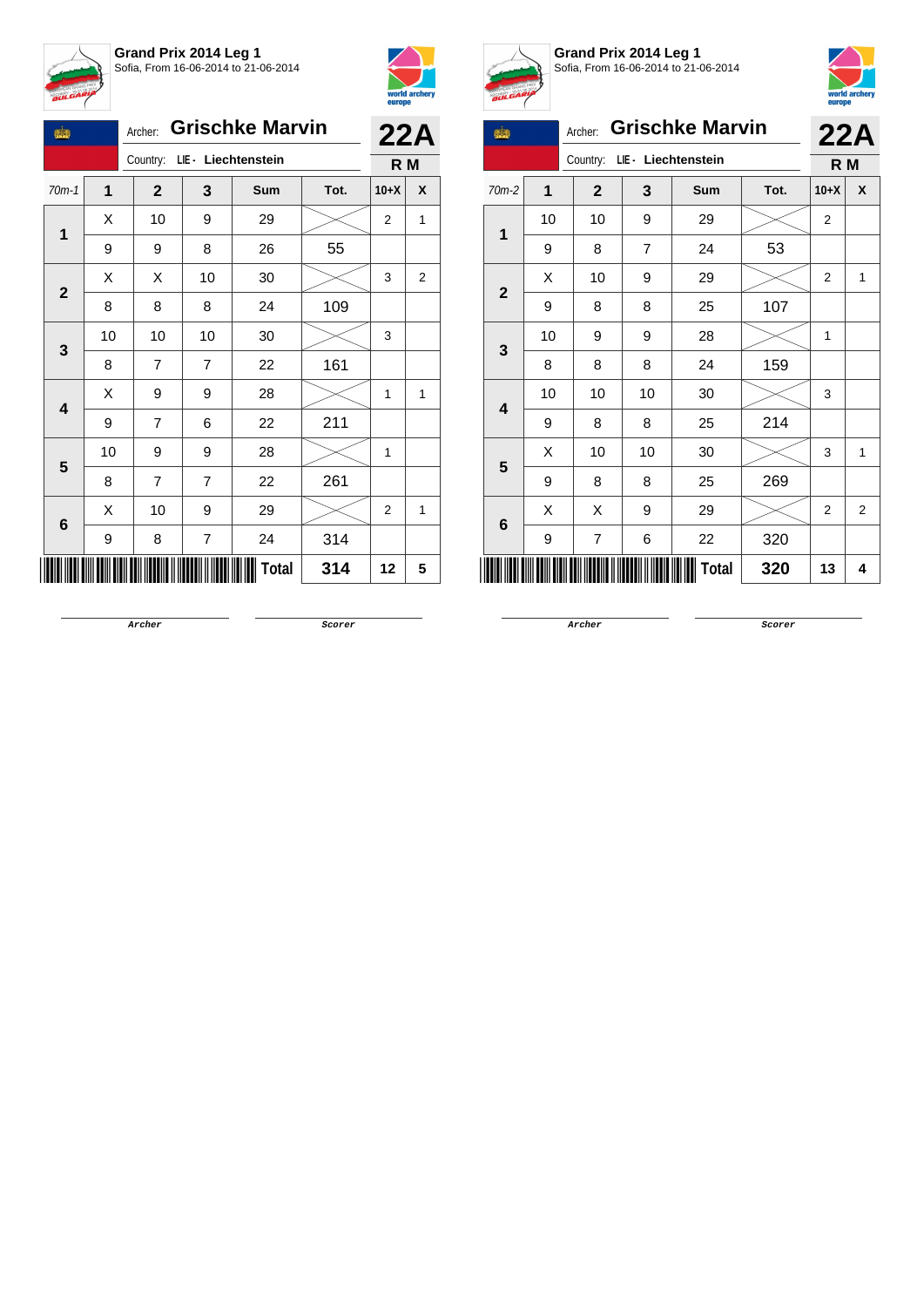**Grand Prix 2014 Leg 1**
Sofia, From 16-06-2014 to 21-06-2014

Archer: **Grischke Marvin** — **22A**
Country: LIE - Liechtenstein — **R M**

| 70m-1 | 1 | 2 | 3 | Sum | Tot. | 10+X | X |
|---|---|---|---|---|---|---|---|
| 1 | X | 10 | 9 | 29 | | 2 | 1 |
| | 9 | 9 | 8 | 26 | 55 | | |
| 2 | X | X | 10 | 30 | | 3 | 2 |
| | 8 | 8 | 8 | 24 | 109 | | |
| 3 | 10 | 10 | 10 | 30 | | 3 | |
| | 8 | 7 | 7 | 22 | 161 | | |
| 4 | X | 9 | 9 | 28 | | 1 | 1 |
| | 9 | 7 | 6 | 22 | 211 | | |
| 5 | 10 | 9 | 9 | 28 | | 1 | |
| | 8 | 7 | 7 | 22 | 261 | | |
| 6 | X | 10 | 9 | 29 | | 2 | 1 |
| | 9 | 8 | 7 | 24 | 314 | | |
| | | | | **Total** | **314** | **12** | **5** |

Archer　　　　Scorer

**Grand Prix 2014 Leg 1**
Sofia, From 16-06-2014 to 21-06-2014

Archer: **Grischke Marvin** — **22A**
Country: LIE - Liechtenstein — **R M**

| 70m-2 | 1 | 2 | 3 | Sum | Tot. | 10+X | X |
|---|---|---|---|---|---|---|---|
| 1 | 10 | 10 | 9 | 29 | | 2 | |
| | 9 | 8 | 7 | 24 | 53 | | |
| 2 | X | 10 | 9 | 29 | | 2 | 1 |
| | 9 | 8 | 8 | 25 | 107 | | |
| 3 | 10 | 9 | 9 | 28 | | 1 | |
| | 8 | 8 | 8 | 24 | 159 | | |
| 4 | 10 | 10 | 10 | 30 | | 3 | |
| | 9 | 8 | 8 | 25 | 214 | | |
| 5 | X | 10 | 10 | 30 | | 3 | 1 |
| | 9 | 8 | 8 | 25 | 269 | | |
| 6 | X | X | 9 | 29 | | 2 | 2 |
| | 9 | 7 | 6 | 22 | 320 | | |
| | | | | **Total** | **320** | **13** | **4** |

Archer　　　　Scorer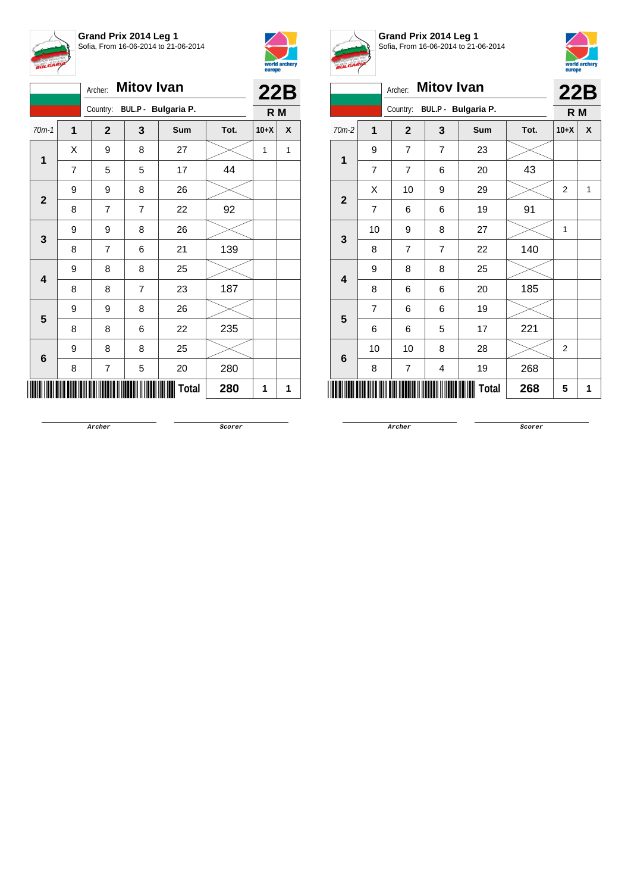**Grand Prix 2014 Leg 1**
Sofia, From 16-06-2014 to 21-06-2014

Archer: **Mitov Ivan**
Country: BUL.P - Bulgaria P.

**22B**
**R M**

| 70m-1 | 1 | 2 | 3 | Sum | Tot. | 10+X | X |
|---|---|---|---|---|---|---|---|
| 1 | X | 9 | 8 | 27 | | 1 | 1 |
| | 7 | 5 | 5 | 17 | 44 | | |
| 2 | 9 | 9 | 8 | 26 | | | |
| | 8 | 7 | 7 | 22 | 92 | | |
| 3 | 9 | 9 | 8 | 26 | | | |
| | 8 | 7 | 6 | 21 | 139 | | |
| 4 | 9 | 8 | 8 | 25 | | | |
| | 8 | 8 | 7 | 23 | 187 | | |
| 5 | 9 | 9 | 8 | 26 | | | |
| | 8 | 8 | 6 | 22 | 235 | | |
| 6 | 9 | 8 | 8 | 25 | | | |
| | 8 | 7 | 5 | 20 | 280 | | |
| | | | | **Total** | **280** | **1** | **1** |

Archer &nbsp;&nbsp;&nbsp;&nbsp; Scorer

**Grand Prix 2014 Leg 1**
Sofia, From 16-06-2014 to 21-06-2014

Archer: **Mitov Ivan**
Country: BUL.P - Bulgaria P.

**22B**
**R M**

| 70m-2 | 1 | 2 | 3 | Sum | Tot. | 10+X | X |
|---|---|---|---|---|---|---|---|
| 1 | 9 | 7 | 7 | 23 | | | |
| | 7 | 7 | 6 | 20 | 43 | | |
| 2 | X | 10 | 9 | 29 | | 2 | 1 |
| | 7 | 6 | 6 | 19 | 91 | | |
| 3 | 10 | 9 | 8 | 27 | | 1 | |
| | 8 | 7 | 7 | 22 | 140 | | |
| 4 | 9 | 8 | 8 | 25 | | | |
| | 8 | 6 | 6 | 20 | 185 | | |
| 5 | 7 | 6 | 6 | 19 | | | |
| | 6 | 6 | 5 | 17 | 221 | | |
| 6 | 10 | 10 | 8 | 28 | | 2 | |
| | 8 | 7 | 4 | 19 | 268 | | |
| | | | | **Total** | **268** | **5** | **1** |

Archer &nbsp;&nbsp;&nbsp;&nbsp; Scorer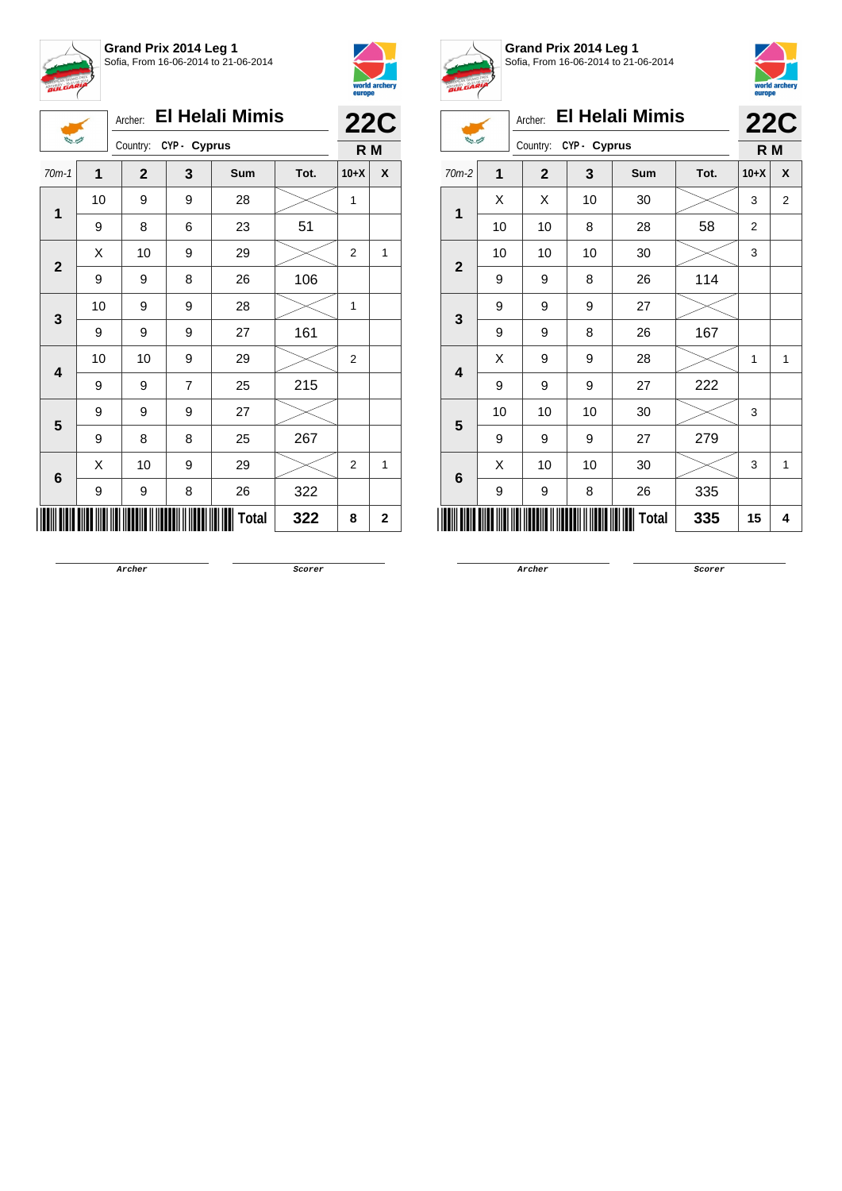## Grand Prix 2014 Leg 1

Sofia, From 16-06-2014 to 21-06-2014

Archer: **El Helali Mimis**

Country: CYP - Cyprus

**22C**

**R M**

| 70m-1 | 1 | 2 | 3 | Sum | Tot. | 10+X | X |
|---|---|---|---|---|---|---|---|
| 1 | 10 | 9 | 9 | 28 | | 1 | |
| | 9 | 8 | 6 | 23 | 51 | | |
| 2 | X | 10 | 9 | 29 | | 2 | 1 |
| | 9 | 9 | 8 | 26 | 106 | | |
| 3 | 10 | 9 | 9 | 28 | | 1 | |
| | 9 | 9 | 9 | 27 | 161 | | |
| 4 | 10 | 10 | 9 | 29 | | 2 | |
| | 9 | 9 | 7 | 25 | 215 | | |
| 5 | 9 | 9 | 9 | 27 | | | |
| | 9 | 8 | 8 | 25 | 267 | | |
| 6 | X | 10 | 9 | 29 | | 2 | 1 |
| | 9 | 9 | 8 | 26 | 322 | | |
| | | | | **Total** | **322** | **8** | **2** |

Archer

Scorer

## Grand Prix 2014 Leg 1

Sofia, From 16-06-2014 to 21-06-2014

Archer: **El Helali Mimis**

Country: CYP - Cyprus

**22C**

**R M**

| 70m-2 | 1 | 2 | 3 | Sum | Tot. | 10+X | X |
|---|---|---|---|---|---|---|---|
| 1 | X | X | 10 | 30 | | 3 | 2 |
| | 10 | 10 | 8 | 28 | 58 | 2 | |
| 2 | 10 | 10 | 10 | 30 | | 3 | |
| | 9 | 9 | 8 | 26 | 114 | | |
| 3 | 9 | 9 | 9 | 27 | | | |
| | 9 | 9 | 8 | 26 | 167 | | |
| 4 | X | 9 | 9 | 28 | | 1 | 1 |
| | 9 | 9 | 9 | 27 | 222 | | |
| 5 | 10 | 10 | 10 | 30 | | 3 | |
| | 9 | 9 | 9 | 27 | 279 | | |
| 6 | X | 10 | 10 | 30 | | 3 | 1 |
| | 9 | 9 | 8 | 26 | 335 | | |
| | | | | **Total** | **335** | **15** | **4** |

Archer

Scorer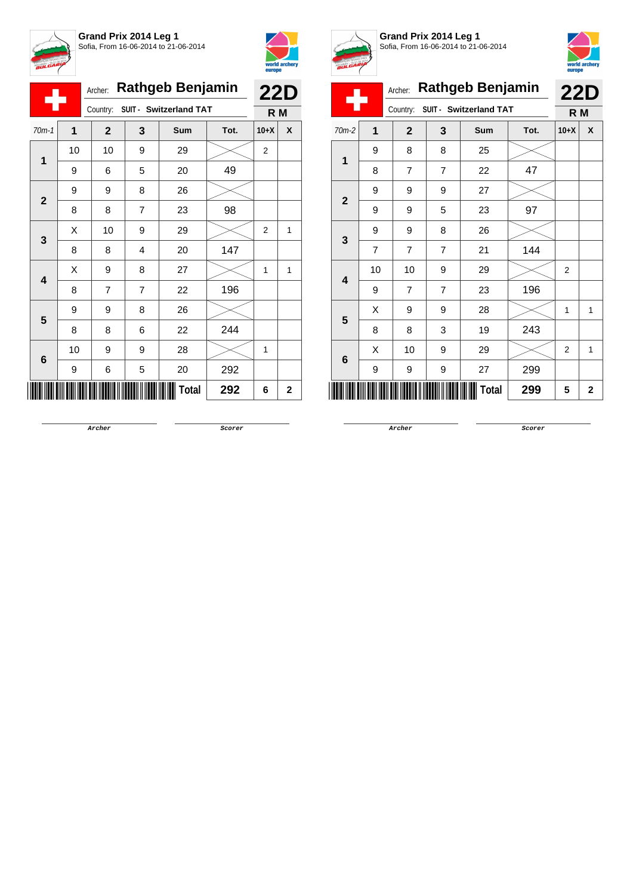**Grand Prix 2014 Leg 1**
Sofia, From 16-06-2014 to 21-06-2014

Archer: **Rathgeb Benjamin**

Country: SUIT - Switzerland TAT

**22D**
**R M**

| 70m-1 | 1 | 2 | 3 | Sum | Tot. | 10+X | X |
|---|---|---|---|---|---|---|---|
| 1 | 10 | 10 | 9 | 29 | | 2 | |
| | 9 | 6 | 5 | 20 | 49 | | |
| 2 | 9 | 9 | 8 | 26 | | | |
| | 8 | 8 | 7 | 23 | 98 | | |
| 3 | X | 10 | 9 | 29 | | 2 | 1 |
| | 8 | 8 | 4 | 20 | 147 | | |
| 4 | X | 9 | 8 | 27 | | 1 | 1 |
| | 8 | 7 | 7 | 22 | 196 | | |
| 5 | 9 | 9 | 8 | 26 | | | |
| | 8 | 8 | 6 | 22 | 244 | | |
| 6 | 10 | 9 | 9 | 28 | | 1 | |
| | 9 | 6 | 5 | 20 | 292 | | |
| | | | | **Total** | **292** | **6** | **2** |

Archer ______ Scorer ______

**Grand Prix 2014 Leg 1**
Sofia, From 16-06-2014 to 21-06-2014

Archer: **Rathgeb Benjamin**

Country: SUIT - Switzerland TAT

**22D**
**R M**

| 70m-2 | 1 | 2 | 3 | Sum | Tot. | 10+X | X |
|---|---|---|---|---|---|---|---|
| 1 | 9 | 8 | 8 | 25 | | | |
| | 8 | 7 | 7 | 22 | 47 | | |
| 2 | 9 | 9 | 9 | 27 | | | |
| | 9 | 9 | 5 | 23 | 97 | | |
| 3 | 9 | 9 | 8 | 26 | | | |
| | 7 | 7 | 7 | 21 | 144 | | |
| 4 | 10 | 10 | 9 | 29 | | 2 | |
| | 9 | 7 | 7 | 23 | 196 | | |
| 5 | X | 9 | 9 | 28 | | 1 | 1 |
| | 8 | 8 | 3 | 19 | 243 | | |
| 6 | X | 10 | 9 | 29 | | 2 | 1 |
| | 9 | 9 | 9 | 27 | 299 | | |
| | | | | **Total** | **299** | **5** | **2** |

Archer ______ Scorer ______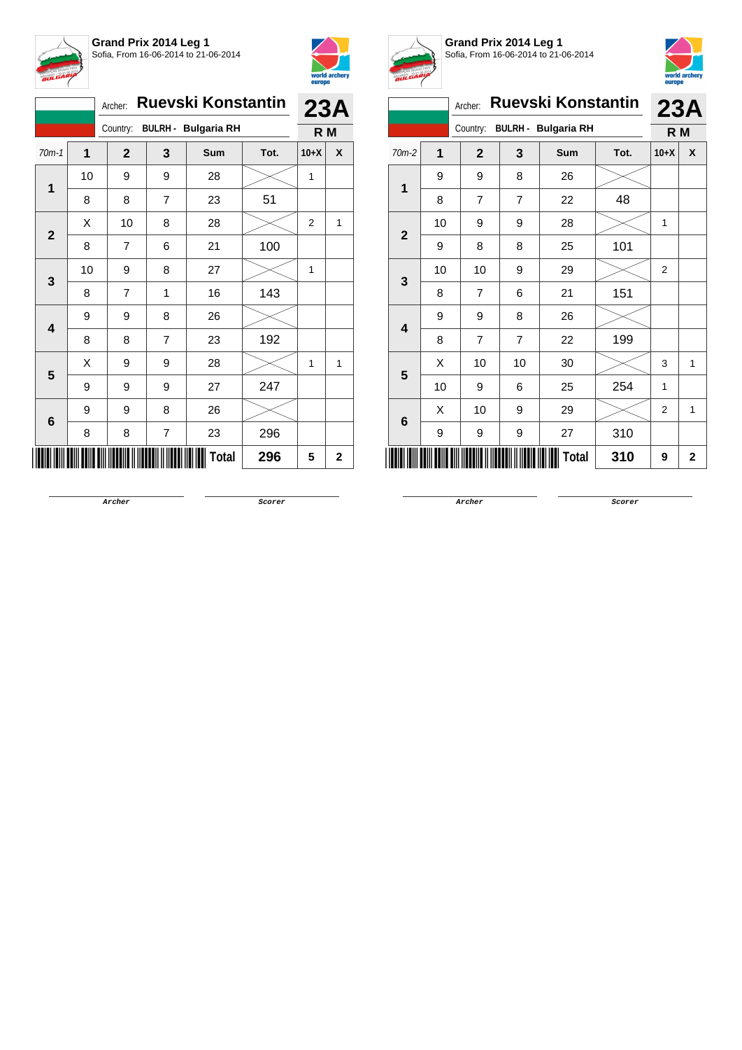**Grand Prix 2014 Leg 1**
Sofia, From 16-06-2014 to 21-06-2014

Archer: **Ruevski Konstantin** **23A**
Country: **BULRH - Bulgaria RH** **R M**

| 70m-1 | 1 | 2 | 3 | Sum | Tot. | 10+X | X |
|---|---|---|---|---|---|---|---|
| 1 | 10 | 9 | 9 | 28 | | 1 | |
| | 8 | 8 | 7 | 23 | 51 | | |
| 2 | X | 10 | 8 | 28 | | 2 | 1 |
| | 8 | 7 | 6 | 21 | 100 | | |
| 3 | 10 | 9 | 8 | 27 | | 1 | |
| | 8 | 7 | 1 | 16 | 143 | | |
| 4 | 9 | 9 | 8 | 26 | | | |
| | 8 | 8 | 7 | 23 | 192 | | |
| 5 | X | 9 | 9 | 28 | | 1 | 1 |
| | 9 | 9 | 9 | 27 | 247 | | |
| 6 | 9 | 9 | 8 | 26 | | | |
| | 8 | 8 | 7 | 23 | 296 | | |
| | | | | **Total** | **296** | **5** | **2** |

Archer　　　Scorer

**Grand Prix 2014 Leg 1**
Sofia, From 16-06-2014 to 21-06-2014

Archer: **Ruevski Konstantin** **23A**
Country: **BULRH - Bulgaria RH** **R M**

| 70m-2 | 1 | 2 | 3 | Sum | Tot. | 10+X | X |
|---|---|---|---|---|---|---|---|
| 1 | 9 | 9 | 8 | 26 | | | |
| | 8 | 7 | 7 | 22 | 48 | | |
| 2 | 10 | 9 | 9 | 28 | | 1 | |
| | 9 | 8 | 8 | 25 | 101 | | |
| 3 | 10 | 10 | 9 | 29 | | 2 | |
| | 8 | 7 | 6 | 21 | 151 | | |
| 4 | 9 | 9 | 8 | 26 | | | |
| | 8 | 7 | 7 | 22 | 199 | | |
| 5 | X | 10 | 10 | 30 | | 3 | 1 |
| | 10 | 9 | 6 | 25 | 254 | 1 | |
| 6 | X | 10 | 9 | 29 | | 2 | 1 |
| | 9 | 9 | 9 | 27 | 310 | | |
| | | | | **Total** | **310** | **9** | **2** |

Archer　　　Scorer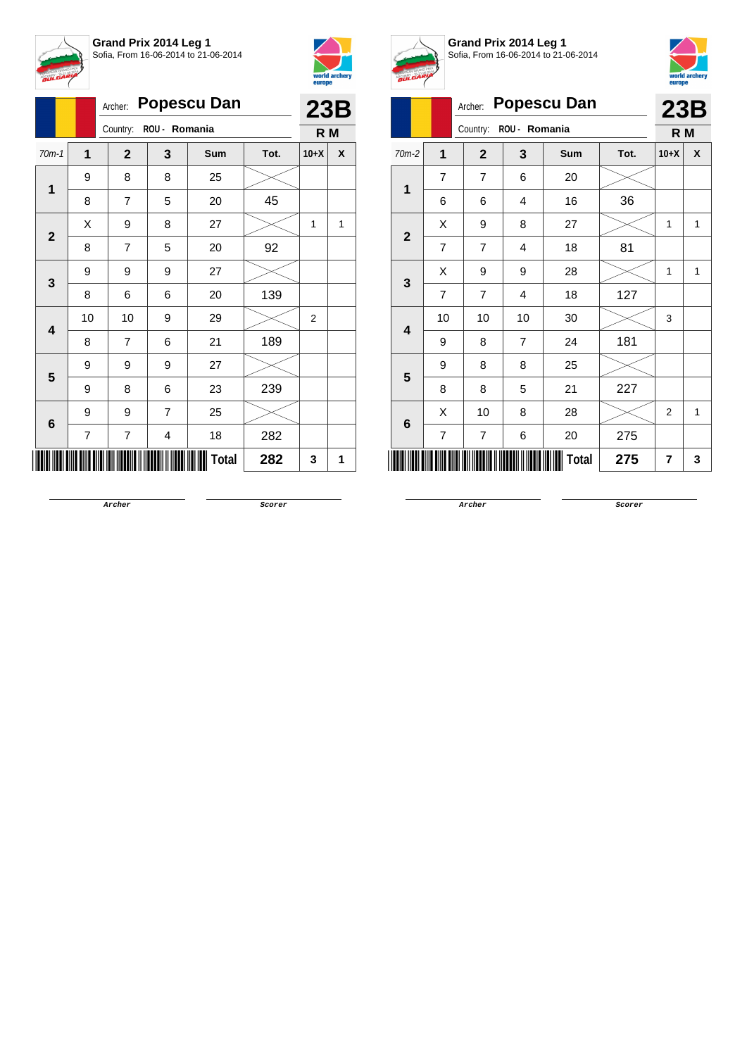**Grand Prix 2014 Leg 1**
Sofia, From 16-06-2014 to 21-06-2014

Archer: **Popescu Dan**
Country: ROU - Romania

**23B**
**R M**

| 70m-1 | 1 | 2 | 3 | Sum | Tot. | 10+X | X |
|---|---|---|---|---|---|---|---|
| 1 | 9 | 8 | 8 | 25 | | | |
| | 8 | 7 | 5 | 20 | 45 | | |
| 2 | X | 9 | 8 | 27 | | 1 | 1 |
| | 8 | 7 | 5 | 20 | 92 | | |
| 3 | 9 | 9 | 9 | 27 | | | |
| | 8 | 6 | 6 | 20 | 139 | | |
| 4 | 10 | 10 | 9 | 29 | | 2 | |
| | 8 | 7 | 6 | 21 | 189 | | |
| 5 | 9 | 9 | 9 | 27 | | | |
| | 9 | 8 | 6 | 23 | 239 | | |
| 6 | 9 | 9 | 7 | 25 | | | |
| | 7 | 7 | 4 | 18 | 282 | | |
| | | | | **Total** | **282** | **3** | **1** |

Archer — Scorer

**Grand Prix 2014 Leg 1**
Sofia, From 16-06-2014 to 21-06-2014

Archer: **Popescu Dan**
Country: ROU - Romania

**23B**
**R M**

| 70m-2 | 1 | 2 | 3 | Sum | Tot. | 10+X | X |
|---|---|---|---|---|---|---|---|
| 1 | 7 | 7 | 6 | 20 | | | |
| | 6 | 6 | 4 | 16 | 36 | | |
| 2 | X | 9 | 8 | 27 | | 1 | 1 |
| | 7 | 7 | 4 | 18 | 81 | | |
| 3 | X | 9 | 9 | 28 | | 1 | 1 |
| | 7 | 7 | 4 | 18 | 127 | | |
| 4 | 10 | 10 | 10 | 30 | | 3 | |
| | 9 | 8 | 7 | 24 | 181 | | |
| 5 | 9 | 8 | 8 | 25 | | | |
| | 8 | 8 | 5 | 21 | 227 | | |
| 6 | X | 10 | 8 | 28 | | 2 | 1 |
| | 7 | 7 | 6 | 20 | 275 | | |
| | | | | **Total** | **275** | **7** | **3** |

Archer — Scorer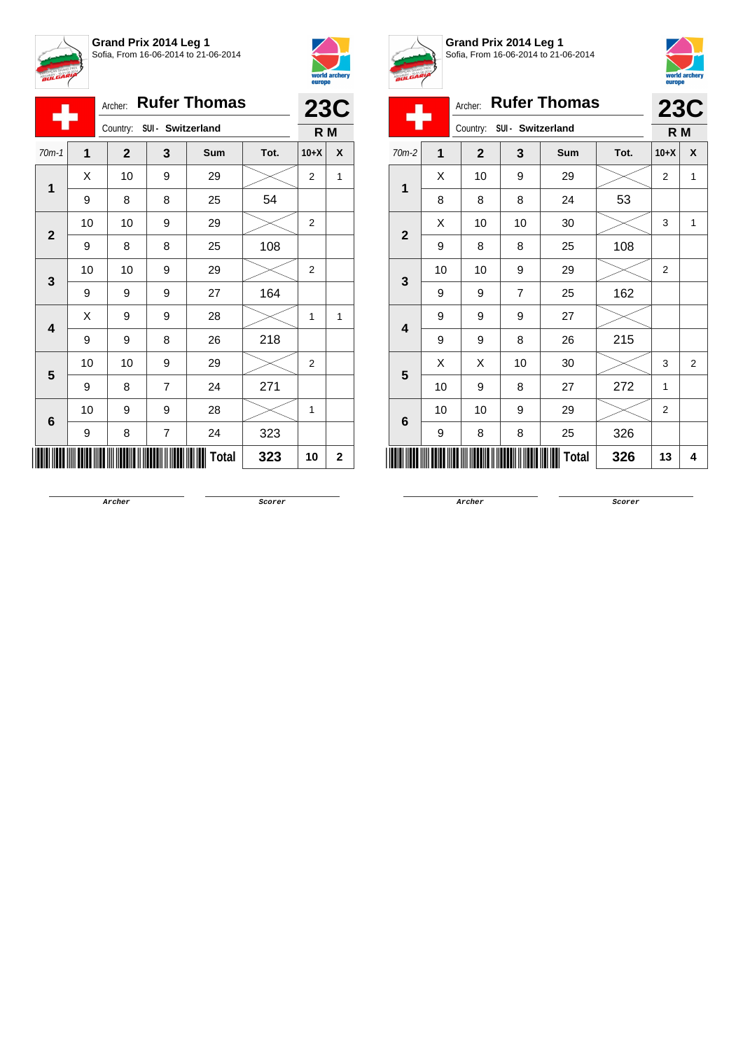**Grand Prix 2014 Leg 1**
Sofia, From 16-06-2014 to 21-06-2014

Archer: **Rufer Thomas**
Country: SUI - Switzerland

**23C**
**R M**

| 70m-1 | 1 | 2 | 3 | Sum | Tot. | 10+X | X |
|---|---|---|---|---|---|---|---|
| 1 | X | 10 | 9 | 29 | | 2 | 1 |
| | 9 | 8 | 8 | 25 | 54 | | |
| 2 | 10 | 10 | 9 | 29 | | 2 | |
| | 9 | 8 | 8 | 25 | 108 | | |
| 3 | 10 | 10 | 9 | 29 | | 2 | |
| | 9 | 9 | 9 | 27 | 164 | | |
| 4 | X | 9 | 9 | 28 | | 1 | 1 |
| | 9 | 9 | 8 | 26 | 218 | | |
| 5 | 10 | 10 | 9 | 29 | | 2 | |
| | 9 | 8 | 7 | 24 | 271 | | |
| 6 | 10 | 9 | 9 | 28 | | 1 | |
| | 9 | 8 | 7 | 24 | 323 | | |
| | | | | **Total** | **323** | **10** | **2** |

Archer　　　　Scorer

**Grand Prix 2014 Leg 1**
Sofia, From 16-06-2014 to 21-06-2014

Archer: **Rufer Thomas**
Country: SUI - Switzerland

**23C**
**R M**

| 70m-2 | 1 | 2 | 3 | Sum | Tot. | 10+X | X |
|---|---|---|---|---|---|---|---|
| 1 | X | 10 | 9 | 29 | | 2 | 1 |
| | 8 | 8 | 8 | 24 | 53 | | |
| 2 | X | 10 | 10 | 30 | | 3 | 1 |
| | 9 | 8 | 8 | 25 | 108 | | |
| 3 | 10 | 10 | 9 | 29 | | 2 | |
| | 9 | 9 | 7 | 25 | 162 | | |
| 4 | 9 | 9 | 9 | 27 | | | |
| | 9 | 9 | 8 | 26 | 215 | | |
| 5 | X | X | 10 | 30 | | 3 | 2 |
| | 10 | 9 | 8 | 27 | 272 | 1 | |
| 6 | 10 | 10 | 9 | 29 | | 2 | |
| | 9 | 8 | 8 | 25 | 326 | | |
| | | | | **Total** | **326** | **13** | **4** |

Archer　　　　Scorer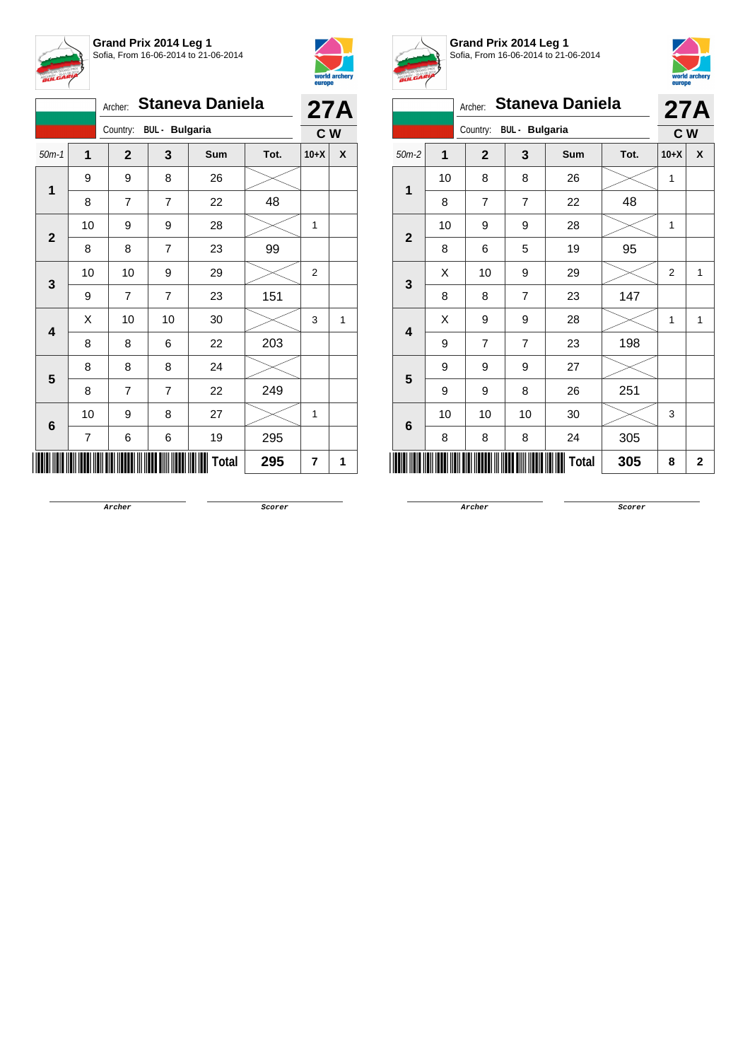**Grand Prix 2014 Leg 1**
Sofia, From 16-06-2014 to 21-06-2014

Archer: **Staneva Daniela** — **27A**
Country: BUL - Bulgaria — **C W**

| 50m-1 | 1 | 2 | 3 | Sum | Tot. | 10+X | X |
|---|---|---|---|---|---|---|---|
| 1 | 9 | 9 | 8 | 26 | | | |
| | 8 | 7 | 7 | 22 | 48 | | |
| 2 | 10 | 9 | 9 | 28 | | 1 | |
| | 8 | 8 | 7 | 23 | 99 | | |
| 3 | 10 | 10 | 9 | 29 | | 2 | |
| | 9 | 7 | 7 | 23 | 151 | | |
| 4 | X | 10 | 10 | 30 | | 3 | 1 |
| | 8 | 8 | 6 | 22 | 203 | | |
| 5 | 8 | 8 | 8 | 24 | | | |
| | 8 | 7 | 7 | 22 | 249 | | |
| 6 | 10 | 9 | 8 | 27 | | 1 | |
| | 7 | 6 | 6 | 19 | 295 | | |
| | | | | Total | 295 | 7 | 1 |

Archer &nbsp;&nbsp;&nbsp;&nbsp; Scorer

**Grand Prix 2014 Leg 1**
Sofia, From 16-06-2014 to 21-06-2014

Archer: **Staneva Daniela** — **27A**
Country: BUL - Bulgaria — **C W**

| 50m-2 | 1 | 2 | 3 | Sum | Tot. | 10+X | X |
|---|---|---|---|---|---|---|---|
| 1 | 10 | 8 | 8 | 26 | | 1 | |
| | 8 | 7 | 7 | 22 | 48 | | |
| 2 | 10 | 9 | 9 | 28 | | 1 | |
| | 8 | 6 | 5 | 19 | 95 | | |
| 3 | X | 10 | 9 | 29 | | 2 | 1 |
| | 8 | 8 | 7 | 23 | 147 | | |
| 4 | X | 9 | 9 | 28 | | 1 | 1 |
| | 9 | 7 | 7 | 23 | 198 | | |
| 5 | 9 | 9 | 9 | 27 | | | |
| | 9 | 9 | 8 | 26 | 251 | | |
| 6 | 10 | 10 | 10 | 30 | | 3 | |
| | 8 | 8 | 8 | 24 | 305 | | |
| | | | | Total | 305 | 8 | 2 |

Archer &nbsp;&nbsp;&nbsp;&nbsp; Scorer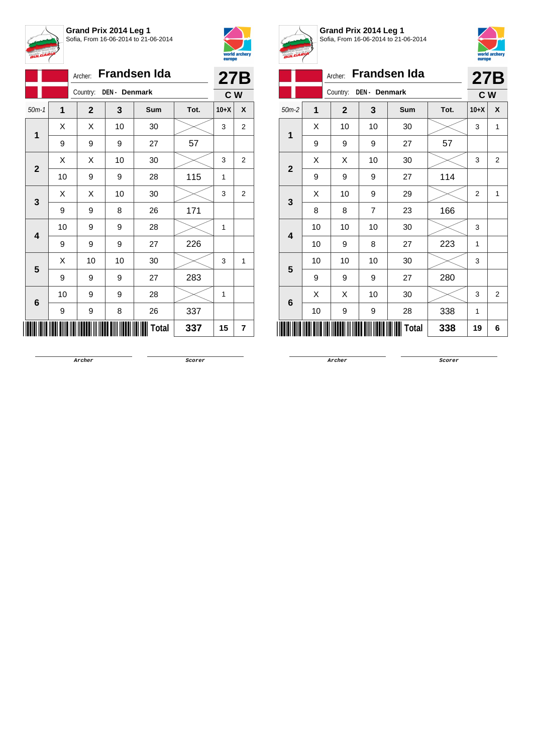**Grand Prix 2014 Leg 1**
Sofia, From 16-06-2014 to 21-06-2014

Archer: **Frandsen Ida**
Country: DEN - Denmark
**27B**
**C W**

| 50m-1 | 1 | 2 | 3 | Sum | Tot. | 10+X | X |
|---|---|---|---|---|---|---|---|
| 1 | X | X | 10 | 30 | | 3 | 2 |
| | 9 | 9 | 9 | 27 | 57 | | |
| 2 | X | X | 10 | 30 | | 3 | 2 |
| | 10 | 9 | 9 | 28 | 115 | 1 | |
| 3 | X | X | 10 | 30 | | 3 | 2 |
| | 9 | 9 | 8 | 26 | 171 | | |
| 4 | 10 | 9 | 9 | 28 | | 1 | |
| | 9 | 9 | 9 | 27 | 226 | | |
| 5 | X | 10 | 10 | 30 | | 3 | 1 |
| | 9 | 9 | 9 | 27 | 283 | | |
| 6 | 10 | 9 | 9 | 28 | | 1 | |
| | 9 | 9 | 8 | 26 | 337 | | |
| | | | | Total | 337 | 15 | 7 |

Archer Scorer

**Grand Prix 2014 Leg 1**
Sofia, From 16-06-2014 to 21-06-2014

Archer: **Frandsen Ida**
Country: DEN - Denmark
**27B**
**C W**

| 50m-2 | 1 | 2 | 3 | Sum | Tot. | 10+X | X |
|---|---|---|---|---|---|---|---|
| 1 | X | 10 | 10 | 30 | | 3 | 1 |
| | 9 | 9 | 9 | 27 | 57 | | |
| 2 | X | X | 10 | 30 | | 3 | 2 |
| | 9 | 9 | 9 | 27 | 114 | | |
| 3 | X | 10 | 9 | 29 | | 2 | 1 |
| | 8 | 8 | 7 | 23 | 166 | | |
| 4 | 10 | 10 | 10 | 30 | | 3 | |
| | 10 | 9 | 8 | 27 | 223 | 1 | |
| 5 | 10 | 10 | 10 | 30 | | 3 | |
| | 9 | 9 | 9 | 27 | 280 | | |
| 6 | X | X | 10 | 30 | | 3 | 2 |
| | 10 | 9 | 9 | 28 | 338 | 1 | |
| | | | | Total | 338 | 19 | 6 |

Archer Scorer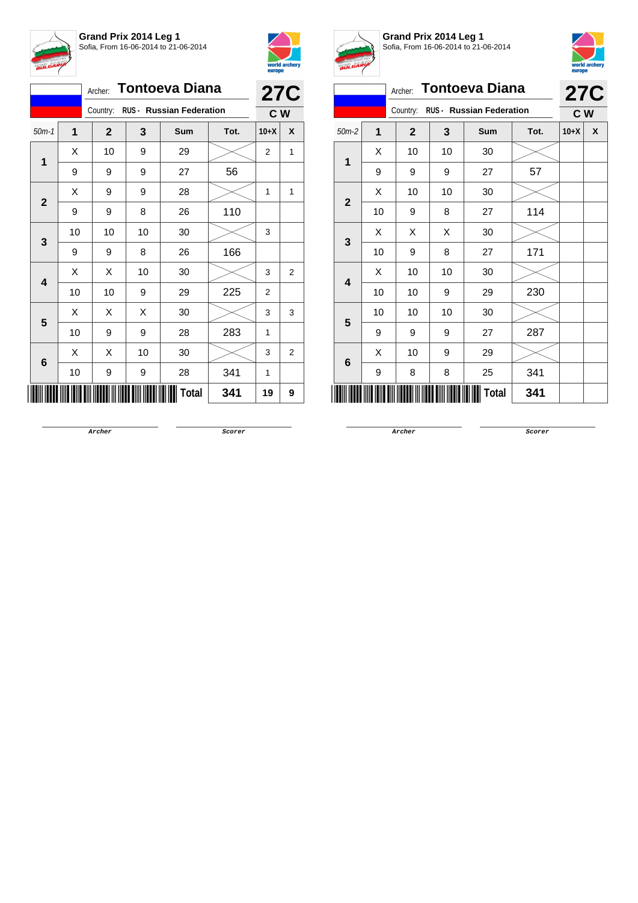## Grand Prix 2014 Leg 1

Sofia, From 16-06-2014 to 21-06-2014

Archer: **Tontoeva Diana**

Country: **RUS - Russian Federation**

**27C**

**C W**

| 50m-1 | 1 | 2 | 3 | Sum | Tot. | 10+X | X |
|---|---|---|---|---|---|---|---|
| 1 | X | 10 | 9 | 29 | | 2 | 1 |
| | 9 | 9 | 9 | 27 | 56 | | |
| 2 | X | 9 | 9 | 28 | | 1 | 1 |
| | 9 | 9 | 8 | 26 | 110 | | |
| 3 | 10 | 10 | 10 | 30 | | 3 | |
| | 9 | 9 | 8 | 26 | 166 | | |
| 4 | X | X | 10 | 30 | | 3 | 2 |
| | 10 | 10 | 9 | 29 | 225 | 2 | |
| 5 | X | X | X | 30 | | 3 | 3 |
| | 10 | 9 | 9 | 28 | 283 | 1 | |
| 6 | X | X | 10 | 30 | | 3 | 2 |
| | 10 | 9 | 9 | 28 | 341 | 1 | |
| | | | | **Total** | **341** | **19** | **9** |

Archer &nbsp;&nbsp;&nbsp;&nbsp; Scorer

## Grand Prix 2014 Leg 1

Sofia, From 16-06-2014 to 21-06-2014

Archer: **Tontoeva Diana**

Country: **RUS - Russian Federation**

**27C**

**C W**

| 50m-2 | 1 | 2 | 3 | Sum | Tot. | 10+X | X |
|---|---|---|---|---|---|---|---|
| 1 | X | 10 | 10 | 30 | | | |
| | 9 | 9 | 9 | 27 | 57 | | |
| 2 | X | 10 | 10 | 30 | | | |
| | 10 | 9 | 8 | 27 | 114 | | |
| 3 | X | X | X | 30 | | | |
| | 10 | 9 | 8 | 27 | 171 | | |
| 4 | X | 10 | 10 | 30 | | | |
| | 10 | 10 | 9 | 29 | 230 | | |
| 5 | 10 | 10 | 10 | 30 | | | |
| | 9 | 9 | 9 | 27 | 287 | | |
| 6 | X | 10 | 9 | 29 | | | |
| | 9 | 8 | 8 | 25 | 341 | | |
| | | | | **Total** | **341** | | |

Archer &nbsp;&nbsp;&nbsp;&nbsp; Scorer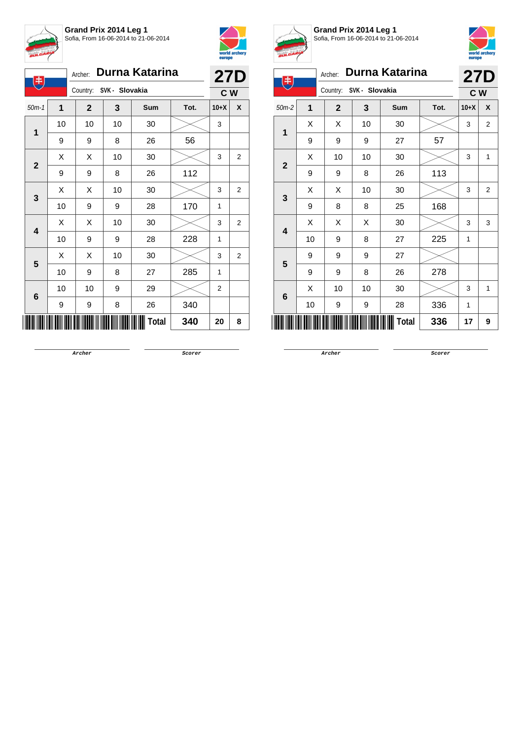**Grand Prix 2014 Leg 1**
Sofia, From 16-06-2014 to 21-06-2014

Archer: **Durna Katarina** — **27D**
Country: SVK - Slovakia — **C W**

| 50m-1 | 1 | 2 | 3 | Sum | Tot. | 10+X | X |
|---|---|---|---|---|---|---|---|
| 1 | 10 | 10 | 10 | 30 | | 3 | |
| | 9 | 9 | 8 | 26 | 56 | | |
| 2 | X | X | 10 | 30 | | 3 | 2 |
| | 9 | 9 | 8 | 26 | 112 | | |
| 3 | X | X | 10 | 30 | | 3 | 2 |
| | 10 | 9 | 9 | 28 | 170 | 1 | |
| 4 | X | X | 10 | 30 | | 3 | 2 |
| | 10 | 9 | 9 | 28 | 228 | 1 | |
| 5 | X | X | 10 | 30 | | 3 | 2 |
| | 10 | 9 | 8 | 27 | 285 | 1 | |
| 6 | 10 | 10 | 9 | 29 | | 2 | |
| | 9 | 9 | 8 | 26 | 340 | | |
| | | | | **Total** | **340** | **20** | **8** |

Archer — Scorer

**Grand Prix 2014 Leg 1**
Sofia, From 16-06-2014 to 21-06-2014

Archer: **Durna Katarina** — **27D**
Country: SVK - Slovakia — **C W**

| 50m-2 | 1 | 2 | 3 | Sum | Tot. | 10+X | X |
|---|---|---|---|---|---|---|---|
| 1 | X | X | 10 | 30 | | 3 | 2 |
| | 9 | 9 | 9 | 27 | 57 | | |
| 2 | X | 10 | 10 | 30 | | 3 | 1 |
| | 9 | 9 | 8 | 26 | 113 | | |
| 3 | X | X | 10 | 30 | | 3 | 2 |
| | 9 | 8 | 8 | 25 | 168 | | |
| 4 | X | X | X | 30 | | 3 | 3 |
| | 10 | 9 | 8 | 27 | 225 | 1 | |
| 5 | 9 | 9 | 9 | 27 | | | |
| | 9 | 9 | 8 | 26 | 278 | | |
| 6 | X | 10 | 10 | 30 | | 3 | 1 |
| | 10 | 9 | 9 | 28 | 336 | 1 | |
| | | | | **Total** | **336** | **17** | **9** |

Archer — Scorer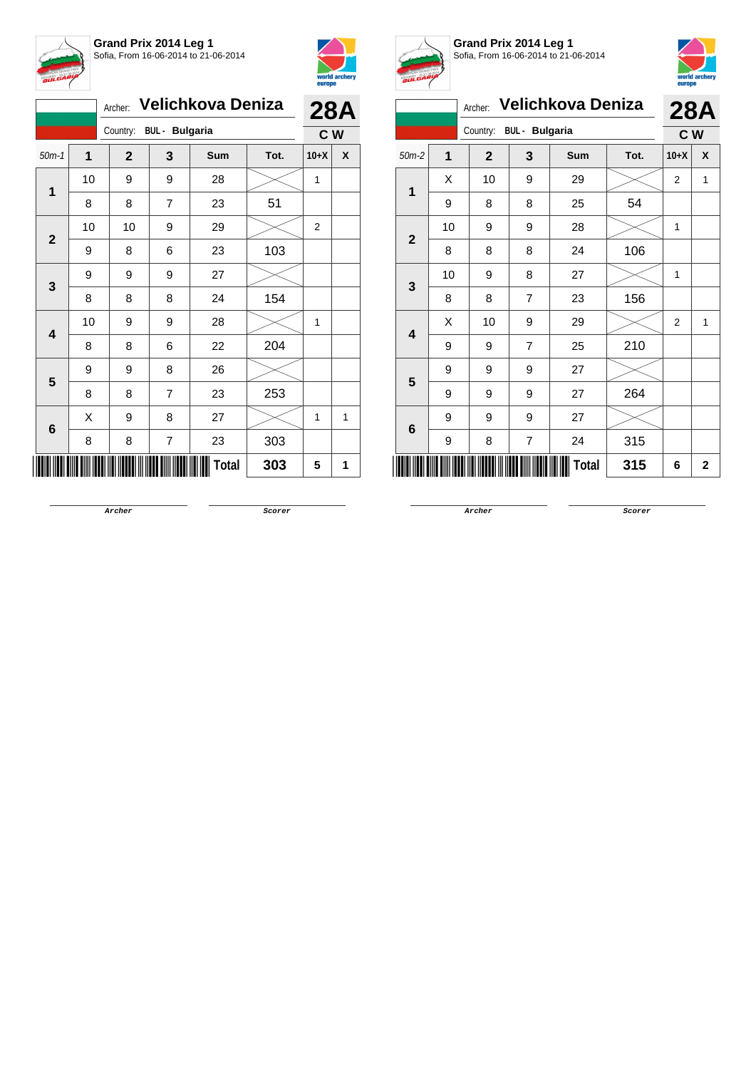**Grand Prix 2014 Leg 1**
Sofia, From 16-06-2014 to 21-06-2014

Archer: **Velichkova Deniza** — **28A**
Country: BUL - Bulgaria — **C W**

| 50m-1 | 1 | 2 | 3 | Sum | Tot. | 10+X | X |
|---|---|---|---|---|---|---|---|
| 1 | 10 | 9 | 9 | 28 | | 1 | |
| | 8 | 8 | 7 | 23 | 51 | | |
| 2 | 10 | 10 | 9 | 29 | | 2 | |
| | 9 | 8 | 6 | 23 | 103 | | |
| 3 | 9 | 9 | 9 | 27 | | | |
| | 8 | 8 | 8 | 24 | 154 | | |
| 4 | 10 | 9 | 9 | 28 | | 1 | |
| | 8 | 8 | 6 | 22 | 204 | | |
| 5 | 9 | 9 | 8 | 26 | | | |
| | 8 | 8 | 7 | 23 | 253 | | |
| 6 | X | 9 | 8 | 27 | | 1 | 1 |
| | 8 | 8 | 7 | 23 | 303 | | |
| | | | | Total | 303 | 5 | 1 |

Archer — Scorer

**Grand Prix 2014 Leg 1**
Sofia, From 16-06-2014 to 21-06-2014

Archer: **Velichkova Deniza** — **28A**
Country: BUL - Bulgaria — **C W**

| 50m-2 | 1 | 2 | 3 | Sum | Tot. | 10+X | X |
|---|---|---|---|---|---|---|---|
| 1 | X | 10 | 9 | 29 | | 2 | 1 |
| | 9 | 8 | 8 | 25 | 54 | | |
| 2 | 10 | 9 | 9 | 28 | | 1 | |
| | 8 | 8 | 8 | 24 | 106 | | |
| 3 | 10 | 9 | 8 | 27 | | 1 | |
| | 8 | 8 | 7 | 23 | 156 | | |
| 4 | X | 10 | 9 | 29 | | 2 | 1 |
| | 9 | 9 | 7 | 25 | 210 | | |
| 5 | 9 | 9 | 9 | 27 | | | |
| | 9 | 9 | 9 | 27 | 264 | | |
| 6 | 9 | 9 | 9 | 27 | | | |
| | 9 | 8 | 7 | 24 | 315 | | |
| | | | | Total | 315 | 6 | 2 |

Archer — Scorer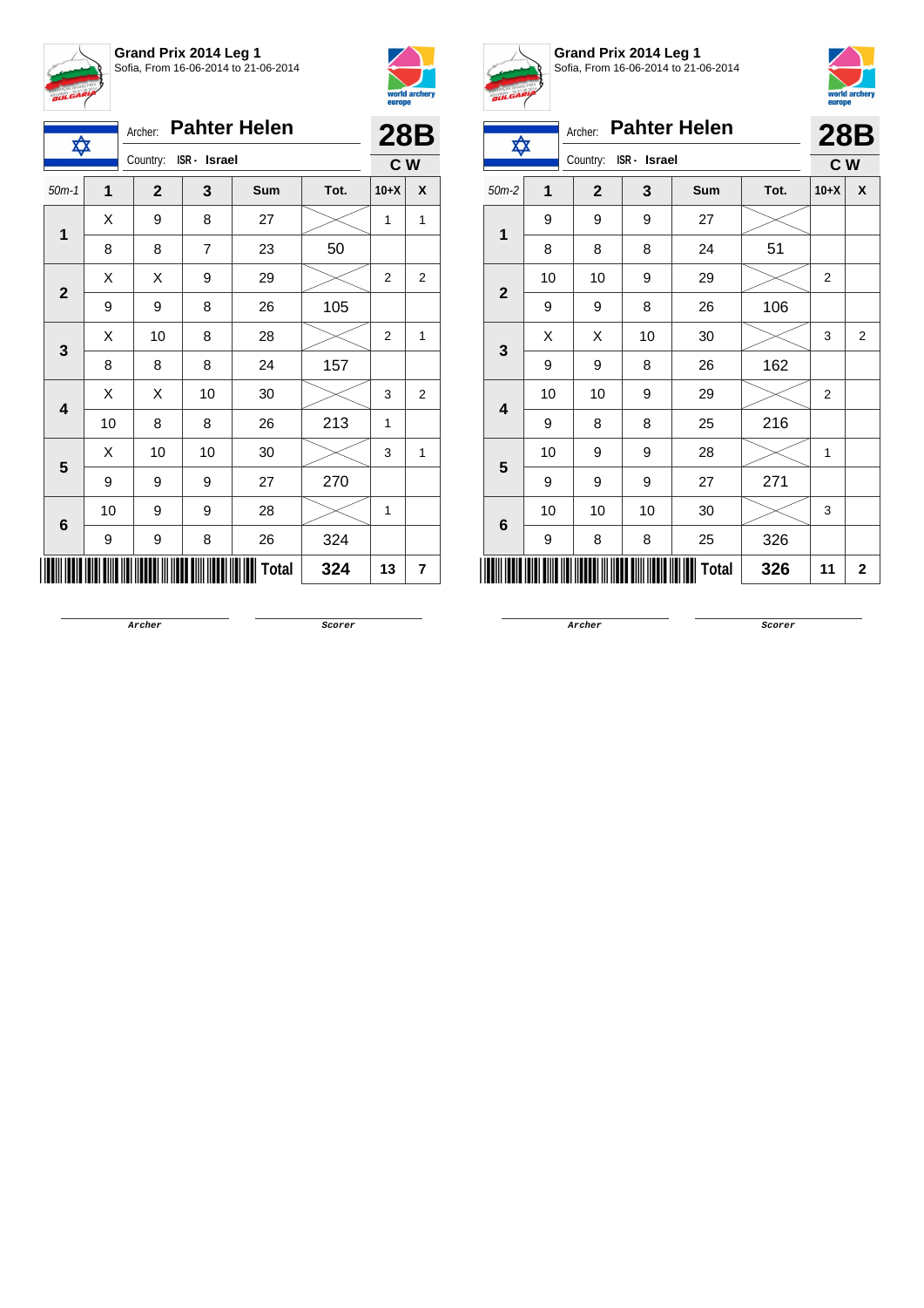**Grand Prix 2014 Leg 1**
Sofia, From 16-06-2014 to 21-06-2014

Archer: **Pahter Helen**
Country: ISR - Israel

**28B**
**C W**

| 50m-1 | 1 | 2 | 3 | Sum | Tot. | 10+X | X |
|---|---|---|---|---|---|---|---|
| 1 | X | 9 | 8 | 27 | | 1 | 1 |
| | 8 | 8 | 7 | 23 | 50 | | |
| 2 | X | X | 9 | 29 | | 2 | 2 |
| | 9 | 9 | 8 | 26 | 105 | | |
| 3 | X | 10 | 8 | 28 | | 2 | 1 |
| | 8 | 8 | 8 | 24 | 157 | | |
| 4 | X | X | 10 | 30 | | 3 | 2 |
| | 10 | 8 | 8 | 26 | 213 | 1 | |
| 5 | X | 10 | 10 | 30 | | 3 | 1 |
| | 9 | 9 | 9 | 27 | 270 | | |
| 6 | 10 | 9 | 9 | 28 | | 1 | |
| | 9 | 9 | 8 | 26 | 324 | | |
| | | | | **Total** | **324** | **13** | **7** |

Archer &nbsp;&nbsp;&nbsp;&nbsp; Scorer

**Grand Prix 2014 Leg 1**
Sofia, From 16-06-2014 to 21-06-2014

Archer: **Pahter Helen**
Country: ISR - Israel

**28B**
**C W**

| 50m-2 | 1 | 2 | 3 | Sum | Tot. | 10+X | X |
|---|---|---|---|---|---|---|---|
| 1 | 9 | 9 | 9 | 27 | | | |
| | 8 | 8 | 8 | 24 | 51 | | |
| 2 | 10 | 10 | 9 | 29 | | 2 | |
| | 9 | 9 | 8 | 26 | 106 | | |
| 3 | X | X | 10 | 30 | | 3 | 2 |
| | 9 | 9 | 8 | 26 | 162 | | |
| 4 | 10 | 10 | 9 | 29 | | 2 | |
| | 9 | 8 | 8 | 25 | 216 | | |
| 5 | 10 | 9 | 9 | 28 | | 1 | |
| | 9 | 9 | 9 | 27 | 271 | | |
| 6 | 10 | 10 | 10 | 30 | | 3 | |
| | 9 | 8 | 8 | 25 | 326 | | |
| | | | | **Total** | **326** | **11** | **2** |

Archer &nbsp;&nbsp;&nbsp;&nbsp; Scorer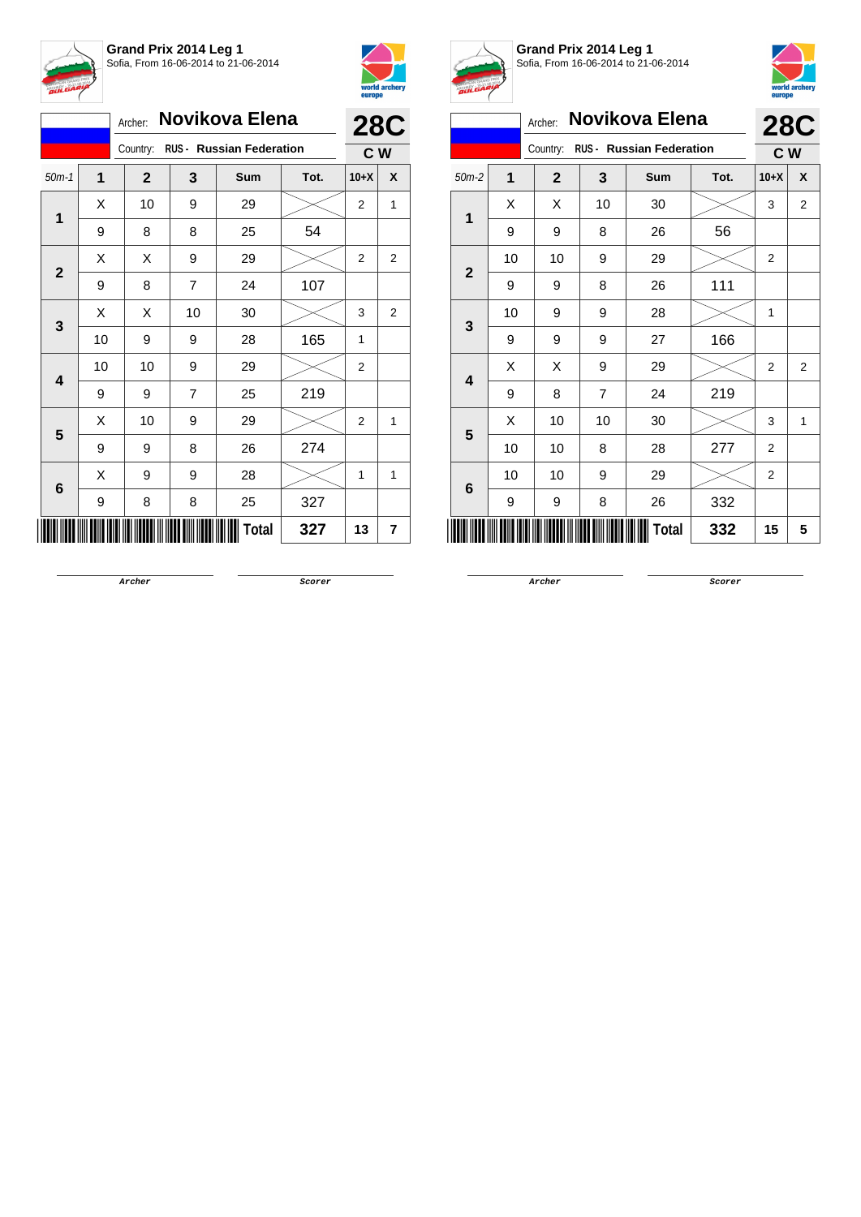**Grand Prix 2014 Leg 1**
Sofia, From 16-06-2014 to 21-06-2014

Archer: **Novikova Elena** — **28C**

Country: **RUS - Russian Federation** — **C W**

| 50m-1 | 1 | 2 | 3 | Sum | Tot. | 10+X | X |
|---|---|---|---|---|---|---|---|
| 1 | X | 10 | 9 | 29 | | 2 | 1 |
| | 9 | 8 | 8 | 25 | 54 | | |
| 2 | X | X | 9 | 29 | | 2 | 2 |
| | 9 | 8 | 7 | 24 | 107 | | |
| 3 | X | X | 10 | 30 | | 3 | 2 |
| | 10 | 9 | 9 | 28 | 165 | 1 | |
| 4 | 10 | 10 | 9 | 29 | | 2 | |
| | 9 | 9 | 7 | 25 | 219 | | |
| 5 | X | 10 | 9 | 29 | | 2 | 1 |
| | 9 | 9 | 8 | 26 | 274 | | |
| 6 | X | 9 | 9 | 28 | | 1 | 1 |
| | 9 | 8 | 8 | 25 | 327 | | |
| | | | | Total | 327 | 13 | 7 |

Archer — Scorer

**Grand Prix 2014 Leg 1**
Sofia, From 16-06-2014 to 21-06-2014

Archer: **Novikova Elena** — **28C**

Country: **RUS - Russian Federation** — **C W**

| 50m-2 | 1 | 2 | 3 | Sum | Tot. | 10+X | X |
|---|---|---|---|---|---|---|---|
| 1 | X | X | 10 | 30 | | 3 | 2 |
| | 9 | 9 | 8 | 26 | 56 | | |
| 2 | 10 | 10 | 9 | 29 | | 2 | |
| | 9 | 9 | 8 | 26 | 111 | | |
| 3 | 10 | 9 | 9 | 28 | | 1 | |
| | 9 | 9 | 9 | 27 | 166 | | |
| 4 | X | X | 9 | 29 | | 2 | 2 |
| | 9 | 8 | 7 | 24 | 219 | | |
| 5 | X | 10 | 10 | 30 | | 3 | 1 |
| | 10 | 10 | 8 | 28 | 277 | 2 | |
| 6 | 10 | 10 | 9 | 29 | | 2 | |
| | 9 | 9 | 8 | 26 | 332 | | |
| | | | | Total | 332 | 15 | 5 |

Archer — Scorer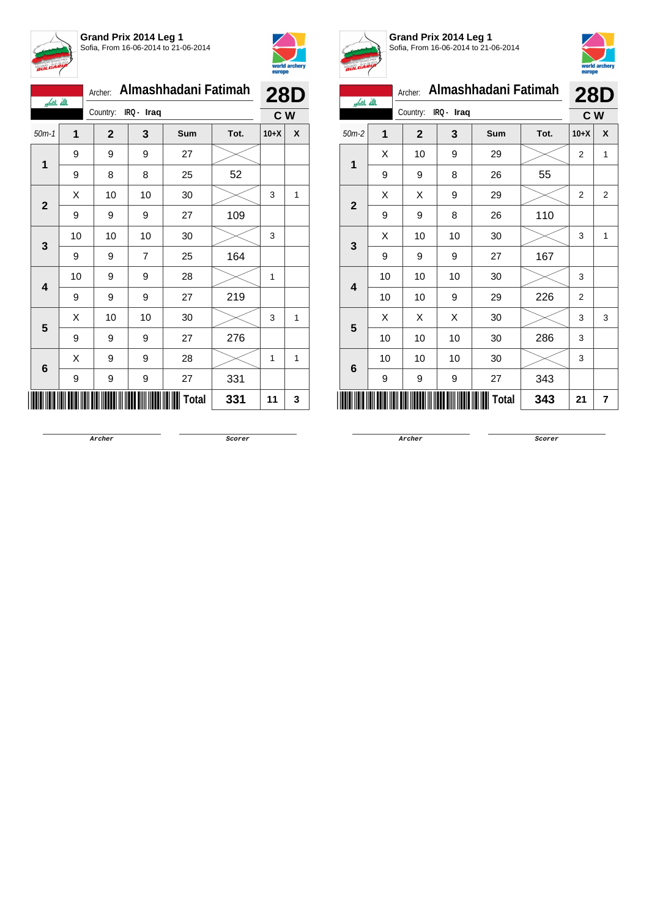**Grand Prix 2014 Leg 1**
Sofia, From 16-06-2014 to 21-06-2014

Archer: **Almashhadani Fatimah**
Country: IRQ - Iraq

**28D**
**C W**

| 50m-1 | 1 | 2 | 3 | Sum | Tot. | 10+X | X |
|---|---|---|---|---|---|---|---|
| 1 | 9 | 9 | 9 | 27 | | | |
| | 9 | 8 | 8 | 25 | 52 | | |
| 2 | X | 10 | 10 | 30 | | 3 | 1 |
| | 9 | 9 | 9 | 27 | 109 | | |
| 3 | 10 | 10 | 10 | 30 | | 3 | |
| | 9 | 9 | 7 | 25 | 164 | | |
| 4 | 10 | 9 | 9 | 28 | | 1 | |
| | 9 | 9 | 9 | 27 | 219 | | |
| 5 | X | 10 | 10 | 30 | | 3 | 1 |
| | 9 | 9 | 9 | 27 | 276 | | |
| 6 | X | 9 | 9 | 28 | | 1 | 1 |
| | 9 | 9 | 9 | 27 | 331 | | |
| | | | | Total | 331 | 11 | 3 |

Archer &nbsp;&nbsp;&nbsp;&nbsp; Scorer

**Grand Prix 2014 Leg 1**
Sofia, From 16-06-2014 to 21-06-2014

Archer: **Almashhadani Fatimah**
Country: IRQ - Iraq

**28D**
**C W**

| 50m-2 | 1 | 2 | 3 | Sum | Tot. | 10+X | X |
|---|---|---|---|---|---|---|---|
| 1 | X | 10 | 9 | 29 | | 2 | 1 |
| | 9 | 9 | 8 | 26 | 55 | | |
| 2 | X | X | 9 | 29 | | 2 | 2 |
| | 9 | 9 | 8 | 26 | 110 | | |
| 3 | X | 10 | 10 | 30 | | 3 | 1 |
| | 9 | 9 | 9 | 27 | 167 | | |
| 4 | 10 | 10 | 10 | 30 | | 3 | |
| | 10 | 10 | 9 | 29 | 226 | 2 | |
| 5 | X | X | X | 30 | | 3 | 3 |
| | 10 | 10 | 10 | 30 | 286 | 3 | |
| 6 | 10 | 10 | 10 | 30 | | 3 | |
| | 9 | 9 | 9 | 27 | 343 | | |
| | | | | Total | 343 | 21 | 7 |

Archer &nbsp;&nbsp;&nbsp;&nbsp; Scorer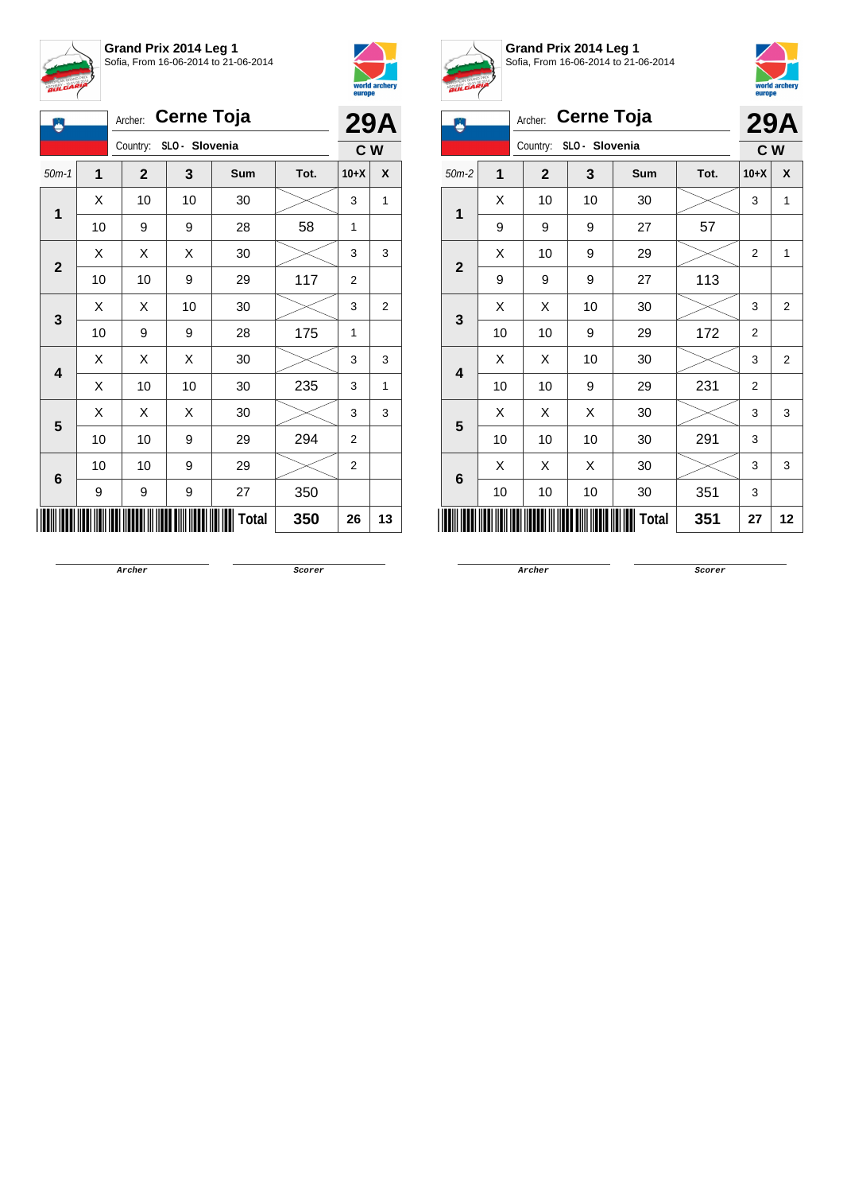**Grand Prix 2014 Leg 1**
Sofia, From 16-06-2014 to 21-06-2014

Archer: **Cerne Toja**
Country: SLO - Slovenia

**29A**
**C W**

| 50m-1 | 1 | 2 | 3 | Sum | Tot. | 10+X | X |
|---|---|---|---|---|---|---|---|
| **1** | X | 10 | 10 | 30 | | 3 | 1 |
| | 10 | 9 | 9 | 28 | 58 | 1 | |
| **2** | X | X | X | 30 | | 3 | 3 |
| | 10 | 10 | 9 | 29 | 117 | 2 | |
| **3** | X | X | 10 | 30 | | 3 | 2 |
| | 10 | 9 | 9 | 28 | 175 | 1 | |
| **4** | X | X | X | 30 | | 3 | 3 |
| | X | 10 | 10 | 30 | 235 | 3 | 1 |
| **5** | X | X | X | 30 | | 3 | 3 |
| | 10 | 10 | 9 | 29 | 294 | 2 | |
| **6** | 10 | 10 | 9 | 29 | | 2 | |
| | 9 | 9 | 9 | 27 | 350 | | |
| | | | | **Total** | **350** | **26** | **13** |

Archer　　　　Scorer

**Grand Prix 2014 Leg 1**
Sofia, From 16-06-2014 to 21-06-2014

Archer: **Cerne Toja**
Country: SLO - Slovenia

**29A**
**C W**

| 50m-2 | 1 | 2 | 3 | Sum | Tot. | 10+X | X |
|---|---|---|---|---|---|---|---|
| **1** | X | 10 | 10 | 30 | | 3 | 1 |
| | 9 | 9 | 9 | 27 | 57 | | |
| **2** | X | 10 | 9 | 29 | | 2 | 1 |
| | 9 | 9 | 9 | 27 | 113 | | |
| **3** | X | X | 10 | 30 | | 3 | 2 |
| | 10 | 10 | 9 | 29 | 172 | 2 | |
| **4** | X | X | 10 | 30 | | 3 | 2 |
| | 10 | 10 | 9 | 29 | 231 | 2 | |
| **5** | X | X | X | 30 | | 3 | 3 |
| | 10 | 10 | 10 | 30 | 291 | 3 | |
| **6** | X | X | X | 30 | | 3 | 3 |
| | 10 | 10 | 10 | 30 | 351 | 3 | |
| | | | | **Total** | **351** | **27** | **12** |

Archer　　　　Scorer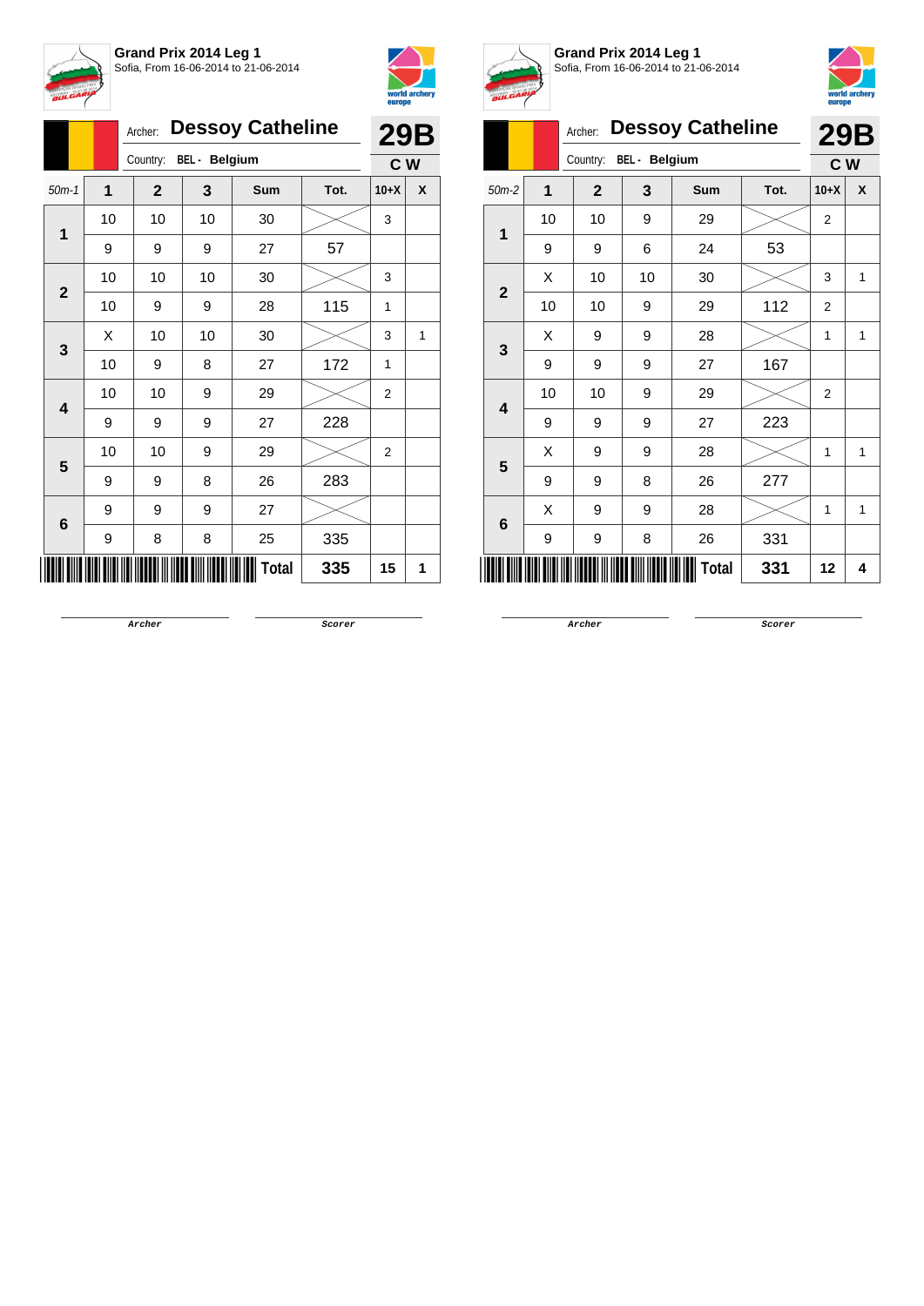**Grand Prix 2014 Leg 1**
Sofia, From 16-06-2014 to 21-06-2014

Archer: **Dessoy Catheline**
Country: BEL - Belgium

**29B**
**C W**

| 50m-1 | 1 | 2 | 3 | Sum | Tot. | 10+X | X |
|---|---|---|---|---|---|---|---|
| 1 | 10 | 10 | 10 | 30 | | 3 | |
| | 9 | 9 | 9 | 27 | 57 | | |
| 2 | 10 | 10 | 10 | 30 | | 3 | |
| | 10 | 9 | 9 | 28 | 115 | 1 | |
| 3 | X | 10 | 10 | 30 | | 3 | 1 |
| | 10 | 9 | 8 | 27 | 172 | 1 | |
| 4 | 10 | 10 | 9 | 29 | | 2 | |
| | 9 | 9 | 9 | 27 | 228 | | |
| 5 | 10 | 10 | 9 | 29 | | 2 | |
| | 9 | 9 | 8 | 26 | 283 | | |
| 6 | 9 | 9 | 9 | 27 | | | |
| | 9 | 8 | 8 | 25 | 335 | | |
| | | | | **Total** | **335** | **15** | **1** |

Archer &nbsp;&nbsp;&nbsp;&nbsp; Scorer

**Grand Prix 2014 Leg 1**
Sofia, From 16-06-2014 to 21-06-2014

Archer: **Dessoy Catheline**
Country: BEL - Belgium

**29B**
**C W**

| 50m-2 | 1 | 2 | 3 | Sum | Tot. | 10+X | X |
|---|---|---|---|---|---|---|---|
| 1 | 10 | 10 | 9 | 29 | | 2 | |
| | 9 | 9 | 6 | 24 | 53 | | |
| 2 | X | 10 | 10 | 30 | | 3 | 1 |
| | 10 | 10 | 9 | 29 | 112 | 2 | |
| 3 | X | 9 | 9 | 28 | | 1 | 1 |
| | 9 | 9 | 9 | 27 | 167 | | |
| 4 | 10 | 10 | 9 | 29 | | 2 | |
| | 9 | 9 | 9 | 27 | 223 | | |
| 5 | X | 9 | 9 | 28 | | 1 | 1 |
| | 9 | 9 | 8 | 26 | 277 | | |
| 6 | X | 9 | 9 | 28 | | 1 | 1 |
| | 9 | 9 | 8 | 26 | 331 | | |
| | | | | **Total** | **331** | **12** | **4** |

Archer &nbsp;&nbsp;&nbsp;&nbsp; Scorer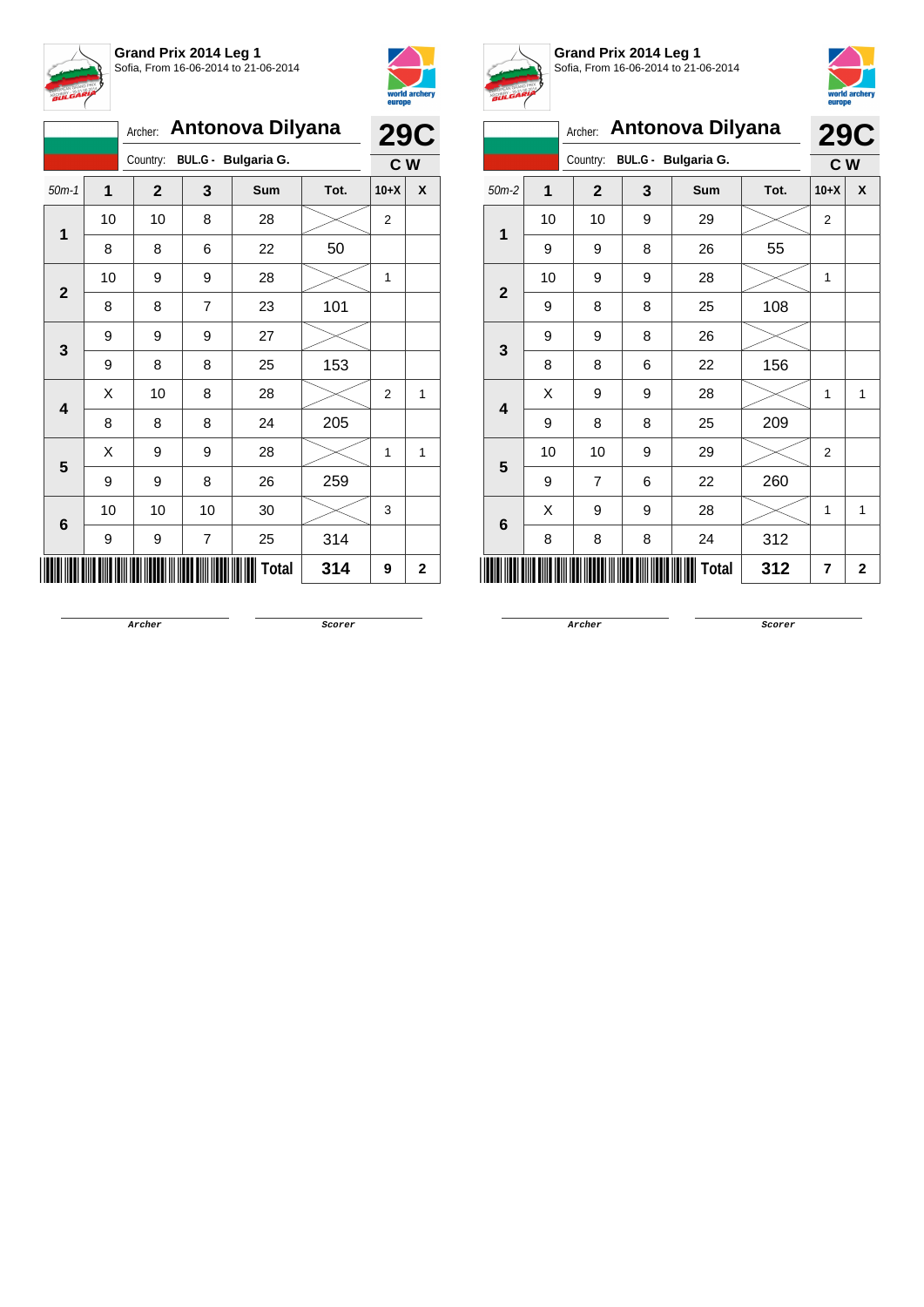**Grand Prix 2014 Leg 1**
Sofia, From 16-06-2014 to 21-06-2014

Archer: **Antonova Dilyana**
Country: **BUL.G - Bulgaria G.**
**29C**
**C W**

| 50m-1 | 1 | 2 | 3 | Sum | Tot. | 10+X | X |
|---|---|---|---|---|---|---|---|
| **1** | 10 | 10 | 8 | 28 | | 2 | |
| | 8 | 8 | 6 | 22 | 50 | | |
| **2** | 10 | 9 | 9 | 28 | | 1 | |
| | 8 | 8 | 7 | 23 | 101 | | |
| **3** | 9 | 9 | 9 | 27 | | | |
| | 9 | 8 | 8 | 25 | 153 | | |
| **4** | X | 10 | 8 | 28 | | 2 | 1 |
| | 8 | 8 | 8 | 24 | 205 | | |
| **5** | X | 9 | 9 | 28 | | 1 | 1 |
| | 9 | 9 | 8 | 26 | 259 | | |
| **6** | 10 | 10 | 10 | 30 | | 3 | |
| | 9 | 9 | 7 | 25 | 314 | | |
| | | | | **Total** | **314** | **9** | **2** |

Archer　　　　Scorer

**Grand Prix 2014 Leg 1**
Sofia, From 16-06-2014 to 21-06-2014

Archer: **Antonova Dilyana**
Country: **BUL.G - Bulgaria G.**
**29C**
**C W**

| 50m-2 | 1 | 2 | 3 | Sum | Tot. | 10+X | X |
|---|---|---|---|---|---|---|---|
| **1** | 10 | 10 | 9 | 29 | | 2 | |
| | 9 | 9 | 8 | 26 | 55 | | |
| **2** | 10 | 9 | 9 | 28 | | 1 | |
| | 9 | 8 | 8 | 25 | 108 | | |
| **3** | 9 | 9 | 8 | 26 | | | |
| | 8 | 8 | 6 | 22 | 156 | | |
| **4** | X | 9 | 9 | 28 | | 1 | 1 |
| | 9 | 8 | 8 | 25 | 209 | | |
| **5** | 10 | 10 | 9 | 29 | | 2 | |
| | 9 | 7 | 6 | 22 | 260 | | |
| **6** | X | 9 | 9 | 28 | | 1 | 1 |
| | 8 | 8 | 8 | 24 | 312 | | |
| | | | | **Total** | **312** | **7** | **2** |

Archer　　　　Scorer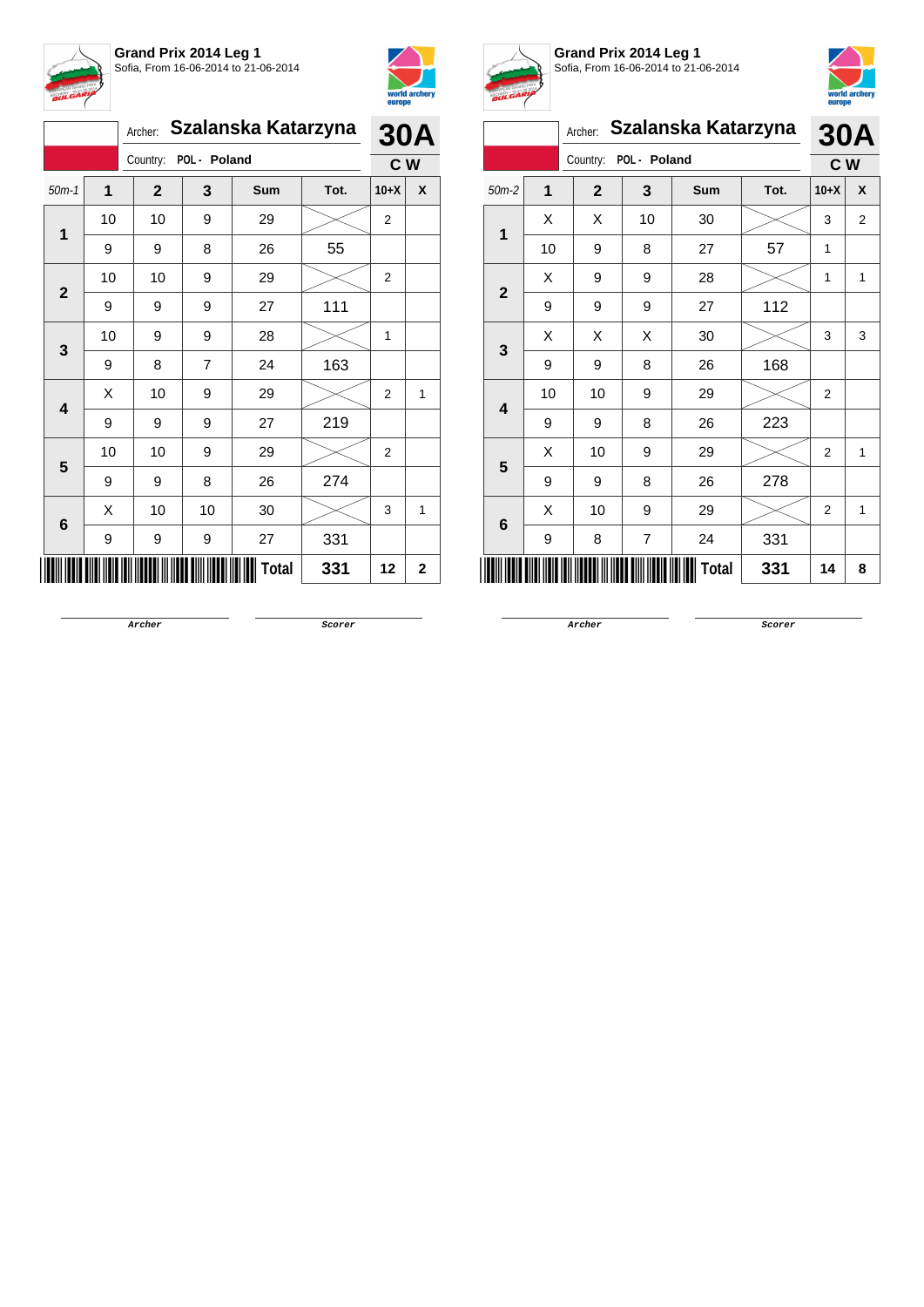**Grand Prix 2014 Leg 1**
Sofia, From 16-06-2014 to 21-06-2014

Archer: **Szalanska Katarzyna**
Country: **POL - Poland**
**30A**
**C W**

| 50m-1 | 1 | 2 | 3 | Sum | Tot. | 10+X | X |
|---|---|---|---|---|---|---|---|
| 1 | 10 | 10 | 9 | 29 | | 2 | |
| | 9 | 9 | 8 | 26 | 55 | | |
| 2 | 10 | 10 | 9 | 29 | | 2 | |
| | 9 | 9 | 9 | 27 | 111 | | |
| 3 | 10 | 9 | 9 | 28 | | 1 | |
| | 9 | 8 | 7 | 24 | 163 | | |
| 4 | X | 10 | 9 | 29 | | 2 | 1 |
| | 9 | 9 | 9 | 27 | 219 | | |
| 5 | 10 | 10 | 9 | 29 | | 2 | |
| | 9 | 9 | 8 | 26 | 274 | | |
| 6 | X | 10 | 10 | 30 | | 3 | 1 |
| | 9 | 9 | 9 | 27 | 331 | | |
| | | | | **Total** | **331** | **12** | **2** |

Archer &nbsp;&nbsp;&nbsp;&nbsp; Scorer

**Grand Prix 2014 Leg 1**
Sofia, From 16-06-2014 to 21-06-2014

Archer: **Szalanska Katarzyna**
Country: **POL - Poland**
**30A**
**C W**

| 50m-2 | 1 | 2 | 3 | Sum | Tot. | 10+X | X |
|---|---|---|---|---|---|---|---|
| 1 | X | X | 10 | 30 | | 3 | 2 |
| | 10 | 9 | 8 | 27 | 57 | 1 | |
| 2 | X | 9 | 9 | 28 | | 1 | 1 |
| | 9 | 9 | 9 | 27 | 112 | | |
| 3 | X | X | X | 30 | | 3 | 3 |
| | 9 | 9 | 8 | 26 | 168 | | |
| 4 | 10 | 10 | 9 | 29 | | 2 | |
| | 9 | 9 | 8 | 26 | 223 | | |
| 5 | X | 10 | 9 | 29 | | 2 | 1 |
| | 9 | 9 | 8 | 26 | 278 | | |
| 6 | X | 10 | 9 | 29 | | 2 | 1 |
| | 9 | 8 | 7 | 24 | 331 | | |
| | | | | **Total** | **331** | **14** | **8** |

Archer &nbsp;&nbsp;&nbsp;&nbsp; Scorer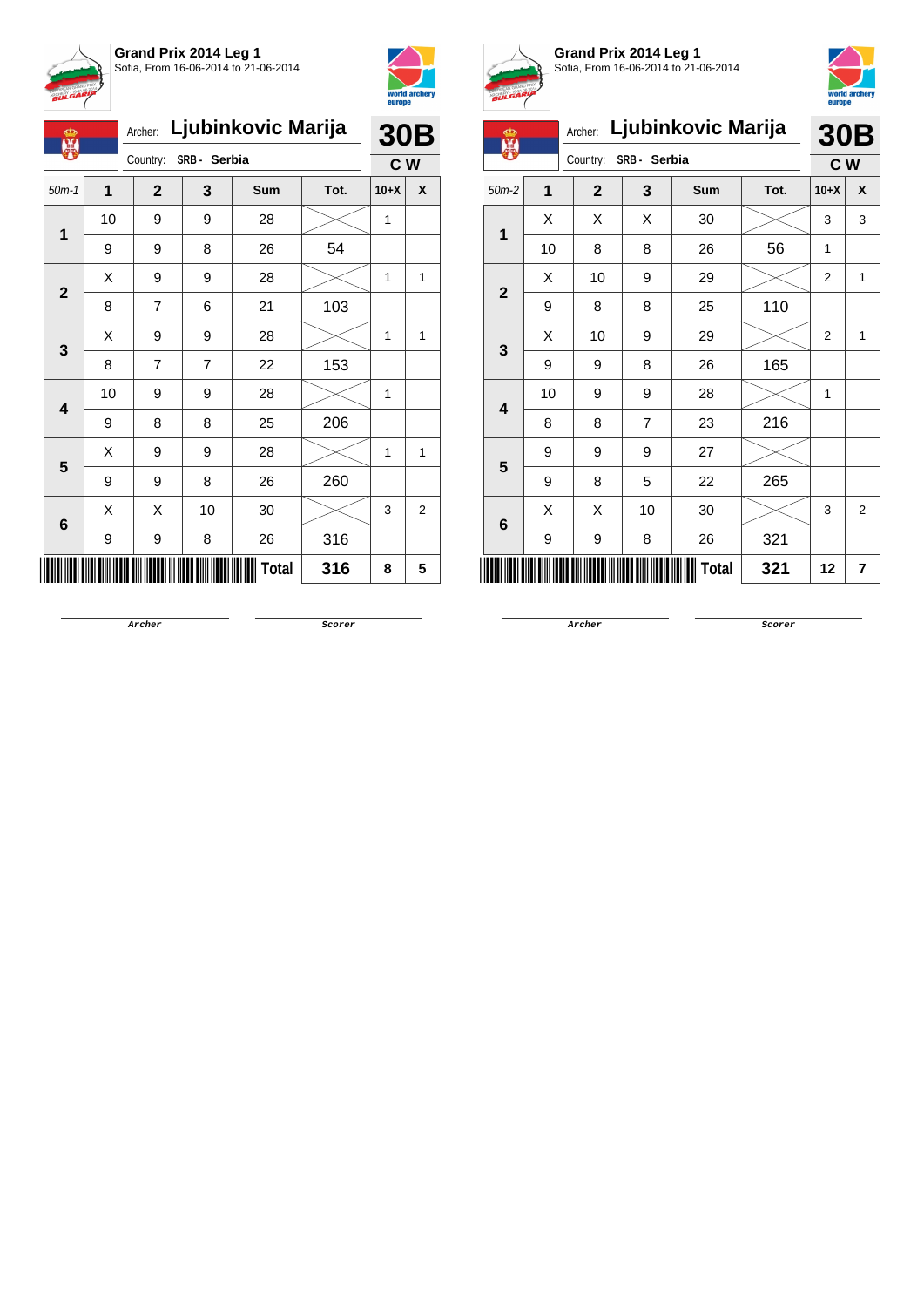**Grand Prix 2014 Leg 1**
Sofia, From 16-06-2014 to 21-06-2014

Archer: **Ljubinkovic Marija**
Country: **SRB - Serbia**
**30B**
**C W**

| 50m-1 | 1 | 2 | 3 | Sum | Tot. | 10+X | X |
|---|---|---|---|---|---|---|---|
| **1** | 10 | 9 | 9 | 28 | | 1 | |
| | 9 | 9 | 8 | 26 | 54 | | |
| **2** | X | 9 | 9 | 28 | | 1 | 1 |
| | 8 | 7 | 6 | 21 | 103 | | |
| **3** | X | 9 | 9 | 28 | | 1 | 1 |
| | 8 | 7 | 7 | 22 | 153 | | |
| **4** | 10 | 9 | 9 | 28 | | 1 | |
| | 9 | 8 | 8 | 25 | 206 | | |
| **5** | X | 9 | 9 | 28 | | 1 | 1 |
| | 9 | 9 | 8 | 26 | 260 | | |
| **6** | X | X | 10 | 30 | | 3 | 2 |
| | 9 | 9 | 8 | 26 | 316 | | |
| | | | | **Total** | **316** | **8** | **5** |

Archer &nbsp;&nbsp;&nbsp;&nbsp; Scorer

**Grand Prix 2014 Leg 1**
Sofia, From 16-06-2014 to 21-06-2014

Archer: **Ljubinkovic Marija**
Country: **SRB - Serbia**
**30B**
**C W**

| 50m-2 | 1 | 2 | 3 | Sum | Tot. | 10+X | X |
|---|---|---|---|---|---|---|---|
| **1** | X | X | X | 30 | | 3 | 3 |
| | 10 | 8 | 8 | 26 | 56 | 1 | |
| **2** | X | 10 | 9 | 29 | | 2 | 1 |
| | 9 | 8 | 8 | 25 | 110 | | |
| **3** | X | 10 | 9 | 29 | | 2 | 1 |
| | 9 | 9 | 8 | 26 | 165 | | |
| **4** | 10 | 9 | 9 | 28 | | 1 | |
| | 8 | 8 | 7 | 23 | 216 | | |
| **5** | 9 | 9 | 9 | 27 | | | |
| | 9 | 8 | 5 | 22 | 265 | | |
| **6** | X | X | 10 | 30 | | 3 | 2 |
| | 9 | 9 | 8 | 26 | 321 | | |
| | | | | **Total** | **321** | **12** | **7** |

Archer &nbsp;&nbsp;&nbsp;&nbsp; Scorer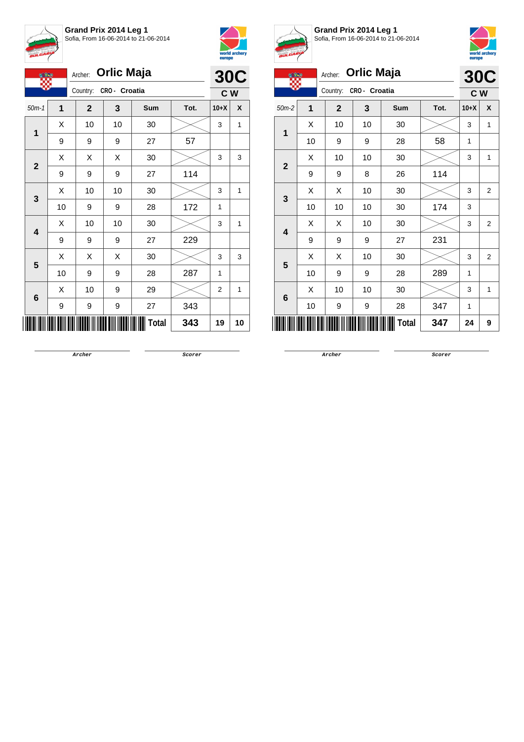**Grand Prix 2014 Leg 1**
Sofia, From 16-06-2014 to 21-06-2014

Archer: **Orlic Maja**
Country: **CRO - Croatia**

**30C**
**C W**

| 50m-1 | 1 | 2 | 3 | Sum | Tot. | 10+X | X |
|---|---|---|---|---|---|---|---|
| 1 | X | 10 | 10 | 30 | | 3 | 1 |
| | 9 | 9 | 9 | 27 | 57 | | |
| 2 | X | X | X | 30 | | 3 | 3 |
| | 9 | 9 | 9 | 27 | 114 | | |
| 3 | X | 10 | 10 | 30 | | 3 | 1 |
| | 10 | 9 | 9 | 28 | 172 | 1 | |
| 4 | X | 10 | 10 | 30 | | 3 | 1 |
| | 9 | 9 | 9 | 27 | 229 | | |
| 5 | X | X | X | 30 | | 3 | 3 |
| | 10 | 9 | 9 | 28 | 287 | 1 | |
| 6 | X | 10 | 9 | 29 | | 2 | 1 |
| | 9 | 9 | 9 | 27 | 343 | | |
| | | | | **Total** | **343** | **19** | **10** |

Archer Scorer

**Grand Prix 2014 Leg 1**
Sofia, From 16-06-2014 to 21-06-2014

Archer: **Orlic Maja**
Country: **CRO - Croatia**

**30C**
**C W**

| 50m-2 | 1 | 2 | 3 | Sum | Tot. | 10+X | X |
|---|---|---|---|---|---|---|---|
| 1 | X | 10 | 10 | 30 | | 3 | 1 |
| | 10 | 9 | 9 | 28 | 58 | 1 | |
| 2 | X | 10 | 10 | 30 | | 3 | 1 |
| | 9 | 9 | 8 | 26 | 114 | | |
| 3 | X | X | 10 | 30 | | 3 | 2 |
| | 10 | 10 | 10 | 30 | 174 | 3 | |
| 4 | X | X | 10 | 30 | | 3 | 2 |
| | 9 | 9 | 9 | 27 | 231 | | |
| 5 | X | X | 10 | 30 | | 3 | 2 |
| | 10 | 9 | 9 | 28 | 289 | 1 | |
| 6 | X | 10 | 10 | 30 | | 3 | 1 |
| | 10 | 9 | 9 | 28 | 347 | 1 | |
| | | | | **Total** | **347** | **24** | **9** |

Archer Scorer